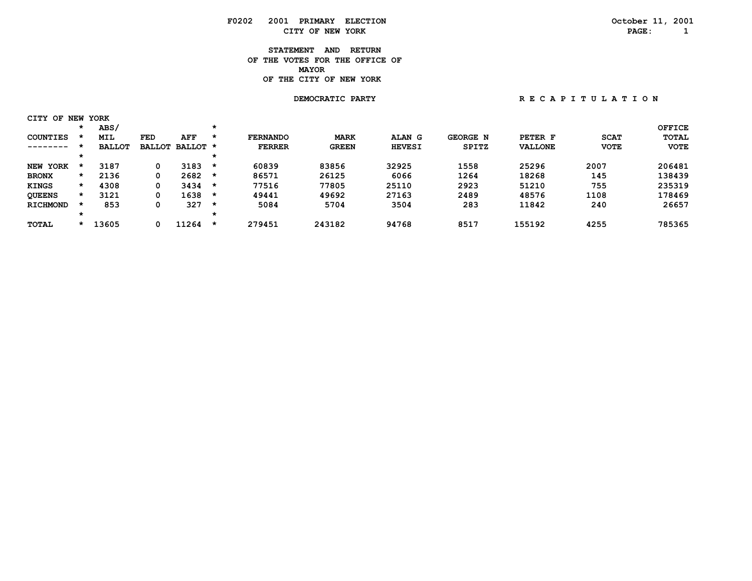F0202 2001 PRIMARY ELECTION

CITY OF NEW YORK

October 11, 2001

# STATEMENT AND RETURN OF THE VOTES FOR THE OFFICE OF MAYOR OF THE CITY OF NEW YORK

DEMOCRATIC PARTY

R E C A P I T U L A T I O N

CITY OF NEW YORK

| COUNTIES | ABS/ MIL BALLOT | FED BALLOT | AFF BALLOT | FERNANDO FERRER | MARK GREEN | ALAN G HEVESI | GEORGE N SPITZ | PETER F VALLONE | SCAT VOTE | OFFICE TOTAL VOTE |
|---|---|---|---|---|---|---|---|---|---|---|
| NEW YORK | 3187 | 0 | 3183 | 60839 | 83856 | 32925 | 1558 | 25296 | 2007 | 206481 |
| BRONX | 2136 | 0 | 2682 | 86571 | 26125 | 6066 | 1264 | 18268 | 145 | 138439 |
| KINGS | 4308 | 0 | 3434 | 77516 | 77805 | 25110 | 2923 | 51210 | 755 | 235319 |
| QUEENS | 3121 | 0 | 1638 | 49441 | 49692 | 27163 | 2489 | 48576 | 1108 | 178469 |
| RICHMOND | 853 | 0 | 327 | 5084 | 5704 | 3504 | 283 | 11842 | 240 | 26657 |
| TOTAL | 13605 | 0 | 11264 | 279451 | 243182 | 94768 | 8517 | 155192 | 4255 | 785365 |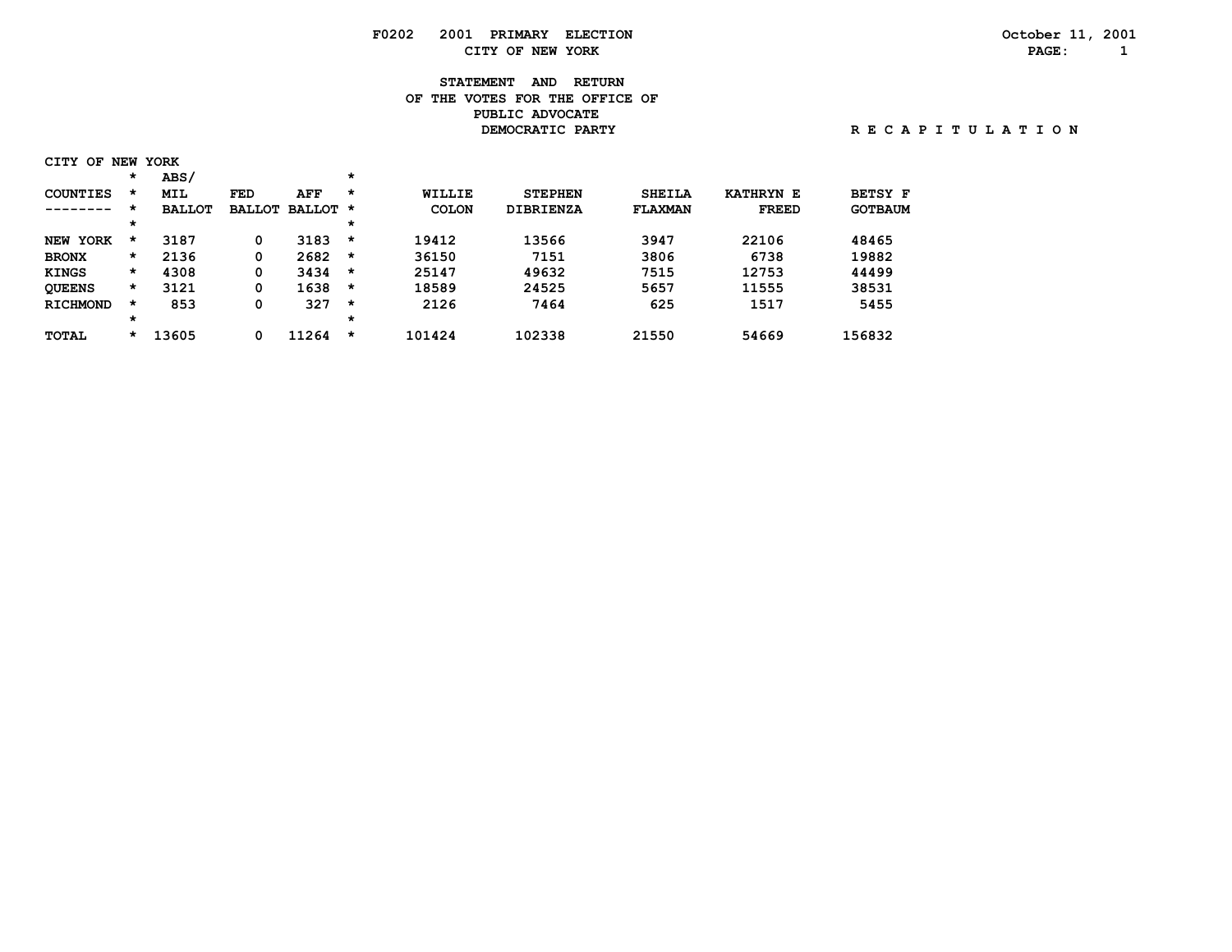F0202 2001 PRIMARY ELECTION

CITY OF NEW YORK

October 11, 2001

STATEMENT AND RETURN
OF THE VOTES FOR THE OFFICE OF
PUBLIC ADVOCATE
DEMOCRATIC PARTY

R E C A P I T U L A T I O N

CITY OF NEW YORK

| COUNTIES | ABS/ MIL BALLOT | FED BALLOT | AFF BALLOT | WILLIE COLON | STEPHEN DIBRIENZA | SHEILA FLAXMAN | KATHRYN E FREED | BETSY F GOTBAUM |
|---|---|---|---|---|---|---|---|---|
| NEW YORK | 3187 | 0 | 3183 | 19412 | 13566 | 3947 | 22106 | 48465 |
| BRONX | 2136 | 0 | 2682 | 36150 | 7151 | 3806 | 6738 | 19882 |
| KINGS | 4308 | 0 | 3434 | 25147 | 49632 | 7515 | 12753 | 44499 |
| QUEENS | 3121 | 0 | 1638 | 18589 | 24525 | 5657 | 11555 | 38531 |
| RICHMOND | 853 | 0 | 327 | 2126 | 7464 | 625 | 1517 | 5455 |
| TOTAL | 13605 | 0 | 11264 | 101424 | 102338 | 21550 | 54669 | 156832 |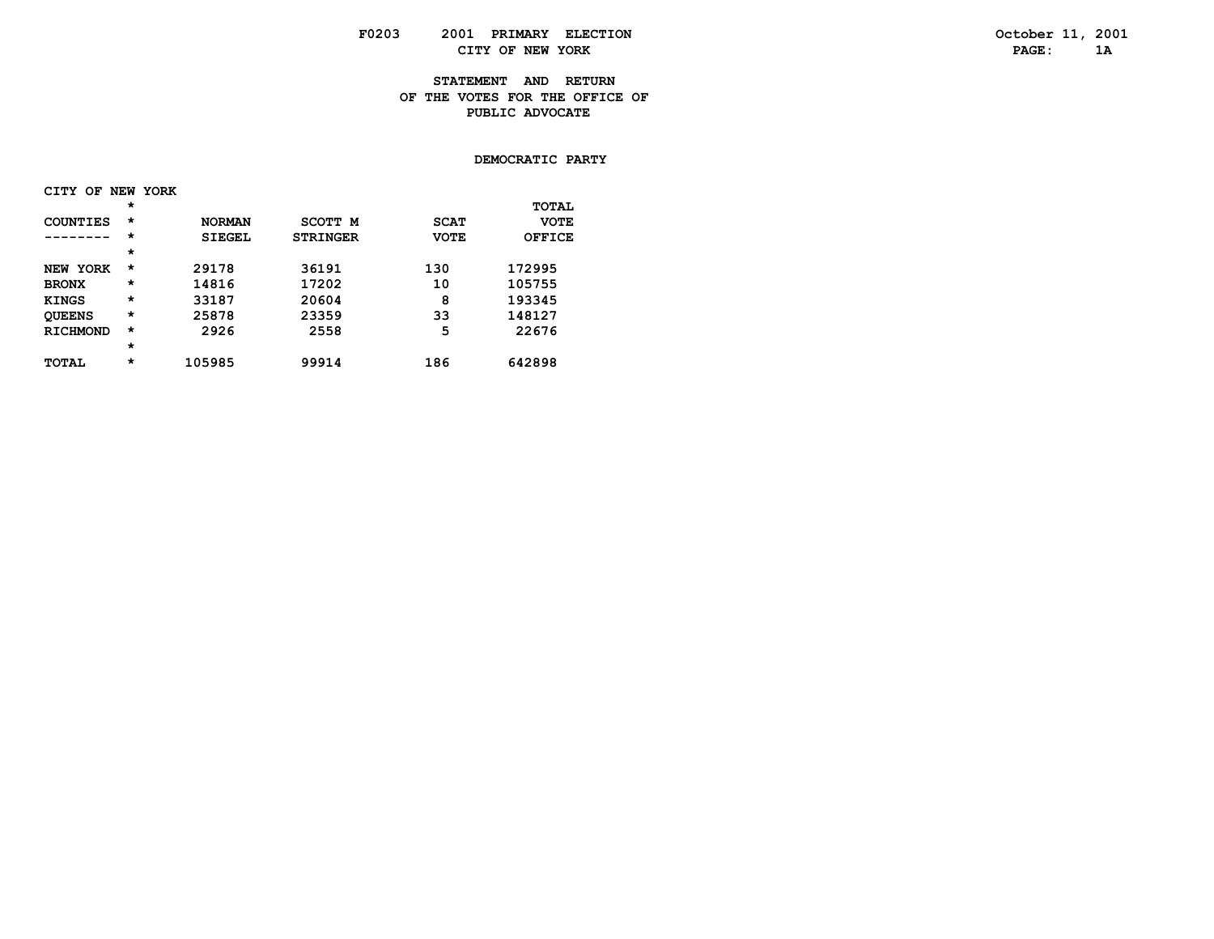F0203 2001 PRIMARY ELECTION
CITY OF NEW YORK

October 11, 2001

# STATEMENT AND RETURN OF THE VOTES FOR THE OFFICE OF PUBLIC ADVOCATE

## DEMOCRATIC PARTY

CITY OF NEW YORK

| COUNTIES | NORMAN SIEGEL | SCOTT M STRINGER | SCAT VOTE | TOTAL VOTE OFFICE |
|---|---|---|---|---|
| NEW YORK | 29178 | 36191 | 130 | 172995 |
| BRONX | 14816 | 17202 | 10 | 105755 |
| KINGS | 33187 | 20604 | 8 | 193345 |
| QUEENS | 25878 | 23359 | 33 | 148127 |
| RICHMOND | 2926 | 2558 | 5 | 22676 |
| TOTAL | 105985 | 99914 | 186 | 642898 |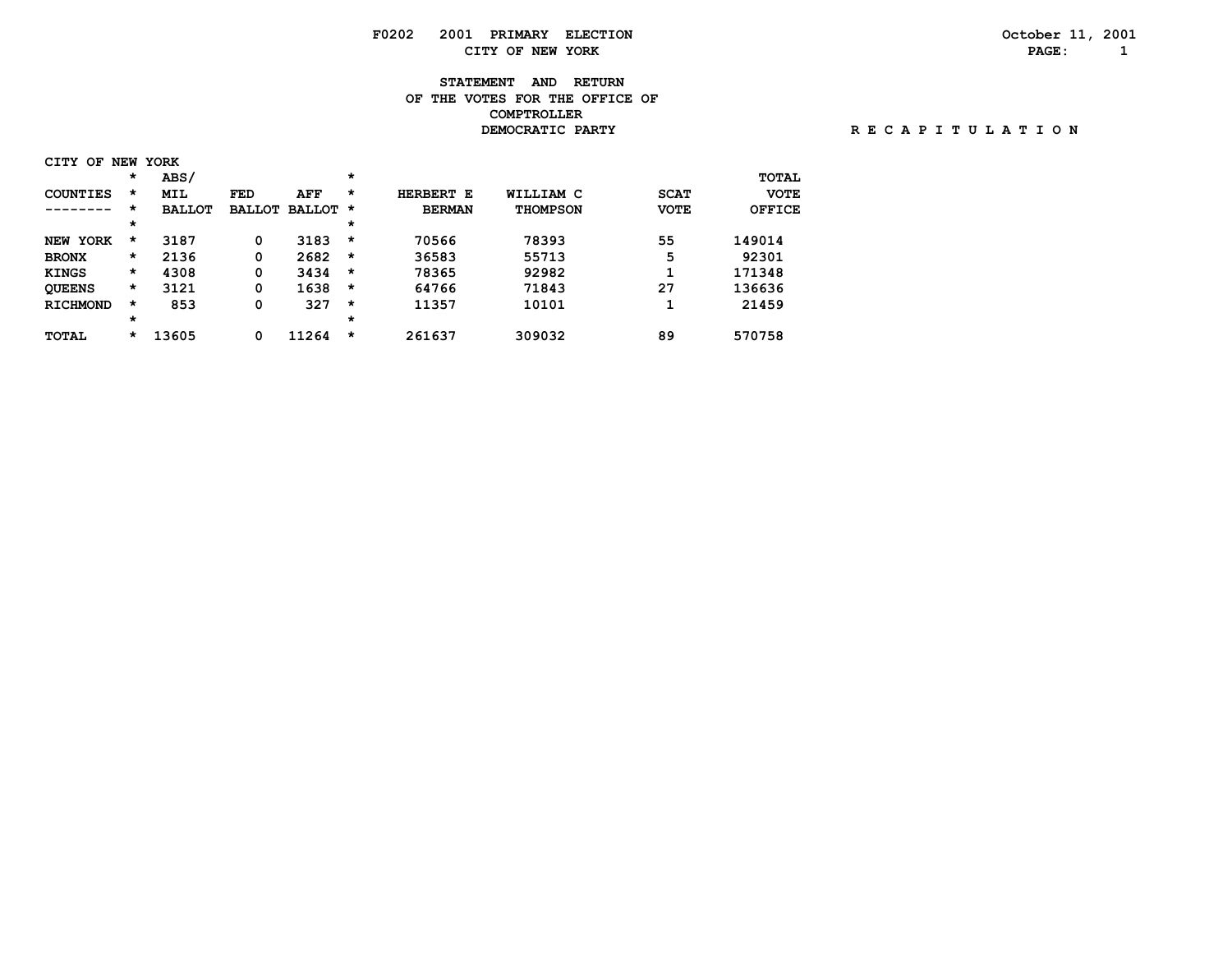F0202 2001 PRIMARY ELECTION

CITY OF NEW YORK

October 11, 2001

## STATEMENT AND RETURN OF THE VOTES FOR THE OFFICE OF COMPTROLLER DEMOCRATIC PARTY

R E C A P I T U L A T I O N

CITY OF NEW YORK

| COUNTIES | ABS/ MIL BALLOT | FED BALLOT | AFF BALLOT | HERBERT E BERMAN | WILLIAM C THOMPSON | SCAT VOTE | TOTAL VOTE OFFICE |
|---|---|---|---|---|---|---|---|
| NEW YORK | 3187 | 0 | 3183 | 70566 | 78393 | 55 | 149014 |
| BRONX | 2136 | 0 | 2682 | 36583 | 55713 | 5 | 92301 |
| KINGS | 4308 | 0 | 3434 | 78365 | 92982 | 1 | 171348 |
| QUEENS | 3121 | 0 | 1638 | 64766 | 71843 | 27 | 136636 |
| RICHMOND | 853 | 0 | 327 | 11357 | 10101 | 1 | 21459 |
| TOTAL | 13605 | 0 | 11264 | 261637 | 309032 | 89 | 570758 |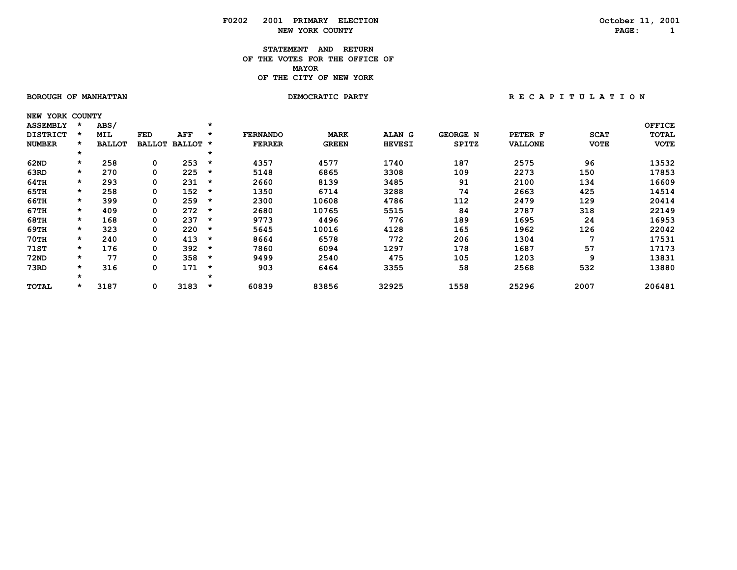F0202 2001 PRIMARY ELECTION

NEW YORK COUNTY

October 11, 2001

# STATEMENT AND RETURN OF THE VOTES FOR THE OFFICE OF MAYOR OF THE CITY OF NEW YORK

BOROUGH OF MANHATTAN

DEMOCRATIC PARTY

R E C A P I T U L A T I O N

NEW YORK COUNTY

| ASSEMBLY DISTRICT NUMBER | ABS/ MIL BALLOT | FED BALLOT | AFF BALLOT | FERNANDO FERRER | MARK GREEN | ALAN G HEVESI | GEORGE N SPITZ | PETER F VALLONE | SCAT VOTE | OFFICE TOTAL VOTE |
|---|---|---|---|---|---|---|---|---|---|---|
| 62ND | 258 | 0 | 253 | 4357 | 4577 | 1740 | 187 | 2575 | 96 | 13532 |
| 63RD | 270 | 0 | 225 | 5148 | 6865 | 3308 | 109 | 2273 | 150 | 17853 |
| 64TH | 293 | 0 | 231 | 2660 | 8139 | 3485 | 91 | 2100 | 134 | 16609 |
| 65TH | 258 | 0 | 152 | 1350 | 6714 | 3288 | 74 | 2663 | 425 | 14514 |
| 66TH | 399 | 0 | 259 | 2300 | 10608 | 4786 | 112 | 2479 | 129 | 20414 |
| 67TH | 409 | 0 | 272 | 2680 | 10765 | 5515 | 84 | 2787 | 318 | 22149 |
| 68TH | 168 | 0 | 237 | 9773 | 4496 | 776 | 189 | 1695 | 24 | 16953 |
| 69TH | 323 | 0 | 220 | 5645 | 10016 | 4128 | 165 | 1962 | 126 | 22042 |
| 70TH | 240 | 0 | 413 | 8664 | 6578 | 772 | 206 | 1304 | 7 | 17531 |
| 71ST | 176 | 0 | 392 | 7860 | 6094 | 1297 | 178 | 1687 | 57 | 17173 |
| 72ND | 77 | 0 | 358 | 9499 | 2540 | 475 | 105 | 1203 | 9 | 13831 |
| 73RD | 316 | 0 | 171 | 903 | 6464 | 3355 | 58 | 2568 | 532 | 13880 |
| TOTAL | 3187 | 0 | 3183 | 60839 | 83856 | 32925 | 1558 | 25296 | 2007 | 206481 |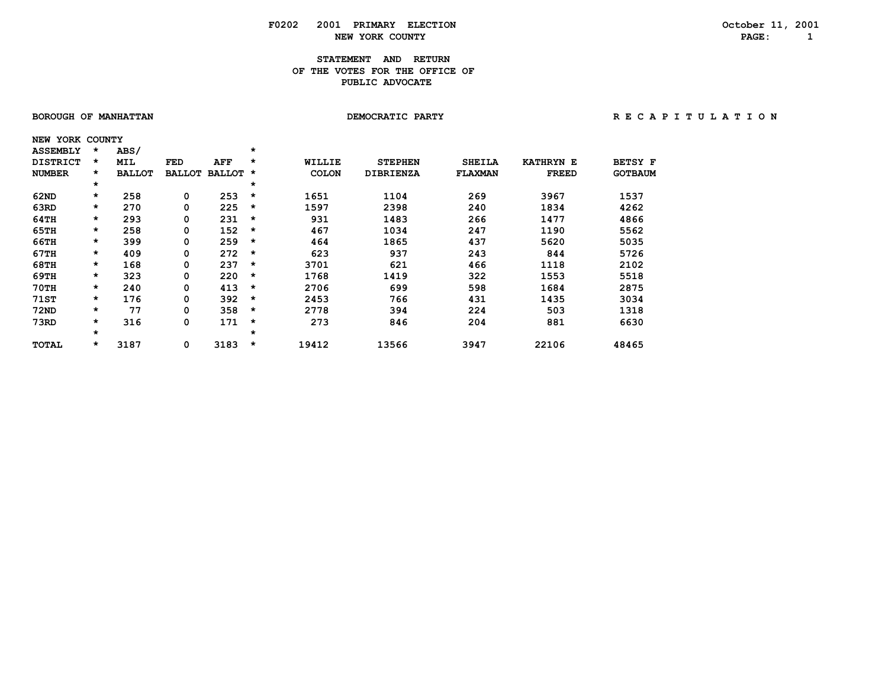F0202 2001 PRIMARY ELECTION October 11, 2001

NEW YORK COUNTY

# STATEMENT AND RETURN OF THE VOTES FOR THE OFFICE OF PUBLIC ADVOCATE

BOROUGH OF MANHATTAN DEMOCRATIC PARTY R E C A P I T U L A T I O N

NEW YORK COUNTY

| ASSEMBLY DISTRICT NUMBER | ABS/ MIL BALLOT | FED BALLOT | AFF BALLOT | WILLIE COLON | STEPHEN DIBRIENZA | SHEILA FLAXMAN | KATHRYN E FREED | BETSY F GOTBAUM |
|---|---|---|---|---|---|---|---|---|
| 62ND | 258 | 0 | 253 | 1651 | 1104 | 269 | 3967 | 1537 |
| 63RD | 270 | 0 | 225 | 1597 | 2398 | 240 | 1834 | 4262 |
| 64TH | 293 | 0 | 231 | 931 | 1483 | 266 | 1477 | 4866 |
| 65TH | 258 | 0 | 152 | 467 | 1034 | 247 | 1190 | 5562 |
| 66TH | 399 | 0 | 259 | 464 | 1865 | 437 | 5620 | 5035 |
| 67TH | 409 | 0 | 272 | 623 | 937 | 243 | 844 | 5726 |
| 68TH | 168 | 0 | 237 | 3701 | 621 | 466 | 1118 | 2102 |
| 69TH | 323 | 0 | 220 | 1768 | 1419 | 322 | 1553 | 5518 |
| 70TH | 240 | 0 | 413 | 2706 | 699 | 598 | 1684 | 2875 |
| 71ST | 176 | 0 | 392 | 2453 | 766 | 431 | 1435 | 3034 |
| 72ND | 77 | 0 | 358 | 2778 | 394 | 224 | 503 | 1318 |
| 73RD | 316 | 0 | 171 | 273 | 846 | 204 | 881 | 6630 |
| TOTAL | 3187 | 0 | 3183 | 19412 | 13566 | 3947 | 22106 | 48465 |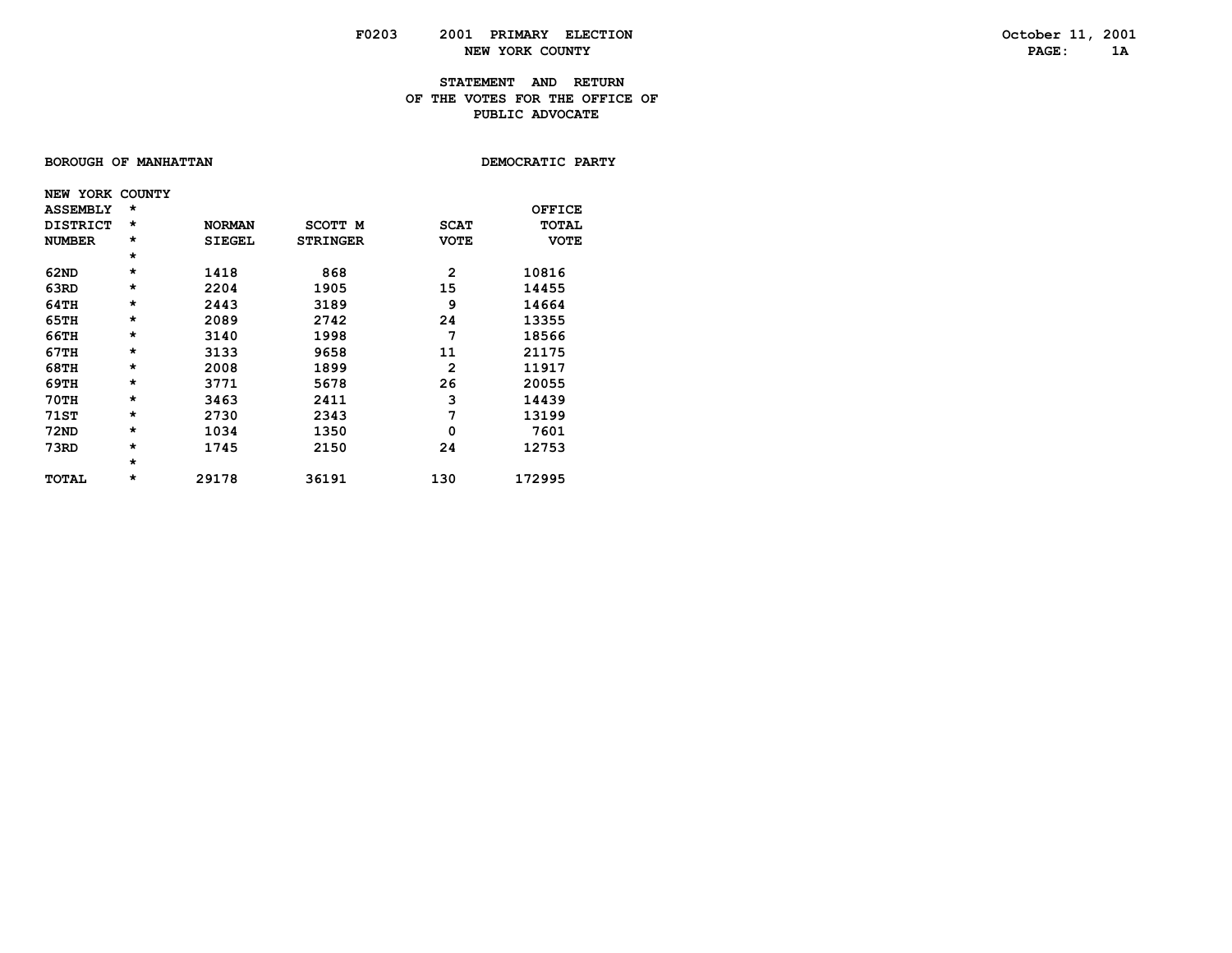F0203 2001 PRIMARY ELECTION
NEW YORK COUNTY

# STATEMENT AND RETURN OF THE VOTES FOR THE OFFICE OF PUBLIC ADVOCATE

BOROUGH OF MANHATTAN DEMOCRATIC PARTY

| NEW YORK COUNTY ASSEMBLY DISTRICT NUMBER | * | NORMAN SIEGEL | SCOTT M STRINGER | SCAT VOTE | OFFICE TOTAL VOTE |
|---|---|---|---|---|---|
| 62ND | * | 1418 | 868 | 2 | 10816 |
| 63RD | * | 2204 | 1905 | 15 | 14455 |
| 64TH | * | 2443 | 3189 | 9 | 14664 |
| 65TH | * | 2089 | 2742 | 24 | 13355 |
| 66TH | * | 3140 | 1998 | 7 | 18566 |
| 67TH | * | 3133 | 9658 | 11 | 21175 |
| 68TH | * | 2008 | 1899 | 2 | 11917 |
| 69TH | * | 3771 | 5678 | 26 | 20055 |
| 70TH | * | 3463 | 2411 | 3 | 14439 |
| 71ST | * | 2730 | 2343 | 7 | 13199 |
| 72ND | * | 1034 | 1350 | 0 | 7601 |
| 73RD | * | 1745 | 2150 | 24 | 12753 |
| TOTAL | * | 29178 | 36191 | 130 | 172995 |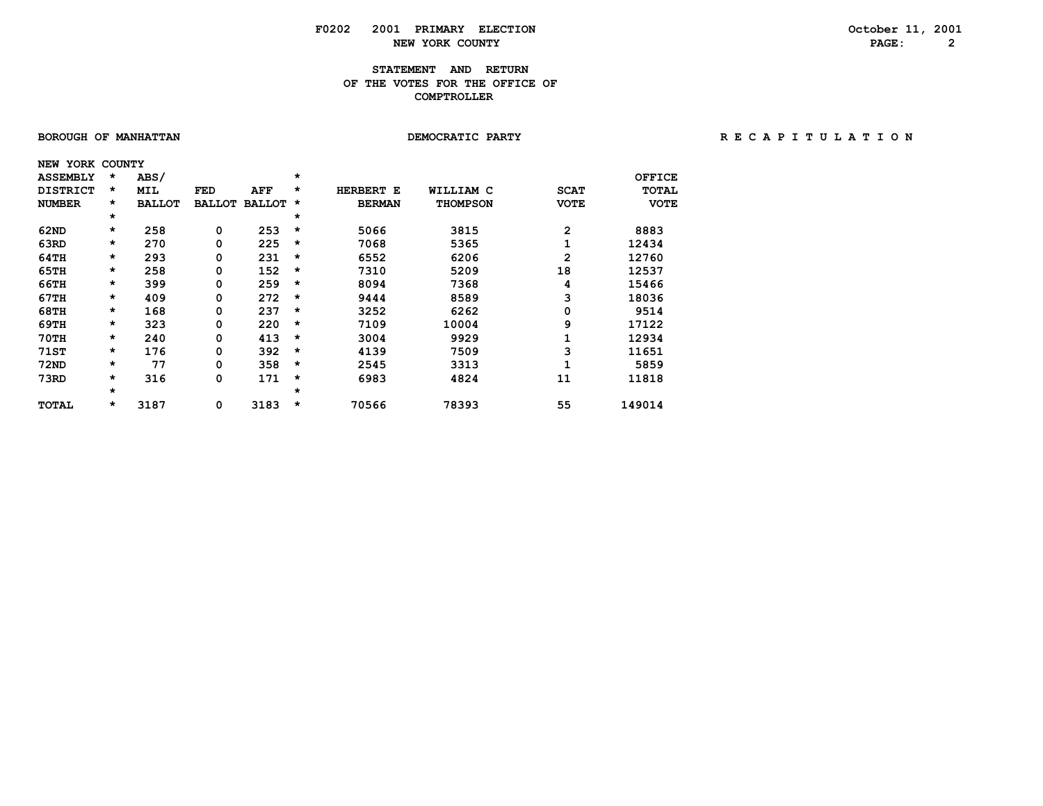# F0202 2001 PRIMARY ELECTION

## NEW YORK COUNTY

### STATEMENT AND RETURN OF THE VOTES FOR THE OFFICE OF COMPTROLLER

**BOROUGH OF MANHATTAN** — **DEMOCRATIC PARTY** — **R E C A P I T U L A T I O N**

NEW YORK COUNTY

| ASSEMBLY DISTRICT NUMBER | ABS/ MIL BALLOT | FED BALLOT | AFF BALLOT | HERBERT E BERMAN | WILLIAM C THOMPSON | SCAT VOTE | OFFICE TOTAL VOTE |
|---|---|---|---|---|---|---|---|
| 62ND | 258 | 0 | 253 | 5066 | 3815 | 2 | 8883 |
| 63RD | 270 | 0 | 225 | 7068 | 5365 | 1 | 12434 |
| 64TH | 293 | 0 | 231 | 6552 | 6206 | 2 | 12760 |
| 65TH | 258 | 0 | 152 | 7310 | 5209 | 18 | 12537 |
| 66TH | 399 | 0 | 259 | 8094 | 7368 | 4 | 15466 |
| 67TH | 409 | 0 | 272 | 9444 | 8589 | 3 | 18036 |
| 68TH | 168 | 0 | 237 | 3252 | 6262 | 0 | 9514 |
| 69TH | 323 | 0 | 220 | 7109 | 10004 | 9 | 17122 |
| 70TH | 240 | 0 | 413 | 3004 | 9929 | 1 | 12934 |
| 71ST | 176 | 0 | 392 | 4139 | 7509 | 3 | 11651 |
| 72ND | 77 | 0 | 358 | 2545 | 3313 | 1 | 5859 |
| 73RD | 316 | 0 | 171 | 6983 | 4824 | 11 | 11818 |
| TOTAL | 3187 | 0 | 3183 | 70566 | 78393 | 55 | 149014 |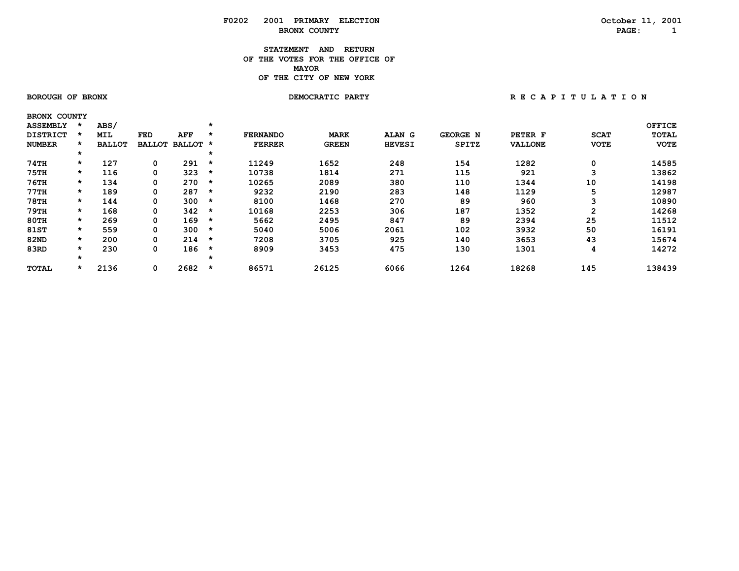F0202 2001 PRIMARY ELECTION

BRONX COUNTY

October 11, 2001

# STATEMENT AND RETURN OF THE VOTES FOR THE OFFICE OF MAYOR OF THE CITY OF NEW YORK

BOROUGH OF BRONX | DEMOCRATIC PARTY | R E C A P I T U L A T I O N

BRONX COUNTY

| ASSEMBLY DISTRICT NUMBER | ABS/ MIL BALLOT | FED BALLOT | AFF BALLOT | FERNANDO FERRER | MARK GREEN | ALAN G HEVESI | GEORGE N SPITZ | PETER F VALLONE | SCAT VOTE | OFFICE TOTAL VOTE |
|---|---|---|---|---|---|---|---|---|---|---|
| 74TH | 127 | 0 | 291 | 11249 | 1652 | 248 | 154 | 1282 | 0 | 14585 |
| 75TH | 116 | 0 | 323 | 10738 | 1814 | 271 | 115 | 921 | 3 | 13862 |
| 76TH | 134 | 0 | 270 | 10265 | 2089 | 380 | 110 | 1344 | 10 | 14198 |
| 77TH | 189 | 0 | 287 | 9232 | 2190 | 283 | 148 | 1129 | 5 | 12987 |
| 78TH | 144 | 0 | 300 | 8100 | 1468 | 270 | 89 | 960 | 3 | 10890 |
| 79TH | 168 | 0 | 342 | 10168 | 2253 | 306 | 187 | 1352 | 2 | 14268 |
| 80TH | 269 | 0 | 169 | 5662 | 2495 | 847 | 89 | 2394 | 25 | 11512 |
| 81ST | 559 | 0 | 300 | 5040 | 5006 | 2061 | 102 | 3932 | 50 | 16191 |
| 82ND | 200 | 0 | 214 | 7208 | 3705 | 925 | 140 | 3653 | 43 | 15674 |
| 83RD | 230 | 0 | 186 | 8909 | 3453 | 475 | 130 | 1301 | 4 | 14272 |
| TOTAL | 2136 | 0 | 2682 | 86571 | 26125 | 6066 | 1264 | 18268 | 145 | 138439 |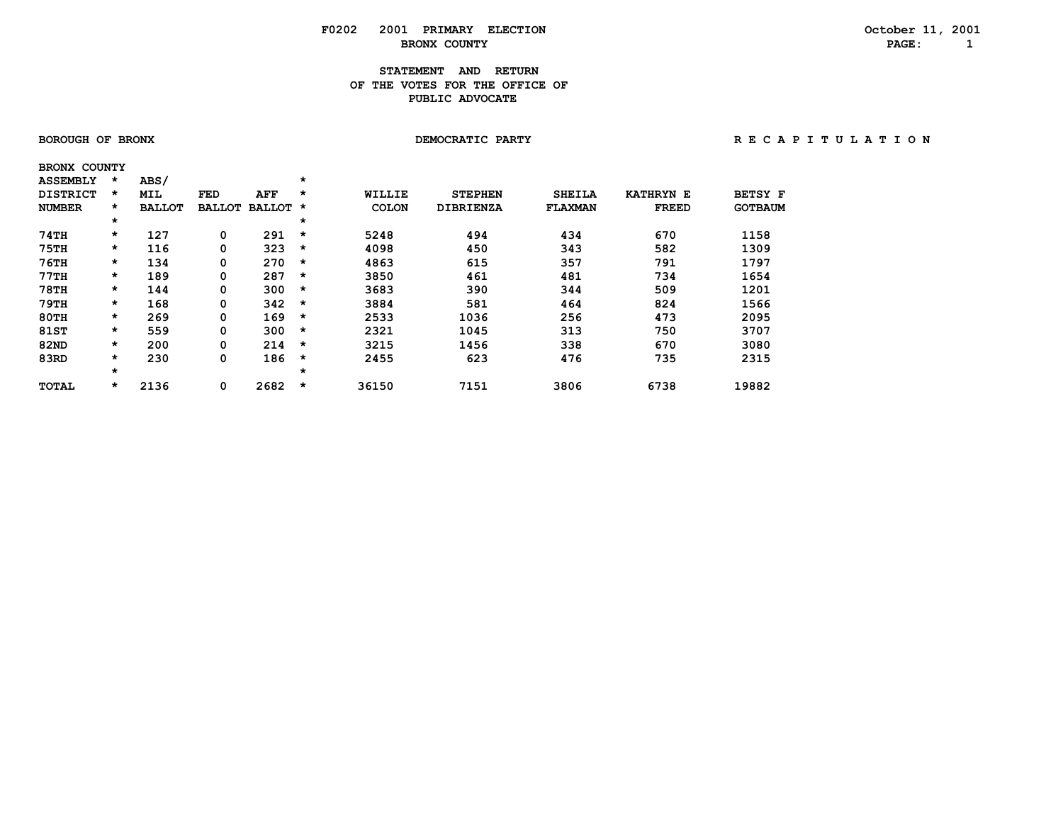F0202 2001 PRIMARY ELECTION

BRONX COUNTY

October 11, 2001

**STATEMENT AND RETURN OF THE VOTES FOR THE OFFICE OF PUBLIC ADVOCATE**

BOROUGH OF BRONX — DEMOCRATIC PARTY — R E C A P I T U L A T I O N

BRONX COUNTY

| ASSEMBLY DISTRICT NUMBER | ABS/ MIL BALLOT | FED BALLOT | AFF BALLOT | WILLIE COLON | STEPHEN DIBRIENZA | SHEILA FLAXMAN | KATHRYN E FREED | BETSY F GOTBAUM |
|---|---|---|---|---|---|---|---|---|
| 74TH | 127 | 0 | 291 | 5248 | 494 | 434 | 670 | 1158 |
| 75TH | 116 | 0 | 323 | 4098 | 450 | 343 | 582 | 1309 |
| 76TH | 134 | 0 | 270 | 4863 | 615 | 357 | 791 | 1797 |
| 77TH | 189 | 0 | 287 | 3850 | 461 | 481 | 734 | 1654 |
| 78TH | 144 | 0 | 300 | 3683 | 390 | 344 | 509 | 1201 |
| 79TH | 168 | 0 | 342 | 3884 | 581 | 464 | 824 | 1566 |
| 80TH | 269 | 0 | 169 | 2533 | 1036 | 256 | 473 | 2095 |
| 81ST | 559 | 0 | 300 | 2321 | 1045 | 313 | 750 | 3707 |
| 82ND | 200 | 0 | 214 | 3215 | 1456 | 338 | 670 | 3080 |
| 83RD | 230 | 0 | 186 | 2455 | 623 | 476 | 735 | 2315 |
| TOTAL | 2136 | 0 | 2682 | 36150 | 7151 | 3806 | 6738 | 19882 |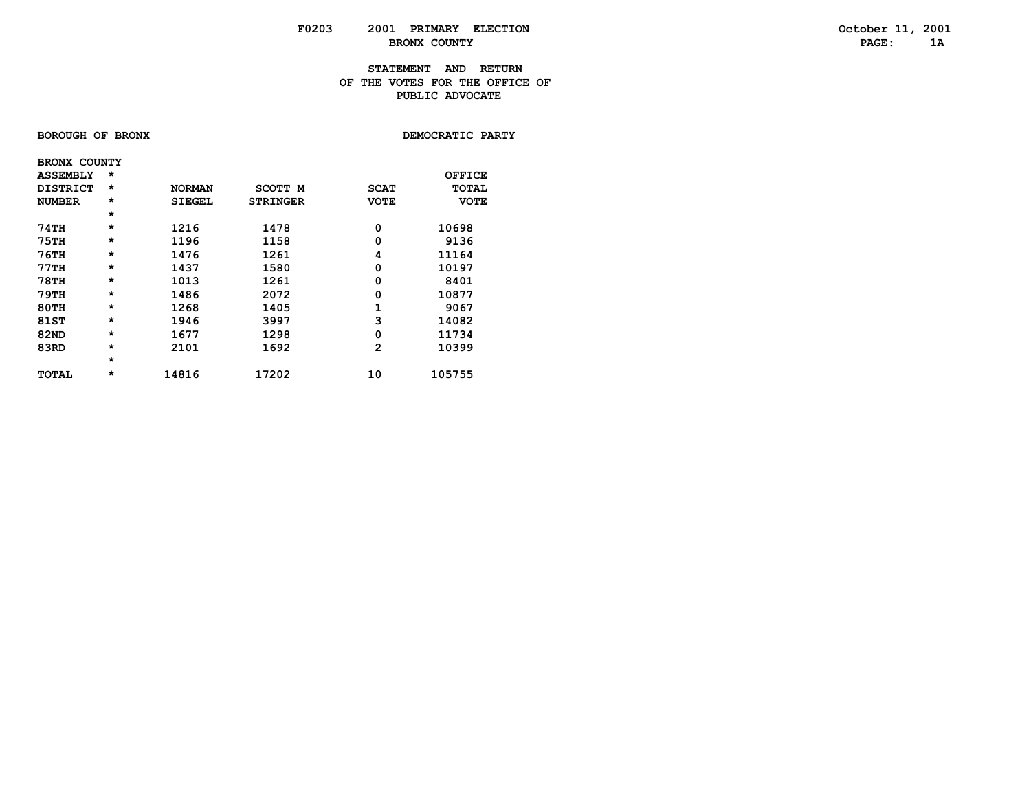F0203 2001 PRIMARY ELECTION
BONX COUNTY

October 11, 2001

**STATEMENT AND RETURN OF THE VOTES FOR THE OFFICE OF PUBLIC ADVOCATE**

**BOROUGH OF BRONX** — **DEMOCRATIC PARTY**

| BRONX COUNTY ASSEMBLY DISTRICT NUMBER | * | NORMAN SIEGEL | SCOTT M STRINGER | SCAT VOTE | OFFICE TOTAL VOTE |
|---|---|---|---|---|---|
| 74TH | * | 1216 | 1478 | 0 | 10698 |
| 75TH | * | 1196 | 1158 | 0 | 9136 |
| 76TH | * | 1476 | 1261 | 4 | 11164 |
| 77TH | * | 1437 | 1580 | 0 | 10197 |
| 78TH | * | 1013 | 1261 | 0 | 8401 |
| 79TH | * | 1486 | 2072 | 0 | 10877 |
| 80TH | * | 1268 | 1405 | 1 | 9067 |
| 81ST | * | 1946 | 3997 | 3 | 14082 |
| 82ND | * | 1677 | 1298 | 0 | 11734 |
| 83RD | * | 2101 | 1692 | 2 | 10399 |
| TOTAL | * | 14816 | 17202 | 10 | 105755 |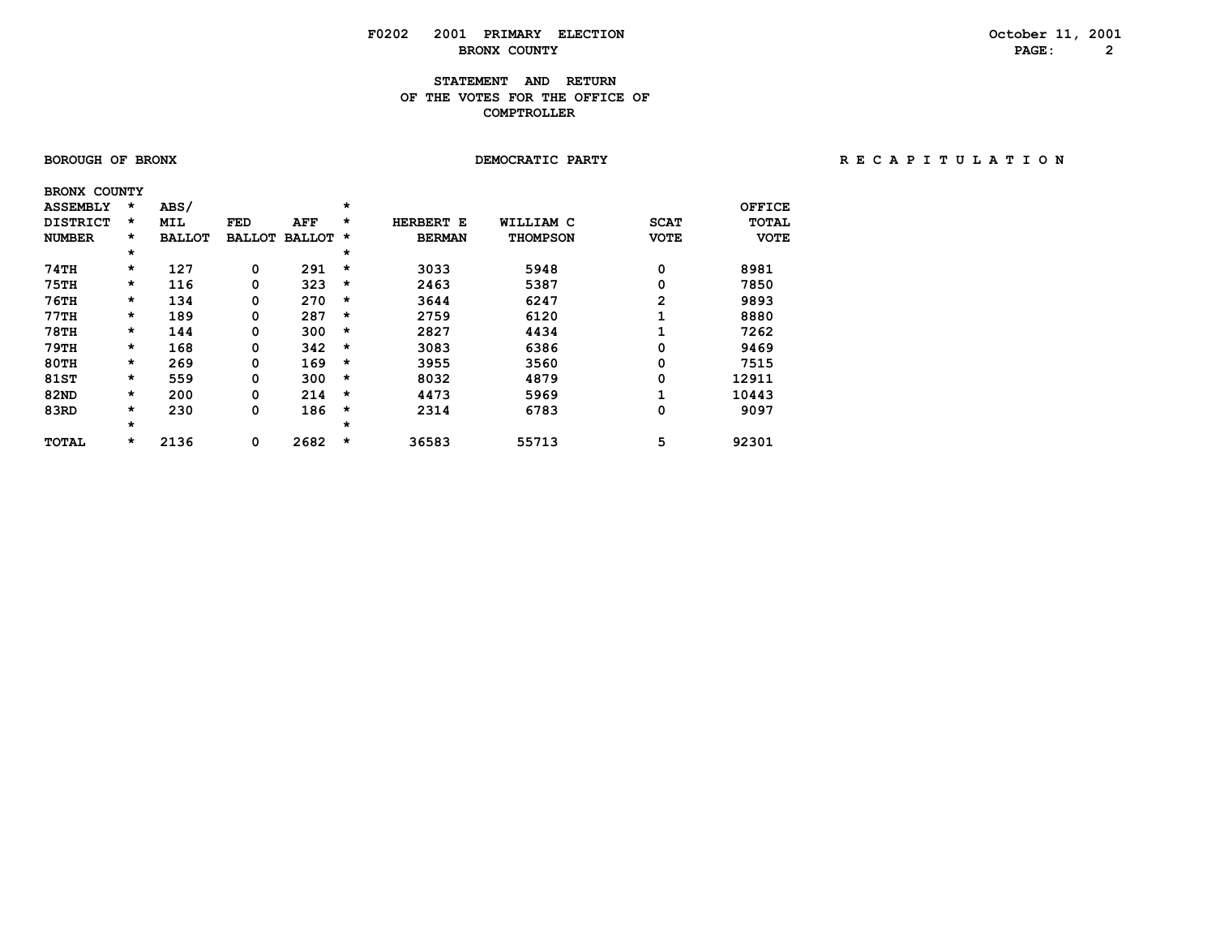# F0202 2001 PRIMARY ELECTION

## BRONX COUNTY

October 11, 2001

### STATEMENT AND RETURN OF THE VOTES FOR THE OFFICE OF COMPTROLLER

BOROUGH OF BRONX — DEMOCRATIC PARTY — R E C A P I T U L A T I O N

BRONX COUNTY

| ASSEMBLY DISTRICT NUMBER | ABS/ MIL BALLOT | FED BALLOT | AFF BALLOT | HERBERT E BERMAN | WILLIAM C THOMPSON | SCAT VOTE | OFFICE TOTAL VOTE |
|---|---|---|---|---|---|---|---|
| 74TH | 127 | 0 | 291 | 3033 | 5948 | 0 | 8981 |
| 75TH | 116 | 0 | 323 | 2463 | 5387 | 0 | 7850 |
| 76TH | 134 | 0 | 270 | 3644 | 6247 | 2 | 9893 |
| 77TH | 189 | 0 | 287 | 2759 | 6120 | 1 | 8880 |
| 78TH | 144 | 0 | 300 | 2827 | 4434 | 1 | 7262 |
| 79TH | 168 | 0 | 342 | 3083 | 6386 | 0 | 9469 |
| 80TH | 269 | 0 | 169 | 3955 | 3560 | 0 | 7515 |
| 81ST | 559 | 0 | 300 | 8032 | 4879 | 0 | 12911 |
| 82ND | 200 | 0 | 214 | 4473 | 5969 | 1 | 10443 |
| 83RD | 230 | 0 | 186 | 2314 | 6783 | 0 | 9097 |
| TOTAL | 2136 | 0 | 2682 | 36583 | 55713 | 5 | 92301 |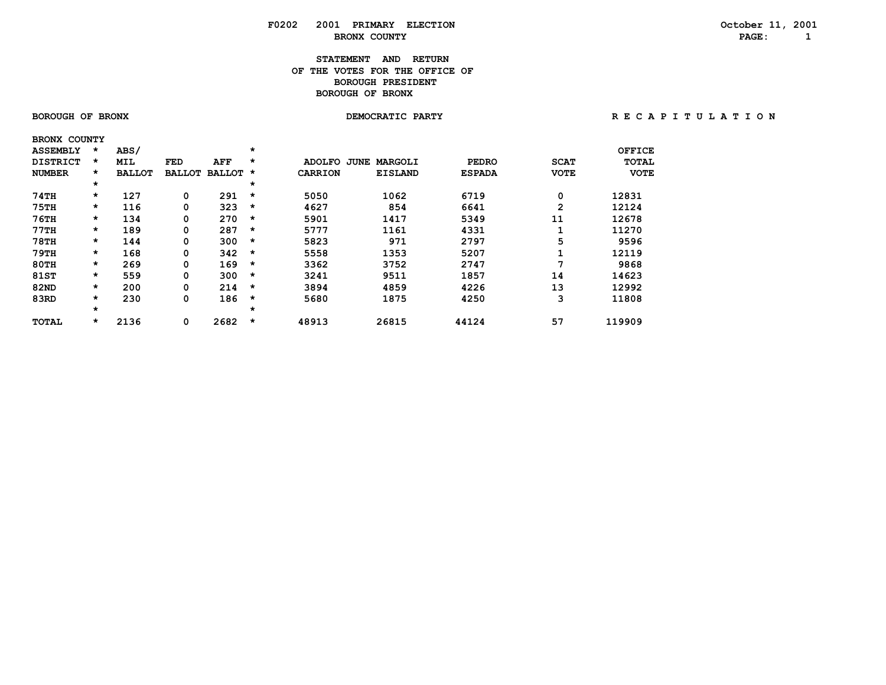F0202 2001 PRIMARY ELECTION
BRONX COUNTY

October 11, 2001

# STATEMENT AND RETURN OF THE VOTES FOR THE OFFICE OF BOROUGH PRESIDENT BOROUGH OF BRONX

BOROUGH OF BRONX — DEMOCRATIC PARTY — R E C A P I T U L A T I O N

BRONX COUNTY

| ASSEMBLY DISTRICT NUMBER | ABS/ MIL BALLOT | FED BALLOT | AFF BALLOT | ADOLFO CARRION | JUNE MARGOLI EISLAND | PEDRO ESPADA | SCAT VOTE | OFFICE TOTAL VOTE |
|---|---|---|---|---|---|---|---|---|
| 74TH | 127 | 0 | 291 | 5050 | 1062 | 6719 | 0 | 12831 |
| 75TH | 116 | 0 | 323 | 4627 | 854 | 6641 | 2 | 12124 |
| 76TH | 134 | 0 | 270 | 5901 | 1417 | 5349 | 11 | 12678 |
| 77TH | 189 | 0 | 287 | 5777 | 1161 | 4331 | 1 | 11270 |
| 78TH | 144 | 0 | 300 | 5823 | 971 | 2797 | 5 | 9596 |
| 79TH | 168 | 0 | 342 | 5558 | 1353 | 5207 | 1 | 12119 |
| 80TH | 269 | 0 | 169 | 3362 | 3752 | 2747 | 7 | 9868 |
| 81ST | 559 | 0 | 300 | 3241 | 9511 | 1857 | 14 | 14623 |
| 82ND | 200 | 0 | 214 | 3894 | 4859 | 4226 | 13 | 12992 |
| 83RD | 230 | 0 | 186 | 5680 | 1875 | 4250 | 3 | 11808 |
| TOTAL | 2136 | 0 | 2682 | 48913 | 26815 | 44124 | 57 | 119909 |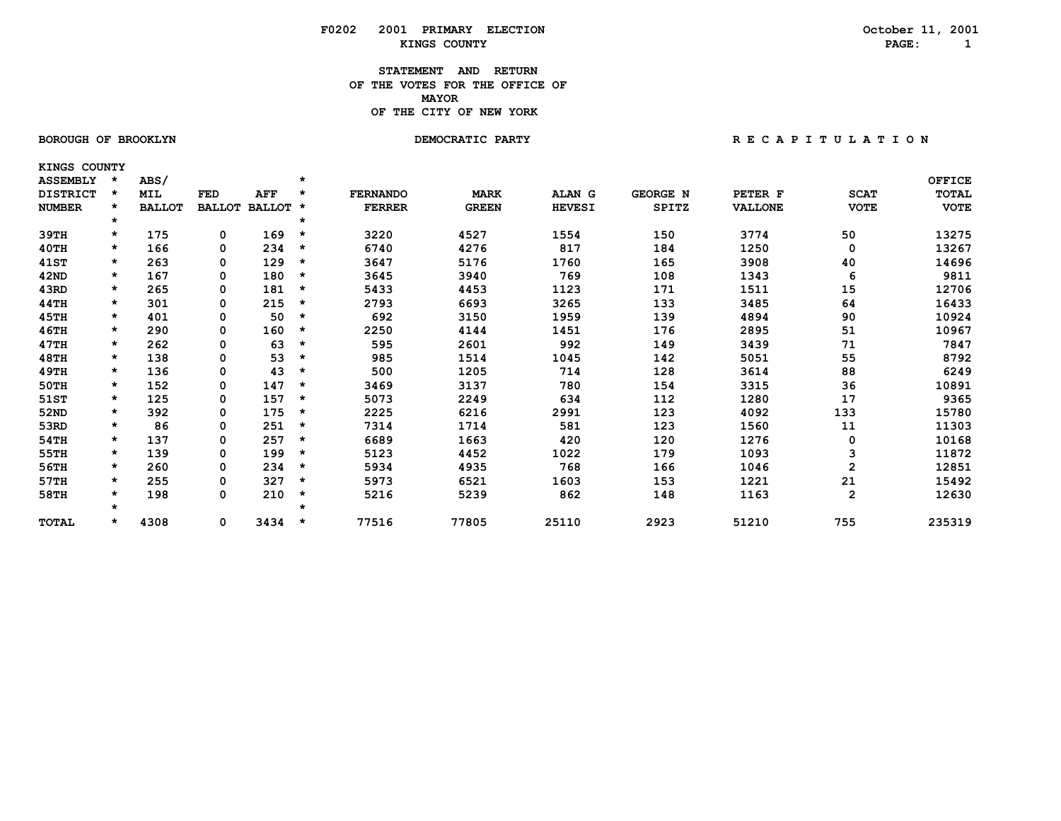F0202 2001 PRIMARY ELECTION
KINGS COUNTY

October 11, 2001

# STATEMENT AND RETURN OF THE VOTES FOR THE OFFICE OF MAYOR OF THE CITY OF NEW YORK

BOROUGH OF BROOKLYN — DEMOCRATIC PARTY — R E C A P I T U L A T I O N

KINGS COUNTY

| ASSEMBLY DISTRICT NUMBER | ABS/ MIL BALLOT | FED BALLOT | AFF BALLOT | FERNANDO FERRER | MARK GREEN | ALAN G HEVESI | GEORGE N SPITZ | PETER F VALLONE | SCAT VOTE | OFFICE TOTAL VOTE |
|---|---|---|---|---|---|---|---|---|---|---|
| 39TH | 175 | 0 | 169 | 3220 | 4527 | 1554 | 150 | 3774 | 50 | 13275 |
| 40TH | 166 | 0 | 234 | 6740 | 4276 | 817 | 184 | 1250 | 0 | 13267 |
| 41ST | 263 | 0 | 129 | 3647 | 5176 | 1760 | 165 | 3908 | 40 | 14696 |
| 42ND | 167 | 0 | 180 | 3645 | 3940 | 769 | 108 | 1343 | 6 | 9811 |
| 43RD | 265 | 0 | 181 | 5433 | 4453 | 1123 | 171 | 1511 | 15 | 12706 |
| 44TH | 301 | 0 | 215 | 2793 | 6693 | 3265 | 133 | 3485 | 64 | 16433 |
| 45TH | 401 | 0 | 50 | 692 | 3150 | 1959 | 139 | 4894 | 90 | 10924 |
| 46TH | 290 | 0 | 160 | 2250 | 4144 | 1451 | 176 | 2895 | 51 | 10967 |
| 47TH | 262 | 0 | 63 | 595 | 2601 | 992 | 149 | 3439 | 71 | 7847 |
| 48TH | 138 | 0 | 53 | 985 | 1514 | 1045 | 142 | 5051 | 55 | 8792 |
| 49TH | 136 | 0 | 43 | 500 | 1205 | 714 | 128 | 3614 | 88 | 6249 |
| 50TH | 152 | 0 | 147 | 3469 | 3137 | 780 | 154 | 3315 | 36 | 10891 |
| 51ST | 125 | 0 | 157 | 5073 | 2249 | 634 | 112 | 1280 | 17 | 9365 |
| 52ND | 392 | 0 | 175 | 2225 | 6216 | 2991 | 123 | 4092 | 133 | 15780 |
| 53RD | 86 | 0 | 251 | 7314 | 1714 | 581 | 123 | 1560 | 11 | 11303 |
| 54TH | 137 | 0 | 257 | 6689 | 1663 | 420 | 120 | 1276 | 0 | 10168 |
| 55TH | 139 | 0 | 199 | 5123 | 4452 | 1022 | 179 | 1093 | 3 | 11872 |
| 56TH | 260 | 0 | 234 | 5934 | 4935 | 768 | 166 | 1046 | 2 | 12851 |
| 57TH | 255 | 0 | 327 | 5973 | 6521 | 1603 | 153 | 1221 | 21 | 15492 |
| 58TH | 198 | 0 | 210 | 5216 | 5239 | 862 | 148 | 1163 | 2 | 12630 |
| TOTAL | 4308 | 0 | 3434 | 77516 | 77805 | 25110 | 2923 | 51210 | 755 | 235319 |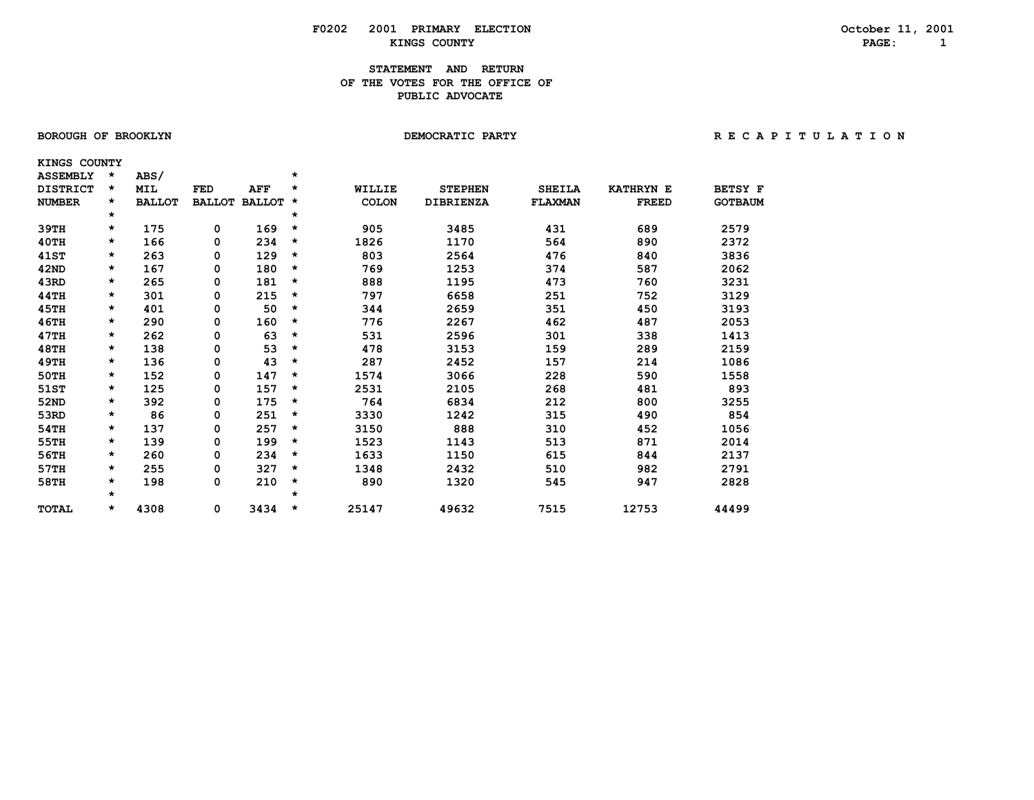F0202 2001 PRIMARY ELECTION

October 11, 2001

KINGS COUNTY

# STATEMENT AND RETURN OF THE VOTES FOR THE OFFICE OF PUBLIC ADVOCATE

BOROUGH OF BROOKLYN

DEMOCRATIC PARTY

R E C A P I T U L A T I O N

| KINGS COUNTY ASSEMBLY DISTRICT NUMBER | ABS/ MIL BALLOT | FED BALLOT | AFF BALLOT | WILLIE COLON | STEPHEN DIBRIENZA | SHEILA FLAXMAN | KATHRYN E FREED | BETSY F GOTBAUM |
|---|---|---|---|---|---|---|---|---|
| 39TH | 175 | 0 | 169 | 905 | 3485 | 431 | 689 | 2579 |
| 40TH | 166 | 0 | 234 | 1826 | 1170 | 564 | 890 | 2372 |
| 41ST | 263 | 0 | 129 | 803 | 2564 | 476 | 840 | 3836 |
| 42ND | 167 | 0 | 180 | 769 | 1253 | 374 | 587 | 2062 |
| 43RD | 265 | 0 | 181 | 888 | 1195 | 473 | 760 | 3231 |
| 44TH | 301 | 0 | 215 | 797 | 6658 | 251 | 752 | 3129 |
| 45TH | 401 | 0 | 50 | 344 | 2659 | 351 | 450 | 3193 |
| 46TH | 290 | 0 | 160 | 776 | 2267 | 462 | 487 | 2053 |
| 47TH | 262 | 0 | 63 | 531 | 2596 | 301 | 338 | 1413 |
| 48TH | 138 | 0 | 53 | 478 | 3153 | 159 | 289 | 2159 |
| 49TH | 136 | 0 | 43 | 287 | 2452 | 157 | 214 | 1086 |
| 50TH | 152 | 0 | 147 | 1574 | 3066 | 228 | 590 | 1558 |
| 51ST | 125 | 0 | 157 | 2531 | 2105 | 268 | 481 | 893 |
| 52ND | 392 | 0 | 175 | 764 | 6834 | 212 | 800 | 3255 |
| 53RD | 86 | 0 | 251 | 3330 | 1242 | 315 | 490 | 854 |
| 54TH | 137 | 0 | 257 | 3150 | 888 | 310 | 452 | 1056 |
| 55TH | 139 | 0 | 199 | 1523 | 1143 | 513 | 871 | 2014 |
| 56TH | 260 | 0 | 234 | 1633 | 1150 | 615 | 844 | 2137 |
| 57TH | 255 | 0 | 327 | 1348 | 2432 | 510 | 982 | 2791 |
| 58TH | 198 | 0 | 210 | 890 | 1320 | 545 | 947 | 2828 |
| TOTAL | 4308 | 0 | 3434 | 25147 | 49632 | 7515 | 12753 | 44499 |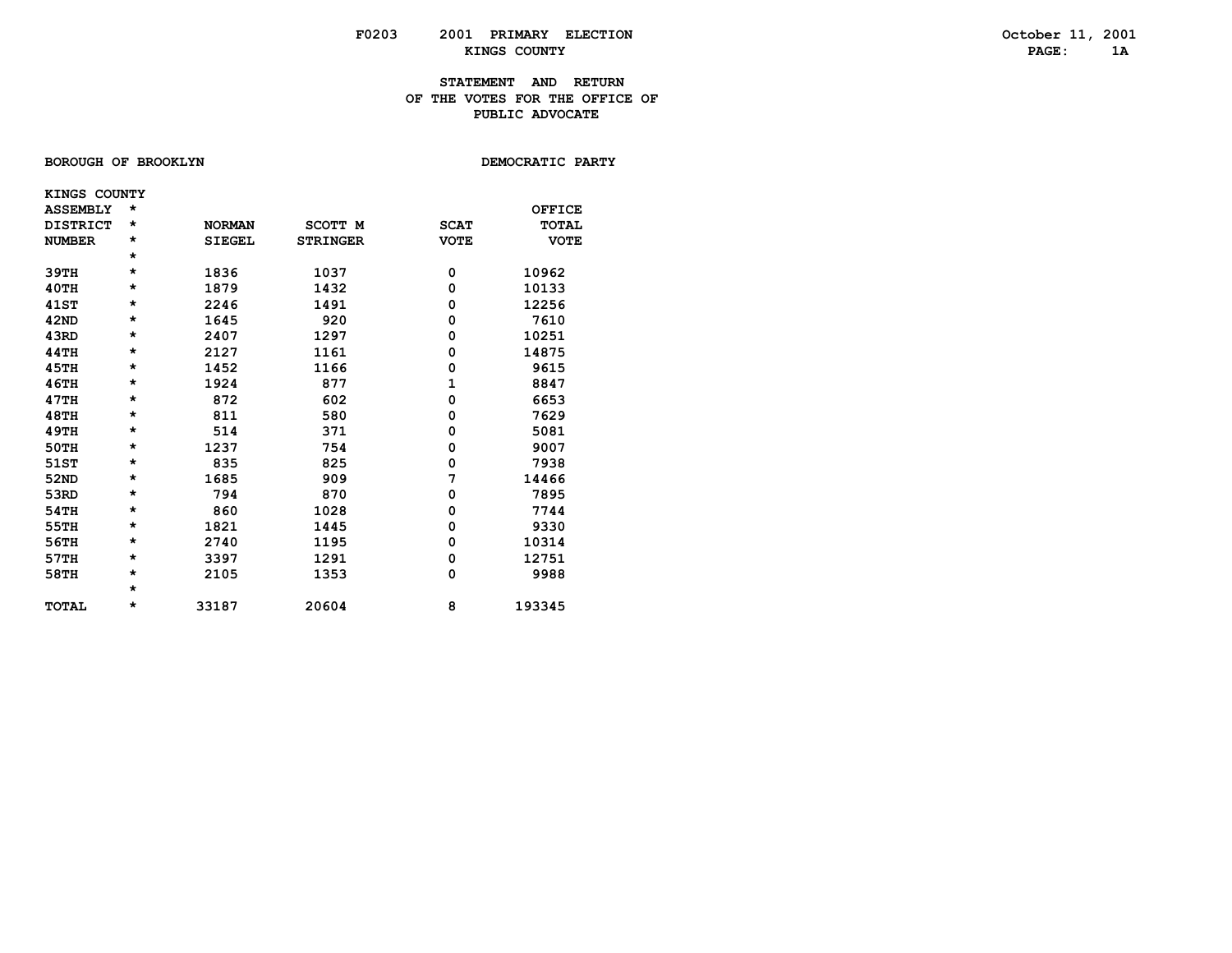F0203 2001 PRIMARY ELECTION
KINGS COUNTY

October 11, 2001
PAGE: 1A

## STATEMENT AND RETURN OF THE VOTES FOR THE OFFICE OF PUBLIC ADVOCATE

BOROUGH OF BROOKLYN

DEMOCRATIC PARTY

| KINGS COUNTY ASSEMBLY DISTRICT NUMBER | * | NORMAN SIEGEL | SCOTT M STRINGER | SCAT VOTE | OFFICE TOTAL VOTE |
|---|---|---|---|---|---|
| 39TH | * | 1836 | 1037 | 0 | 10962 |
| 40TH | * | 1879 | 1432 | 0 | 10133 |
| 41ST | * | 2246 | 1491 | 0 | 12256 |
| 42ND | * | 1645 | 920 | 0 | 7610 |
| 43RD | * | 2407 | 1297 | 0 | 10251 |
| 44TH | * | 2127 | 1161 | 0 | 14875 |
| 45TH | * | 1452 | 1166 | 0 | 9615 |
| 46TH | * | 1924 | 877 | 1 | 8847 |
| 47TH | * | 872 | 602 | 0 | 6653 |
| 48TH | * | 811 | 580 | 0 | 7629 |
| 49TH | * | 514 | 371 | 0 | 5081 |
| 50TH | * | 1237 | 754 | 0 | 9007 |
| 51ST | * | 835 | 825 | 0 | 7938 |
| 52ND | * | 1685 | 909 | 7 | 14466 |
| 53RD | * | 794 | 870 | 0 | 7895 |
| 54TH | * | 860 | 1028 | 0 | 7744 |
| 55TH | * | 1821 | 1445 | 0 | 9330 |
| 56TH | * | 2740 | 1195 | 0 | 10314 |
| 57TH | * | 3397 | 1291 | 0 | 12751 |
| 58TH | * | 2105 | 1353 | 0 | 9988 |
| TOTAL | * | 33187 | 20604 | 8 | 193345 |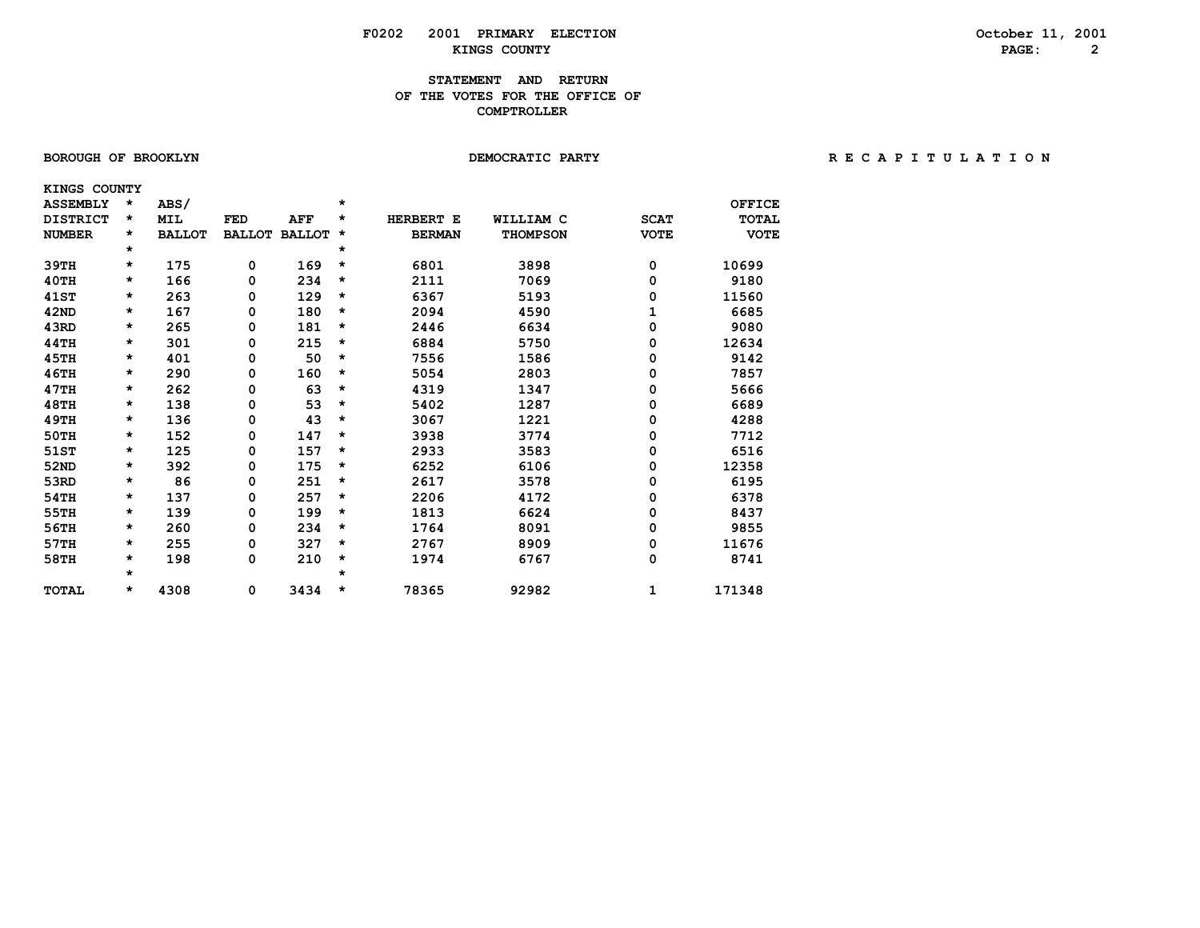F0202 2001 PRIMARY ELECTION

KINGS COUNTY

October 11, 2001

## STATEMENT AND RETURN OF THE VOTES FOR THE OFFICE OF COMPTROLLER

BOROUGH OF BROOKLYN

DEMOCRATIC PARTY

R E C A P I T U L A T I O N

| KINGS COUNTY ASSEMBLY DISTRICT NUMBER | ABS/ MIL BALLOT | FED BALLOT | AFF BALLOT | HERBERT E BERMAN | WILLIAM C THOMPSON | SCAT VOTE | OFFICE TOTAL VOTE |
|---|---|---|---|---|---|---|---|
| 39TH | 175 | 0 | 169 | 6801 | 3898 | 0 | 10699 |
| 40TH | 166 | 0 | 234 | 2111 | 7069 | 0 | 9180 |
| 41ST | 263 | 0 | 129 | 6367 | 5193 | 0 | 11560 |
| 42ND | 167 | 0 | 180 | 2094 | 4590 | 1 | 6685 |
| 43RD | 265 | 0 | 181 | 2446 | 6634 | 0 | 9080 |
| 44TH | 301 | 0 | 215 | 6884 | 5750 | 0 | 12634 |
| 45TH | 401 | 0 | 50 | 7556 | 1586 | 0 | 9142 |
| 46TH | 290 | 0 | 160 | 5054 | 2803 | 0 | 7857 |
| 47TH | 262 | 0 | 63 | 4319 | 1347 | 0 | 5666 |
| 48TH | 138 | 0 | 53 | 5402 | 1287 | 0 | 6689 |
| 49TH | 136 | 0 | 43 | 3067 | 1221 | 0 | 4288 |
| 50TH | 152 | 0 | 147 | 3938 | 3774 | 0 | 7712 |
| 51ST | 125 | 0 | 157 | 2933 | 3583 | 0 | 6516 |
| 52ND | 392 | 0 | 175 | 6252 | 6106 | 0 | 12358 |
| 53RD | 86 | 0 | 251 | 2617 | 3578 | 0 | 6195 |
| 54TH | 137 | 0 | 257 | 2206 | 4172 | 0 | 6378 |
| 55TH | 139 | 0 | 199 | 1813 | 6624 | 0 | 8437 |
| 56TH | 260 | 0 | 234 | 1764 | 8091 | 0 | 9855 |
| 57TH | 255 | 0 | 327 | 2767 | 8909 | 0 | 11676 |
| 58TH | 198 | 0 | 210 | 1974 | 6767 | 0 | 8741 |
| TOTAL | 4308 | 0 | 3434 | 78365 | 92982 | 1 | 171348 |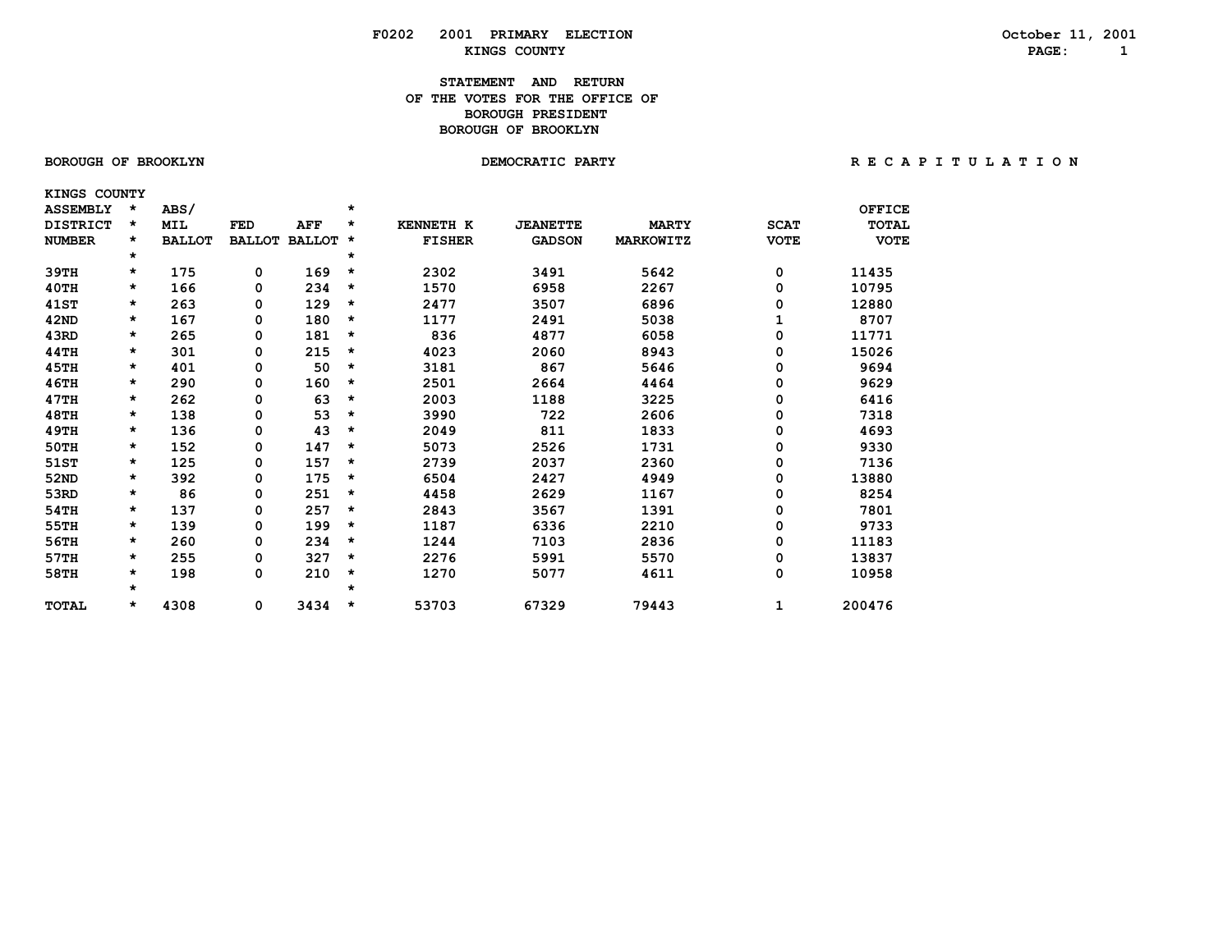F0202 2001 PRIMARY ELECTION

KINGS COUNTY

October 11, 2001

# STATEMENT AND RETURN OF THE VOTES FOR THE OFFICE OF BOROUGH PRESIDENT BOROUGH OF BROOKLYN

BOROUGH OF BROOKLYN — DEMOCRATIC PARTY — R E C A P I T U L A T I O N

KINGS COUNTY

| ASSEMBLY DISTRICT NUMBER | ABS/ MIL BALLOT | FED BALLOT | AFF BALLOT | KENNETH K FISHER | JEANETTE GADSON | MARTY MARKOWITZ | SCAT VOTE | OFFICE TOTAL VOTE |
|---|---|---|---|---|---|---|---|---|
| 39TH | 175 | 0 | 169 | 2302 | 3491 | 5642 | 0 | 11435 |
| 40TH | 166 | 0 | 234 | 1570 | 6958 | 2267 | 0 | 10795 |
| 41ST | 263 | 0 | 129 | 2477 | 3507 | 6896 | 0 | 12880 |
| 42ND | 167 | 0 | 180 | 1177 | 2491 | 5038 | 1 | 8707 |
| 43RD | 265 | 0 | 181 | 836 | 4877 | 6058 | 0 | 11771 |
| 44TH | 301 | 0 | 215 | 4023 | 2060 | 8943 | 0 | 15026 |
| 45TH | 401 | 0 | 50 | 3181 | 867 | 5646 | 0 | 9694 |
| 46TH | 290 | 0 | 160 | 2501 | 2664 | 4464 | 0 | 9629 |
| 47TH | 262 | 0 | 63 | 2003 | 1188 | 3225 | 0 | 6416 |
| 48TH | 138 | 0 | 53 | 3990 | 722 | 2606 | 0 | 7318 |
| 49TH | 136 | 0 | 43 | 2049 | 811 | 1833 | 0 | 4693 |
| 50TH | 152 | 0 | 147 | 5073 | 2526 | 1731 | 0 | 9330 |
| 51ST | 125 | 0 | 157 | 2739 | 2037 | 2360 | 0 | 7136 |
| 52ND | 392 | 0 | 175 | 6504 | 2427 | 4949 | 0 | 13880 |
| 53RD | 86 | 0 | 251 | 4458 | 2629 | 1167 | 0 | 8254 |
| 54TH | 137 | 0 | 257 | 2843 | 3567 | 1391 | 0 | 7801 |
| 55TH | 139 | 0 | 199 | 1187 | 6336 | 2210 | 0 | 9733 |
| 56TH | 260 | 0 | 234 | 1244 | 7103 | 2836 | 0 | 11183 |
| 57TH | 255 | 0 | 327 | 2276 | 5991 | 5570 | 0 | 13837 |
| 58TH | 198 | 0 | 210 | 1270 | 5077 | 4611 | 0 | 10958 |
| TOTAL | 4308 | 0 | 3434 | 53703 | 67329 | 79443 | 1 | 200476 |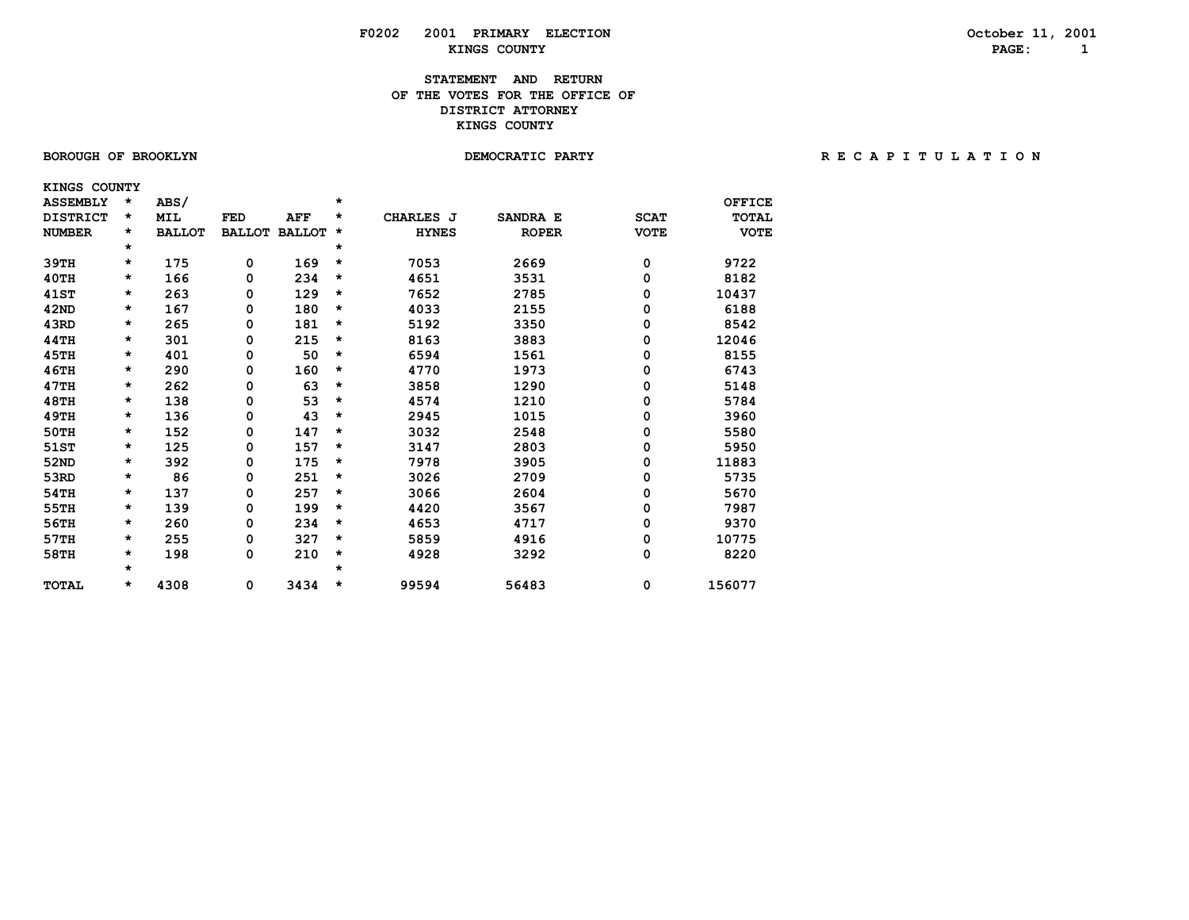**F0202 2001 PRIMARY ELECTION**

**KINGS COUNTY**

October 11, 2001

# STATEMENT AND RETURN OF THE VOTES FOR THE OFFICE OF DISTRICT ATTORNEY KINGS COUNTY

**BOROUGH OF BROOKLYN** | **DEMOCRATIC PARTY** | **R E C A P I T U L A T I O N**

KINGS COUNTY

| ASSEMBLY DISTRICT NUMBER | ABS/ MIL BALLOT | FED BALLOT | AFF BALLOT | CHARLES J HYNES | SANDRA E ROPER | SCAT VOTE | OFFICE TOTAL VOTE |
|---|---|---|---|---|---|---|---|
| 39TH | 175 | 0 | 169 | 7053 | 2669 | 0 | 9722 |
| 40TH | 166 | 0 | 234 | 4651 | 3531 | 0 | 8182 |
| 41ST | 263 | 0 | 129 | 7652 | 2785 | 0 | 10437 |
| 42ND | 167 | 0 | 180 | 4033 | 2155 | 0 | 6188 |
| 43RD | 265 | 0 | 181 | 5192 | 3350 | 0 | 8542 |
| 44TH | 301 | 0 | 215 | 8163 | 3883 | 0 | 12046 |
| 45TH | 401 | 0 | 50 | 6594 | 1561 | 0 | 8155 |
| 46TH | 290 | 0 | 160 | 4770 | 1973 | 0 | 6743 |
| 47TH | 262 | 0 | 63 | 3858 | 1290 | 0 | 5148 |
| 48TH | 138 | 0 | 53 | 4574 | 1210 | 0 | 5784 |
| 49TH | 136 | 0 | 43 | 2945 | 1015 | 0 | 3960 |
| 50TH | 152 | 0 | 147 | 3032 | 2548 | 0 | 5580 |
| 51ST | 125 | 0 | 157 | 3147 | 2803 | 0 | 5950 |
| 52ND | 392 | 0 | 175 | 7978 | 3905 | 0 | 11883 |
| 53RD | 86 | 0 | 251 | 3026 | 2709 | 0 | 5735 |
| 54TH | 137 | 0 | 257 | 3066 | 2604 | 0 | 5670 |
| 55TH | 139 | 0 | 199 | 4420 | 3567 | 0 | 7987 |
| 56TH | 260 | 0 | 234 | 4653 | 4717 | 0 | 9370 |
| 57TH | 255 | 0 | 327 | 5859 | 4916 | 0 | 10775 |
| 58TH | 198 | 0 | 210 | 4928 | 3292 | 0 | 8220 |
| TOTAL | 4308 | 0 | 3434 | 99594 | 56483 | 0 | 156077 |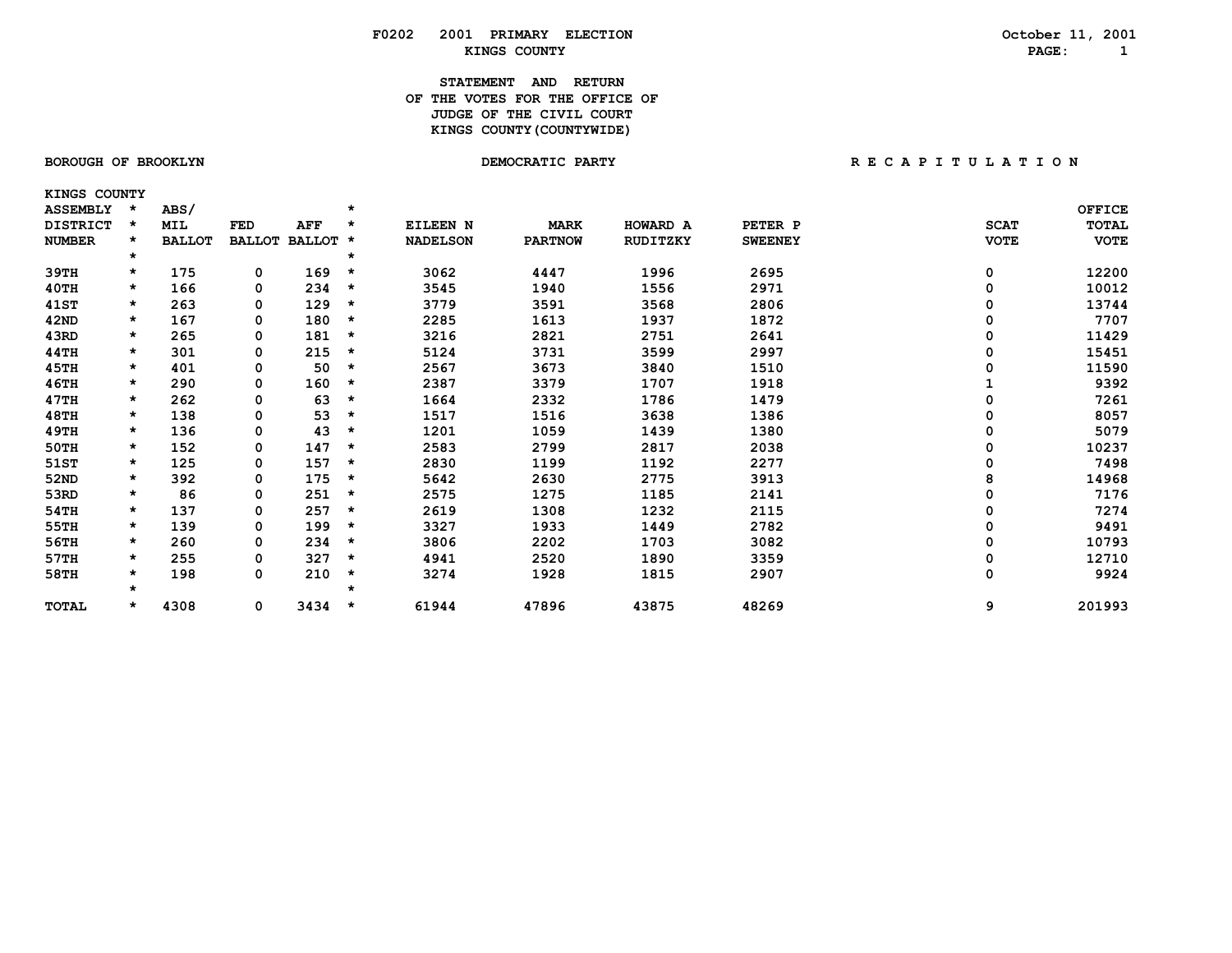F0202 2001 PRIMARY ELECTION

KINGS COUNTY

October 11, 2001

STATEMENT AND RETURN
OF THE VOTES FOR THE OFFICE OF
JUDGE OF THE CIVIL COURT
KINGS COUNTY(COUNTYWIDE)

BOROUGH OF BROOKLYN

DEMOCRATIC PARTY

R E C A P I T U L A T I O N

| KINGS COUNTY ASSEMBLY DISTRICT NUMBER | ABS/ MIL BALLOT | FED BALLOT | AFF BALLOT | EILEEN N NADELSON | MARK PARTNOW | HOWARD A RUDITZKY | PETER P SWEENEY | SCAT VOTE | OFFICE TOTAL VOTE |
|---|---|---|---|---|---|---|---|---|---|
| 39TH | 175 | 0 | 169 | 3062 | 4447 | 1996 | 2695 | 0 | 12200 |
| 40TH | 166 | 0 | 234 | 3545 | 1940 | 1556 | 2971 | 0 | 10012 |
| 41ST | 263 | 0 | 129 | 3779 | 3591 | 3568 | 2806 | 0 | 13744 |
| 42ND | 167 | 0 | 180 | 2285 | 1613 | 1937 | 1872 | 0 | 7707 |
| 43RD | 265 | 0 | 181 | 3216 | 2821 | 2751 | 2641 | 0 | 11429 |
| 44TH | 301 | 0 | 215 | 5124 | 3731 | 3599 | 2997 | 0 | 15451 |
| 45TH | 401 | 0 | 50 | 2567 | 3673 | 3840 | 1510 | 0 | 11590 |
| 46TH | 290 | 0 | 160 | 2387 | 3379 | 1707 | 1918 | 1 | 9392 |
| 47TH | 262 | 0 | 63 | 1664 | 2332 | 1786 | 1479 | 0 | 7261 |
| 48TH | 138 | 0 | 53 | 1517 | 1516 | 3638 | 1386 | 0 | 8057 |
| 49TH | 136 | 0 | 43 | 1201 | 1059 | 1439 | 1380 | 0 | 5079 |
| 50TH | 152 | 0 | 147 | 2583 | 2799 | 2817 | 2038 | 0 | 10237 |
| 51ST | 125 | 0 | 157 | 2830 | 1199 | 1192 | 2277 | 0 | 7498 |
| 52ND | 392 | 0 | 175 | 5642 | 2630 | 2775 | 3913 | 8 | 14968 |
| 53RD | 86 | 0 | 251 | 2575 | 1275 | 1185 | 2141 | 0 | 7176 |
| 54TH | 137 | 0 | 257 | 2619 | 1308 | 1232 | 2115 | 0 | 7274 |
| 55TH | 139 | 0 | 199 | 3327 | 1933 | 1449 | 2782 | 0 | 9491 |
| 56TH | 260 | 0 | 234 | 3806 | 2202 | 1703 | 3082 | 0 | 10793 |
| 57TH | 255 | 0 | 327 | 4941 | 2520 | 1890 | 3359 | 0 | 12710 |
| 58TH | 198 | 0 | 210 | 3274 | 1928 | 1815 | 2907 | 0 | 9924 |
| TOTAL | 4308 | 0 | 3434 | 61944 | 47896 | 43875 | 48269 | 9 | 201993 |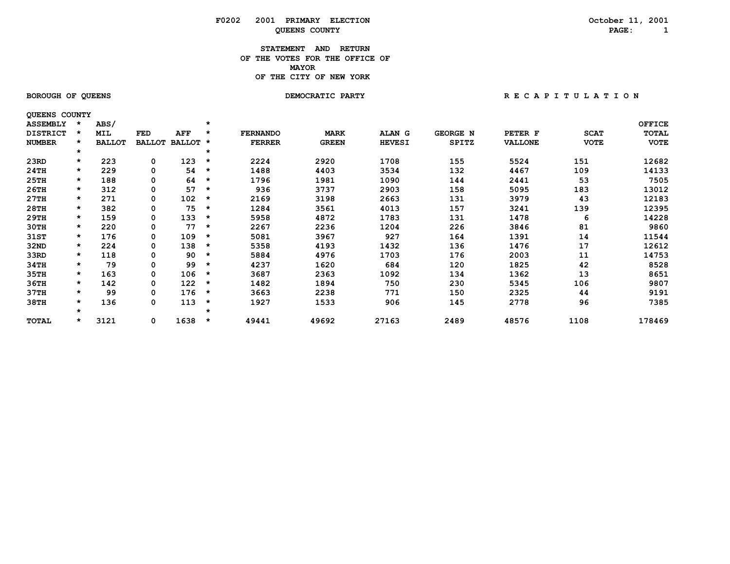F0202 2001 PRIMARY ELECTION

QUEENS COUNTY

October 11, 2001

# STATEMENT AND RETURN OF THE VOTES FOR THE OFFICE OF MAYOR OF THE CITY OF NEW YORK

BOROUGH OF QUEENS

DEMOCRATIC PARTY

R E C A P I T U L A T I O N

QUEENS COUNTY

| ASSEMBLY DISTRICT NUMBER | ABS/ MIL BALLOT | FED BALLOT | AFF BALLOT | FERNANDO FERRER | MARK GREEN | ALAN G HEVESI | GEORGE N SPITZ | PETER F VALLONE | SCAT VOTE | OFFICE TOTAL VOTE |
|---|---|---|---|---|---|---|---|---|---|---|
| 23RD | 223 | 0 | 123 | 2224 | 2920 | 1708 | 155 | 5524 | 151 | 12682 |
| 24TH | 229 | 0 | 54 | 1488 | 4403 | 3534 | 132 | 4467 | 109 | 14133 |
| 25TH | 188 | 0 | 64 | 1796 | 1981 | 1090 | 144 | 2441 | 53 | 7505 |
| 26TH | 312 | 0 | 57 | 936 | 3737 | 2903 | 158 | 5095 | 183 | 13012 |
| 27TH | 271 | 0 | 102 | 2169 | 3198 | 2663 | 131 | 3979 | 43 | 12183 |
| 28TH | 382 | 0 | 75 | 1284 | 3561 | 4013 | 157 | 3241 | 139 | 12395 |
| 29TH | 159 | 0 | 133 | 5958 | 4872 | 1783 | 131 | 1478 | 6 | 14228 |
| 30TH | 220 | 0 | 77 | 2267 | 2236 | 1204 | 226 | 3846 | 81 | 9860 |
| 31ST | 176 | 0 | 109 | 5081 | 3967 | 927 | 164 | 1391 | 14 | 11544 |
| 32ND | 224 | 0 | 138 | 5358 | 4193 | 1432 | 136 | 1476 | 17 | 12612 |
| 33RD | 118 | 0 | 90 | 5884 | 4976 | 1703 | 176 | 2003 | 11 | 14753 |
| 34TH | 79 | 0 | 99 | 4237 | 1620 | 684 | 120 | 1825 | 42 | 8528 |
| 35TH | 163 | 0 | 106 | 3687 | 2363 | 1092 | 134 | 1362 | 13 | 8651 |
| 36TH | 142 | 0 | 122 | 1482 | 1894 | 750 | 230 | 5345 | 106 | 9807 |
| 37TH | 99 | 0 | 176 | 3663 | 2238 | 771 | 150 | 2325 | 44 | 9191 |
| 38TH | 136 | 0 | 113 | 1927 | 1533 | 906 | 145 | 2778 | 96 | 7385 |
| TOTAL | 3121 | 0 | 1638 | 49441 | 49692 | 27163 | 2489 | 48576 | 1108 | 178469 |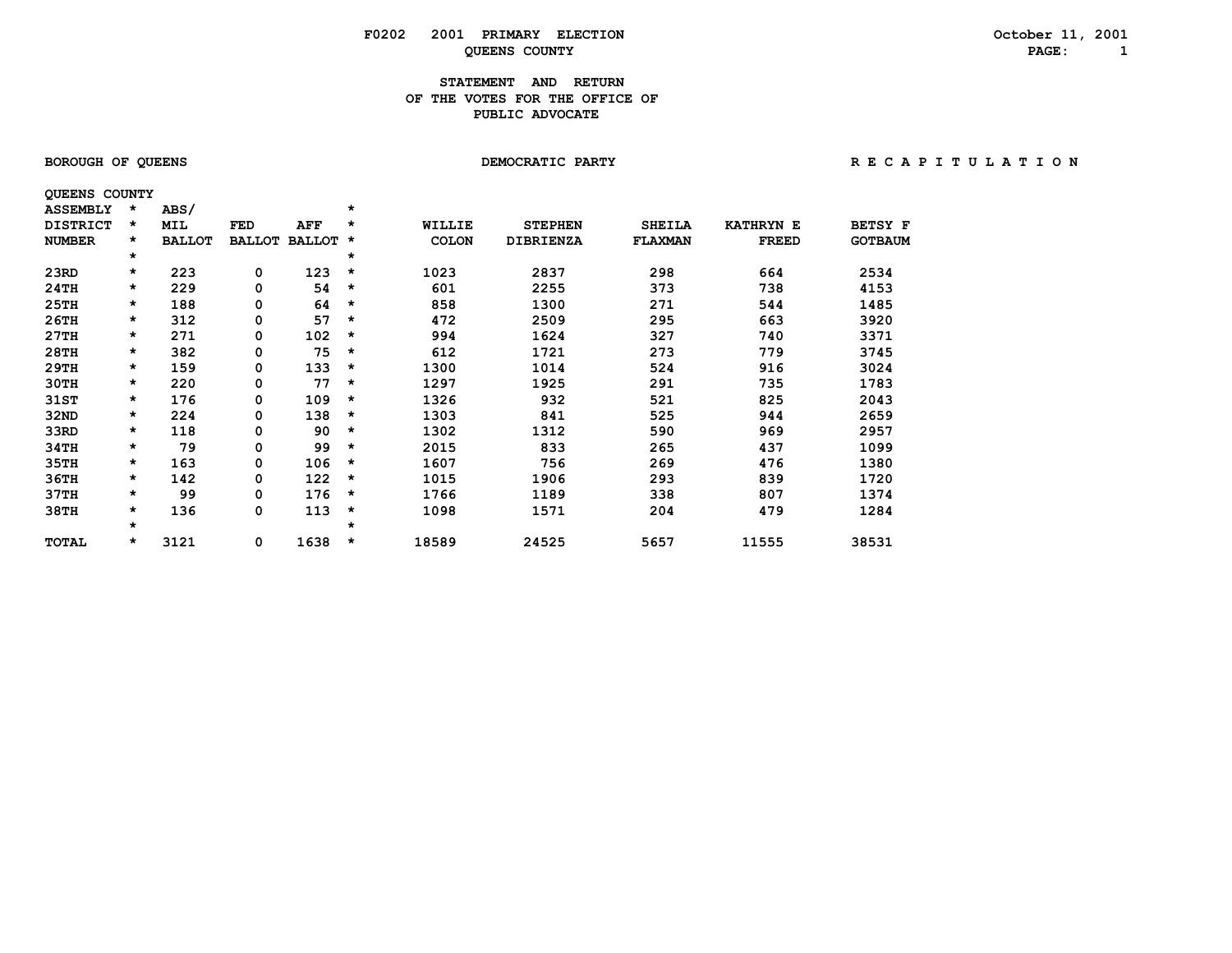F0202 2001 PRIMARY ELECTION

QUEENS COUNTY

October 11, 2001

# STATEMENT AND RETURN OF THE VOTES FOR THE OFFICE OF PUBLIC ADVOCATE

BOROUGH OF QUEENS

DEMOCRATIC PARTY

R E C A P I T U L A T I O N

QUEENS COUNTY

| ASSEMBLY DISTRICT NUMBER | ABS/ MIL BALLOT | FED BALLOT | AFF BALLOT | WILLIE COLON | STEPHEN DIBRIENZA | SHEILA FLAXMAN | KATHRYN E FREED | BETSY F GOTBAUM |
|---|---|---|---|---|---|---|---|---|
| 23RD | 223 | 0 | 123 | 1023 | 2837 | 298 | 664 | 2534 |
| 24TH | 229 | 0 | 54 | 601 | 2255 | 373 | 738 | 4153 |
| 25TH | 188 | 0 | 64 | 858 | 1300 | 271 | 544 | 1485 |
| 26TH | 312 | 0 | 57 | 472 | 2509 | 295 | 663 | 3920 |
| 27TH | 271 | 0 | 102 | 994 | 1624 | 327 | 740 | 3371 |
| 28TH | 382 | 0 | 75 | 612 | 1721 | 273 | 779 | 3745 |
| 29TH | 159 | 0 | 133 | 1300 | 1014 | 524 | 916 | 3024 |
| 30TH | 220 | 0 | 77 | 1297 | 1925 | 291 | 735 | 1783 |
| 31ST | 176 | 0 | 109 | 1326 | 932 | 521 | 825 | 2043 |
| 32ND | 224 | 0 | 138 | 1303 | 841 | 525 | 944 | 2659 |
| 33RD | 118 | 0 | 90 | 1302 | 1312 | 590 | 969 | 2957 |
| 34TH | 79 | 0 | 99 | 2015 | 833 | 265 | 437 | 1099 |
| 35TH | 163 | 0 | 106 | 1607 | 756 | 269 | 476 | 1380 |
| 36TH | 142 | 0 | 122 | 1015 | 1906 | 293 | 839 | 1720 |
| 37TH | 99 | 0 | 176 | 1766 | 1189 | 338 | 807 | 1374 |
| 38TH | 136 | 0 | 113 | 1098 | 1571 | 204 | 479 | 1284 |
| TOTAL | 3121 | 0 | 1638 | 18589 | 24525 | 5657 | 11555 | 38531 |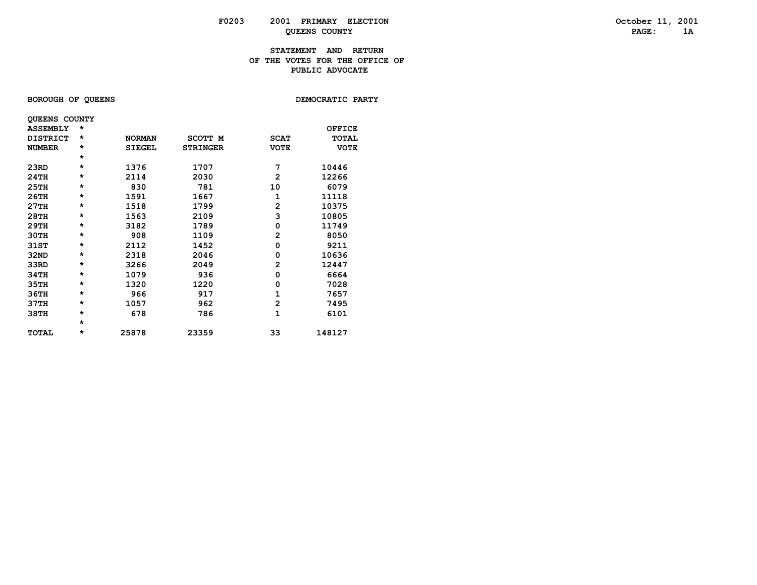F0203 2001 PRIMARY ELECTION

QUEENS COUNTY

October 11, 2001

PAGE: 1A

**STATEMENT AND RETURN**
**OF THE VOTES FOR THE OFFICE OF**
**PUBLIC ADVOCATE**

BOROUGH OF QUEENS DEMOCRATIC PARTY

QUEENS COUNTY

| ASSEMBLY DISTRICT NUMBER | * | NORMAN SIEGEL | SCOTT M STRINGER | SCAT VOTE | OFFICE TOTAL VOTE |
|---|---|---|---|---|---|
| | * | | | | |
| 23RD | * | 1376 | 1707 | 7 | 10446 |
| 24TH | * | 2114 | 2030 | 2 | 12266 |
| 25TH | * | 830 | 781 | 10 | 6079 |
| 26TH | * | 1591 | 1667 | 1 | 11118 |
| 27TH | * | 1518 | 1799 | 2 | 10375 |
| 28TH | * | 1563 | 2109 | 3 | 10805 |
| 29TH | * | 3182 | 1789 | 0 | 11749 |
| 30TH | * | 908 | 1109 | 2 | 8050 |
| 31ST | * | 2112 | 1452 | 0 | 9211 |
| 32ND | * | 2318 | 2046 | 0 | 10636 |
| 33RD | * | 3266 | 2049 | 2 | 12447 |
| 34TH | * | 1079 | 936 | 0 | 6664 |
| 35TH | * | 1320 | 1220 | 0 | 7028 |
| 36TH | * | 966 | 917 | 1 | 7657 |
| 37TH | * | 1057 | 962 | 2 | 7495 |
| 38TH | * | 678 | 786 | 1 | 6101 |
| | * | | | | |
| TOTAL | * | 25878 | 23359 | 33 | 148127 |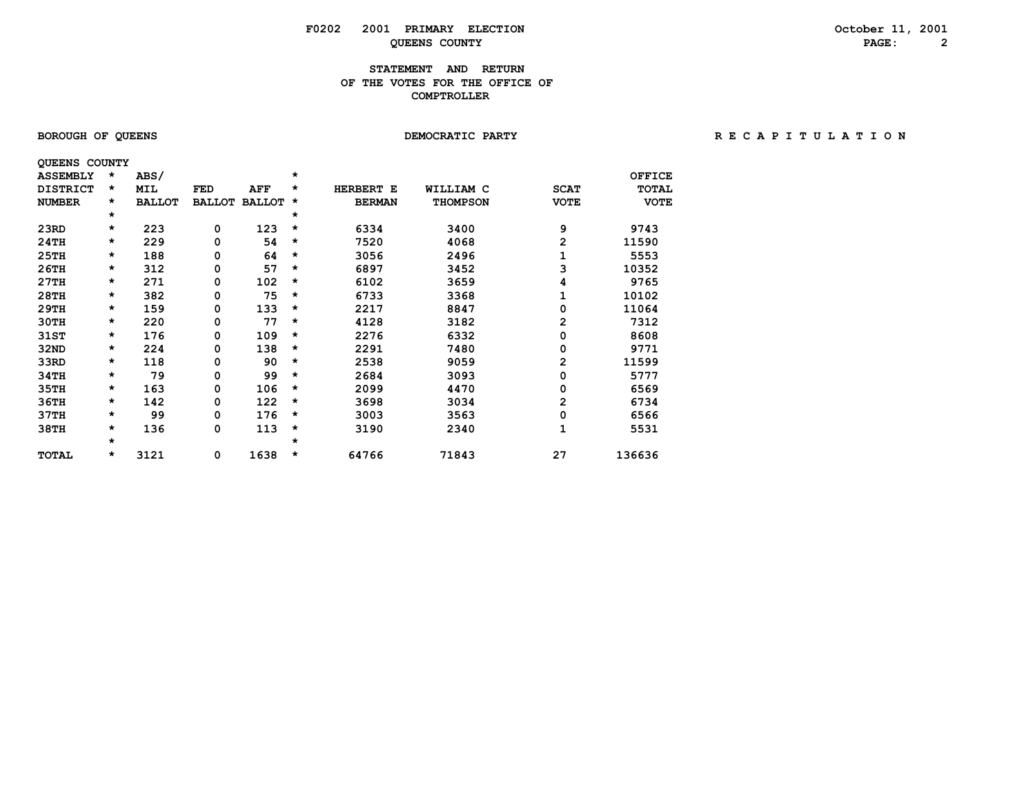# F0202 2001 PRIMARY ELECTION
## QUEENS COUNTY

October 11, 2001

### STATEMENT AND RETURN OF THE VOTES FOR THE OFFICE OF COMPTROLLER

BOROUGH OF QUEENS — DEMOCRATIC PARTY — R E C A P I T U L A T I O N

QUEENS COUNTY

| ASSEMBLY DISTRICT NUMBER | ABS/ MIL BALLOT | FED BALLOT | AFF BALLOT | HERBERT E BERMAN | WILLIAM C THOMPSON | SCAT VOTE | OFFICE TOTAL VOTE |
|---|---|---|---|---|---|---|---|
| 23RD | 223 | 0 | 123 | 6334 | 3400 | 9 | 9743 |
| 24TH | 229 | 0 | 54 | 7520 | 4068 | 2 | 11590 |
| 25TH | 188 | 0 | 64 | 3056 | 2496 | 1 | 5553 |
| 26TH | 312 | 0 | 57 | 6897 | 3452 | 3 | 10352 |
| 27TH | 271 | 0 | 102 | 6102 | 3659 | 4 | 9765 |
| 28TH | 382 | 0 | 75 | 6733 | 3368 | 1 | 10102 |
| 29TH | 159 | 0 | 133 | 2217 | 8847 | 0 | 11064 |
| 30TH | 220 | 0 | 77 | 4128 | 3182 | 2 | 7312 |
| 31ST | 176 | 0 | 109 | 2276 | 6332 | 0 | 8608 |
| 32ND | 224 | 0 | 138 | 2291 | 7480 | 0 | 9771 |
| 33RD | 118 | 0 | 90 | 2538 | 9059 | 2 | 11599 |
| 34TH | 79 | 0 | 99 | 2684 | 3093 | 0 | 5777 |
| 35TH | 163 | 0 | 106 | 2099 | 4470 | 0 | 6569 |
| 36TH | 142 | 0 | 122 | 3698 | 3034 | 2 | 6734 |
| 37TH | 99 | 0 | 176 | 3003 | 3563 | 0 | 6566 |
| 38TH | 136 | 0 | 113 | 3190 | 2340 | 1 | 5531 |
| TOTAL | 3121 | 0 | 1638 | 64766 | 71843 | 27 | 136636 |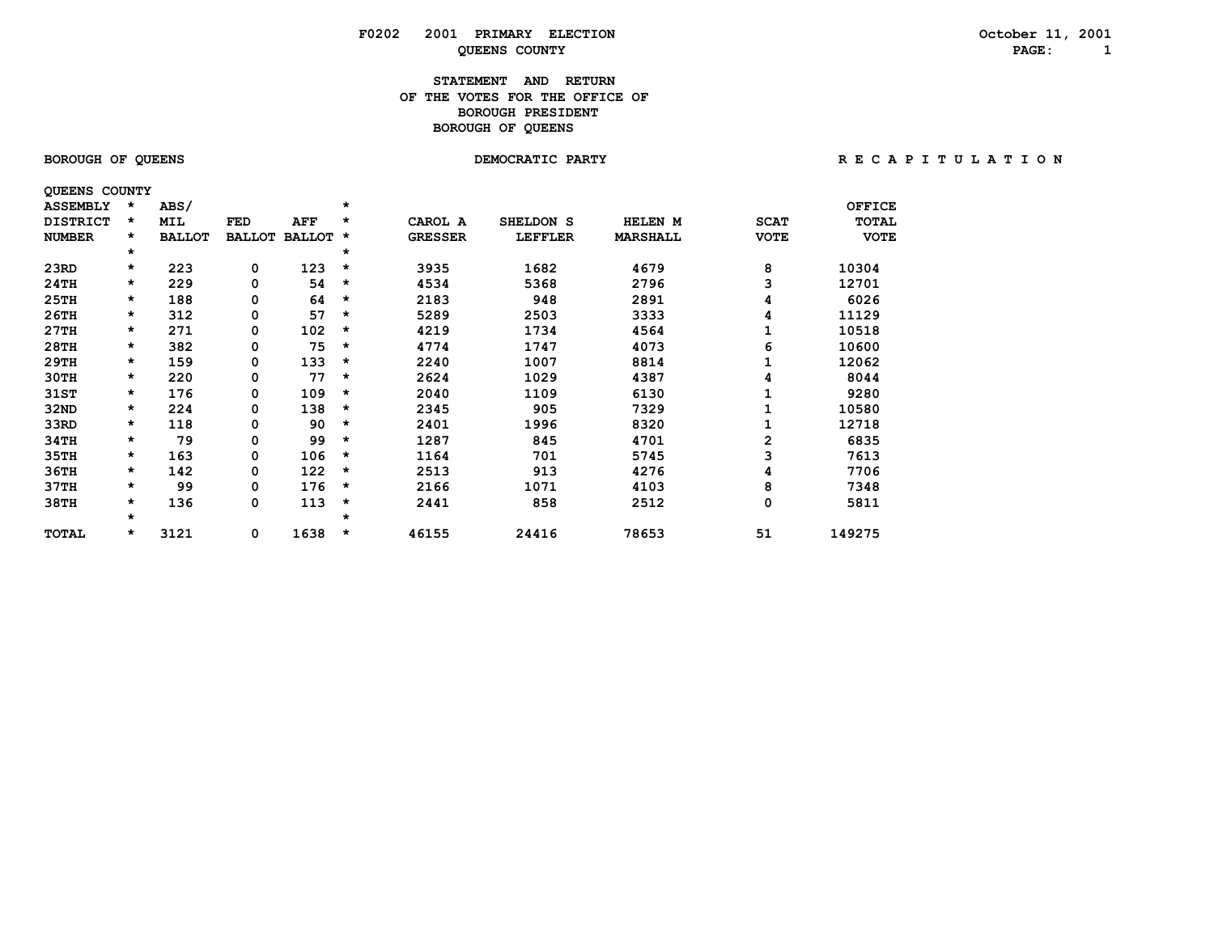F0202 2001 PRIMARY ELECTION
QUEENS COUNTY

October 11, 2001

# STATEMENT AND RETURN OF THE VOTES FOR THE OFFICE OF BOROUGH PRESIDENT BOROUGH OF QUEENS

BOROUGH OF QUEENS | DEMOCRATIC PARTY | R E C A P I T U L A T I O N

QUEENS COUNTY

| ASSEMBLY DISTRICT NUMBER | ABS/ MIL BALLOT | FED BALLOT | AFF BALLOT | CAROL A GRESSER | SHELDON S LEFFLER | HELEN M MARSHALL | SCAT VOTE | OFFICE TOTAL VOTE |
|---|---|---|---|---|---|---|---|---|
| 23RD | 223 | 0 | 123 | 3935 | 1682 | 4679 | 8 | 10304 |
| 24TH | 229 | 0 | 54 | 4534 | 5368 | 2796 | 3 | 12701 |
| 25TH | 188 | 0 | 64 | 2183 | 948 | 2891 | 4 | 6026 |
| 26TH | 312 | 0 | 57 | 5289 | 2503 | 3333 | 4 | 11129 |
| 27TH | 271 | 0 | 102 | 4219 | 1734 | 4564 | 1 | 10518 |
| 28TH | 382 | 0 | 75 | 4774 | 1747 | 4073 | 6 | 10600 |
| 29TH | 159 | 0 | 133 | 2240 | 1007 | 8814 | 1 | 12062 |
| 30TH | 220 | 0 | 77 | 2624 | 1029 | 4387 | 4 | 8044 |
| 31ST | 176 | 0 | 109 | 2040 | 1109 | 6130 | 1 | 9280 |
| 32ND | 224 | 0 | 138 | 2345 | 905 | 7329 | 1 | 10580 |
| 33RD | 118 | 0 | 90 | 2401 | 1996 | 8320 | 1 | 12718 |
| 34TH | 79 | 0 | 99 | 1287 | 845 | 4701 | 2 | 6835 |
| 35TH | 163 | 0 | 106 | 1164 | 701 | 5745 | 3 | 7613 |
| 36TH | 142 | 0 | 122 | 2513 | 913 | 4276 | 4 | 7706 |
| 37TH | 99 | 0 | 176 | 2166 | 1071 | 4103 | 8 | 7348 |
| 38TH | 136 | 0 | 113 | 2441 | 858 | 2512 | 0 | 5811 |
| TOTAL | 3121 | 0 | 1638 | 46155 | 24416 | 78653 | 51 | 149275 |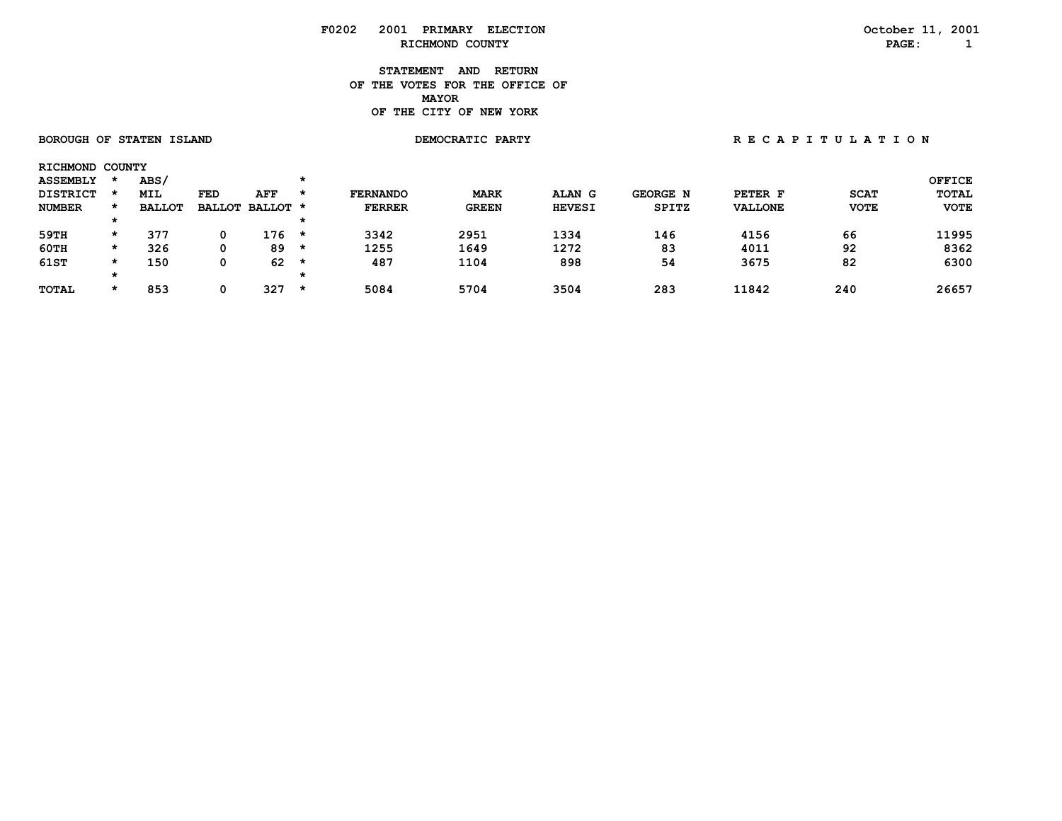F0202 2001 PRIMARY ELECTION
RICHMOND COUNTY

October 11, 2001

# STATEMENT AND RETURN OF THE VOTES FOR THE OFFICE OF MAYOR OF THE CITY OF NEW YORK

BOROUGH OF STATEN ISLAND — DEMOCRATIC PARTY — R E C A P I T U L A T I O N

RICHMOND COUNTY

| ASSEMBLY DISTRICT NUMBER | ABS/ MIL BALLOT | FED BALLOT | AFF BALLOT | FERNANDO FERRER | MARK GREEN | ALAN G HEVESI | GEORGE N SPITZ | PETER F VALLONE | SCAT VOTE | OFFICE TOTAL VOTE |
|---|---|---|---|---|---|---|---|---|---|---|
| 59TH | 377 | 0 | 176 | 3342 | 2951 | 1334 | 146 | 4156 | 66 | 11995 |
| 60TH | 326 | 0 | 89 | 1255 | 1649 | 1272 | 83 | 4011 | 92 | 8362 |
| 61ST | 150 | 0 | 62 | 487 | 1104 | 898 | 54 | 3675 | 82 | 6300 |
| TOTAL | 853 | 0 | 327 | 5084 | 5704 | 3504 | 283 | 11842 | 240 | 26657 |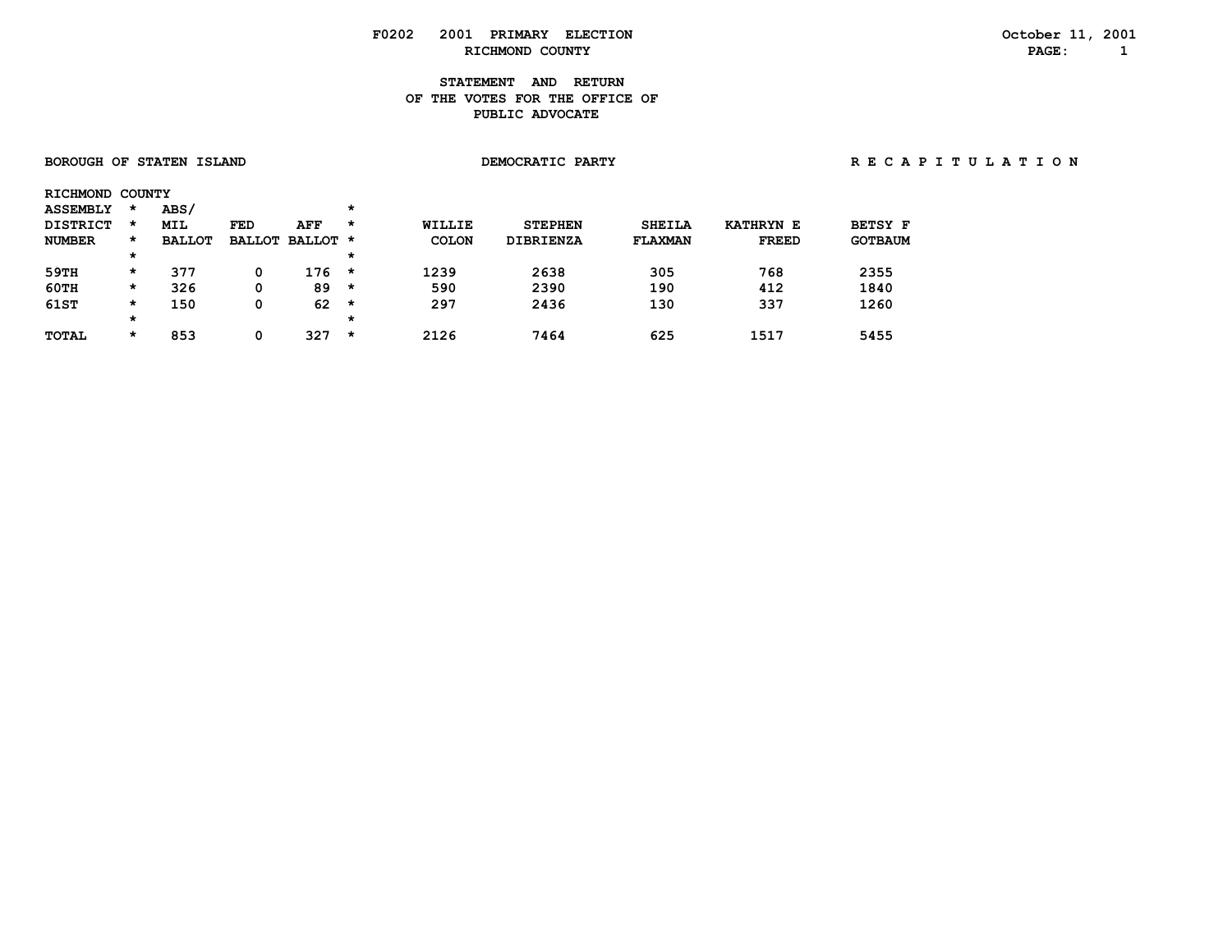F0202 2001 PRIMARY ELECTION
RICHMOND COUNTY

October 11, 2001

# STATEMENT AND RETURN OF THE VOTES FOR THE OFFICE OF PUBLIC ADVOCATE

**BOROUGH OF STATEN ISLAND** | **DEMOCRATIC PARTY** | **R E C A P I T U L A T I O N**

RICHMOND COUNTY

| ASSEMBLY DISTRICT NUMBER | ABS/ MIL BALLOT | FED BALLOT | AFF BALLOT | WILLIE COLON | STEPHEN DIBRIENZA | SHEILA FLAXMAN | KATHRYN E FREED | BETSY F GOTBAUM |
|---|---|---|---|---|---|---|---|---|
| 59TH | 377 | 0 | 176 | 1239 | 2638 | 305 | 768 | 2355 |
| 60TH | 326 | 0 | 89 | 590 | 2390 | 190 | 412 | 1840 |
| 61ST | 150 | 0 | 62 | 297 | 2436 | 130 | 337 | 1260 |
| TOTAL | 853 | 0 | 327 | 2126 | 7464 | 625 | 1517 | 5455 |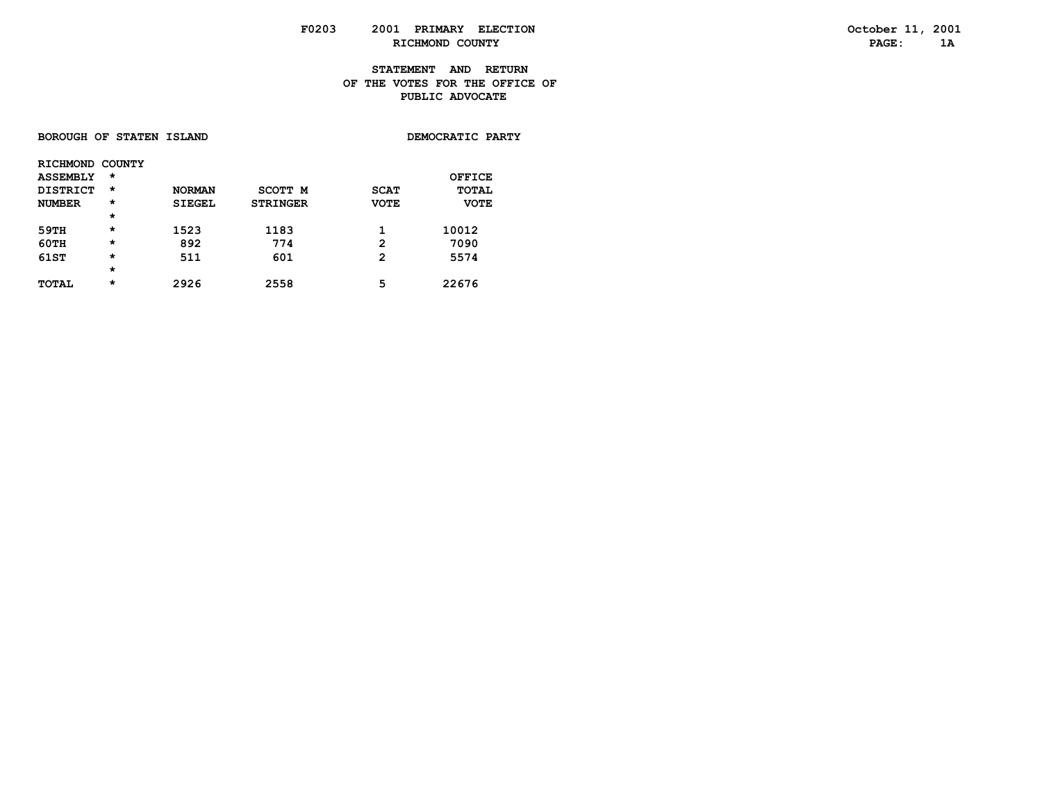F0203 2001 PRIMARY ELECTION

RICHMOND COUNTY

October 11, 2001

PAGE: 1A

**STATEMENT AND RETURN**
**OF THE VOTES FOR THE OFFICE OF**
**PUBLIC ADVOCATE**

**BOROUGH OF STATEN ISLAND** **DEMOCRATIC PARTY**

| RICHMOND COUNTY ASSEMBLY DISTRICT NUMBER | * | NORMAN SIEGEL | SCOTT M STRINGER | SCAT VOTE | OFFICE TOTAL VOTE |
|---|---|---|---|---|---|
| | * | | | | |
| 59TH | * | 1523 | 1183 | 1 | 10012 |
| 60TH | * | 892 | 774 | 2 | 7090 |
| 61ST | * | 511 | 601 | 2 | 5574 |
| | * | | | | |
| TOTAL | * | 2926 | 2558 | 5 | 22676 |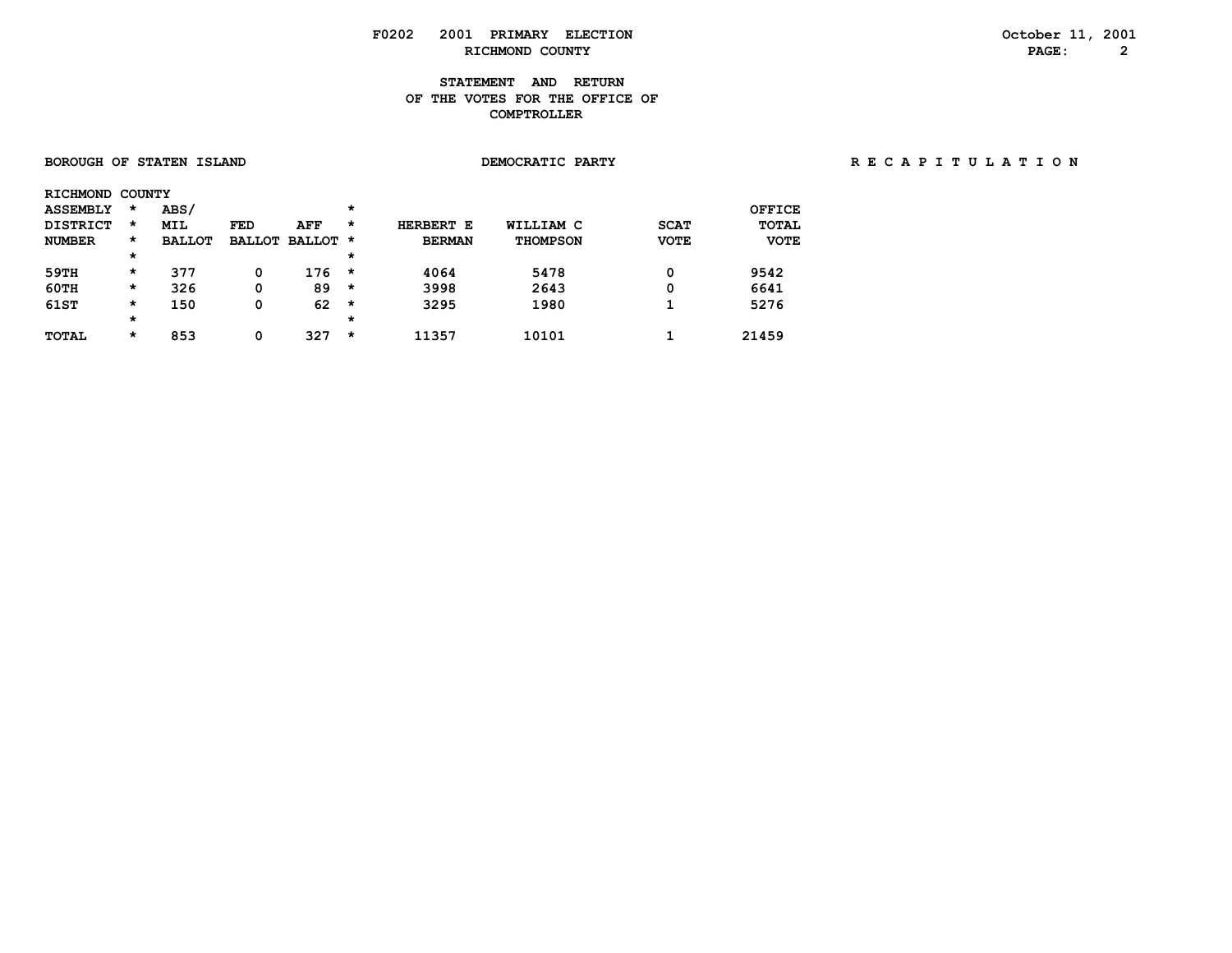# F0202 2001 PRIMARY ELECTION
## RICHMOND COUNTY

October 11, 2001

### STATEMENT AND RETURN OF THE VOTES FOR THE OFFICE OF COMPTROLLER

**BOROUGH OF STATEN ISLAND** — **DEMOCRATIC PARTY** — **R E C A P I T U L A T I O N**

RICHMOND COUNTY

| ASSEMBLY DISTRICT NUMBER | ABS/ MIL BALLOT | FED BALLOT | AFF BALLOT | HERBERT E BERMAN | WILLIAM C THOMPSON | SCAT VOTE | OFFICE TOTAL VOTE |
|---|---|---|---|---|---|---|---|
| 59TH | 377 | 0 | 176 | 4064 | 5478 | 0 | 9542 |
| 60TH | 326 | 0 | 89 | 3998 | 2643 | 0 | 6641 |
| 61ST | 150 | 0 | 62 | 3295 | 1980 | 1 | 5276 |
| TOTAL | 853 | 0 | 327 | 11357 | 10101 | 1 | 21459 |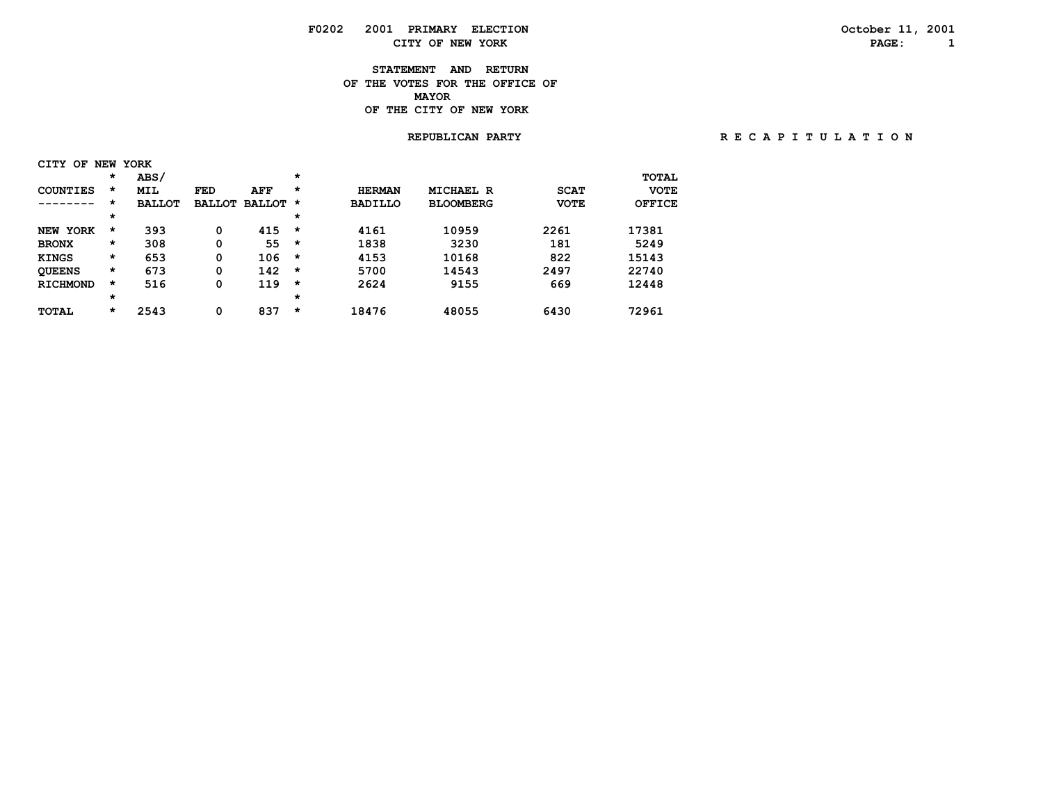F0202 2001 PRIMARY ELECTION
CITY OF NEW YORK

October 11, 2001

STATEMENT AND RETURN
OF THE VOTES FOR THE OFFICE OF
MAYOR
OF THE CITY OF NEW YORK

REPUBLICAN PARTY

R E C A P I T U L A T I O N

CITY OF NEW YORK

| COUNTIES | ABS/ MIL BALLOT | FED BALLOT | AFF BALLOT | HERMAN BADILLO | MICHAEL R BLOOMBERG | SCAT VOTE | TOTAL VOTE OFFICE |
|---|---|---|---|---|---|---|---|
| NEW YORK | 393 | 0 | 415 | 4161 | 10959 | 2261 | 17381 |
| BRONX | 308 | 0 | 55 | 1838 | 3230 | 181 | 5249 |
| KINGS | 653 | 0 | 106 | 4153 | 10168 | 822 | 15143 |
| QUEENS | 673 | 0 | 142 | 5700 | 14543 | 2497 | 22740 |
| RICHMOND | 516 | 0 | 119 | 2624 | 9155 | 669 | 12448 |
| TOTAL | 2543 | 0 | 837 | 18476 | 48055 | 6430 | 72961 |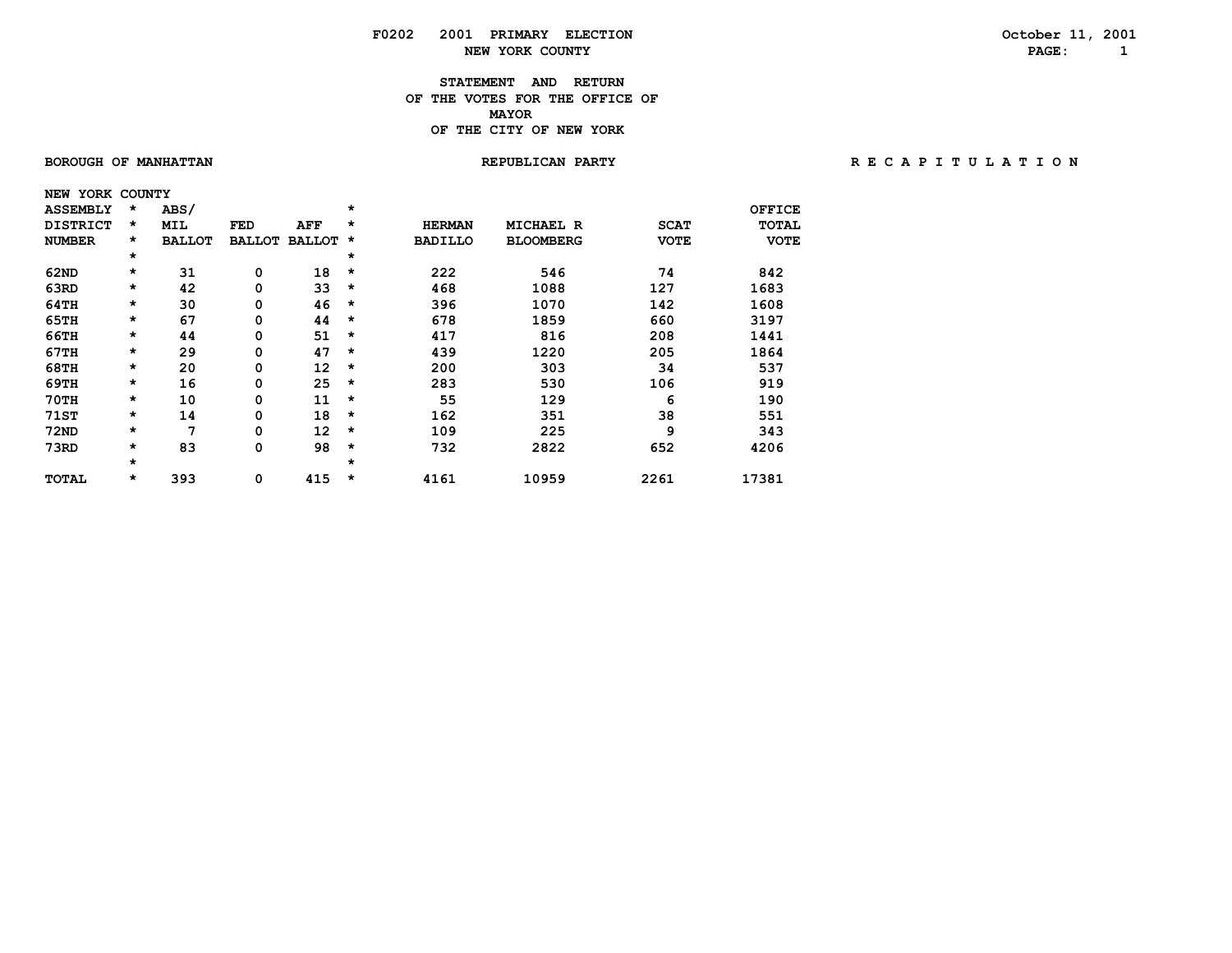F0202 2001 PRIMARY ELECTION
NEW YORK COUNTY

October 11, 2001

# STATEMENT AND RETURN OF THE VOTES FOR THE OFFICE OF MAYOR OF THE CITY OF NEW YORK

BOROUGH OF MANHATTAN — REPUBLICAN PARTY — R E C A P I T U L A T I O N

NEW YORK COUNTY

| ASSEMBLY DISTRICT NUMBER | ABS/ MIL BALLOT | FED BALLOT | AFF BALLOT | HERMAN BADILLO | MICHAEL R BLOOMBERG | SCAT VOTE | OFFICE TOTAL VOTE |
|---|---|---|---|---|---|---|---|
| 62ND | 31 | 0 | 18 | 222 | 546 | 74 | 842 |
| 63RD | 42 | 0 | 33 | 468 | 1088 | 127 | 1683 |
| 64TH | 30 | 0 | 46 | 396 | 1070 | 142 | 1608 |
| 65TH | 67 | 0 | 44 | 678 | 1859 | 660 | 3197 |
| 66TH | 44 | 0 | 51 | 417 | 816 | 208 | 1441 |
| 67TH | 29 | 0 | 47 | 439 | 1220 | 205 | 1864 |
| 68TH | 20 | 0 | 12 | 200 | 303 | 34 | 537 |
| 69TH | 16 | 0 | 25 | 283 | 530 | 106 | 919 |
| 70TH | 10 | 0 | 11 | 55 | 129 | 6 | 190 |
| 71ST | 14 | 0 | 18 | 162 | 351 | 38 | 551 |
| 72ND | 7 | 0 | 12 | 109 | 225 | 9 | 343 |
| 73RD | 83 | 0 | 98 | 732 | 2822 | 652 | 4206 |
| TOTAL | 393 | 0 | 415 | 4161 | 10959 | 2261 | 17381 |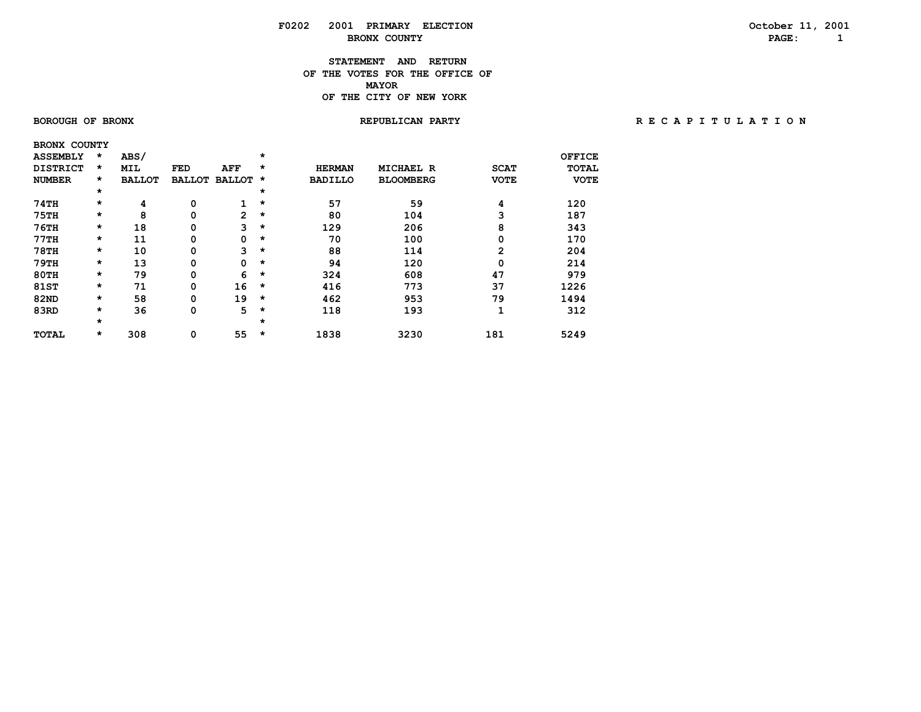F0202 2001 PRIMARY ELECTION

BRONX COUNTY

October 11, 2001

# STATEMENT AND RETURN OF THE VOTES FOR THE OFFICE OF MAYOR OF THE CITY OF NEW YORK

BOROUGH OF BRONX | REPUBLICAN PARTY | R E C A P I T U L A T I O N

BRONX COUNTY

| ASSEMBLY DISTRICT NUMBER | ABS/ MIL BALLOT | FED BALLOT | AFF BALLOT | HERMAN BADILLO | MICHAEL R BLOOMBERG | SCAT VOTE | OFFICE TOTAL VOTE |
|---|---|---|---|---|---|---|---|
| 74TH | 4 | 0 | 1 | 57 | 59 | 4 | 120 |
| 75TH | 8 | 0 | 2 | 80 | 104 | 3 | 187 |
| 76TH | 18 | 0 | 3 | 129 | 206 | 8 | 343 |
| 77TH | 11 | 0 | 0 | 70 | 100 | 0 | 170 |
| 78TH | 10 | 0 | 3 | 88 | 114 | 2 | 204 |
| 79TH | 13 | 0 | 0 | 94 | 120 | 0 | 214 |
| 80TH | 79 | 0 | 6 | 324 | 608 | 47 | 979 |
| 81ST | 71 | 0 | 16 | 416 | 773 | 37 | 1226 |
| 82ND | 58 | 0 | 19 | 462 | 953 | 79 | 1494 |
| 83RD | 36 | 0 | 5 | 118 | 193 | 1 | 312 |
| TOTAL | 308 | 0 | 55 | 1838 | 3230 | 181 | 5249 |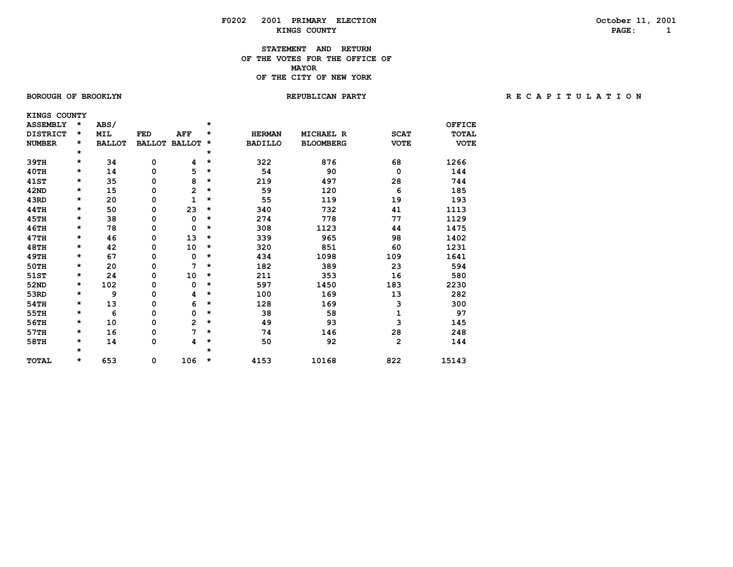F0202 2001 PRIMARY ELECTION

KINGS COUNTY

October 11, 2001

## STATEMENT AND RETURN OF THE VOTES FOR THE OFFICE OF MAYOR OF THE CITY OF NEW YORK

BOROUGH OF BROOKLYN — REPUBLICAN PARTY — RECAPITULATION

KINGS COUNTY

| ASSEMBLY DISTRICT NUMBER | ABS/ MIL BALLOT | FED BALLOT | AFF BALLOT | HERMAN BADILLO | MICHAEL R BLOOMBERG | SCAT VOTE | OFFICE TOTAL VOTE |
|---|---|---|---|---|---|---|---|
| 39TH | 34 | 0 | 4 | 322 | 876 | 68 | 1266 |
| 40TH | 14 | 0 | 5 | 54 | 90 | 0 | 144 |
| 41ST | 35 | 0 | 8 | 219 | 497 | 28 | 744 |
| 42ND | 15 | 0 | 2 | 59 | 120 | 6 | 185 |
| 43RD | 20 | 0 | 1 | 55 | 119 | 19 | 193 |
| 44TH | 50 | 0 | 23 | 340 | 732 | 41 | 1113 |
| 45TH | 38 | 0 | 0 | 274 | 778 | 77 | 1129 |
| 46TH | 78 | 0 | 0 | 308 | 1123 | 44 | 1475 |
| 47TH | 46 | 0 | 13 | 339 | 965 | 98 | 1402 |
| 48TH | 42 | 0 | 10 | 320 | 851 | 60 | 1231 |
| 49TH | 67 | 0 | 0 | 434 | 1098 | 109 | 1641 |
| 50TH | 20 | 0 | 7 | 182 | 389 | 23 | 594 |
| 51ST | 24 | 0 | 10 | 211 | 353 | 16 | 580 |
| 52ND | 102 | 0 | 0 | 597 | 1450 | 183 | 2230 |
| 53RD | 9 | 0 | 4 | 100 | 169 | 13 | 282 |
| 54TH | 13 | 0 | 6 | 128 | 169 | 3 | 300 |
| 55TH | 6 | 0 | 0 | 38 | 58 | 1 | 97 |
| 56TH | 10 | 0 | 2 | 49 | 93 | 3 | 145 |
| 57TH | 16 | 0 | 7 | 74 | 146 | 28 | 248 |
| 58TH | 14 | 0 | 4 | 50 | 92 | 2 | 144 |
| TOTAL | 653 | 0 | 106 | 4153 | 10168 | 822 | 15143 |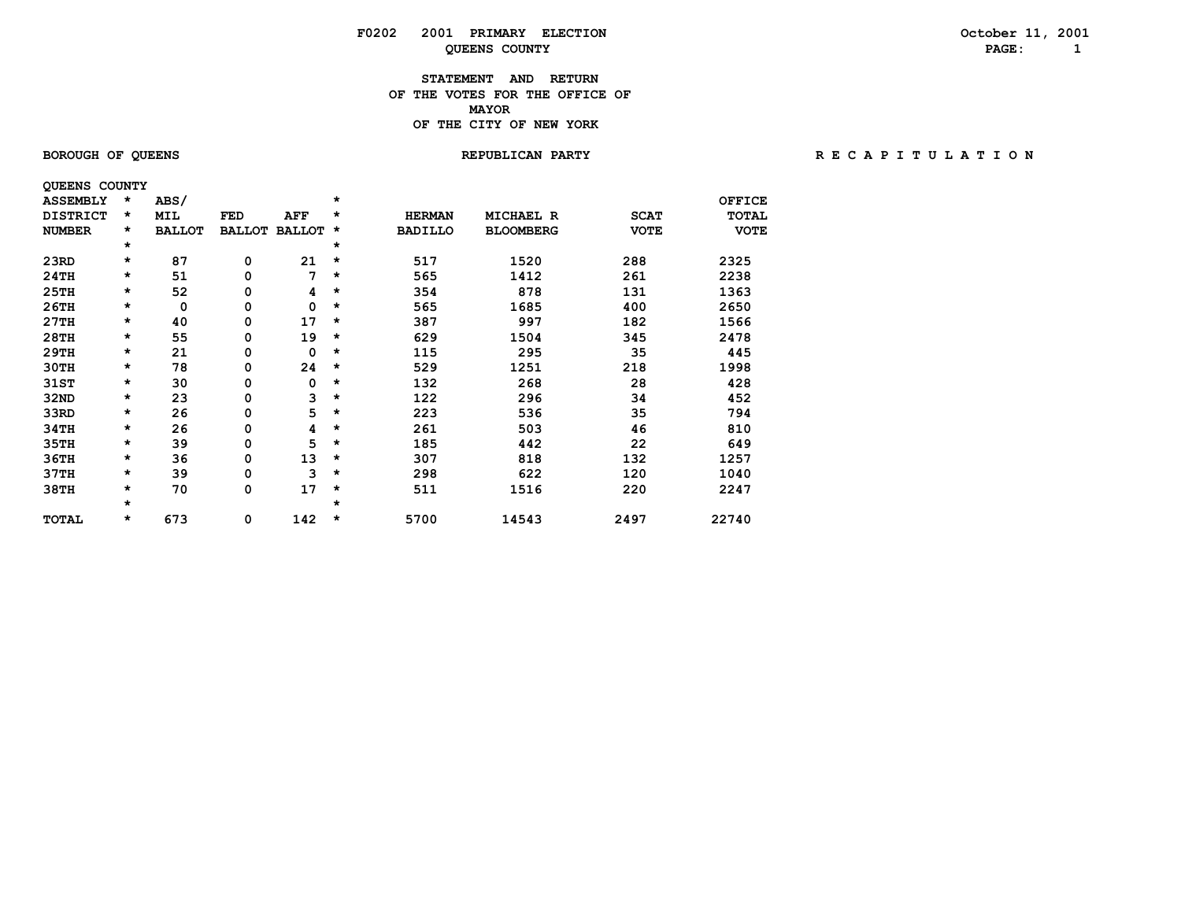F0202 2001 PRIMARY ELECTION

QUEENS COUNTY

October 11, 2001

# STATEMENT AND RETURN OF THE VOTES FOR THE OFFICE OF MAYOR OF THE CITY OF NEW YORK

BOROUGH OF QUEENS — REPUBLICAN PARTY — R E C A P I T U L A T I O N

QUEENS COUNTY

| ASSEMBLY DISTRICT NUMBER | ABS/ MIL BALLOT | FED BALLOT | AFF BALLOT | HERMAN BADILLO | MICHAEL R BLOOMBERG | SCAT VOTE | OFFICE TOTAL VOTE |
|---|---|---|---|---|---|---|---|
| 23RD | 87 | 0 | 21 | 517 | 1520 | 288 | 2325 |
| 24TH | 51 | 0 | 7 | 565 | 1412 | 261 | 2238 |
| 25TH | 52 | 0 | 4 | 354 | 878 | 131 | 1363 |
| 26TH | 0 | 0 | 0 | 565 | 1685 | 400 | 2650 |
| 27TH | 40 | 0 | 17 | 387 | 997 | 182 | 1566 |
| 28TH | 55 | 0 | 19 | 629 | 1504 | 345 | 2478 |
| 29TH | 21 | 0 | 0 | 115 | 295 | 35 | 445 |
| 30TH | 78 | 0 | 24 | 529 | 1251 | 218 | 1998 |
| 31ST | 30 | 0 | 0 | 132 | 268 | 28 | 428 |
| 32ND | 23 | 0 | 3 | 122 | 296 | 34 | 452 |
| 33RD | 26 | 0 | 5 | 223 | 536 | 35 | 794 |
| 34TH | 26 | 0 | 4 | 261 | 503 | 46 | 810 |
| 35TH | 39 | 0 | 5 | 185 | 442 | 22 | 649 |
| 36TH | 36 | 0 | 13 | 307 | 818 | 132 | 1257 |
| 37TH | 39 | 0 | 3 | 298 | 622 | 120 | 1040 |
| 38TH | 70 | 0 | 17 | 511 | 1516 | 220 | 2247 |
| TOTAL | 673 | 0 | 142 | 5700 | 14543 | 2497 | 22740 |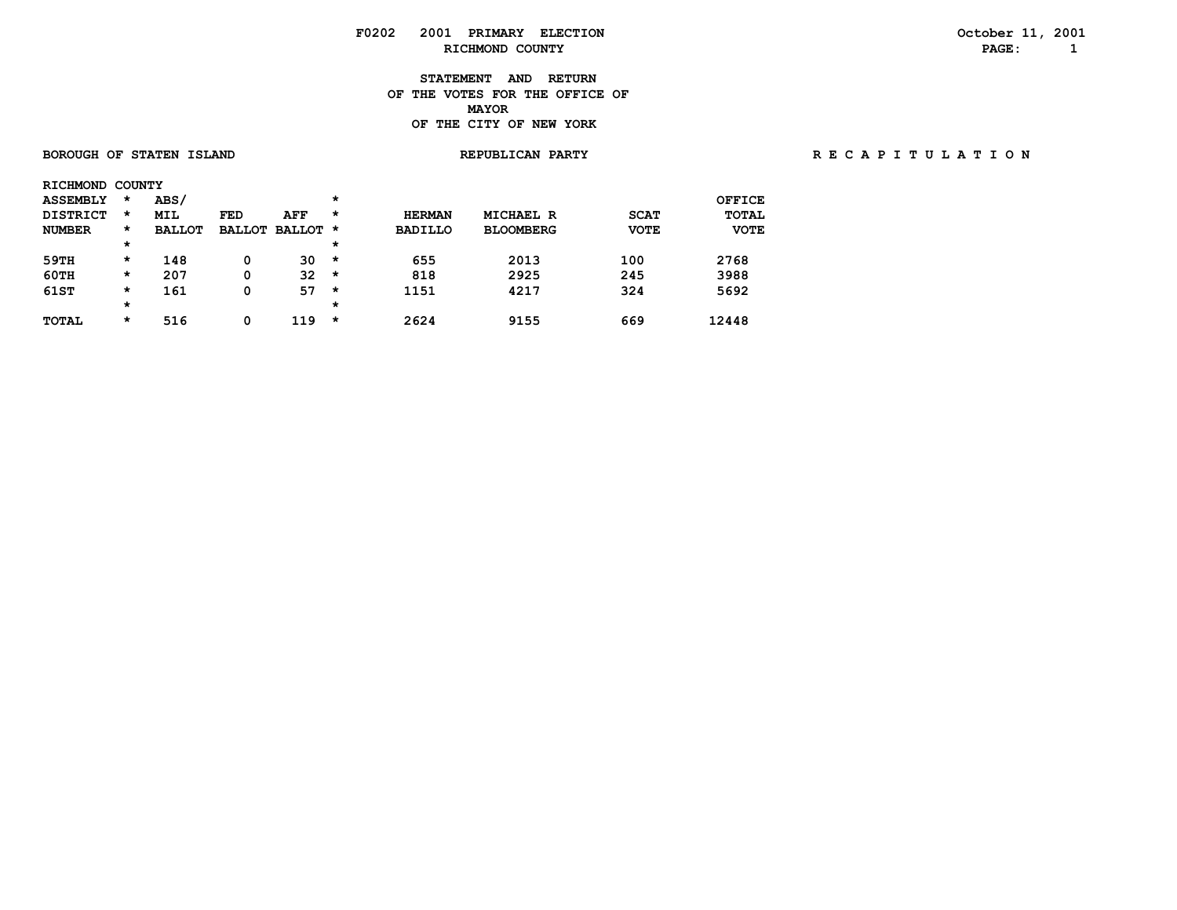F0202 2001 PRIMARY ELECTION
RICHMOND COUNTY

October 11, 2001

# STATEMENT AND RETURN OF THE VOTES FOR THE OFFICE OF MAYOR OF THE CITY OF NEW YORK

BOROUGH OF STATEN ISLAND — REPUBLICAN PARTY — R E C A P I T U L A T I O N

RICHMOND COUNTY

| ASSEMBLY DISTRICT NUMBER | ABS/ MIL BALLOT | FED BALLOT | AFF BALLOT | HERMAN BADILLO | MICHAEL R BLOOMBERG | SCAT VOTE | OFFICE TOTAL VOTE |
|---|---|---|---|---|---|---|---|
| 59TH | 148 | 0 | 30 | 655 | 2013 | 100 | 2768 |
| 60TH | 207 | 0 | 32 | 818 | 2925 | 245 | 3988 |
| 61ST | 161 | 0 | 57 | 1151 | 4217 | 324 | 5692 |
| TOTAL | 516 | 0 | 119 | 2624 | 9155 | 669 | 12448 |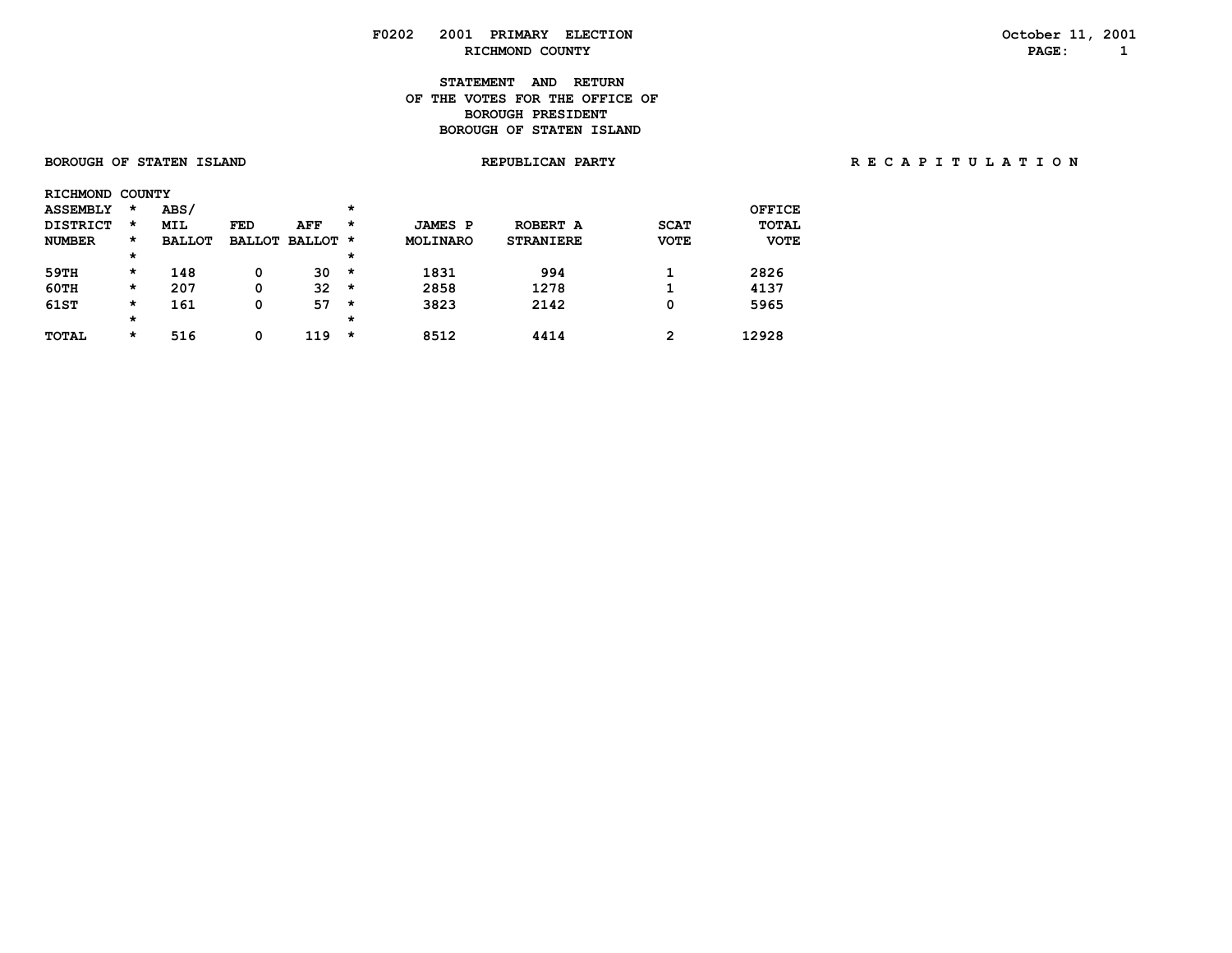F0202 2001 PRIMARY ELECTION

RICHMOND COUNTY

October 11, 2001

# STATEMENT AND RETURN OF THE VOTES FOR THE OFFICE OF BOROUGH PRESIDENT BOROUGH OF STATEN ISLAND

BOROUGH OF STATEN ISLAND

REPUBLICAN PARTY

R E C A P I T U L A T I O N

RICHMOND COUNTY

| ASSEMBLY DISTRICT NUMBER | ABS/ MIL BALLOT | FED BALLOT | AFF BALLOT | JAMES P MOLINARO | ROBERT A STRANIERE | SCAT VOTE | OFFICE TOTAL VOTE |
|---|---|---|---|---|---|---|---|
| 59TH | 148 | 0 | 30 | 1831 | 994 | 1 | 2826 |
| 60TH | 207 | 0 | 32 | 2858 | 1278 | 1 | 4137 |
| 61ST | 161 | 0 | 57 | 3823 | 2142 | 0 | 5965 |
| TOTAL | 516 | 0 | 119 | 8512 | 4414 | 2 | 12928 |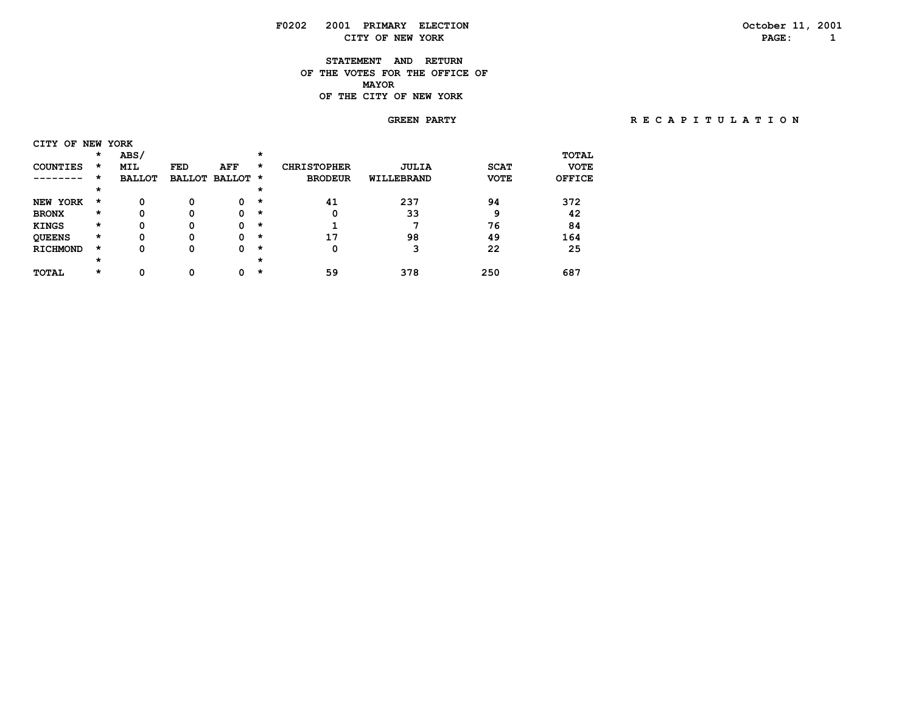F0202 2001 PRIMARY ELECTION

CITY OF NEW YORK

October 11, 2001

# STATEMENT AND RETURN OF THE VOTES FOR THE OFFICE OF MAYOR OF THE CITY OF NEW YORK

## GREEN PARTY

R E C A P I T U L A T I O N

CITY OF NEW YORK

| COUNTIES | ABS/ MIL BALLOT | FED BALLOT | AFF BALLOT | CHRISTOPHER BRODEUR | JULIA WILLEBRAND | SCAT VOTE | TOTAL VOTE OFFICE |
|---|---|---|---|---|---|---|---|
| NEW YORK | 0 | 0 | 0 | 41 | 237 | 94 | 372 |
| BRONX | 0 | 0 | 0 | 0 | 33 | 9 | 42 |
| KINGS | 0 | 0 | 0 | 1 | 7 | 76 | 84 |
| QUEENS | 0 | 0 | 0 | 17 | 98 | 49 | 164 |
| RICHMOND | 0 | 0 | 0 | 0 | 3 | 22 | 25 |
| TOTAL | 0 | 0 | 0 | 59 | 378 | 250 | 687 |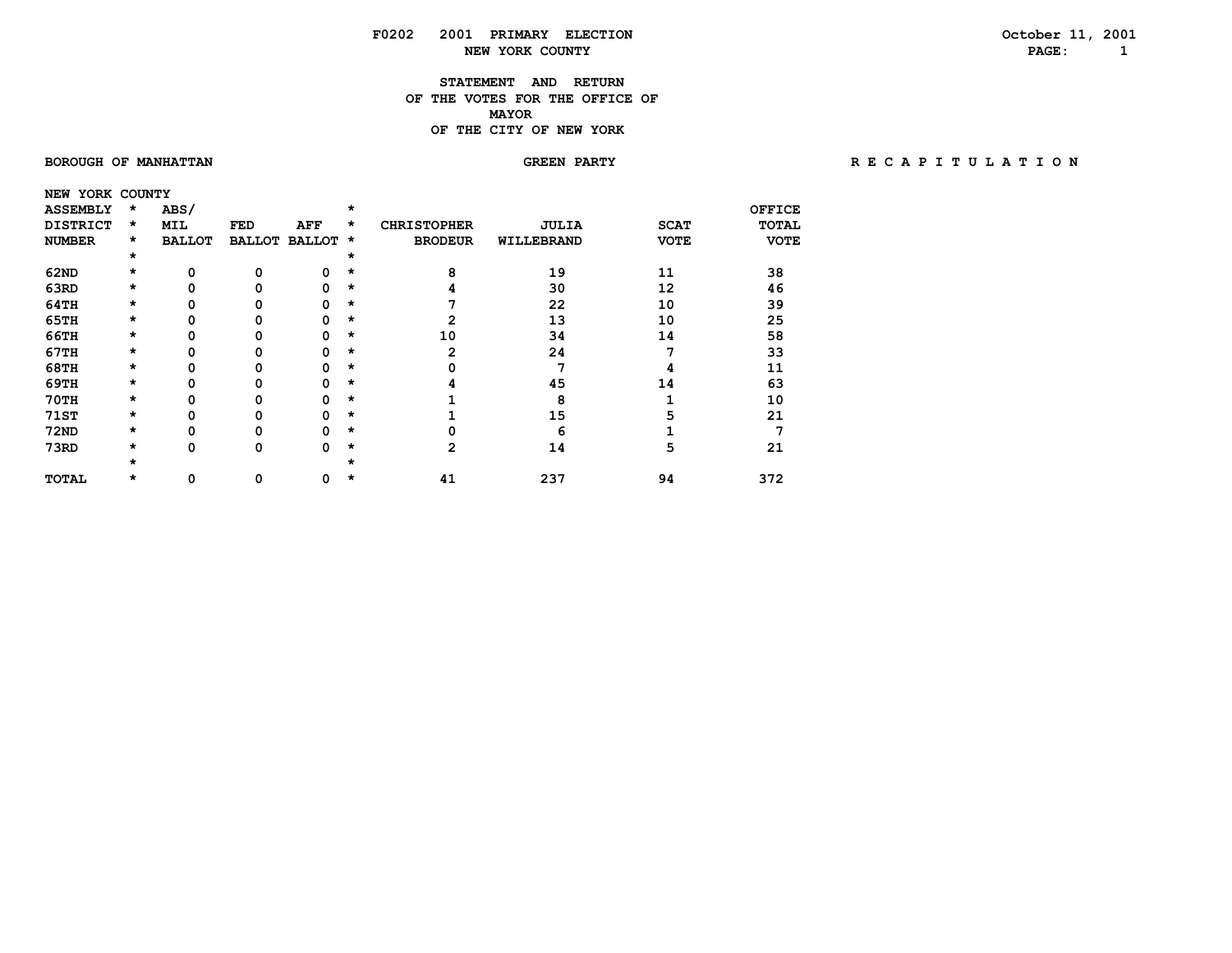F0202 2001 PRIMARY ELECTION
NEW YORK COUNTY

October 11, 2001

# STATEMENT AND RETURN OF THE VOTES FOR THE OFFICE OF MAYOR OF THE CITY OF NEW YORK

BOROUGH OF MANHATTAN — GREEN PARTY — RECAPITULATION

NEW YORK COUNTY

| ASSEMBLY DISTRICT NUMBER | ABS/ MIL BALLOT | FED BALLOT | AFF BALLOT | CHRISTOPHER BRODEUR | JULIA WILLEBRAND | SCAT VOTE | OFFICE TOTAL VOTE |
|---|---|---|---|---|---|---|---|
| 62ND | 0 | 0 | 0 | 8 | 19 | 11 | 38 |
| 63RD | 0 | 0 | 0 | 4 | 30 | 12 | 46 |
| 64TH | 0 | 0 | 0 | 7 | 22 | 10 | 39 |
| 65TH | 0 | 0 | 0 | 2 | 13 | 10 | 25 |
| 66TH | 0 | 0 | 0 | 10 | 34 | 14 | 58 |
| 67TH | 0 | 0 | 0 | 2 | 24 | 7 | 33 |
| 68TH | 0 | 0 | 0 | 0 | 7 | 4 | 11 |
| 69TH | 0 | 0 | 0 | 4 | 45 | 14 | 63 |
| 70TH | 0 | 0 | 0 | 1 | 8 | 1 | 10 |
| 71ST | 0 | 0 | 0 | 1 | 15 | 5 | 21 |
| 72ND | 0 | 0 | 0 | 0 | 6 | 1 | 7 |
| 73RD | 0 | 0 | 0 | 2 | 14 | 5 | 21 |
| TOTAL | 0 | 0 | 0 | 41 | 237 | 94 | 372 |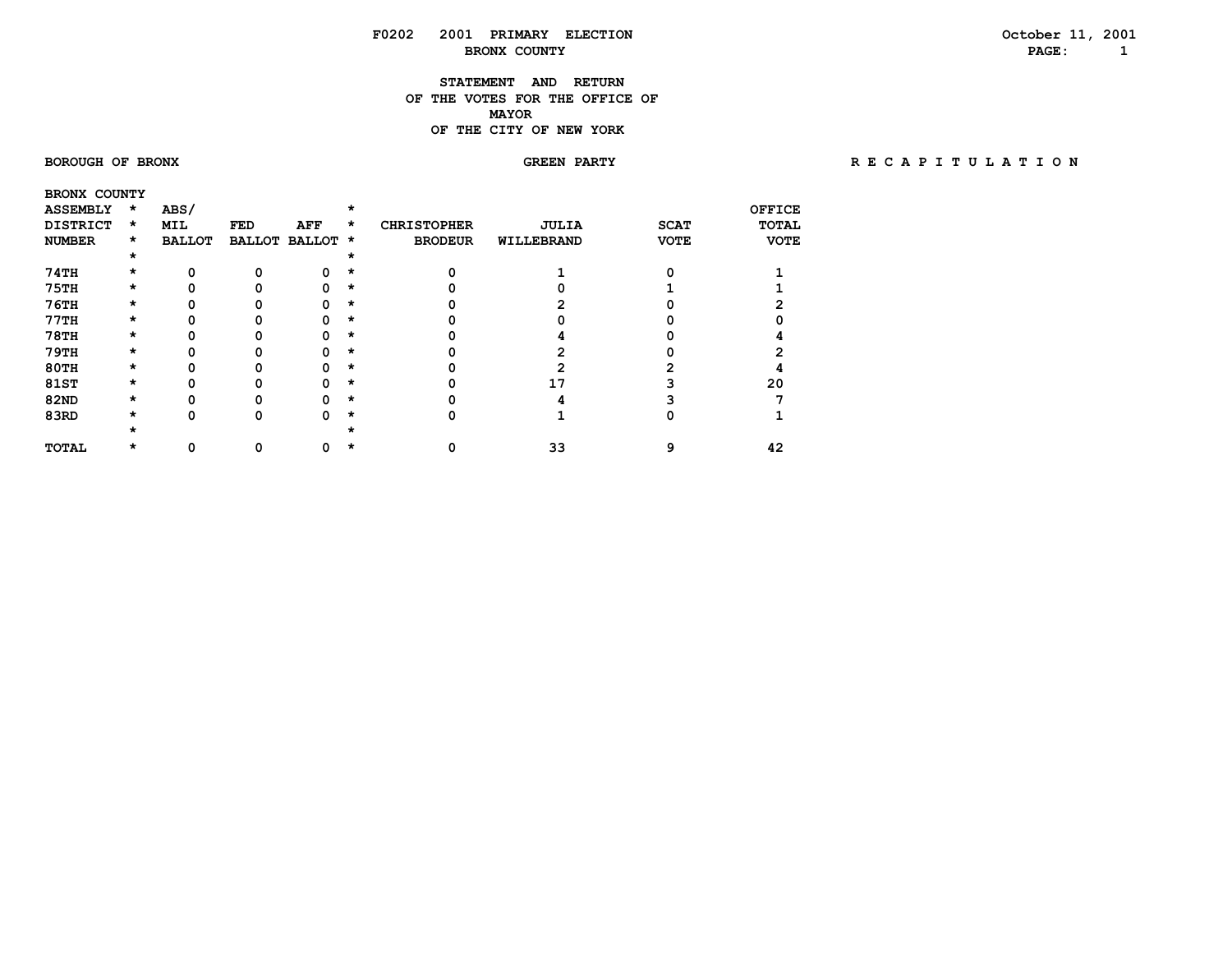F0202 2001 PRIMARY ELECTION

BRONX COUNTY

October 11, 2001

## STATEMENT AND RETURN OF THE VOTES FOR THE OFFICE OF MAYOR OF THE CITY OF NEW YORK

BOROUGH OF BRONX

GREEN PARTY

R E C A P I T U L A T I O N

BRONX COUNTY

| ASSEMBLY DISTRICT NUMBER | ABS/ MIL BALLOT | FED BALLOT | AFF BALLOT | CHRISTOPHER BRODEUR | JULIA WILLEBRAND | SCAT VOTE | OFFICE TOTAL VOTE |
|---|---|---|---|---|---|---|---|
| 74TH | 0 | 0 | 0 | 0 | 1 | 0 | 1 |
| 75TH | 0 | 0 | 0 | 0 | 0 | 1 | 1 |
| 76TH | 0 | 0 | 0 | 0 | 2 | 0 | 2 |
| 77TH | 0 | 0 | 0 | 0 | 0 | 0 | 0 |
| 78TH | 0 | 0 | 0 | 0 | 4 | 0 | 4 |
| 79TH | 0 | 0 | 0 | 0 | 2 | 0 | 2 |
| 80TH | 0 | 0 | 0 | 0 | 2 | 2 | 4 |
| 81ST | 0 | 0 | 0 | 0 | 17 | 3 | 20 |
| 82ND | 0 | 0 | 0 | 0 | 4 | 3 | 7 |
| 83RD | 0 | 0 | 0 | 0 | 1 | 0 | 1 |
| TOTAL | 0 | 0 | 0 | 0 | 33 | 9 | 42 |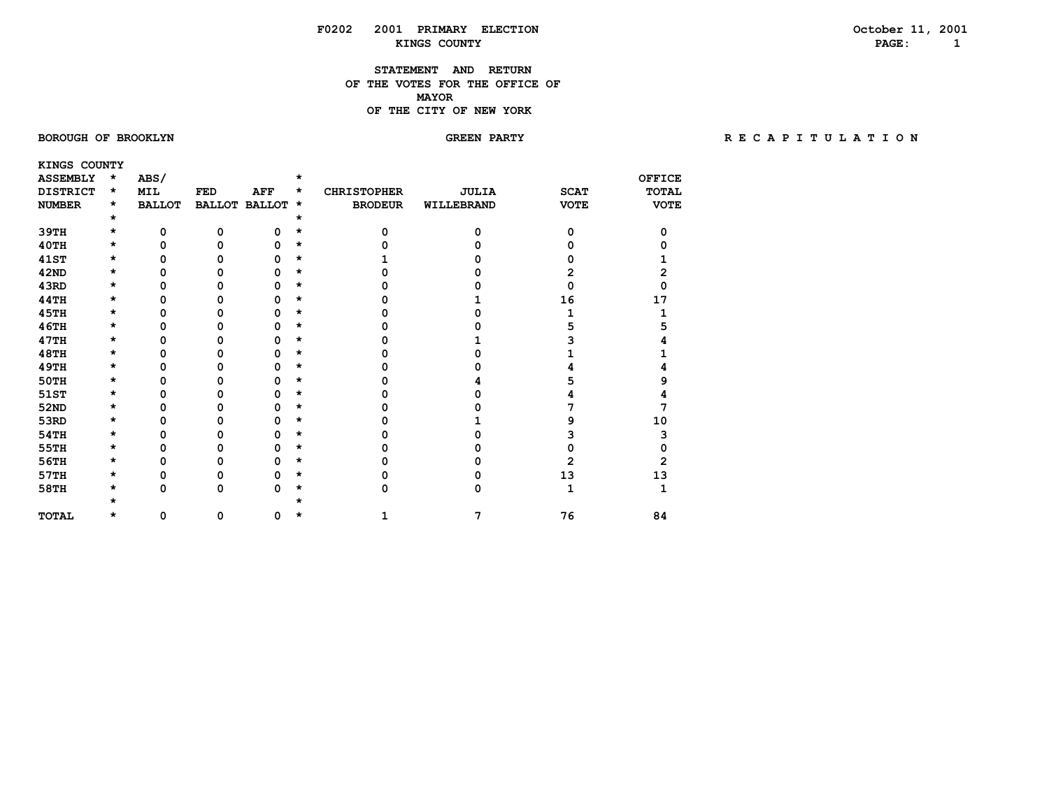F0202 2001 PRIMARY ELECTION
KINGS COUNTY

October 11, 2001

## STATEMENT AND RETURN OF THE VOTES FOR THE OFFICE OF MAYOR OF THE CITY OF NEW YORK

BOROUGH OF BROOKLYN

GREEN PARTY

R E C A P I T U L A T I O N

KINGS COUNTY

| ASSEMBLY DISTRICT NUMBER | ABS/ MIL BALLOT | FED BALLOT | AFF BALLOT | CHRISTOPHER BRODEUR | JULIA WILLEBRAND | SCAT VOTE | OFFICE TOTAL VOTE |
|---|---|---|---|---|---|---|---|
| 39TH | 0 | 0 | 0 | 0 | 0 | 0 | 0 |
| 40TH | 0 | 0 | 0 | 0 | 0 | 0 | 0 |
| 41ST | 0 | 0 | 0 | 1 | 0 | 0 | 1 |
| 42ND | 0 | 0 | 0 | 0 | 0 | 2 | 2 |
| 43RD | 0 | 0 | 0 | 0 | 0 | 0 | 0 |
| 44TH | 0 | 0 | 0 | 0 | 1 | 16 | 17 |
| 45TH | 0 | 0 | 0 | 0 | 0 | 1 | 1 |
| 46TH | 0 | 0 | 0 | 0 | 0 | 5 | 5 |
| 47TH | 0 | 0 | 0 | 0 | 1 | 3 | 4 |
| 48TH | 0 | 0 | 0 | 0 | 0 | 1 | 1 |
| 49TH | 0 | 0 | 0 | 0 | 0 | 4 | 4 |
| 50TH | 0 | 0 | 0 | 0 | 4 | 5 | 9 |
| 51ST | 0 | 0 | 0 | 0 | 0 | 4 | 4 |
| 52ND | 0 | 0 | 0 | 0 | 0 | 7 | 7 |
| 53RD | 0 | 0 | 0 | 0 | 1 | 9 | 10 |
| 54TH | 0 | 0 | 0 | 0 | 0 | 3 | 3 |
| 55TH | 0 | 0 | 0 | 0 | 0 | 0 | 0 |
| 56TH | 0 | 0 | 0 | 0 | 0 | 2 | 2 |
| 57TH | 0 | 0 | 0 | 0 | 0 | 13 | 13 |
| 58TH | 0 | 0 | 0 | 0 | 0 | 1 | 1 |
| TOTAL | 0 | 0 | 0 | 1 | 7 | 76 | 84 |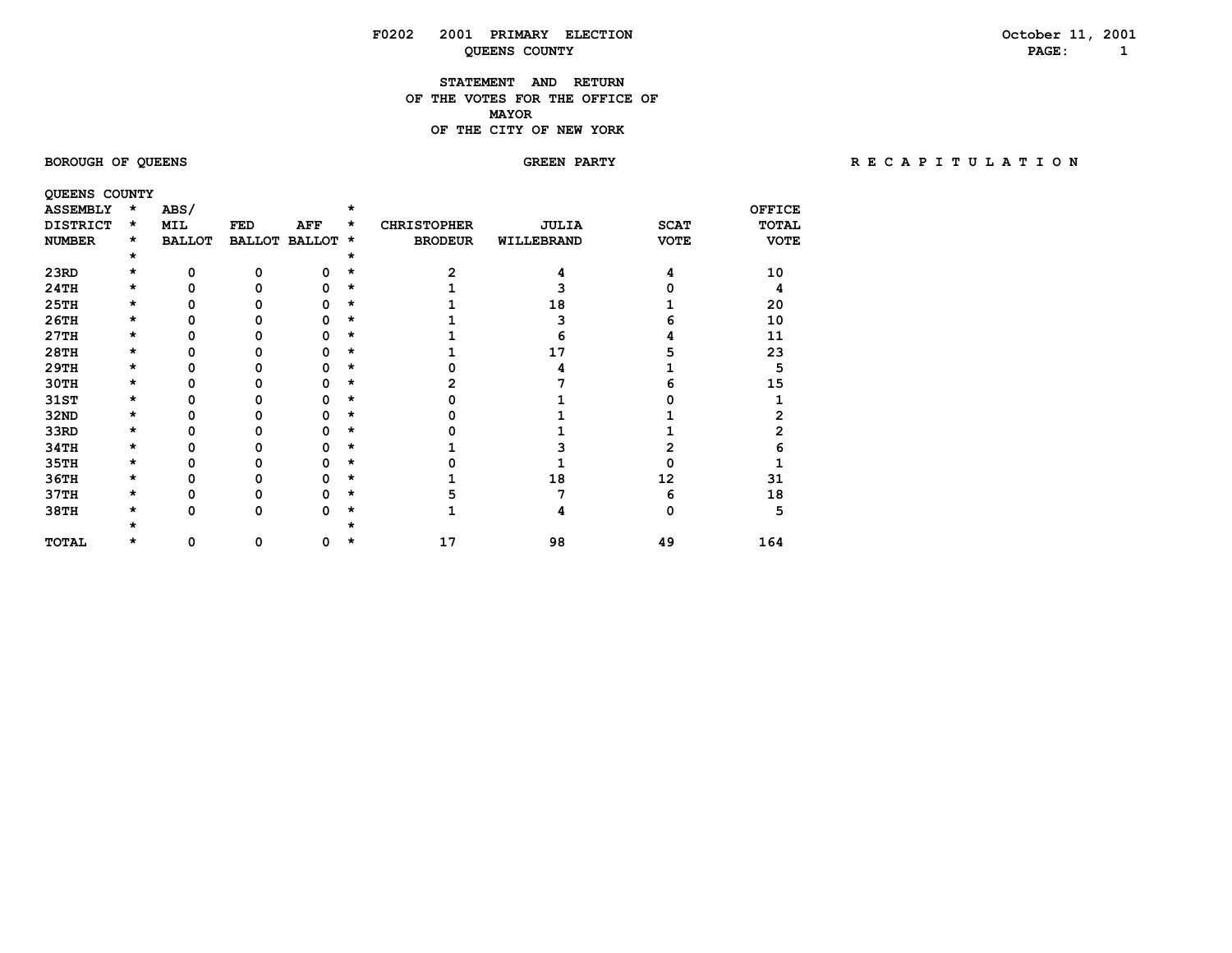F0202 2001 PRIMARY ELECTION

QUEENS COUNTY

October 11, 2001

## STATEMENT AND RETURN OF THE VOTES FOR THE OFFICE OF MAYOR OF THE CITY OF NEW YORK

BOROUGH OF QUEENS

GREEN PARTY

R E C A P I T U L A T I O N

QUEENS COUNTY

| ASSEMBLY DISTRICT NUMBER | ABS/ MIL BALLOT | FED BALLOT | AFF BALLOT | CHRISTOPHER BRODEUR | JULIA WILLEBRAND | SCAT VOTE | OFFICE TOTAL VOTE |
|---|---|---|---|---|---|---|---|
| 23RD | 0 | 0 | 0 | 2 | 4 | 4 | 10 |
| 24TH | 0 | 0 | 0 | 1 | 3 | 0 | 4 |
| 25TH | 0 | 0 | 0 | 1 | 18 | 1 | 20 |
| 26TH | 0 | 0 | 0 | 1 | 3 | 6 | 10 |
| 27TH | 0 | 0 | 0 | 1 | 6 | 4 | 11 |
| 28TH | 0 | 0 | 0 | 1 | 17 | 5 | 23 |
| 29TH | 0 | 0 | 0 | 0 | 4 | 1 | 5 |
| 30TH | 0 | 0 | 0 | 2 | 7 | 6 | 15 |
| 31ST | 0 | 0 | 0 | 0 | 1 | 0 | 1 |
| 32ND | 0 | 0 | 0 | 0 | 1 | 1 | 2 |
| 33RD | 0 | 0 | 0 | 0 | 1 | 1 | 2 |
| 34TH | 0 | 0 | 0 | 1 | 3 | 2 | 6 |
| 35TH | 0 | 0 | 0 | 0 | 1 | 0 | 1 |
| 36TH | 0 | 0 | 0 | 1 | 18 | 12 | 31 |
| 37TH | 0 | 0 | 0 | 5 | 7 | 6 | 18 |
| 38TH | 0 | 0 | 0 | 1 | 4 | 0 | 5 |
| TOTAL | 0 | 0 | 0 | 17 | 98 | 49 | 164 |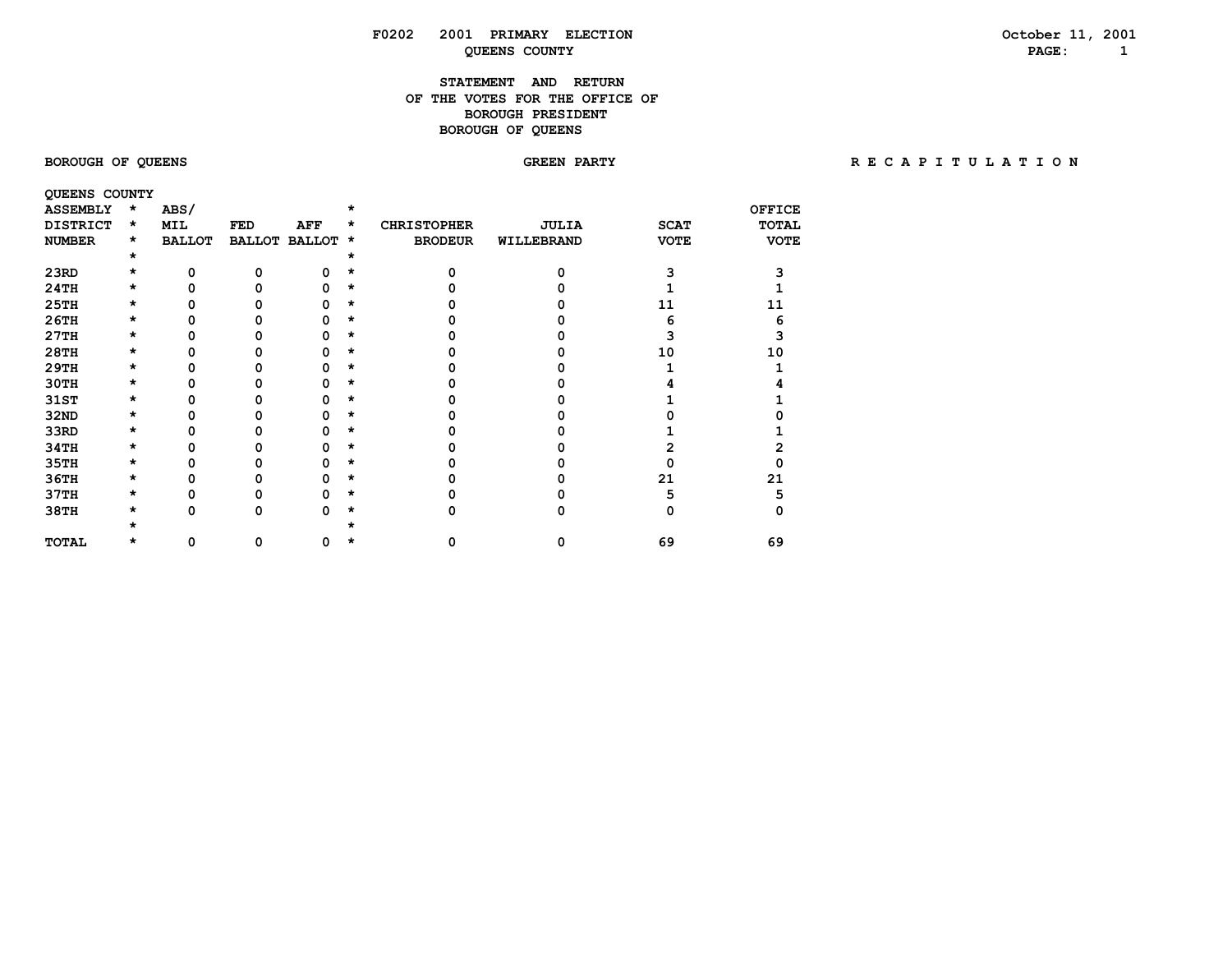F0202 2001 PRIMARY ELECTION

QUEENS COUNTY

October 11, 2001

## STATEMENT AND RETURN OF THE VOTES FOR THE OFFICE OF BOROUGH PRESIDENT BOROUGH OF QUEENS

BOROUGH OF QUEENS — GREEN PARTY — R E C A P I T U L A T I O N

QUEENS COUNTY

| ASSEMBLY DISTRICT NUMBER | ABS/ MIL BALLOT | FED BALLOT | AFF BALLOT | CHRISTOPHER BRODEUR | JULIA WILLEBRAND | SCAT VOTE | OFFICE TOTAL VOTE |
|---|---|---|---|---|---|---|---|
| 23RD | 0 | 0 | 0 | 0 | 0 | 3 | 3 |
| 24TH | 0 | 0 | 0 | 0 | 0 | 1 | 1 |
| 25TH | 0 | 0 | 0 | 0 | 0 | 11 | 11 |
| 26TH | 0 | 0 | 0 | 0 | 0 | 6 | 6 |
| 27TH | 0 | 0 | 0 | 0 | 0 | 3 | 3 |
| 28TH | 0 | 0 | 0 | 0 | 0 | 10 | 10 |
| 29TH | 0 | 0 | 0 | 0 | 0 | 1 | 1 |
| 30TH | 0 | 0 | 0 | 0 | 0 | 4 | 4 |
| 31ST | 0 | 0 | 0 | 0 | 0 | 1 | 1 |
| 32ND | 0 | 0 | 0 | 0 | 0 | 0 | 0 |
| 33RD | 0 | 0 | 0 | 0 | 0 | 1 | 1 |
| 34TH | 0 | 0 | 0 | 0 | 0 | 2 | 2 |
| 35TH | 0 | 0 | 0 | 0 | 0 | 0 | 0 |
| 36TH | 0 | 0 | 0 | 0 | 0 | 21 | 21 |
| 37TH | 0 | 0 | 0 | 0 | 0 | 5 | 5 |
| 38TH | 0 | 0 | 0 | 0 | 0 | 0 | 0 |
| TOTAL | 0 | 0 | 0 | 0 | 0 | 69 | 69 |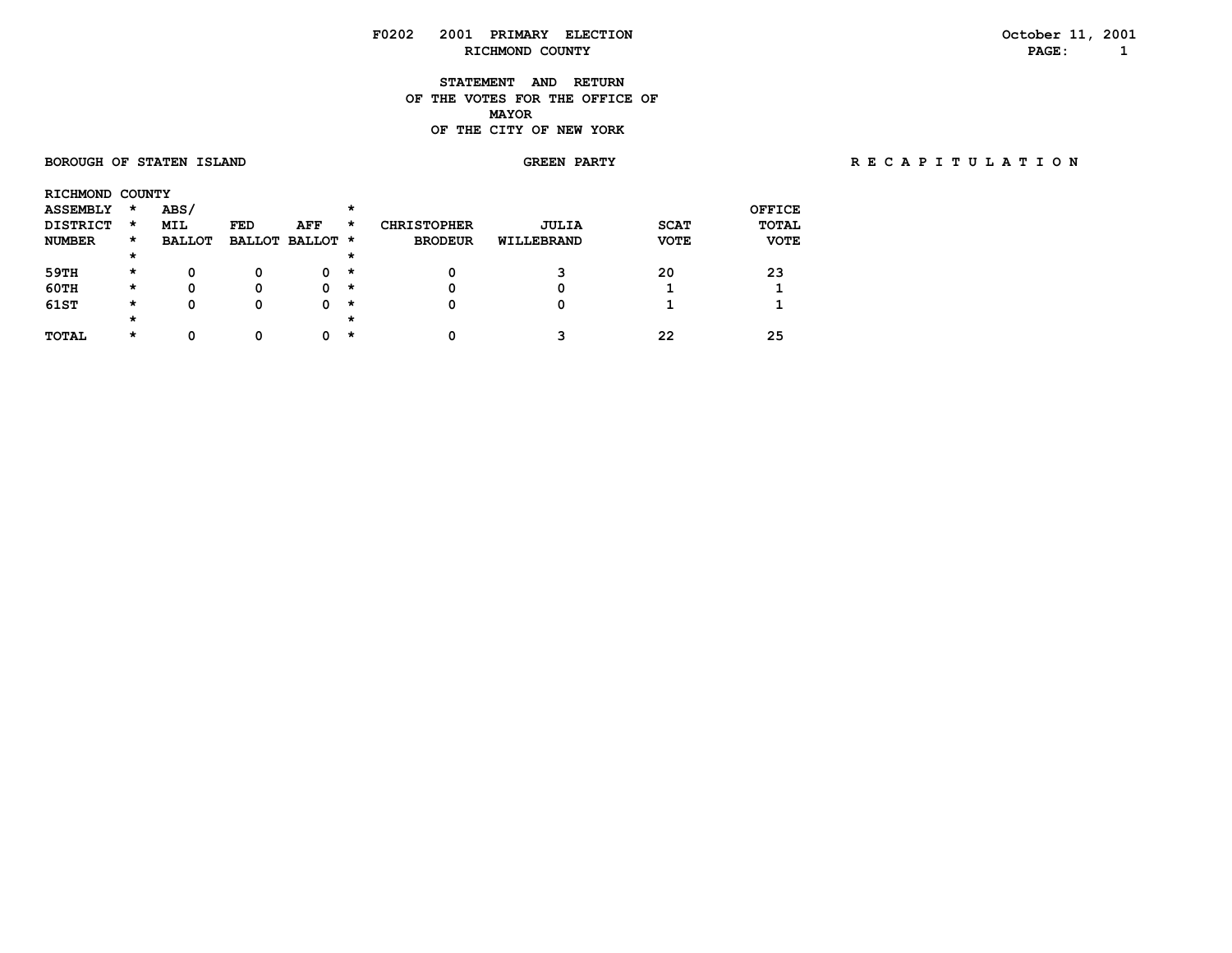F0202 2001 PRIMARY ELECTION
RICHMOND COUNTY

October 11, 2001

## STATEMENT AND RETURN OF THE VOTES FOR THE OFFICE OF MAYOR OF THE CITY OF NEW YORK

BOROUGH OF STATEN ISLAND

GREEN PARTY

R E C A P I T U L A T I O N

RICHMOND COUNTY

| ASSEMBLY DISTRICT NUMBER | ABS/ MIL BALLOT | FED BALLOT | AFF BALLOT | CHRISTOPHER BRODEUR | JULIA WILLEBRAND | SCAT VOTE | OFFICE TOTAL VOTE |
|---|---|---|---|---|---|---|---|
| 59TH | 0 | 0 | 0 | 0 | 3 | 20 | 23 |
| 60TH | 0 | 0 | 0 | 0 | 0 | 1 | 1 |
| 61ST | 0 | 0 | 0 | 0 | 0 | 1 | 1 |
| TOTAL | 0 | 0 | 0 | 0 | 3 | 22 | 25 |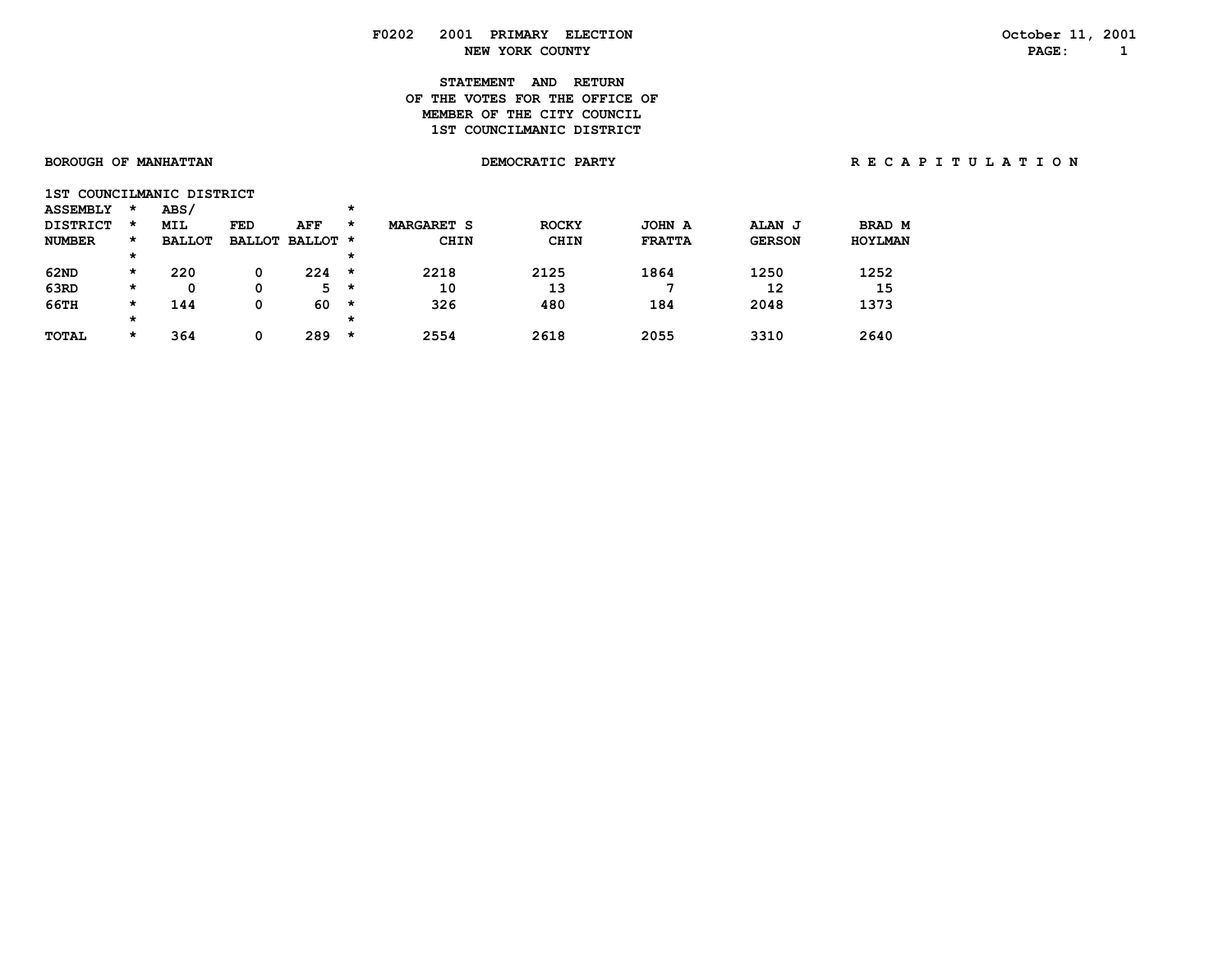F0202 2001 PRIMARY ELECTION
NEW YORK COUNTY

October 11, 2001

# STATEMENT AND RETURN OF THE VOTES FOR THE OFFICE OF MEMBER OF THE CITY COUNCIL 1ST COUNCILMANIC DISTRICT

BOROUGH OF MANHATTAN | DEMOCRATIC PARTY | R E C A P I T U L A T I O N

1ST COUNCILMANIC DISTRICT

| ASSEMBLY DISTRICT NUMBER | ABS/ MIL BALLOT | FED BALLOT | AFF BALLOT | MARGARET S CHIN | ROCKY CHIN | JOHN A FRATTA | ALAN J GERSON | BRAD M HOYLMAN |
|---|---|---|---|---|---|---|---|---|
| 62ND | 220 | 0 | 224 | 2218 | 2125 | 1864 | 1250 | 1252 |
| 63RD | 0 | 0 | 5 | 10 | 13 | 7 | 12 | 15 |
| 66TH | 144 | 0 | 60 | 326 | 480 | 184 | 2048 | 1373 |
| TOTAL | 364 | 0 | 289 | 2554 | 2618 | 2055 | 3310 | 2640 |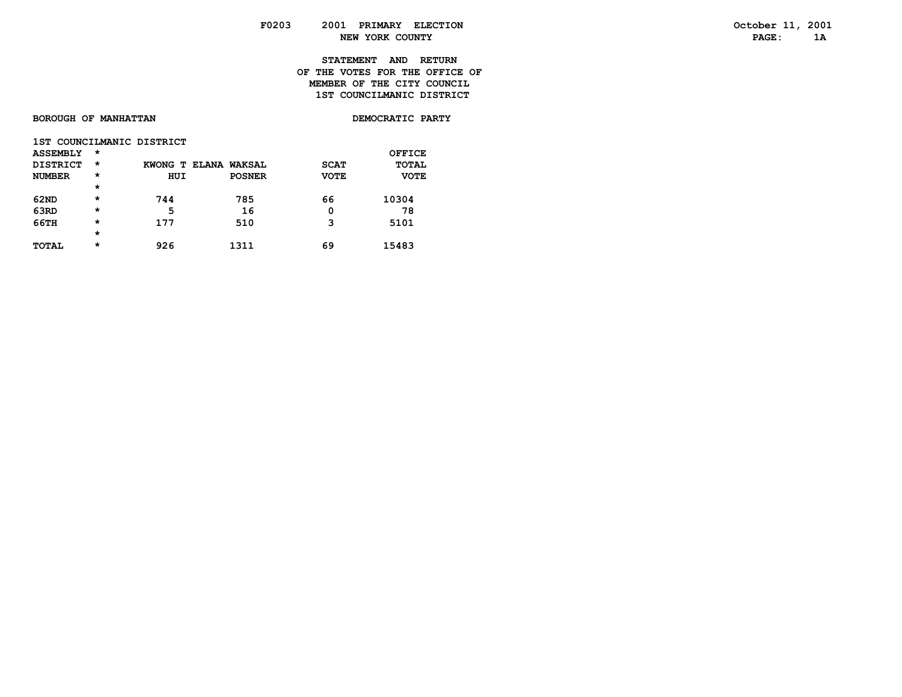F0203 2001 PRIMARY ELECTION
NEW YORK COUNTY

**STATEMENT AND RETURN**
**OF THE VOTES FOR THE OFFICE OF**
**MEMBER OF THE CITY COUNCIL**
**1ST COUNCILMANIC DISTRICT**

**BOROUGH OF MANHATTAN** **DEMOCRATIC PARTY**

1ST COUNCILMANIC DISTRICT

| ASSEMBLY DISTRICT NUMBER | * | KWONG T HUI | ELANA WAKSAL POSNER | SCAT VOTE | OFFICE TOTAL VOTE |
|---|---|---|---|---|---|
| 62ND | * | 744 | 785 | 66 | 10304 |
| 63RD | * | 5 | 16 | 0 | 78 |
| 66TH | * | 177 | 510 | 3 | 5101 |
| TOTAL | * | 926 | 1311 | 69 | 15483 |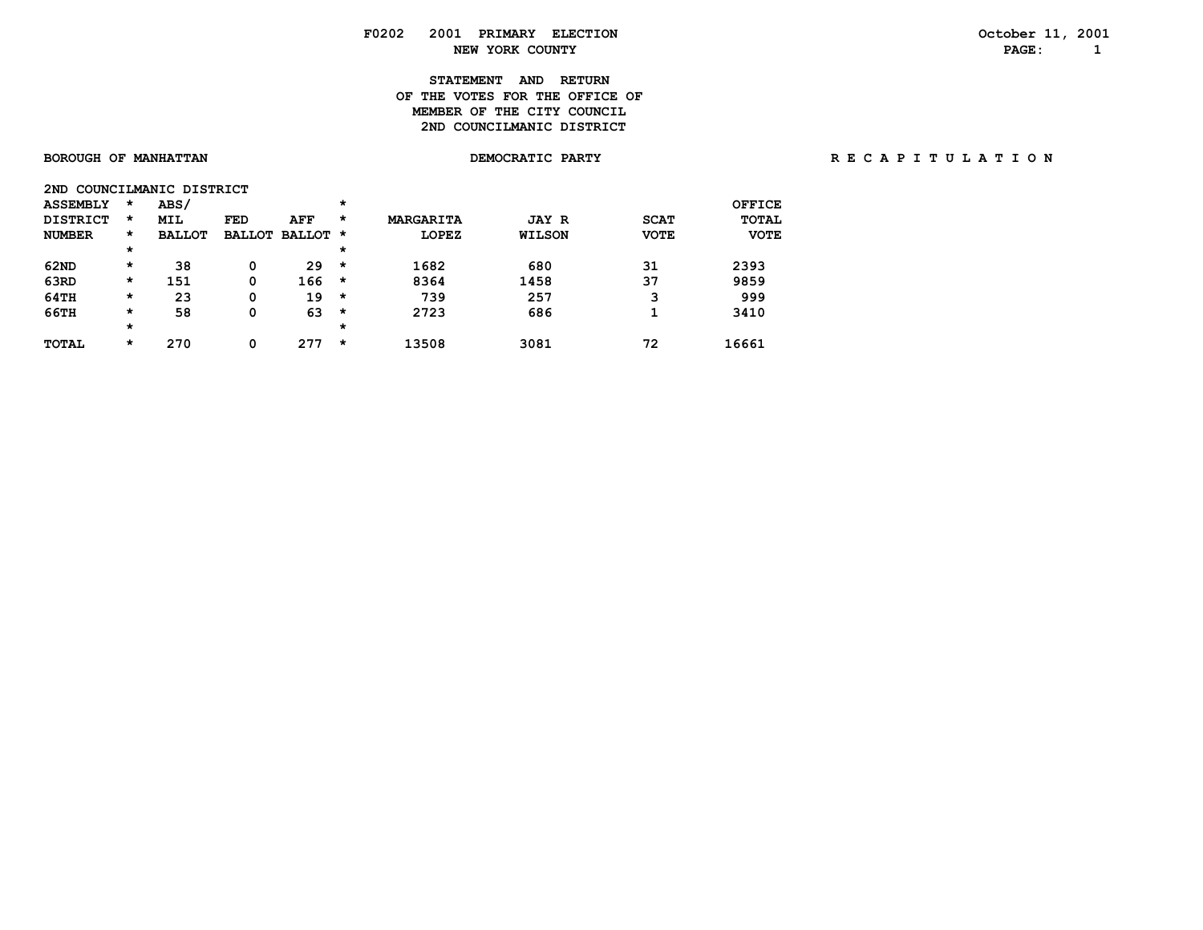F0202 2001 PRIMARY ELECTION
NEW YORK COUNTY

October 11, 2001

# STATEMENT AND RETURN OF THE VOTES FOR THE OFFICE OF MEMBER OF THE CITY COUNCIL 2ND COUNCILMANIC DISTRICT

BOROUGH OF MANHATTAN — DEMOCRATIC PARTY — R E C A P I T U L A T I O N

2ND COUNCILMANIC DISTRICT

| ASSEMBLY DISTRICT NUMBER | ABS/ MIL BALLOT | FED BALLOT | AFF BALLOT | MARGARITA LOPEZ | JAY R WILSON | SCAT VOTE | OFFICE TOTAL VOTE |
|---|---|---|---|---|---|---|---|
| 62ND | 38 | 0 | 29 | 1682 | 680 | 31 | 2393 |
| 63RD | 151 | 0 | 166 | 8364 | 1458 | 37 | 9859 |
| 64TH | 23 | 0 | 19 | 739 | 257 | 3 | 999 |
| 66TH | 58 | 0 | 63 | 2723 | 686 | 1 | 3410 |
| TOTAL | 270 | 0 | 277 | 13508 | 3081 | 72 | 16661 |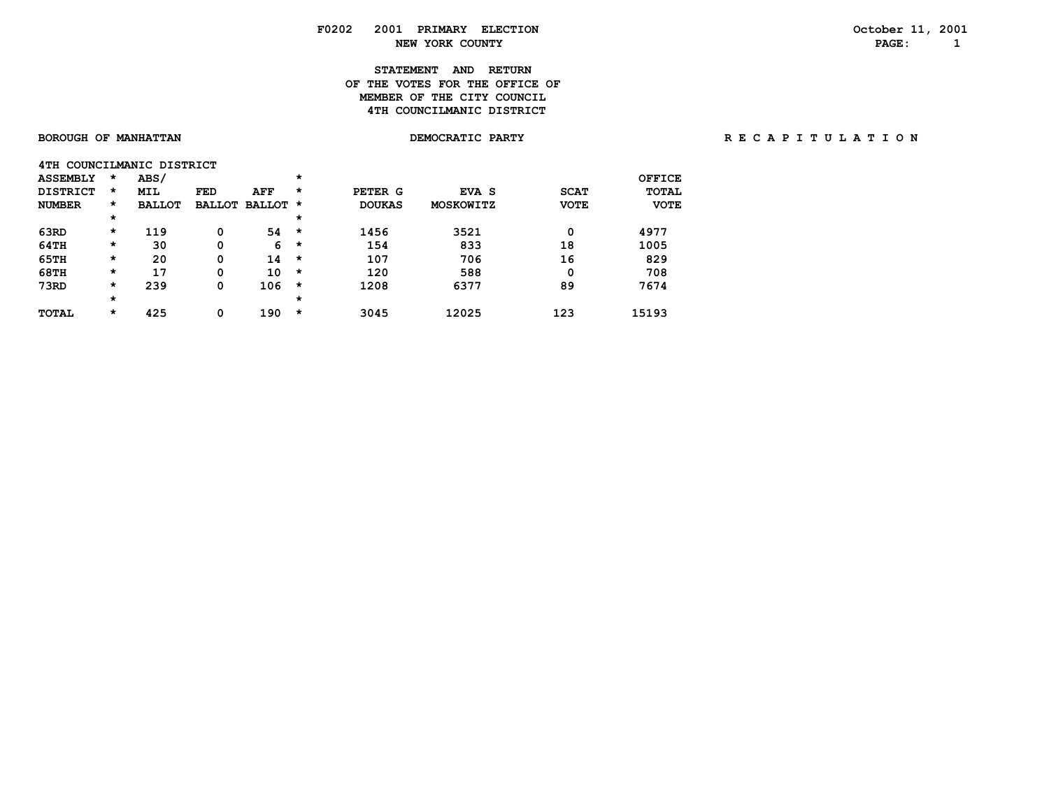F0202 2001 PRIMARY ELECTION
NEW YORK COUNTY

October 11, 2001

## STATEMENT AND RETURN OF THE VOTES FOR THE OFFICE OF MEMBER OF THE CITY COUNCIL 4TH COUNCILMANIC DISTRICT

BOROUGH OF MANHATTAN — DEMOCRATIC PARTY — R E C A P I T U L A T I O N

4TH COUNCILMANIC DISTRICT

| ASSEMBLY DISTRICT NUMBER | ABS/ MIL BALLOT | FED BALLOT | AFF BALLOT | PETER G DOUKAS | EVA S MOSKOWITZ | SCAT VOTE | OFFICE TOTAL VOTE |
|---|---|---|---|---|---|---|---|
| 63RD | 119 | 0 | 54 | 1456 | 3521 | 0 | 4977 |
| 64TH | 30 | 0 | 6 | 154 | 833 | 18 | 1005 |
| 65TH | 20 | 0 | 14 | 107 | 706 | 16 | 829 |
| 68TH | 17 | 0 | 10 | 120 | 588 | 0 | 708 |
| 73RD | 239 | 0 | 106 | 1208 | 6377 | 89 | 7674 |
| TOTAL | 425 | 0 | 190 | 3045 | 12025 | 123 | 15193 |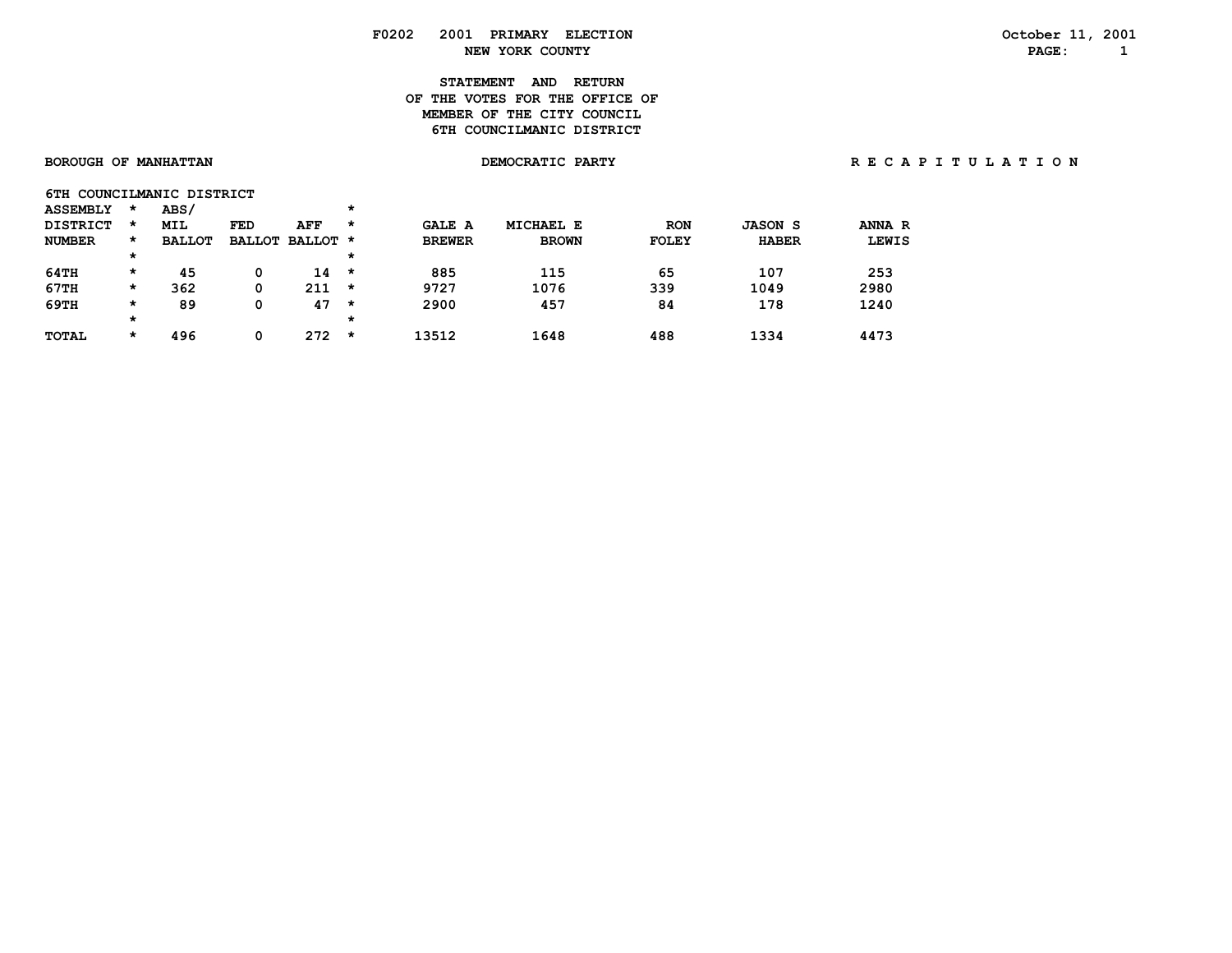F0202 2001 PRIMARY ELECTION
NEW YORK COUNTY

October 11, 2001

# STATEMENT AND RETURN OF THE VOTES FOR THE OFFICE OF MEMBER OF THE CITY COUNCIL 6TH COUNCILMANIC DISTRICT

BOROUGH OF MANHATTAN — DEMOCRATIC PARTY — R E C A P I T U L A T I O N

6TH COUNCILMANIC DISTRICT

| ASSEMBLY DISTRICT NUMBER | ABS/ MIL BALLOT | FED BALLOT | AFF BALLOT | GALE A BREWER | MICHAEL E BROWN | RON FOLEY | JASON S HABER | ANNA R LEWIS |
|---|---|---|---|---|---|---|---|---|
| 64TH | 45 | 0 | 14 | 885 | 115 | 65 | 107 | 253 |
| 67TH | 362 | 0 | 211 | 9727 | 1076 | 339 | 1049 | 2980 |
| 69TH | 89 | 0 | 47 | 2900 | 457 | 84 | 178 | 1240 |
| TOTAL | 496 | 0 | 272 | 13512 | 1648 | 488 | 1334 | 4473 |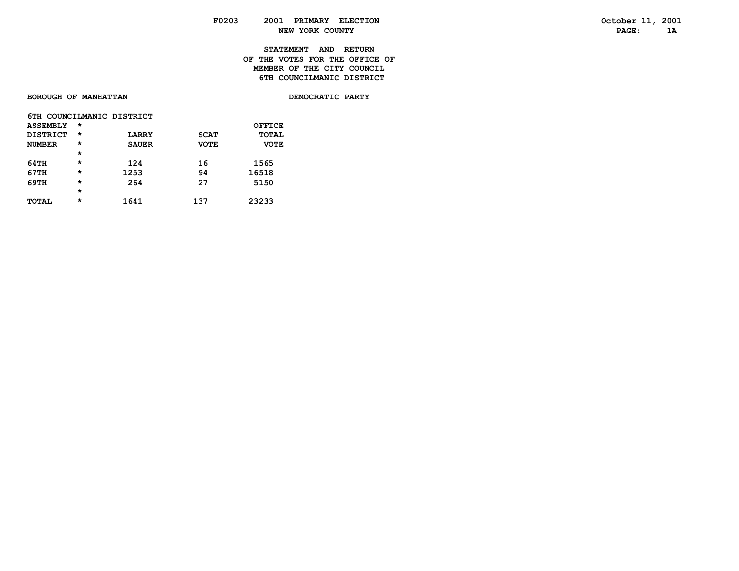F0203 2001 PRIMARY ELECTION
NEW YORK COUNTY

October 11, 2001
PAGE: 1A

## STATEMENT AND RETURN OF THE VOTES FOR THE OFFICE OF MEMBER OF THE CITY COUNCIL 6TH COUNCILMANIC DISTRICT

**BOROUGH OF MANHATTAN** **DEMOCRATIC PARTY**

6TH COUNCILMANIC DISTRICT

| ASSEMBLY DISTRICT NUMBER | * | LARRY SAUER | SCAT VOTE | OFFICE TOTAL VOTE |
|---|---|---|---|---|
| | * | | | |
| 64TH | * | 124 | 16 | 1565 |
| 67TH | * | 1253 | 94 | 16518 |
| 69TH | * | 264 | 27 | 5150 |
| | * | | | |
| TOTAL | * | 1641 | 137 | 23233 |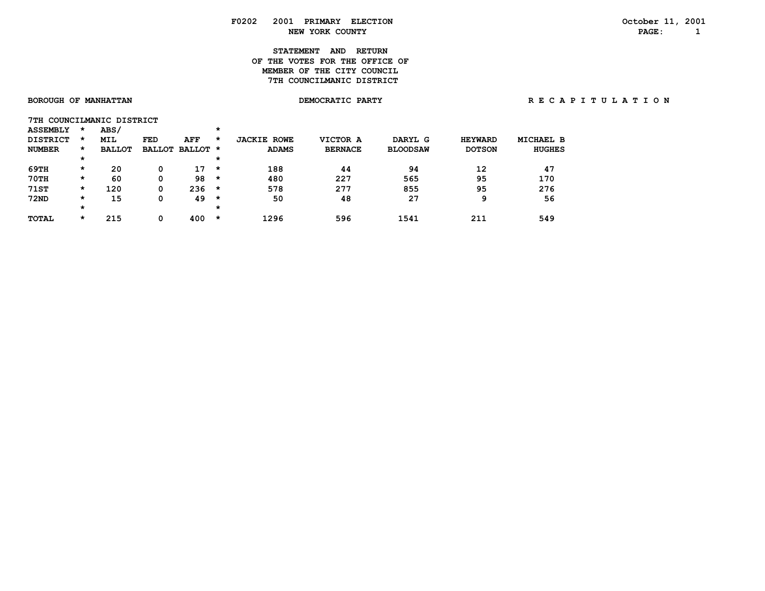F0202 2001 PRIMARY ELECTION

NEW YORK COUNTY

October 11, 2001

# STATEMENT AND RETURN OF THE VOTES FOR THE OFFICE OF MEMBER OF THE CITY COUNCIL 7TH COUNCILMANIC DISTRICT

BOROUGH OF MANHATTAN — DEMOCRATIC PARTY — R E C A P I T U L A T I O N

7TH COUNCILMANIC DISTRICT

| ASSEMBLY DISTRICT NUMBER | ABS/ MIL BALLOT | FED BALLOT | AFF BALLOT | JACKIE ROWE ADAMS | VICTOR A BERNACE | DARYL G BLOODSAW | HEYWARD DOTSON | MICHAEL B HUGHES |
|---|---|---|---|---|---|---|---|---|
| 69TH | 20 | 0 | 17 | 188 | 44 | 94 | 12 | 47 |
| 70TH | 60 | 0 | 98 | 480 | 227 | 565 | 95 | 170 |
| 71ST | 120 | 0 | 236 | 578 | 277 | 855 | 95 | 276 |
| 72ND | 15 | 0 | 49 | 50 | 48 | 27 | 9 | 56 |
| TOTAL | 215 | 0 | 400 | 1296 | 596 | 1541 | 211 | 549 |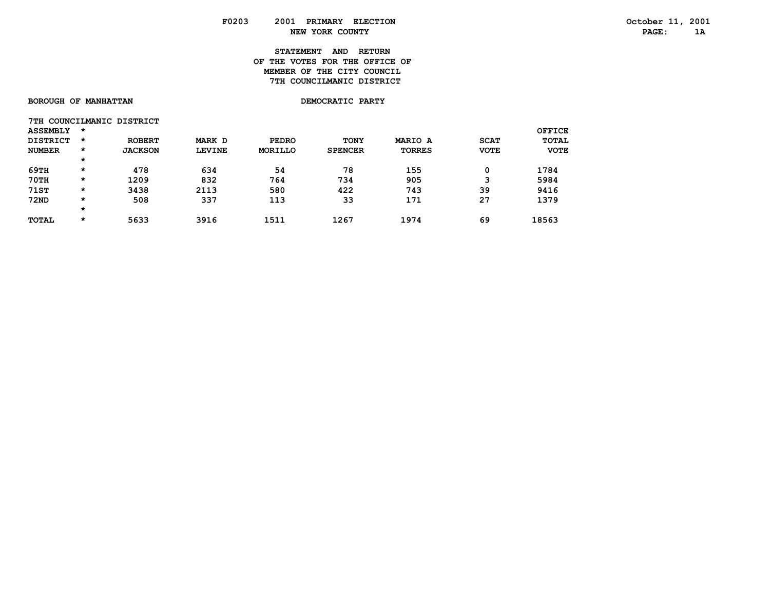F0203 2001 PRIMARY ELECTION
NEW YORK COUNTY

October 11, 2001

# STATEMENT AND RETURN OF THE VOTES FOR THE OFFICE OF MEMBER OF THE CITY COUNCIL 7TH COUNCILMANIC DISTRICT

**BOROUGH OF MANHATTAN** — **DEMOCRATIC PARTY**

7TH COUNCILMANIC DISTRICT

| ASSEMBLY DISTRICT NUMBER | ROBERT JACKSON | MARK D LEVINE | PEDRO MORILLO | TONY SPENCER | MARIO A TORRES | SCAT VOTE | OFFICE TOTAL VOTE |
|---|---|---|---|---|---|---|---|
| 69TH | 478 | 634 | 54 | 78 | 155 | 0 | 1784 |
| 70TH | 1209 | 832 | 764 | 734 | 905 | 3 | 5984 |
| 71ST | 3438 | 2113 | 580 | 422 | 743 | 39 | 9416 |
| 72ND | 508 | 337 | 113 | 33 | 171 | 27 | 1379 |
| TOTAL | 5633 | 3916 | 1511 | 1267 | 1974 | 69 | 18563 |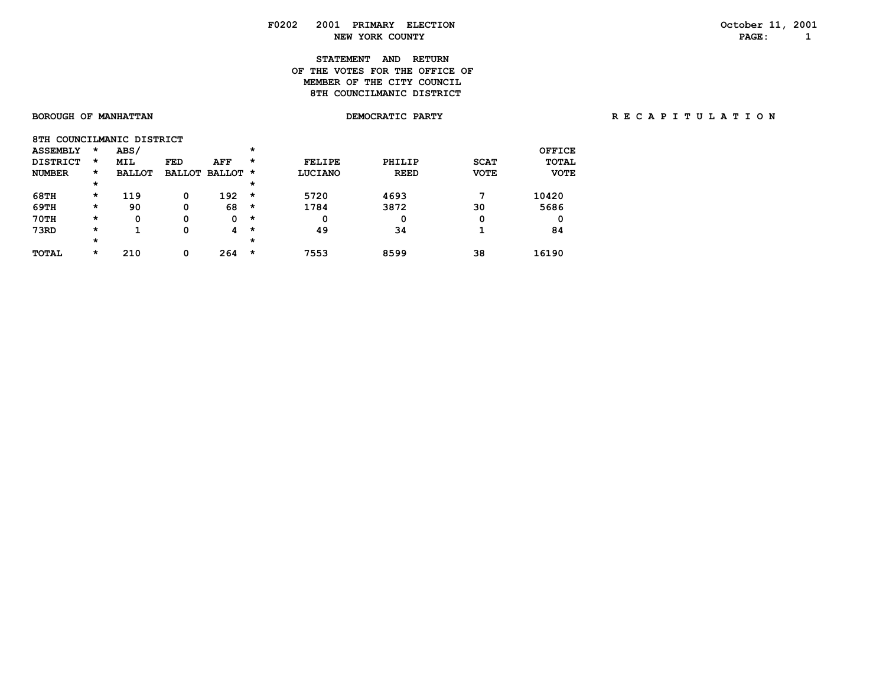F0202 2001 PRIMARY ELECTION
NEW YORK COUNTY

October 11, 2001

## STATEMENT AND RETURN OF THE VOTES FOR THE OFFICE OF MEMBER OF THE CITY COUNCIL 8TH COUNCILMANIC DISTRICT

**BOROUGH OF MANHATTAN** | **DEMOCRATIC PARTY** | **R E C A P I T U L A T I O N**

8TH COUNCILMANIC DISTRICT

| ASSEMBLY DISTRICT NUMBER | ABS/ MIL BALLOT | FED BALLOT | AFF BALLOT | FELIPE LUCIANO | PHILIP REED | SCAT VOTE | OFFICE TOTAL VOTE |
|---|---|---|---|---|---|---|---|
| 68TH | 119 | 0 | 192 | 5720 | 4693 | 7 | 10420 |
| 69TH | 90 | 0 | 68 | 1784 | 3872 | 30 | 5686 |
| 70TH | 0 | 0 | 0 | 0 | 0 | 0 | 0 |
| 73RD | 1 | 0 | 4 | 49 | 34 | 1 | 84 |
| TOTAL | 210 | 0 | 264 | 7553 | 8599 | 38 | 16190 |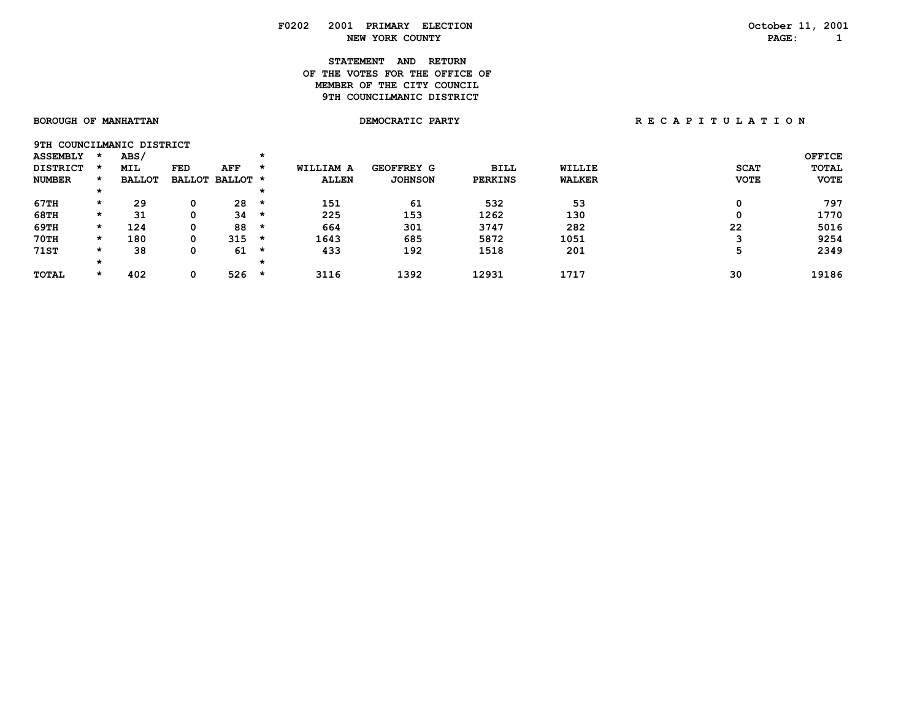# F0202 2001 PRIMARY ELECTION

## NEW YORK COUNTY

October 11, 2001

### STATEMENT AND RETURN OF THE VOTES FOR THE OFFICE OF MEMBER OF THE CITY COUNCIL 9TH COUNCILMANIC DISTRICT

BOROUGH OF MANHATTAN — DEMOCRATIC PARTY — R E C A P I T U L A T I O N

9TH COUNCILMANIC DISTRICT

| ASSEMBLY DISTRICT NUMBER | ABS/ MIL BALLOT | FED BALLOT | AFF BALLOT | WILLIAM A ALLEN | GEOFFREY G JOHNSON | BILL PERKINS | WILLIE WALKER | SCAT VOTE | OFFICE TOTAL VOTE |
|---|---|---|---|---|---|---|---|---|---|
| 67TH | 29 | 0 | 28 | 151 | 61 | 532 | 53 | 0 | 797 |
| 68TH | 31 | 0 | 34 | 225 | 153 | 1262 | 130 | 0 | 1770 |
| 69TH | 124 | 0 | 88 | 664 | 301 | 3747 | 282 | 22 | 5016 |
| 70TH | 180 | 0 | 315 | 1643 | 685 | 5872 | 1051 | 3 | 9254 |
| 71ST | 38 | 0 | 61 | 433 | 192 | 1518 | 201 | 5 | 2349 |
| TOTAL | 402 | 0 | 526 | 3116 | 1392 | 12931 | 1717 | 30 | 19186 |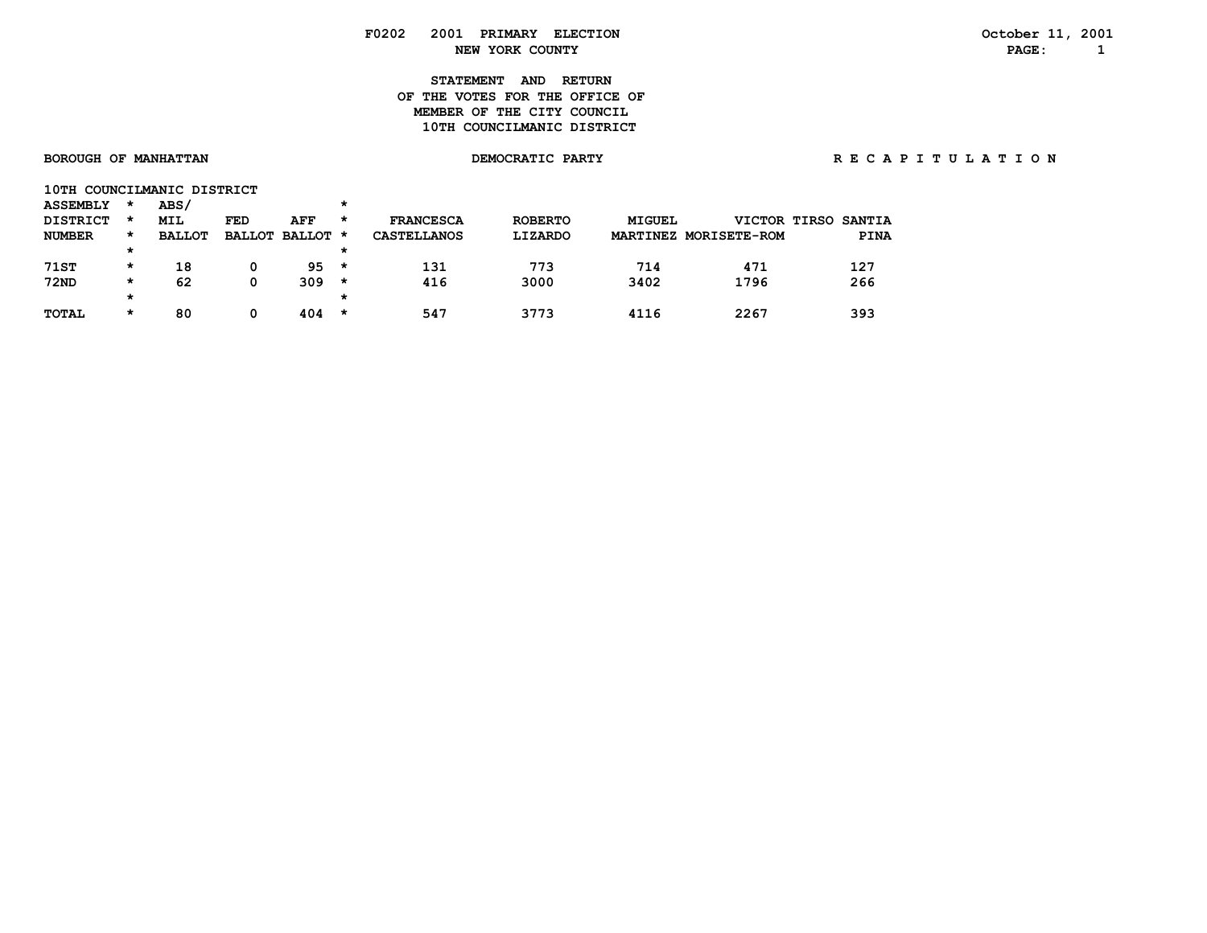F0202 2001 PRIMARY ELECTION
NEW YORK COUNTY

October 11, 2001

**STATEMENT AND RETURN OF THE VOTES FOR THE OFFICE OF MEMBER OF THE CITY COUNCIL 10TH COUNCILMANIC DISTRICT**

BOROUGH OF MANHATTAN | DEMOCRATIC PARTY | R E C A P I T U L A T I O N

10TH COUNCILMANIC DISTRICT

| ASSEMBLY DISTRICT NUMBER | ABS/ MIL BALLOT | FED BALLOT | AFF BALLOT | FRANCESCA CASTELLANOS | ROBERTO LIZARDO | MIGUEL MARTINEZ | VICTOR TIRSO MORISETE-ROM | SANTIA PINA |
|---|---|---|---|---|---|---|---|---|
| 71ST | 18 | 0 | 95 | 131 | 773 | 714 | 471 | 127 |
| 72ND | 62 | 0 | 309 | 416 | 3000 | 3402 | 1796 | 266 |
| TOTAL | 80 | 0 | 404 | 547 | 3773 | 4116 | 2267 | 393 |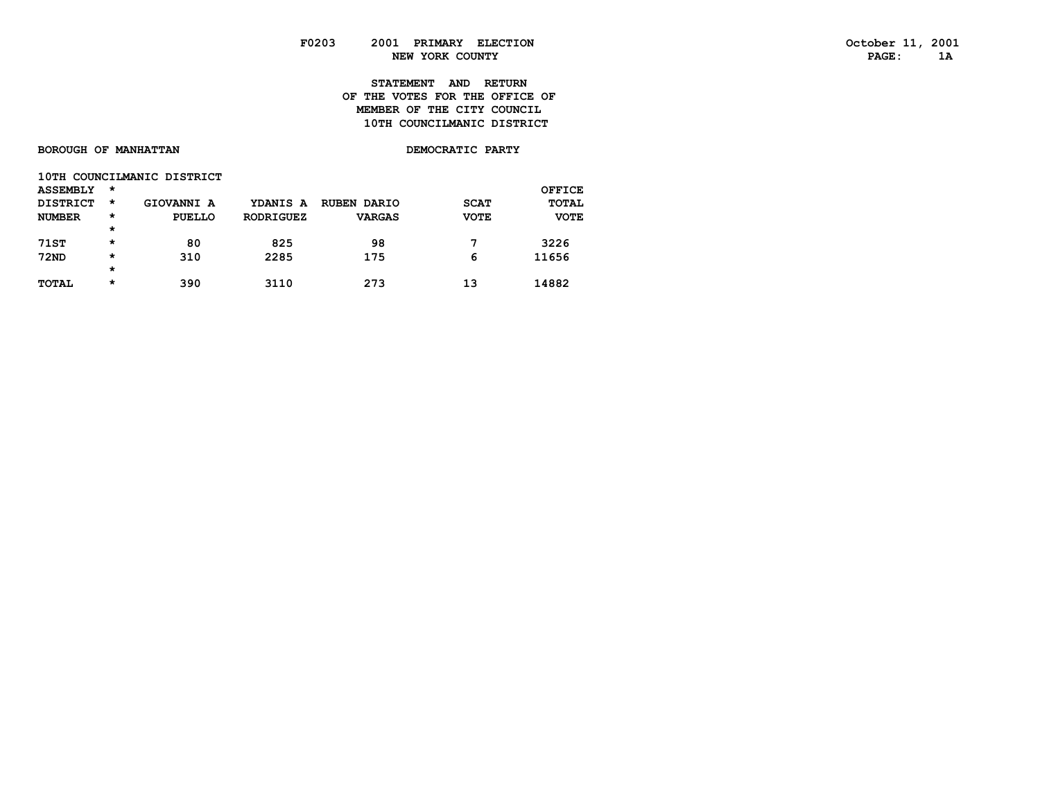F0203 2001 PRIMARY ELECTION
NEW YORK COUNTY

October 11, 2001

# STATEMENT AND RETURN OF THE VOTES FOR THE OFFICE OF MEMBER OF THE CITY COUNCIL 10TH COUNCILMANIC DISTRICT

BOROUGH OF MANHATTAN

DEMOCRATIC PARTY

10TH COUNCILMANIC DISTRICT

| ASSEMBLY DISTRICT NUMBER | GIOVANNI A PUELLO | YDANIS A RODRIGUEZ | RUBEN DARIO VARGAS | SCAT VOTE | OFFICE TOTAL VOTE |
|---|---|---|---|---|---|
| 71ST | 80 | 825 | 98 | 7 | 3226 |
| 72ND | 310 | 2285 | 175 | 6 | 11656 |
| TOTAL | 390 | 3110 | 273 | 13 | 14882 |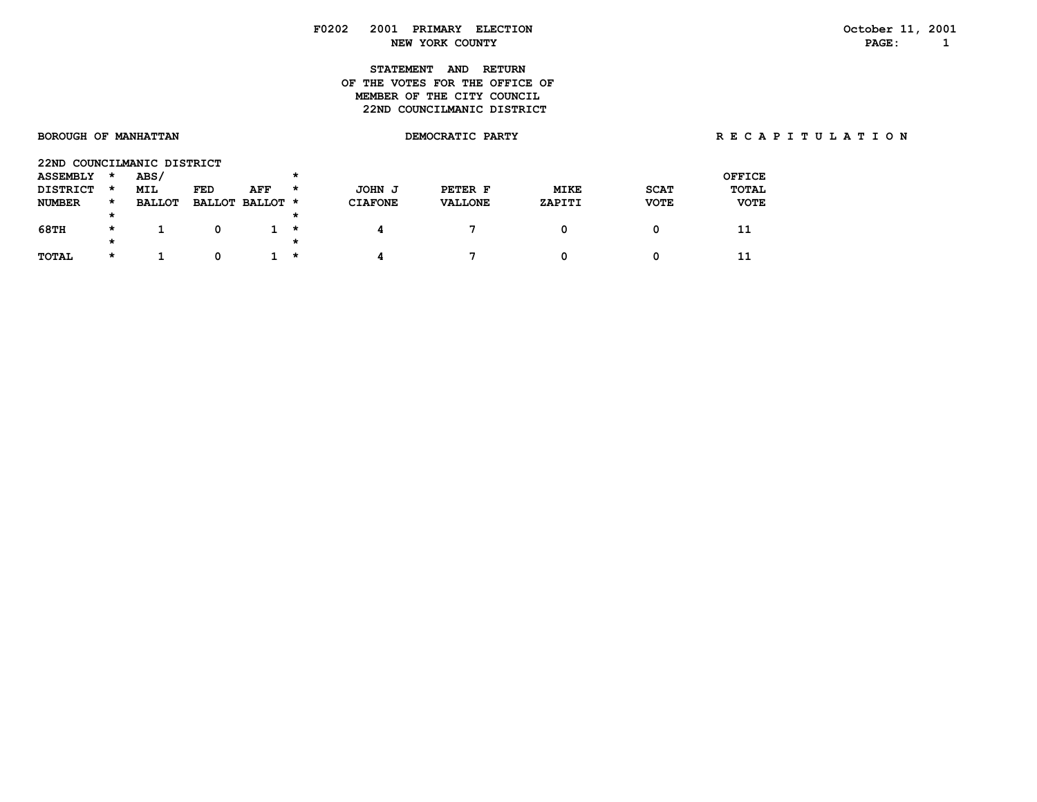F0202 2001 PRIMARY ELECTION
NEW YORK COUNTY

October 11, 2001

STATEMENT AND RETURN
OF THE VOTES FOR THE OFFICE OF
MEMBER OF THE CITY COUNCIL
22ND COUNCILMANIC DISTRICT

BOROUGH OF MANHATTAN | DEMOCRATIC PARTY | R E C A P I T U L A T I O N

22ND COUNCILMANIC DISTRICT

| ASSEMBLY DISTRICT NUMBER | ABS/ MIL BALLOT | FED BALLOT | AFF BALLOT | JOHN J CIAFONE | PETER F VALLONE | MIKE ZAPITI | SCAT VOTE | OFFICE TOTAL VOTE |
|---|---|---|---|---|---|---|---|---|
| 68TH | 1 | 0 | 1 | 4 | 7 | 0 | 0 | 11 |
| TOTAL | 1 | 0 | 1 | 4 | 7 | 0 | 0 | 11 |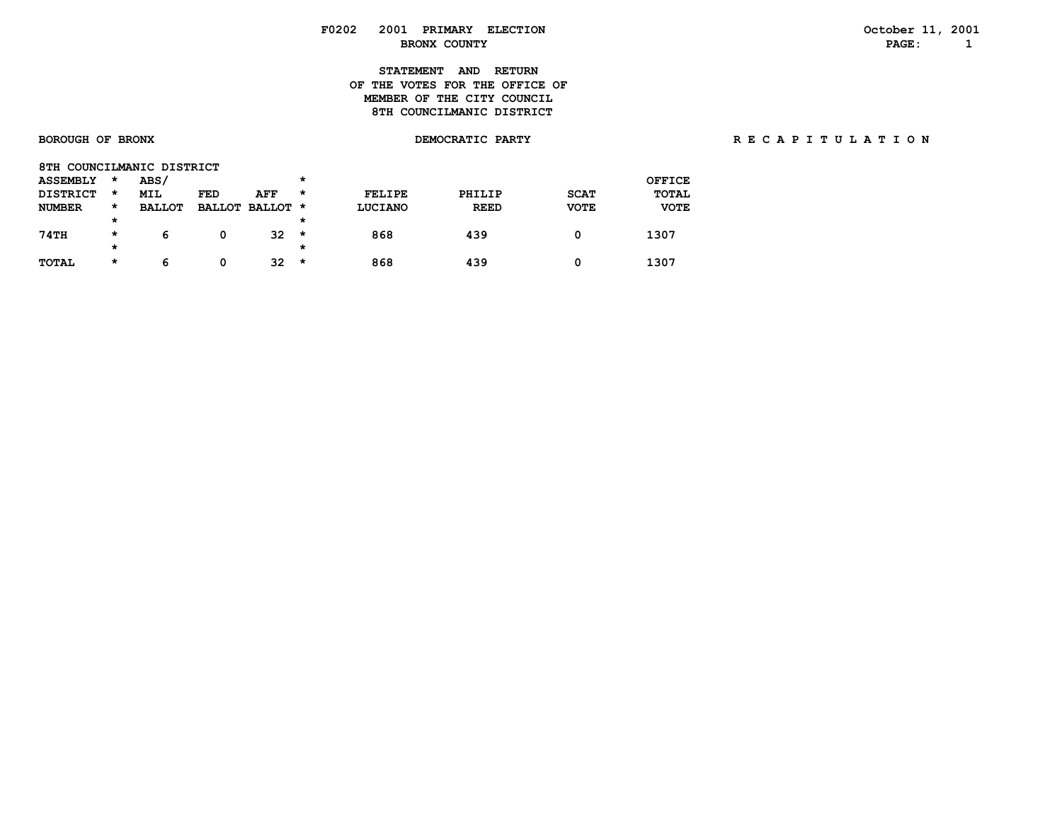F0202 2001 PRIMARY ELECTION
BRONX COUNTY

October 11, 2001

STATEMENT AND RETURN
OF THE VOTES FOR THE OFFICE OF
MEMBER OF THE CITY COUNCIL
8TH COUNCILMANIC DISTRICT

BOROUGH OF BRONX | DEMOCRATIC PARTY | R E C A P I T U L A T I O N

8TH COUNCILMANIC DISTRICT

| ASSEMBLY DISTRICT NUMBER | ABS/ MIL BALLOT | FED BALLOT | AFF BALLOT | FELIPE LUCIANO | PHILIP REED | SCAT VOTE | OFFICE TOTAL VOTE |
|---|---|---|---|---|---|---|---|
| 74TH | 6 | 0 | 32 | 868 | 439 | 0 | 1307 |
| TOTAL | 6 | 0 | 32 | 868 | 439 | 0 | 1307 |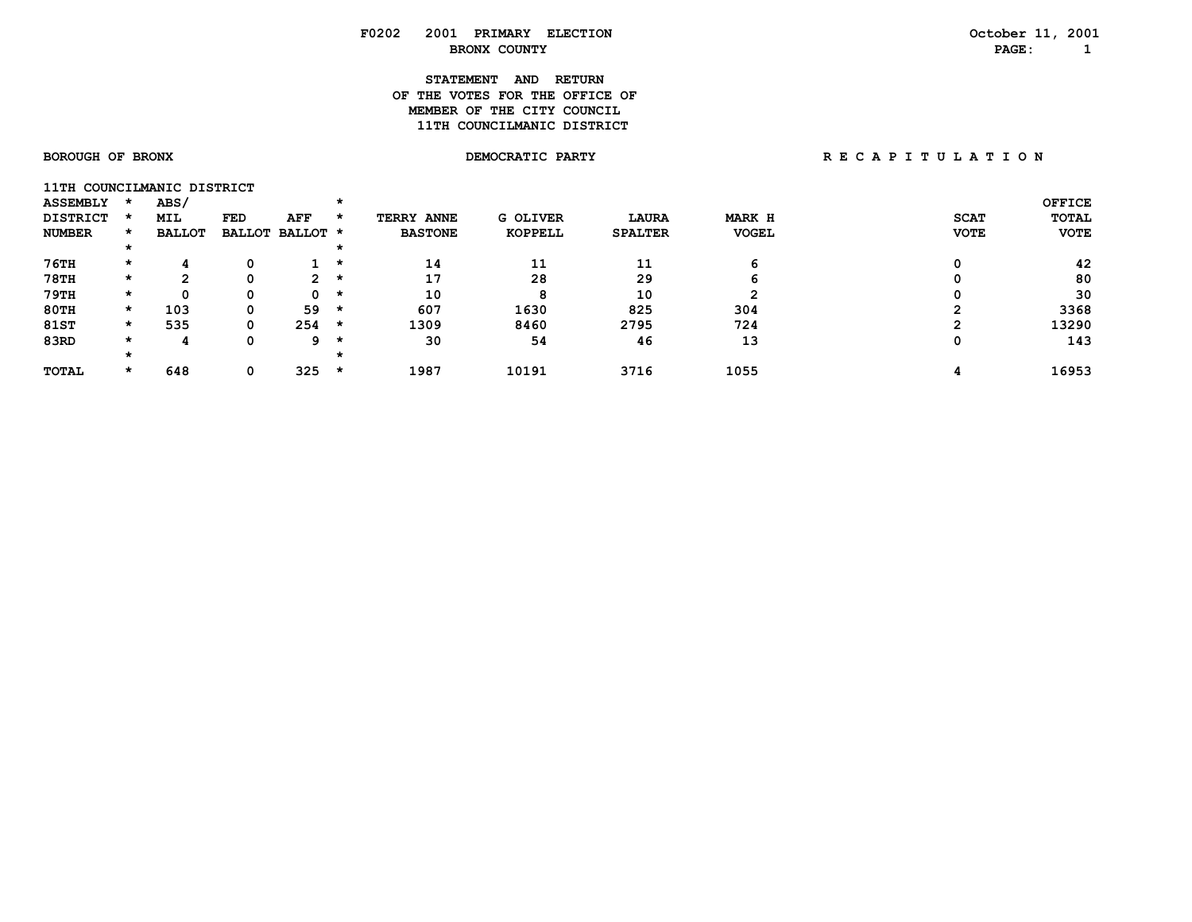F0202 2001 PRIMARY ELECTION
BRONX COUNTY

October 11, 2001

**STATEMENT AND RETURN OF THE VOTES FOR THE OFFICE OF MEMBER OF THE CITY COUNCIL 11TH COUNCILMANIC DISTRICT**

BOROUGH OF BRONX — DEMOCRATIC PARTY — R E C A P I T U L A T I O N

11TH COUNCILMANIC DISTRICT

| ASSEMBLY DISTRICT NUMBER | ABS/ MIL BALLOT | FED BALLOT | AFF BALLOT | TERRY ANNE BASTONE | G OLIVER KOPPELL | LAURA SPALTER | MARK H VOGEL | SCAT VOTE | OFFICE TOTAL VOTE |
|---|---|---|---|---|---|---|---|---|---|
| 76TH | 4 | 0 | 1 | 14 | 11 | 11 | 6 | 0 | 42 |
| 78TH | 2 | 0 | 2 | 17 | 28 | 29 | 6 | 0 | 80 |
| 79TH | 0 | 0 | 0 | 10 | 8 | 10 | 2 | 0 | 30 |
| 80TH | 103 | 0 | 59 | 607 | 1630 | 825 | 304 | 2 | 3368 |
| 81ST | 535 | 0 | 254 | 1309 | 8460 | 2795 | 724 | 2 | 13290 |
| 83RD | 4 | 0 | 9 | 30 | 54 | 46 | 13 | 0 | 143 |
| TOTAL | 648 | 0 | 325 | 1987 | 10191 | 3716 | 1055 | 4 | 16953 |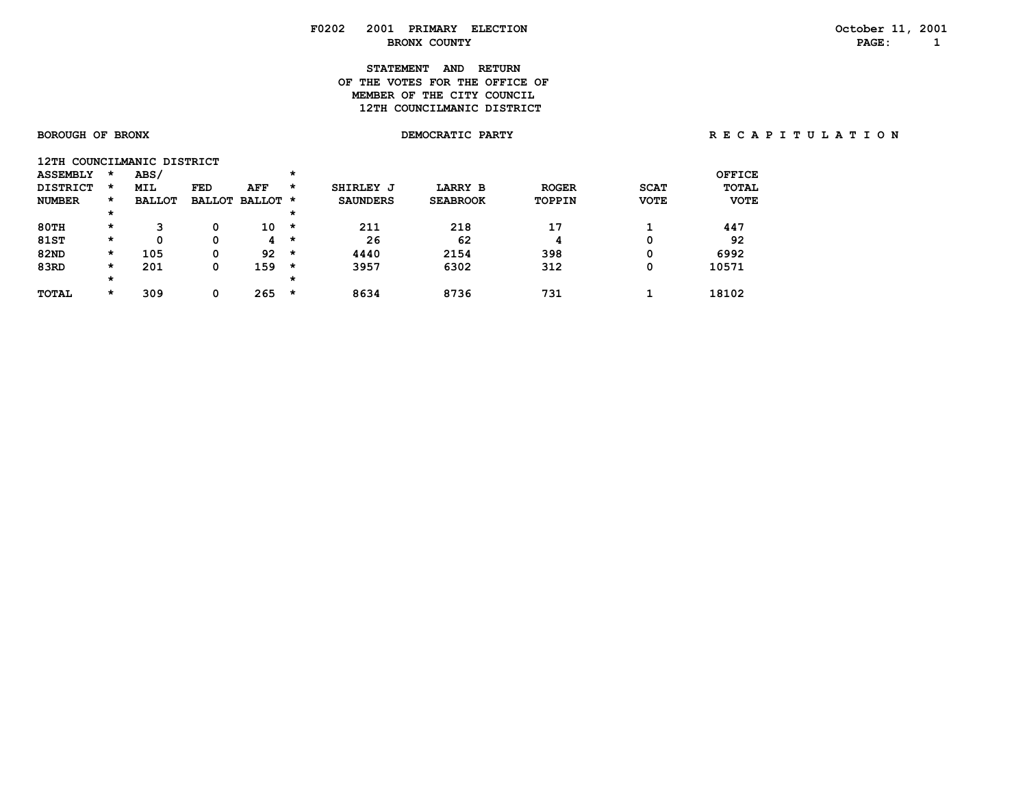F0202 2001 PRIMARY ELECTION
BRONX COUNTY

October 11, 2001

**STATEMENT AND RETURN**
**OF THE VOTES FOR THE OFFICE OF**
**MEMBER OF THE CITY COUNCIL**
**12TH COUNCILMANIC DISTRICT**

BOROUGH OF BRONX — DEMOCRATIC PARTY — R E C A P I T U L A T I O N

12TH COUNCILMANIC DISTRICT

| ASSEMBLY DISTRICT NUMBER | ABS/ MIL BALLOT | FED BALLOT | AFF BALLOT | SHIRLEY J SAUNDERS | LARRY B SEABROOK | ROGER TOPPIN | SCAT VOTE | OFFICE TOTAL VOTE |
|---|---|---|---|---|---|---|---|---|
| 80TH | 3 | 0 | 10 | 211 | 218 | 17 | 1 | 447 |
| 81ST | 0 | 0 | 4 | 26 | 62 | 4 | 0 | 92 |
| 82ND | 105 | 0 | 92 | 4440 | 2154 | 398 | 0 | 6992 |
| 83RD | 201 | 0 | 159 | 3957 | 6302 | 312 | 0 | 10571 |
| TOTAL | 309 | 0 | 265 | 8634 | 8736 | 731 | 1 | 18102 |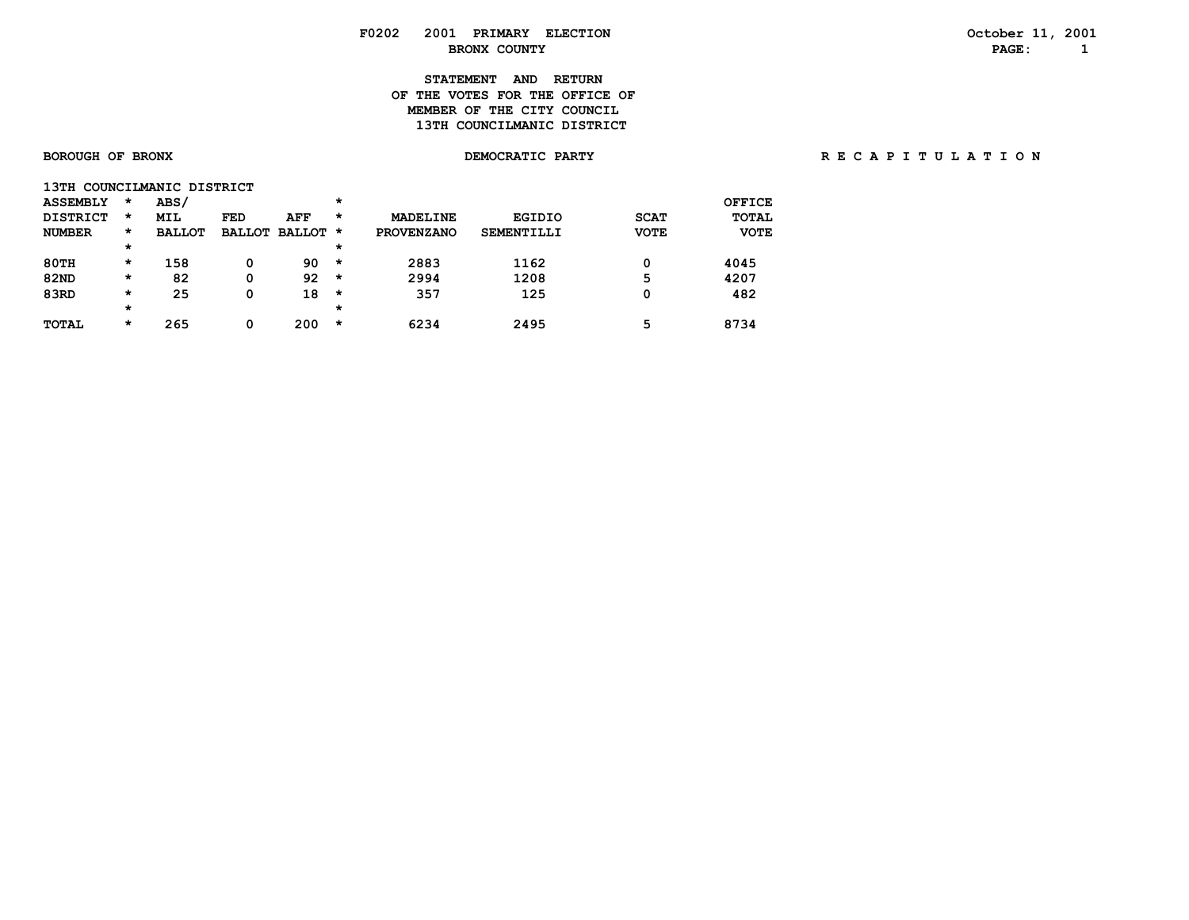**F0202 2001 PRIMARY ELECTION**
**BRONX COUNTY**

October 11, 2001

# STATEMENT AND RETURN OF THE VOTES FOR THE OFFICE OF MEMBER OF THE CITY COUNCIL 13TH COUNCILMANIC DISTRICT

**BOROUGH OF BRONX** — **DEMOCRATIC PARTY** — **R E C A P I T U L A T I O N**

**13TH COUNCILMANIC DISTRICT**

| ASSEMBLY DISTRICT NUMBER | ABS/ MIL BALLOT | FED BALLOT | AFF BALLOT | MADELINE PROVENZANO | EGIDIO SEMENTILLI | SCAT VOTE | OFFICE TOTAL VOTE |
|---|---|---|---|---|---|---|---|
| 80TH | 158 | 0 | 90 | 2883 | 1162 | 0 | 4045 |
| 82ND | 82 | 0 | 92 | 2994 | 1208 | 5 | 4207 |
| 83RD | 25 | 0 | 18 | 357 | 125 | 0 | 482 |
| TOTAL | 265 | 0 | 200 | 6234 | 2495 | 5 | 8734 |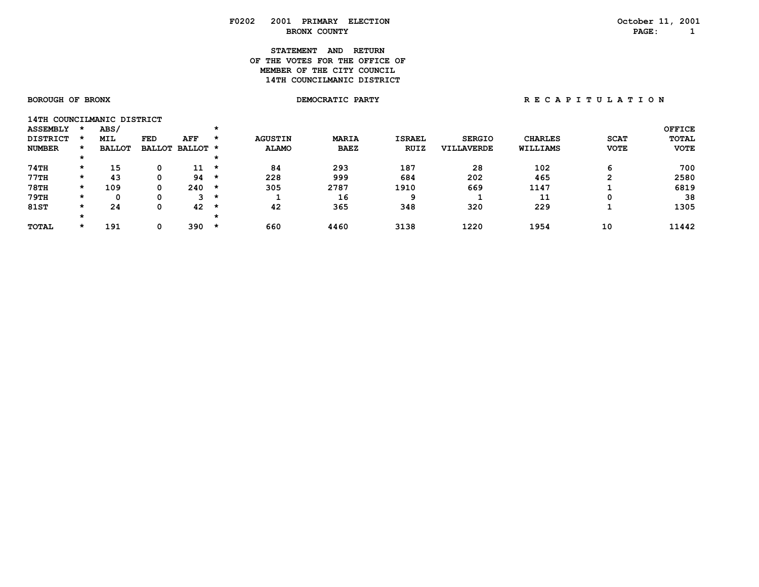F0202 2001 PRIMARY ELECTION
BRONX COUNTY

October 11, 2001

# STATEMENT AND RETURN OF THE VOTES FOR THE OFFICE OF MEMBER OF THE CITY COUNCIL 14TH COUNCILMANIC DISTRICT

BOROUGH OF BRONX | DEMOCRATIC PARTY | R E C A P I T U L A T I O N

14TH COUNCILMANIC DISTRICT

| ASSEMBLY DISTRICT NUMBER | ABS/ MIL BALLOT | FED BALLOT | AFF BALLOT | AGUSTIN ALAMO | MARIA BAEZ | ISRAEL RUIZ | SERGIO VILLAVERDE | CHARLES WILLIAMS | SCAT VOTE | OFFICE TOTAL VOTE |
|---|---|---|---|---|---|---|---|---|---|---|
| 74TH | 15 | 0 | 11 | 84 | 293 | 187 | 28 | 102 | 6 | 700 |
| 77TH | 43 | 0 | 94 | 228 | 999 | 684 | 202 | 465 | 2 | 2580 |
| 78TH | 109 | 0 | 240 | 305 | 2787 | 1910 | 669 | 1147 | 1 | 6819 |
| 79TH | 0 | 0 | 3 | 1 | 16 | 9 | 1 | 11 | 0 | 38 |
| 81ST | 24 | 0 | 42 | 42 | 365 | 348 | 320 | 229 | 1 | 1305 |
| TOTAL | 191 | 0 | 390 | 660 | 4460 | 3138 | 1220 | 1954 | 10 | 11442 |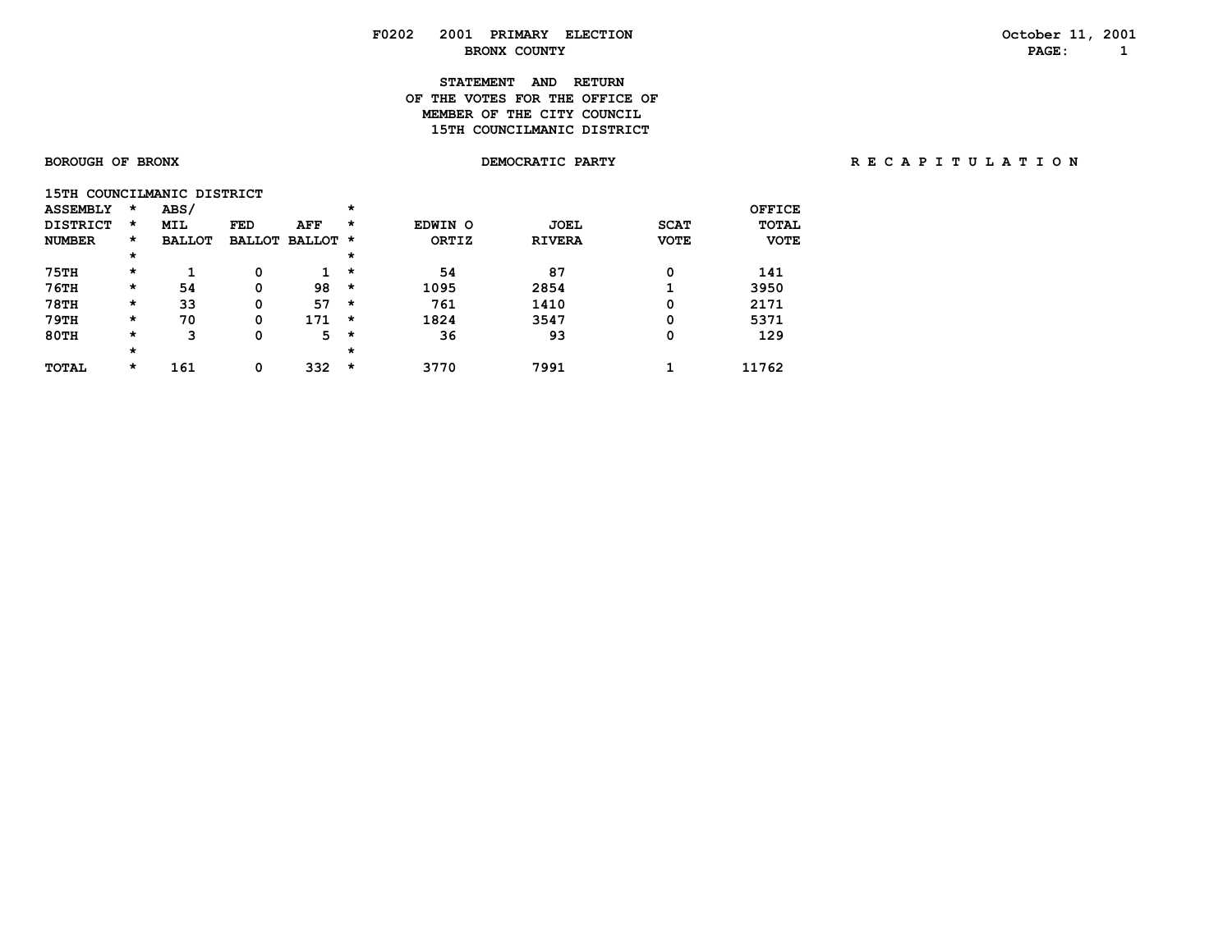F0202 2001 PRIMARY ELECTION
BRONX COUNTY

October 11, 2001

**STATEMENT AND RETURN
OF THE VOTES FOR THE OFFICE OF
MEMBER OF THE CITY COUNCIL
15TH COUNCILMANIC DISTRICT**

BOROUGH OF BRONX | DEMOCRATIC PARTY | R E C A P I T U L A T I O N

15TH COUNCILMANIC DISTRICT

| ASSEMBLY DISTRICT NUMBER | ABS/ MIL BALLOT | FED BALLOT | AFF BALLOT | EDWIN O ORTIZ | JOEL RIVERA | SCAT VOTE | OFFICE TOTAL VOTE |
|---|---|---|---|---|---|---|---|
| 75TH | 1 | 0 | 1 | 54 | 87 | 0 | 141 |
| 76TH | 54 | 0 | 98 | 1095 | 2854 | 1 | 3950 |
| 78TH | 33 | 0 | 57 | 761 | 1410 | 0 | 2171 |
| 79TH | 70 | 0 | 171 | 1824 | 3547 | 0 | 5371 |
| 80TH | 3 | 0 | 5 | 36 | 93 | 0 | 129 |
| TOTAL | 161 | 0 | 332 | 3770 | 7991 | 1 | 11762 |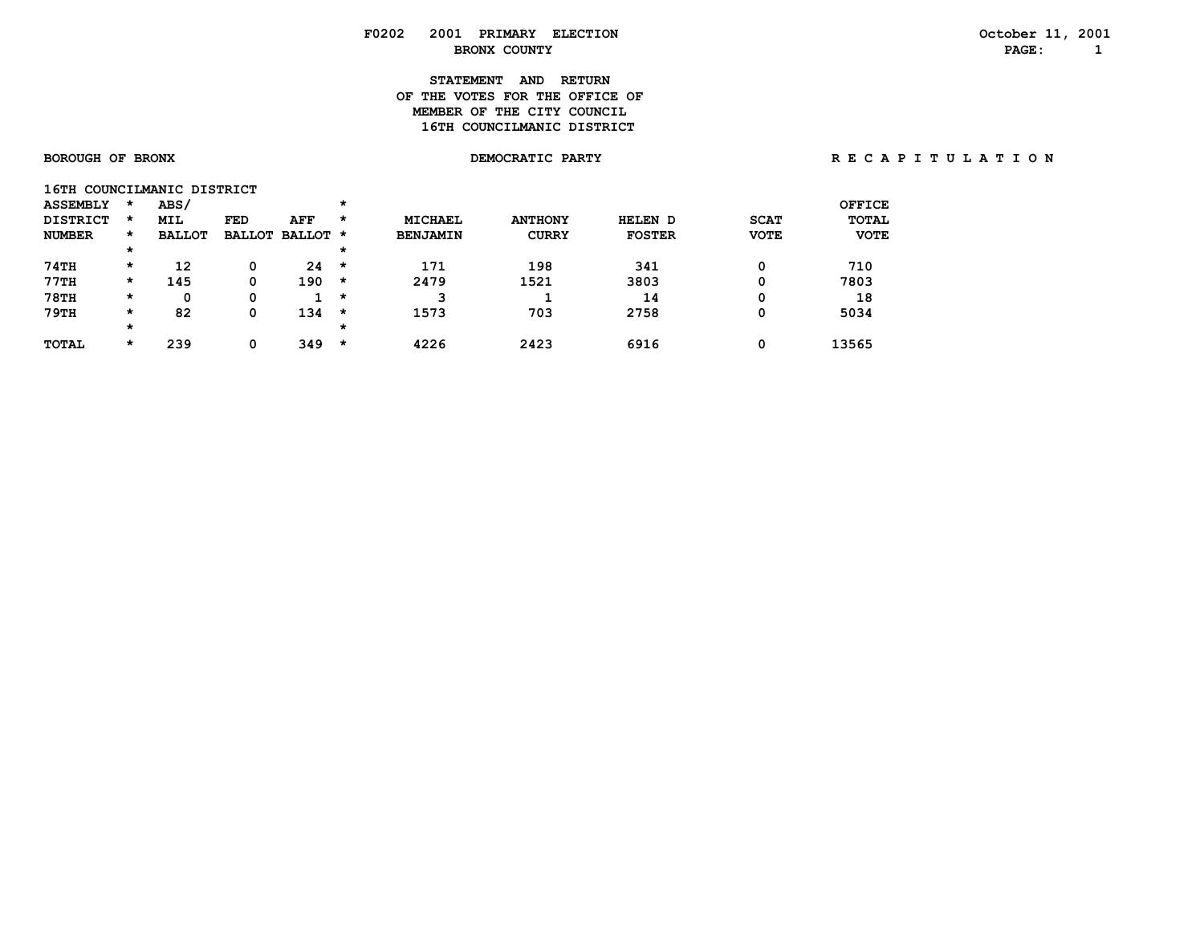F0202 2001 PRIMARY ELECTION

BRONX COUNTY

October 11, 2001

# STATEMENT AND RETURN OF THE VOTES FOR THE OFFICE OF MEMBER OF THE CITY COUNCIL 16TH COUNCILMANIC DISTRICT

BOROUGH OF BRONX — DEMOCRATIC PARTY — R E C A P I T U L A T I O N

16TH COUNCILMANIC DISTRICT

| ASSEMBLY DISTRICT NUMBER | ABS/ MIL BALLOT | FED BALLOT | AFF BALLOT | MICHAEL BENJAMIN | ANTHONY CURRY | HELEN D FOSTER | SCAT VOTE | OFFICE TOTAL VOTE |
|---|---|---|---|---|---|---|---|---|
| 74TH | 12 | 0 | 24 | 171 | 198 | 341 | 0 | 710 |
| 77TH | 145 | 0 | 190 | 2479 | 1521 | 3803 | 0 | 7803 |
| 78TH | 0 | 0 | 1 | 3 | 1 | 14 | 0 | 18 |
| 79TH | 82 | 0 | 134 | 1573 | 703 | 2758 | 0 | 5034 |
| TOTAL | 239 | 0 | 349 | 4226 | 2423 | 6916 | 0 | 13565 |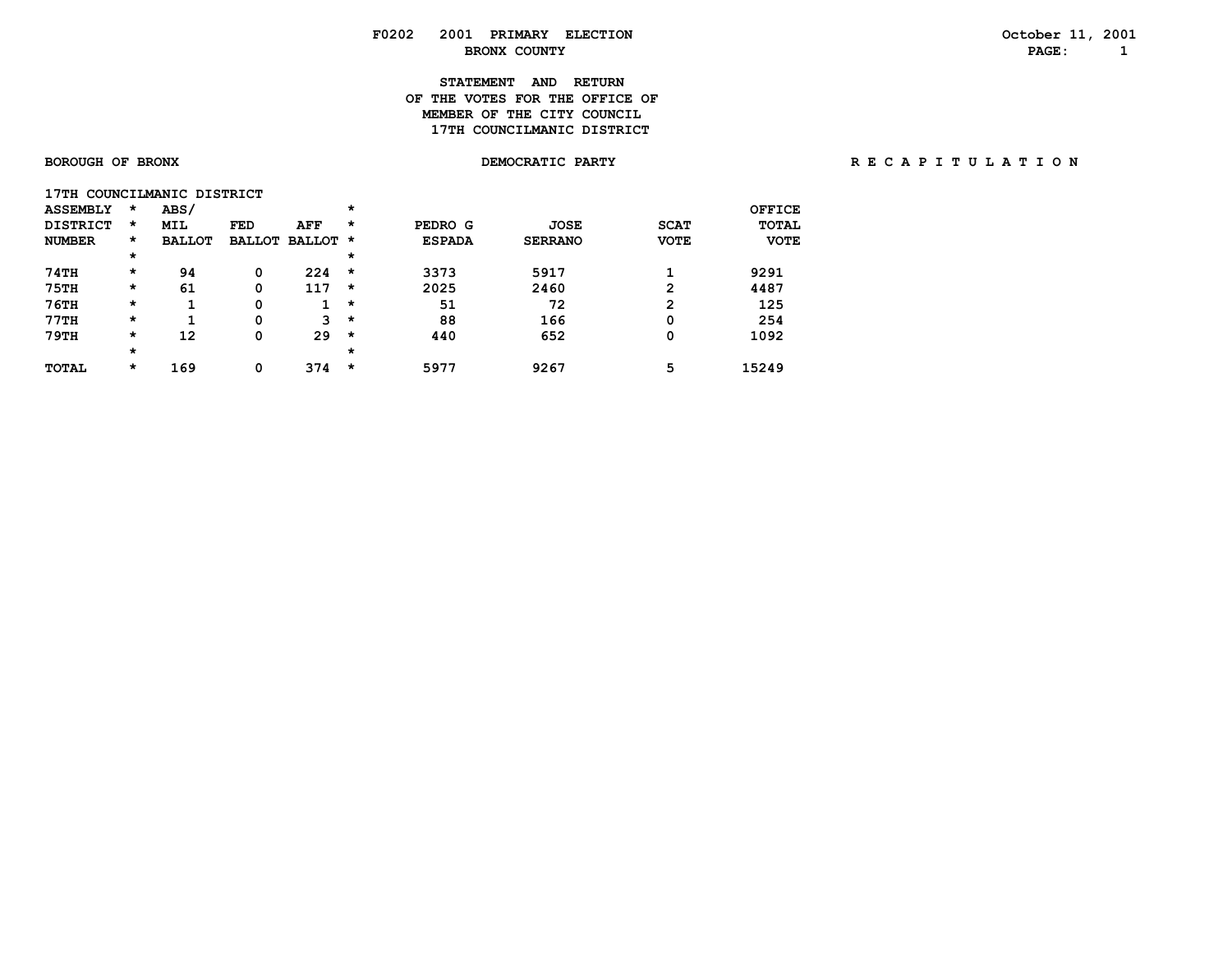F0202 2001 PRIMARY ELECTION
BRONX COUNTY

October 11, 2001

# STATEMENT AND RETURN OF THE VOTES FOR THE OFFICE OF MEMBER OF THE CITY COUNCIL 17TH COUNCILMANIC DISTRICT

**BOROUGH OF BRONX** | **DEMOCRATIC PARTY** | **R E C A P I T U L A T I O N**

**17TH COUNCILMANIC DISTRICT**

| ASSEMBLY DISTRICT NUMBER | ABS/ MIL BALLOT | FED BALLOT | AFF BALLOT | PEDRO G ESPADA | JOSE SERRANO | SCAT VOTE | OFFICE TOTAL VOTE |
|---|---|---|---|---|---|---|---|
| 74TH | 94 | 0 | 224 | 3373 | 5917 | 1 | 9291 |
| 75TH | 61 | 0 | 117 | 2025 | 2460 | 2 | 4487 |
| 76TH | 1 | 0 | 1 | 51 | 72 | 2 | 125 |
| 77TH | 1 | 0 | 3 | 88 | 166 | 0 | 254 |
| 79TH | 12 | 0 | 29 | 440 | 652 | 0 | 1092 |
| TOTAL | 169 | 0 | 374 | 5977 | 9267 | 5 | 15249 |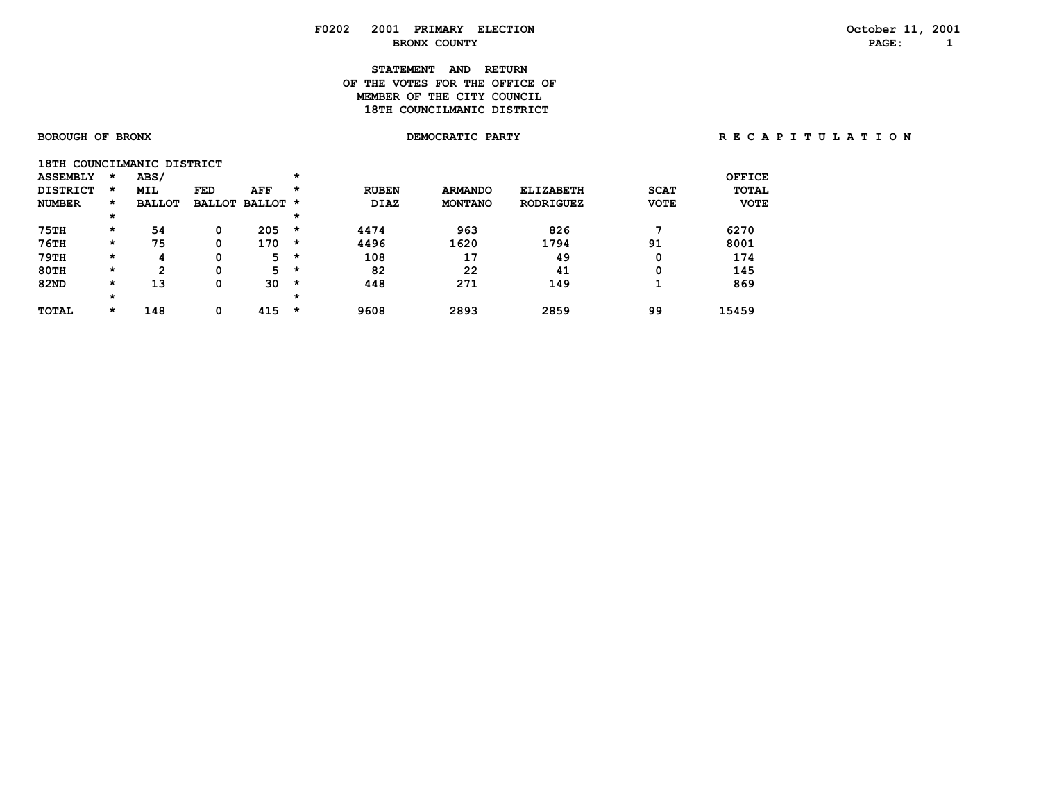# F0202 2001 PRIMARY ELECTION

## BRONX COUNTY

October 11, 2001

## STATEMENT AND RETURN OF THE VOTES FOR THE OFFICE OF MEMBER OF THE CITY COUNCIL 18TH COUNCILMANIC DISTRICT

BOROUGH OF BRONX — DEMOCRATIC PARTY — R E C A P I T U L A T I O N

18TH COUNCILMANIC DISTRICT

| ASSEMBLY DISTRICT NUMBER | ABS/ MIL BALLOT | FED BALLOT | AFF BALLOT | RUBEN DIAZ | ARMANDO MONTANO | ELIZABETH RODRIGUEZ | SCAT VOTE | OFFICE TOTAL VOTE |
|---|---|---|---|---|---|---|---|---|
| 75TH | 54 | 0 | 205 | 4474 | 963 | 826 | 7 | 6270 |
| 76TH | 75 | 0 | 170 | 4496 | 1620 | 1794 | 91 | 8001 |
| 79TH | 4 | 0 | 5 | 108 | 17 | 49 | 0 | 174 |
| 80TH | 2 | 0 | 5 | 82 | 22 | 41 | 0 | 145 |
| 82ND | 13 | 0 | 30 | 448 | 271 | 149 | 1 | 869 |
| TOTAL | 148 | 0 | 415 | 9608 | 2893 | 2859 | 99 | 15459 |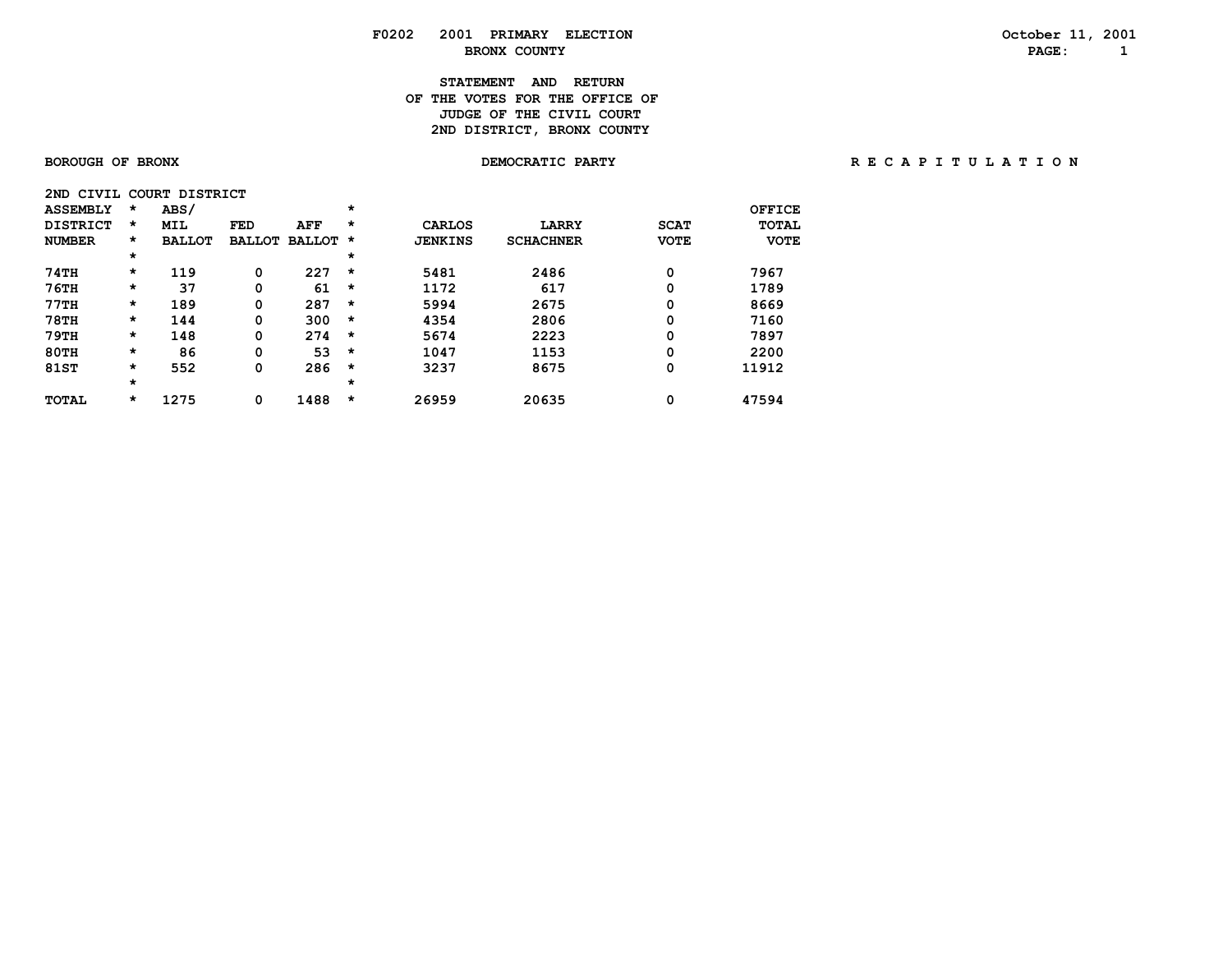# F0202 2001 PRIMARY ELECTION

## BRONX COUNTY

October 11, 2001

### STATEMENT AND RETURN OF THE VOTES FOR THE OFFICE OF JUDGE OF THE CIVIL COURT 2ND DISTRICT, BRONX COUNTY

BOROUGH OF BRONX — DEMOCRATIC PARTY — R E C A P I T U L A T I O N

2ND CIVIL COURT DISTRICT

| ASSEMBLY DISTRICT NUMBER | ABS/ MIL BALLOT | FED BALLOT | AFF BALLOT | CARLOS JENKINS | LARRY SCHACHNER | SCAT VOTE | OFFICE TOTAL VOTE |
|---|---|---|---|---|---|---|---|
| 74TH | 119 | 0 | 227 | 5481 | 2486 | 0 | 7967 |
| 76TH | 37 | 0 | 61 | 1172 | 617 | 0 | 1789 |
| 77TH | 189 | 0 | 287 | 5994 | 2675 | 0 | 8669 |
| 78TH | 144 | 0 | 300 | 4354 | 2806 | 0 | 7160 |
| 79TH | 148 | 0 | 274 | 5674 | 2223 | 0 | 7897 |
| 80TH | 86 | 0 | 53 | 1047 | 1153 | 0 | 2200 |
| 81ST | 552 | 0 | 286 | 3237 | 8675 | 0 | 11912 |
| TOTAL | 1275 | 0 | 1488 | 26959 | 20635 | 0 | 47594 |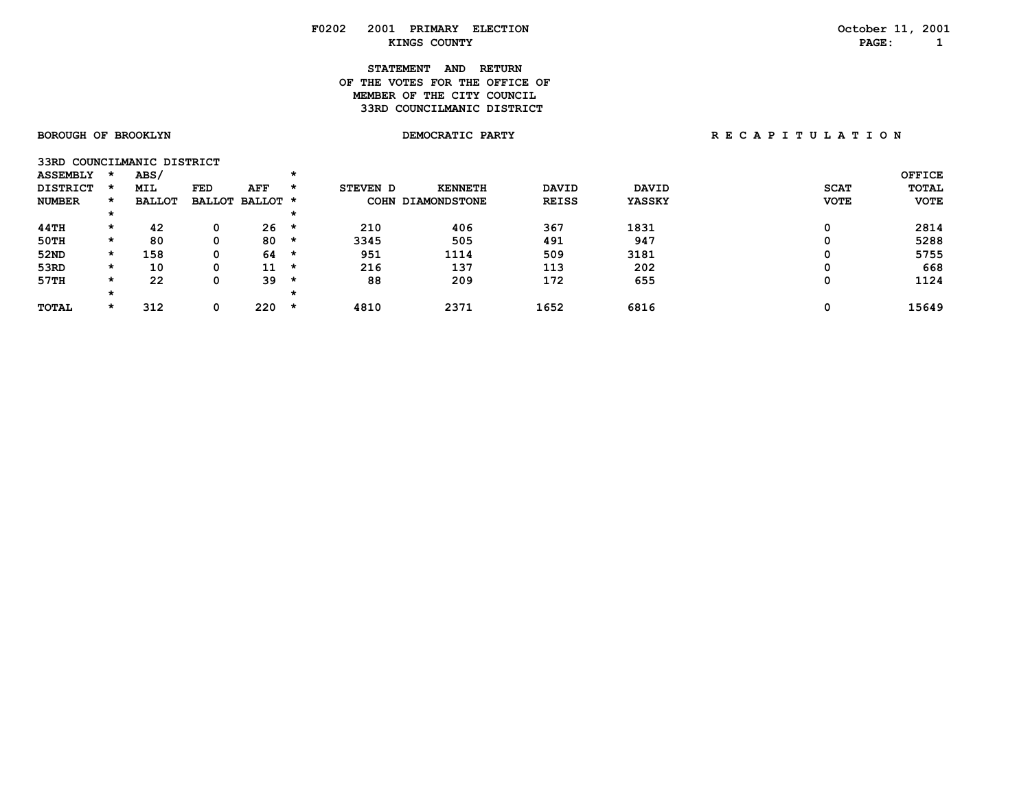F0202 2001 PRIMARY ELECTION

KINGS COUNTY

October 11, 2001

## STATEMENT AND RETURN OF THE VOTES FOR THE OFFICE OF MEMBER OF THE CITY COUNCIL 33RD COUNCILMANIC DISTRICT

BOROUGH OF BROOKLYN

DEMOCRATIC PARTY

R E C A P I T U L A T I O N

33RD COUNCILMANIC DISTRICT

| ASSEMBLY DISTRICT NUMBER | ABS/ MIL BALLOT | FED BALLOT | AFF BALLOT | STEVEN D COHN | KENNETH DIAMONDSTONE | DAVID REISS | DAVID YASSKY | SCAT VOTE | OFFICE TOTAL VOTE |
|---|---|---|---|---|---|---|---|---|---|
| 44TH | 42 | 0 | 26 | 210 | 406 | 367 | 1831 | 0 | 2814 |
| 50TH | 80 | 0 | 80 | 3345 | 505 | 491 | 947 | 0 | 5288 |
| 52ND | 158 | 0 | 64 | 951 | 1114 | 509 | 3181 | 0 | 5755 |
| 53RD | 10 | 0 | 11 | 216 | 137 | 113 | 202 | 0 | 668 |
| 57TH | 22 | 0 | 39 | 88 | 209 | 172 | 655 | 0 | 1124 |
| TOTAL | 312 | 0 | 220 | 4810 | 2371 | 1652 | 6816 | 0 | 15649 |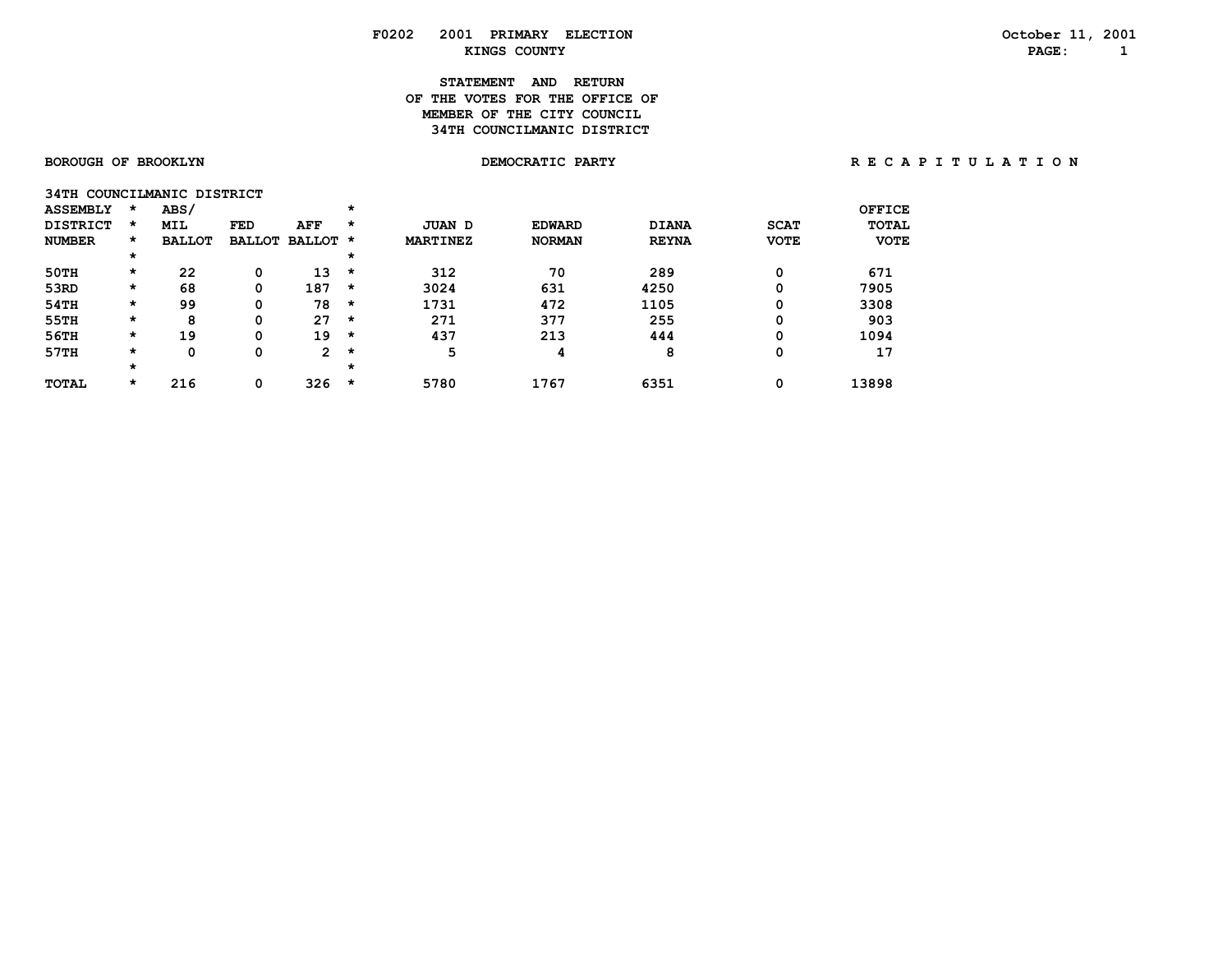F0202 2001 PRIMARY ELECTION

October 11, 2001

KINGS COUNTY

## STATEMENT AND RETURN OF THE VOTES FOR THE OFFICE OF MEMBER OF THE CITY COUNCIL 34TH COUNCILMANIC DISTRICT

BOROUGH OF BROOKLYN

DEMOCRATIC PARTY

R E C A P I T U L A T I O N

34TH COUNCILMANIC DISTRICT

| ASSEMBLY DISTRICT NUMBER | * | ABS/ MIL BALLOT | FED BALLOT | AFF BALLOT | * | JUAN D MARTINEZ | EDWARD NORMAN | DIANA REYNA | SCAT VOTE | OFFICE TOTAL VOTE |
|---|---|---|---|---|---|---|---|---|---|---|
| 50TH | * | 22 | 0 | 13 | * | 312 | 70 | 289 | 0 | 671 |
| 53RD | * | 68 | 0 | 187 | * | 3024 | 631 | 4250 | 0 | 7905 |
| 54TH | * | 99 | 0 | 78 | * | 1731 | 472 | 1105 | 0 | 3308 |
| 55TH | * | 8 | 0 | 27 | * | 271 | 377 | 255 | 0 | 903 |
| 56TH | * | 19 | 0 | 19 | * | 437 | 213 | 444 | 0 | 1094 |
| 57TH | * | 0 | 0 | 2 | * | 5 | 4 | 8 | 0 | 17 |
| TOTAL | * | 216 | 0 | 326 | * | 5780 | 1767 | 6351 | 0 | 13898 |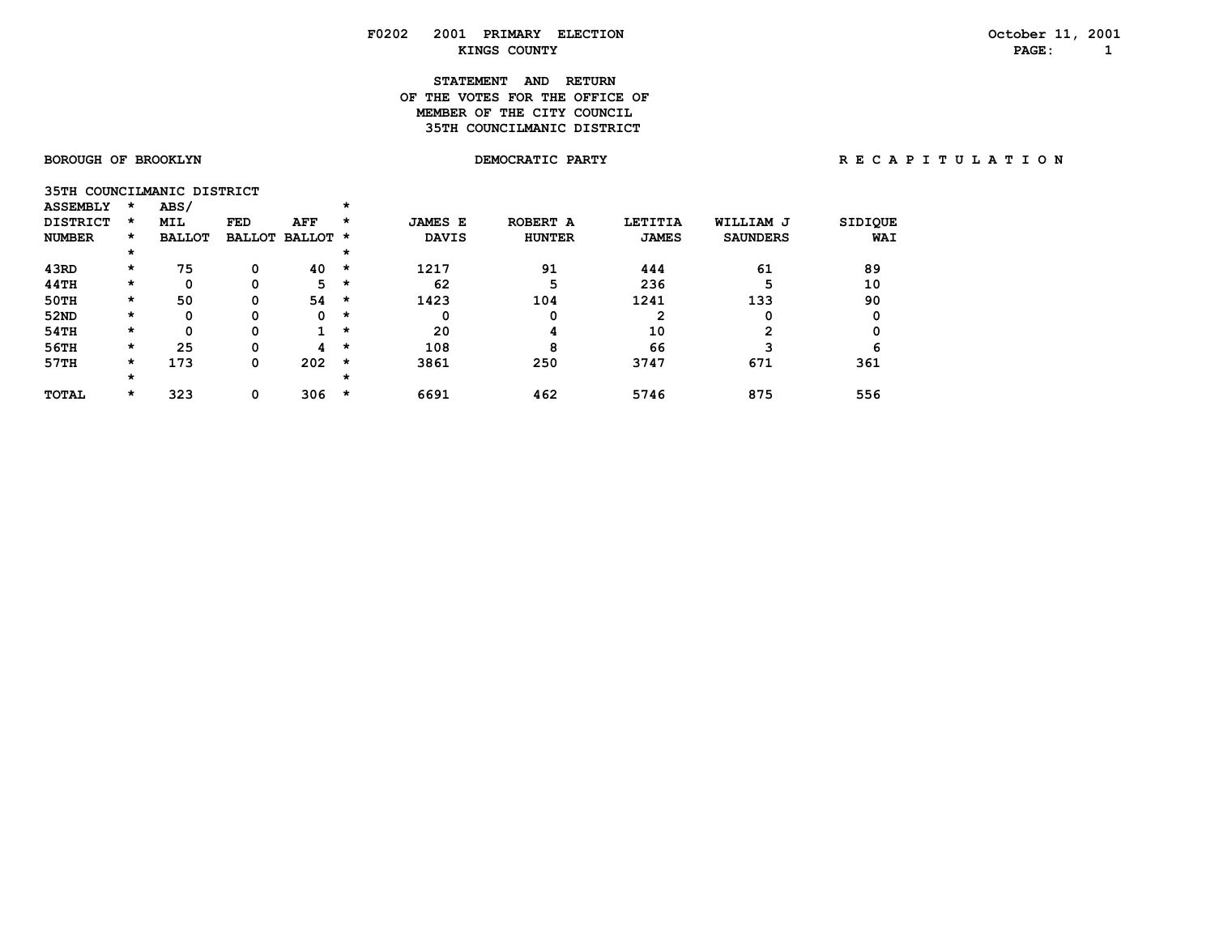**F0202 2001 PRIMARY ELECTION**
**KINGS COUNTY**

October 11, 2001

## STATEMENT AND RETURN OF THE VOTES FOR THE OFFICE OF MEMBER OF THE CITY COUNCIL 35TH COUNCILMANIC DISTRICT

**BOROUGH OF BROOKLYN** — **DEMOCRATIC PARTY** — **R E C A P I T U L A T I O N**

35TH COUNCILMANIC DISTRICT

| ASSEMBLY DISTRICT NUMBER | ABS/ MIL BALLOT | FED BALLOT | AFF BALLOT | JAMES E DAVIS | ROBERT A HUNTER | LETITIA JAMES | WILLIAM J SAUNDERS | SIDIQUE WAI |
|---|---|---|---|---|---|---|---|---|
| 43RD | 75 | 0 | 40 | 1217 | 91 | 444 | 61 | 89 |
| 44TH | 0 | 0 | 5 | 62 | 5 | 236 | 5 | 10 |
| 50TH | 50 | 0 | 54 | 1423 | 104 | 1241 | 133 | 90 |
| 52ND | 0 | 0 | 0 | 0 | 0 | 2 | 0 | 0 |
| 54TH | 0 | 0 | 1 | 20 | 4 | 10 | 2 | 0 |
| 56TH | 25 | 0 | 4 | 108 | 8 | 66 | 3 | 6 |
| 57TH | 173 | 0 | 202 | 3861 | 250 | 3747 | 671 | 361 |
| TOTAL | 323 | 0 | 306 | 6691 | 462 | 5746 | 875 | 556 |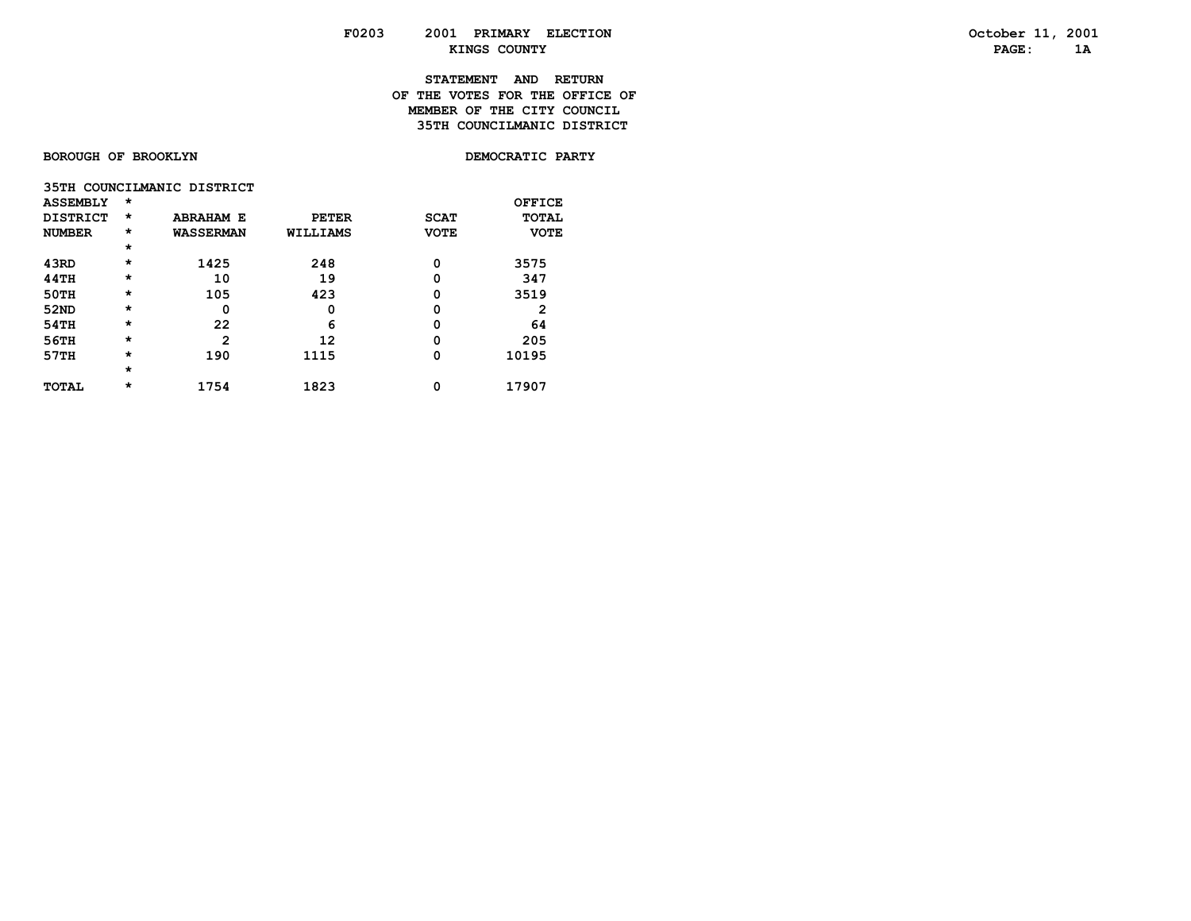F0203 2001 PRIMARY ELECTION
KINGS COUNTY

October 11, 2001
PAGE: 1A

**STATEMENT AND RETURN**
**OF THE VOTES FOR THE OFFICE OF**
**MEMBER OF THE CITY COUNCIL**
**35TH COUNCILMANIC DISTRICT**

BOROUGH OF BROOKLYN — DEMOCRATIC PARTY

35TH COUNCILMANIC DISTRICT

| ASSEMBLY DISTRICT NUMBER | * | ABRAHAM E WASSERMAN | PETER WILLIAMS | SCAT VOTE | OFFICE TOTAL VOTE |
|---|---|---|---|---|---|
| 43RD | * | 1425 | 248 | 0 | 3575 |
| 44TH | * | 10 | 19 | 0 | 347 |
| 50TH | * | 105 | 423 | 0 | 3519 |
| 52ND | * | 0 | 0 | 0 | 2 |
| 54TH | * | 22 | 6 | 0 | 64 |
| 56TH | * | 2 | 12 | 0 | 205 |
| 57TH | * | 190 | 1115 | 0 | 10195 |
| TOTAL | * | 1754 | 1823 | 0 | 17907 |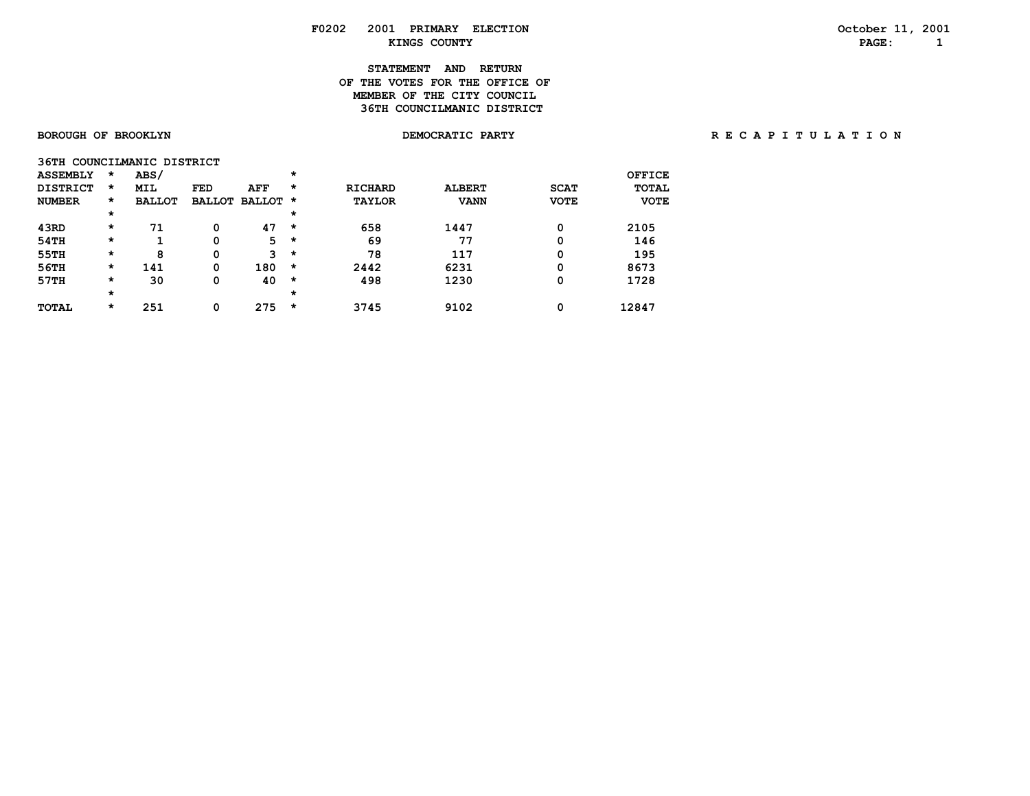F0202 2001 PRIMARY ELECTION
KINGS COUNTY

October 11, 2001

# STATEMENT AND RETURN OF THE VOTES FOR THE OFFICE OF MEMBER OF THE CITY COUNCIL 36TH COUNCILMANIC DISTRICT

BOROUGH OF BROOKLYN

DEMOCRATIC PARTY

R E C A P I T U L A T I O N

36TH COUNCILMANIC DISTRICT

| ASSEMBLY DISTRICT NUMBER | ABS/ MIL BALLOT | FED BALLOT | AFF BALLOT | RICHARD TAYLOR | ALBERT VANN | SCAT VOTE | OFFICE TOTAL VOTE |
|---|---|---|---|---|---|---|---|
| 43RD | 71 | 0 | 47 | 658 | 1447 | 0 | 2105 |
| 54TH | 1 | 0 | 5 | 69 | 77 | 0 | 146 |
| 55TH | 8 | 0 | 3 | 78 | 117 | 0 | 195 |
| 56TH | 141 | 0 | 180 | 2442 | 6231 | 0 | 8673 |
| 57TH | 30 | 0 | 40 | 498 | 1230 | 0 | 1728 |
| TOTAL | 251 | 0 | 275 | 3745 | 9102 | 0 | 12847 |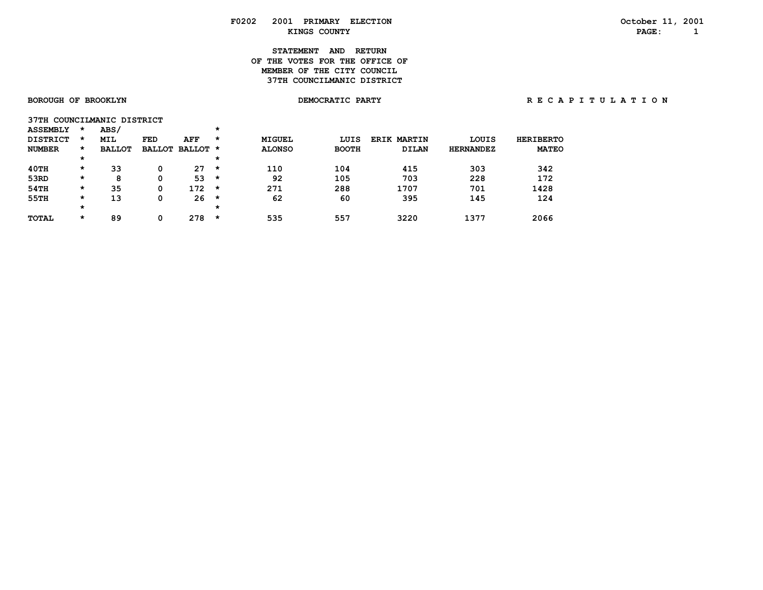F0202 2001 PRIMARY ELECTION

KINGS COUNTY

October 11, 2001

## STATEMENT AND RETURN OF THE VOTES FOR THE OFFICE OF MEMBER OF THE CITY COUNCIL 37TH COUNCILMANIC DISTRICT

BOROUGH OF BROOKLYN

DEMOCRATIC PARTY

R E C A P I T U L A T I O N

37TH COUNCILMANIC DISTRICT

| ASSEMBLY DISTRICT NUMBER | ABS/ MIL BALLOT | FED BALLOT | AFF BALLOT | MIGUEL ALONSO | LUIS BOOTH | ERIK MARTIN DILAN | LOUIS HERNANDEZ | HERIBERTO MATEO |
|---|---|---|---|---|---|---|---|---|
| 40TH | 33 | 0 | 27 | 110 | 104 | 415 | 303 | 342 |
| 53RD | 8 | 0 | 53 | 92 | 105 | 703 | 228 | 172 |
| 54TH | 35 | 0 | 172 | 271 | 288 | 1707 | 701 | 1428 |
| 55TH | 13 | 0 | 26 | 62 | 60 | 395 | 145 | 124 |
| TOTAL | 89 | 0 | 278 | 535 | 557 | 3220 | 1377 | 2066 |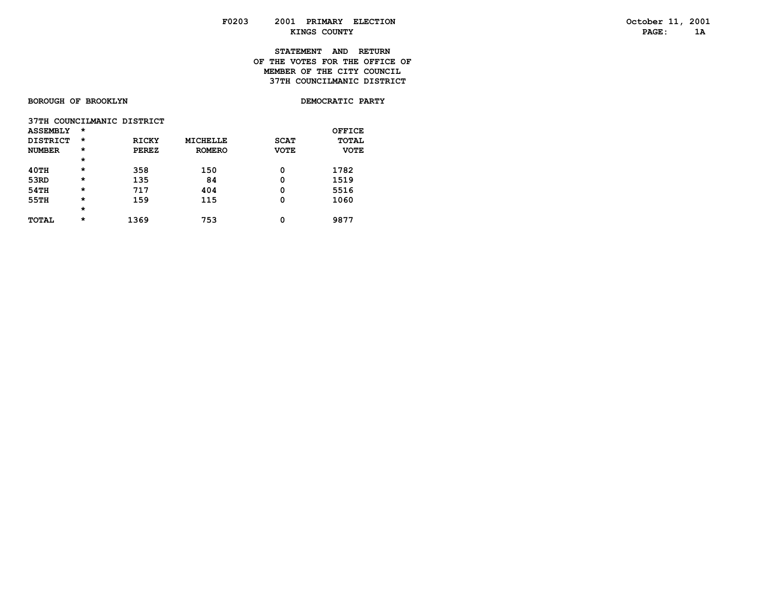F0203 2001 PRIMARY ELECTION

KINGS COUNTY

October 11, 2001

**STATEMENT AND RETURN**
**OF THE VOTES FOR THE OFFICE OF**
**MEMBER OF THE CITY COUNCIL**
**37TH COUNCILMANIC DISTRICT**

BOROUGH OF BROOKLYN — DEMOCRATIC PARTY

37TH COUNCILMANIC DISTRICT

| ASSEMBLY DISTRICT NUMBER | * | RICKY PEREZ | MICHELLE ROMERO | SCAT VOTE | OFFICE TOTAL VOTE |
|---|---|---|---|---|---|
| 40TH | * | 358 | 150 | 0 | 1782 |
| 53RD | * | 135 | 84 | 0 | 1519 |
| 54TH | * | 717 | 404 | 0 | 5516 |
| 55TH | * | 159 | 115 | 0 | 1060 |
| TOTAL | * | 1369 | 753 | 0 | 9877 |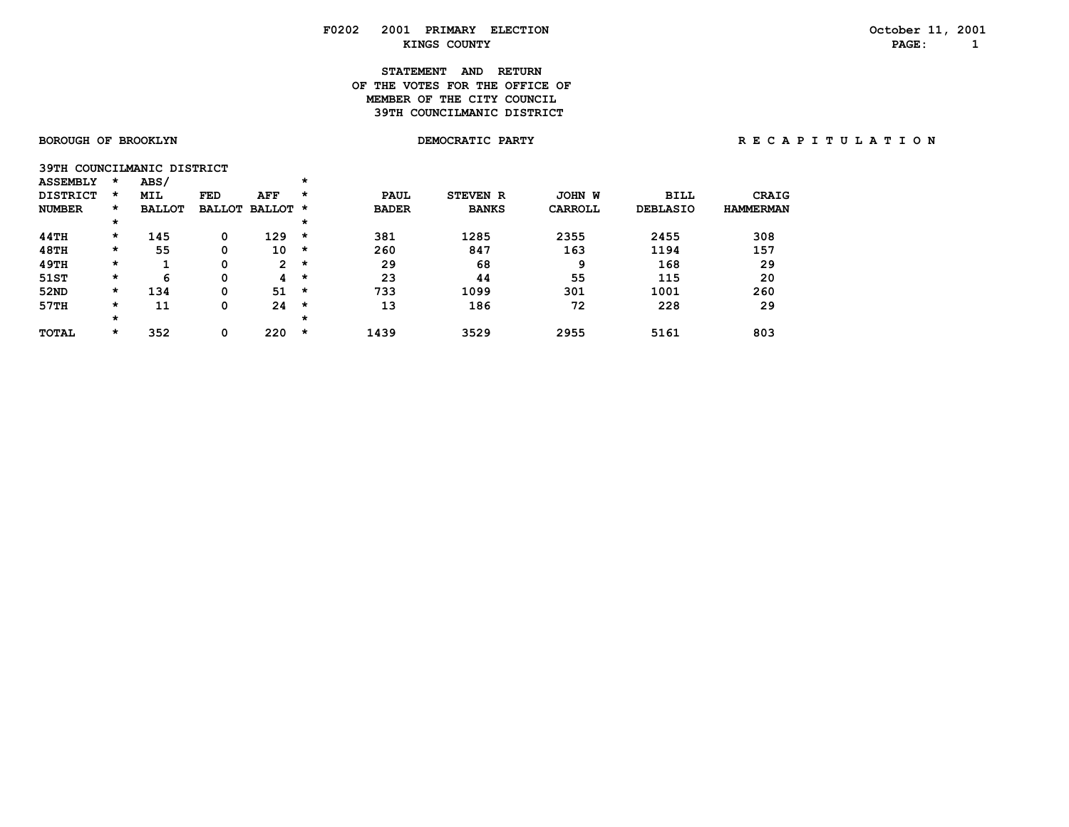F0202 2001 PRIMARY ELECTION

KINGS COUNTY

October 11, 2001

# STATEMENT AND RETURN OF THE VOTES FOR THE OFFICE OF MEMBER OF THE CITY COUNCIL 39TH COUNCILMANIC DISTRICT

BOROUGH OF BROOKLYN

DEMOCRATIC PARTY

R E C A P I T U L A T I O N

39TH COUNCILMANIC DISTRICT

| ASSEMBLY DISTRICT NUMBER | ABS/ MIL BALLOT | FED BALLOT | AFF BALLOT | PAUL BADER | STEVEN R BANKS | JOHN W CARROLL | BILL DEBLASIO | CRAIG HAMMERMAN |
|---|---|---|---|---|---|---|---|---|
| 44TH | 145 | 0 | 129 | 381 | 1285 | 2355 | 2455 | 308 |
| 48TH | 55 | 0 | 10 | 260 | 847 | 163 | 1194 | 157 |
| 49TH | 1 | 0 | 2 | 29 | 68 | 9 | 168 | 29 |
| 51ST | 6 | 0 | 4 | 23 | 44 | 55 | 115 | 20 |
| 52ND | 134 | 0 | 51 | 733 | 1099 | 301 | 1001 | 260 |
| 57TH | 11 | 0 | 24 | 13 | 186 | 72 | 228 | 29 |
| TOTAL | 352 | 0 | 220 | 1439 | 3529 | 2955 | 5161 | 803 |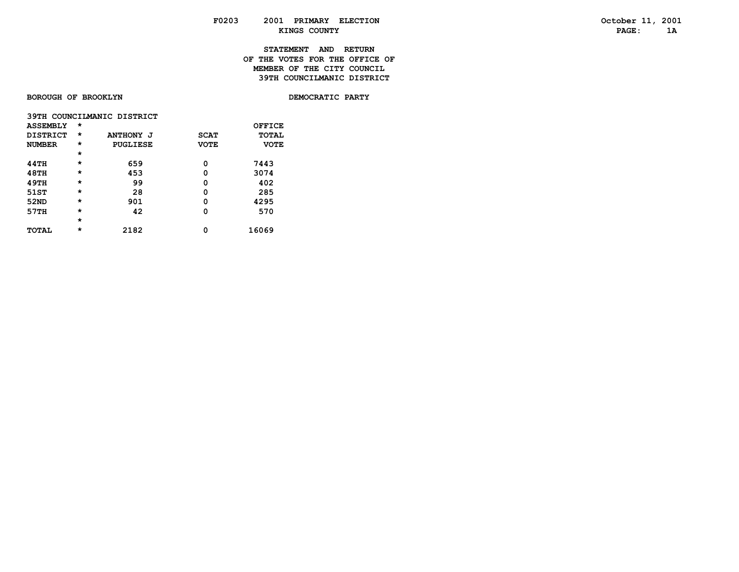F0203 2001 PRIMARY ELECTION

KINGS COUNTY

**STATEMENT AND RETURN**
**OF THE VOTES FOR THE OFFICE OF**
**MEMBER OF THE CITY COUNCIL**
**39TH COUNCILMANIC DISTRICT**

BOROUGH OF BROOKLYN

DEMOCRATIC PARTY

39TH COUNCILMANIC DISTRICT

| ASSEMBLY DISTRICT NUMBER | * | ANTHONY J PUGLIESE | SCAT VOTE | OFFICE TOTAL VOTE |
|---|---|---|---|---|
| | * | | | |
| 44TH | * | 659 | 0 | 7443 |
| 48TH | * | 453 | 0 | 3074 |
| 49TH | * | 99 | 0 | 402 |
| 51ST | * | 28 | 0 | 285 |
| 52ND | * | 901 | 0 | 4295 |
| 57TH | * | 42 | 0 | 570 |
| | * | | | |
| TOTAL | * | 2182 | 0 | 16069 |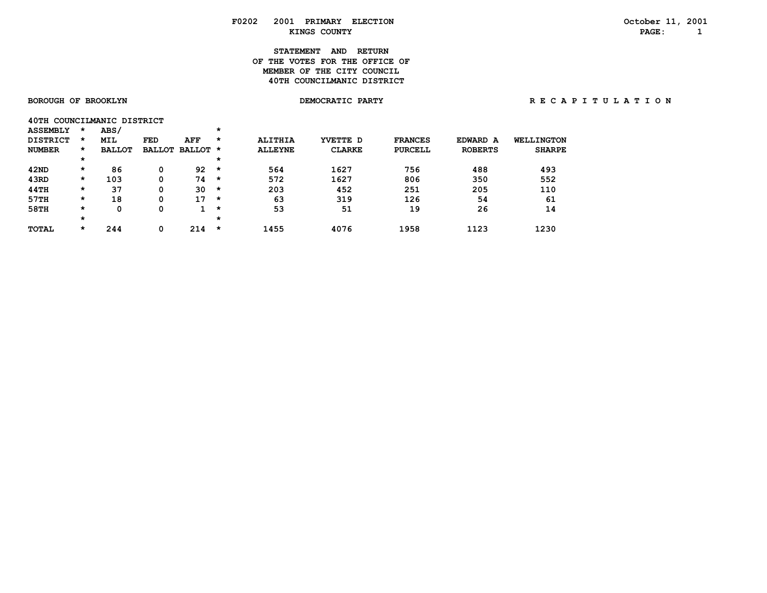F0202 2001 PRIMARY ELECTION
KINGS COUNTY

October 11, 2001

## STATEMENT AND RETURN OF THE VOTES FOR THE OFFICE OF MEMBER OF THE CITY COUNCIL 40TH COUNCILMANIC DISTRICT

BOROUGH OF BROOKLYN — DEMOCRATIC PARTY — R E C A P I T U L A T I O N

40TH COUNCILMANIC DISTRICT

| ASSEMBLY DISTRICT NUMBER | ABS/ MIL BALLOT | FED BALLOT | AFF BALLOT | ALITHIA ALLEYNE | YVETTE D CLARKE | FRANCES PURCELL | EDWARD A ROBERTS | WELLINGTON SHARPE |
|---|---|---|---|---|---|---|---|---|
| 42ND | 86 | 0 | 92 | 564 | 1627 | 756 | 488 | 493 |
| 43RD | 103 | 0 | 74 | 572 | 1627 | 806 | 350 | 552 |
| 44TH | 37 | 0 | 30 | 203 | 452 | 251 | 205 | 110 |
| 57TH | 18 | 0 | 17 | 63 | 319 | 126 | 54 | 61 |
| 58TH | 0 | 0 | 1 | 53 | 51 | 19 | 26 | 14 |
| TOTAL | 244 | 0 | 214 | 1455 | 4076 | 1958 | 1123 | 1230 |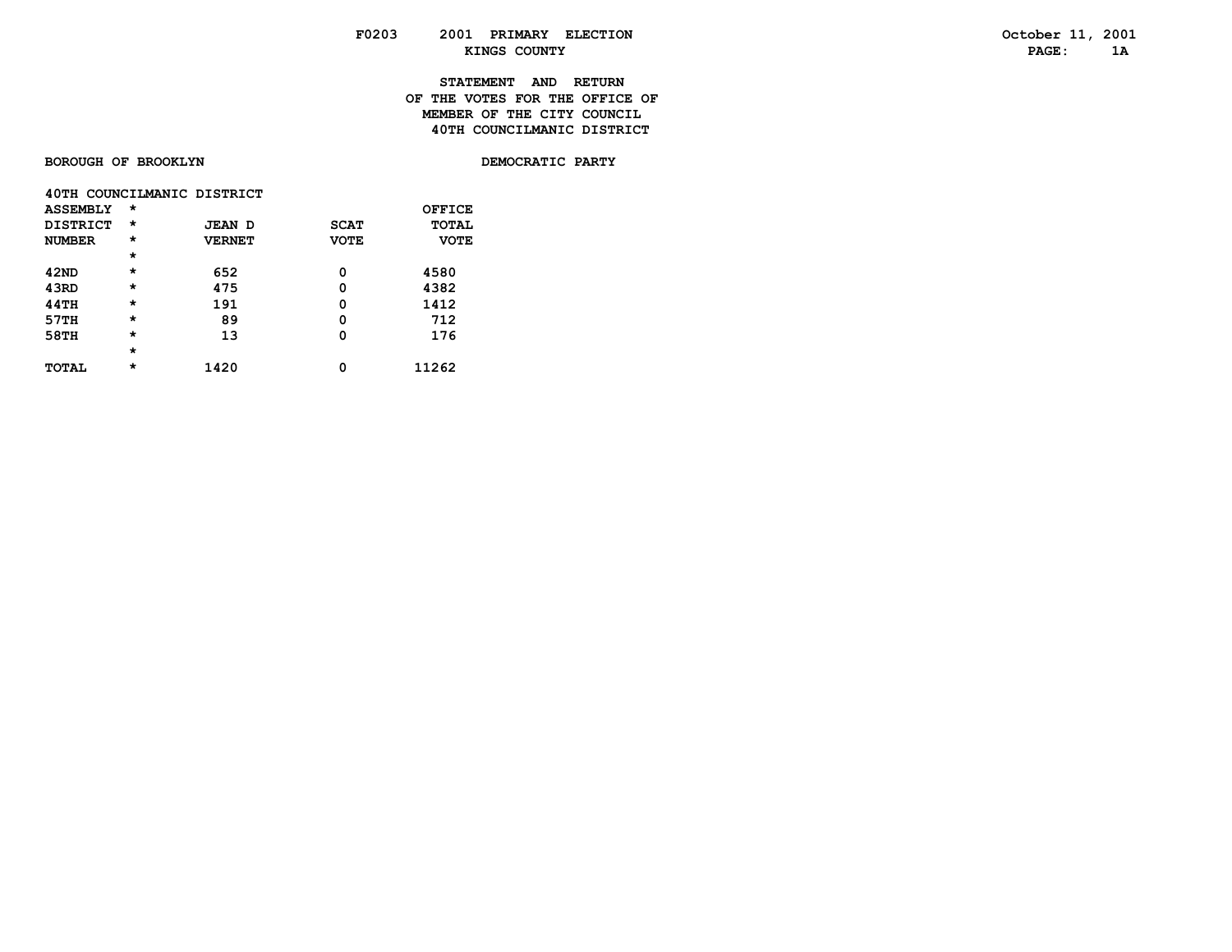F0203 2001 PRIMARY ELECTION
KINGS COUNTY

October 11, 2001
PAGE: 1A

**STATEMENT AND RETURN**
**OF THE VOTES FOR THE OFFICE OF**
**MEMBER OF THE CITY COUNCIL**
**40TH COUNCILMANIC DISTRICT**

**BOROUGH OF BROOKLYN** **DEMOCRATIC PARTY**

40TH COUNCILMANIC DISTRICT

| ASSEMBLY DISTRICT NUMBER | * | JEAN D VERNET | SCAT VOTE | OFFICE TOTAL VOTE |
|---|---|---|---|---|
| 42ND | * | 652 | 0 | 4580 |
| 43RD | * | 475 | 0 | 4382 |
| 44TH | * | 191 | 0 | 1412 |
| 57TH | * | 89 | 0 | 712 |
| 58TH | * | 13 | 0 | 176 |
| TOTAL | * | 1420 | 0 | 11262 |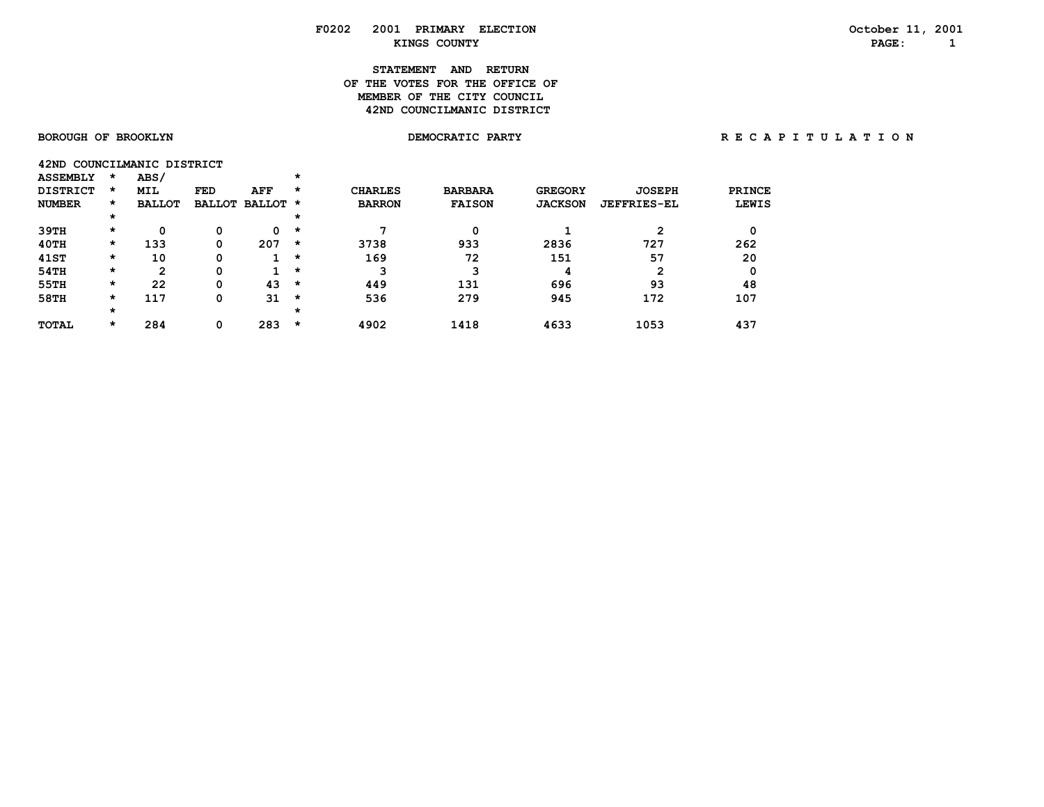F0202 2001 PRIMARY ELECTION

KINGS COUNTY

October 11, 2001

# STATEMENT AND RETURN OF THE VOTES FOR THE OFFICE OF MEMBER OF THE CITY COUNCIL 42ND COUNCILMANIC DISTRICT

BOROUGH OF BROOKLYN

DEMOCRATIC PARTY

R E C A P I T U L A T I O N

42ND COUNCILMANIC DISTRICT

| ASSEMBLY DISTRICT NUMBER | ABS/ MIL BALLOT | FED BALLOT | AFF BALLOT | CHARLES BARRON | BARBARA FAISON | GREGORY JACKSON | JOSEPH JEFFRIES-EL | PRINCE LEWIS |
|---|---|---|---|---|---|---|---|---|
| 39TH | 0 | 0 | 0 | 7 | 0 | 1 | 2 | 0 |
| 40TH | 133 | 0 | 207 | 3738 | 933 | 2836 | 727 | 262 |
| 41ST | 10 | 0 | 1 | 169 | 72 | 151 | 57 | 20 |
| 54TH | 2 | 0 | 1 | 3 | 3 | 4 | 2 | 0 |
| 55TH | 22 | 0 | 43 | 449 | 131 | 696 | 93 | 48 |
| 58TH | 117 | 0 | 31 | 536 | 279 | 945 | 172 | 107 |
| TOTAL | 284 | 0 | 283 | 4902 | 1418 | 4633 | 1053 | 437 |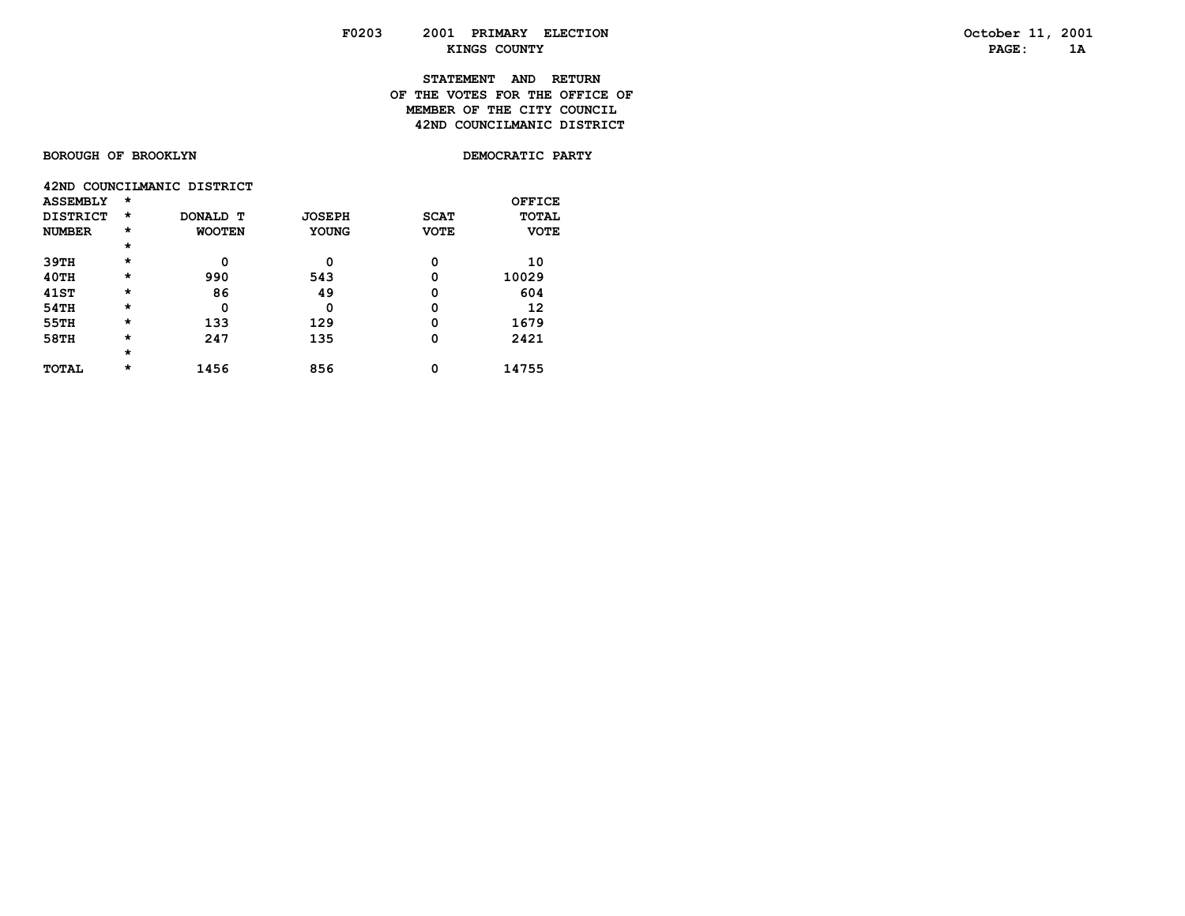**F0203 2001 PRIMARY ELECTION**
**KINGS COUNTY**

October 11, 2001

## STATEMENT AND RETURN OF THE VOTES FOR THE OFFICE OF MEMBER OF THE CITY COUNCIL 42ND COUNCILMANIC DISTRICT

**BOROUGH OF BROOKLYN** — **DEMOCRATIC PARTY**

**42ND COUNCILMANIC DISTRICT**

| ASSEMBLY DISTRICT NUMBER | * | DONALD T WOOTEN | JOSEPH YOUNG | SCAT VOTE | OFFICE TOTAL VOTE |
|---|---|---|---|---|---|
| 39TH | * | 0 | 0 | 0 | 10 |
| 40TH | * | 990 | 543 | 0 | 10029 |
| 41ST | * | 86 | 49 | 0 | 604 |
| 54TH | * | 0 | 0 | 0 | 12 |
| 55TH | * | 133 | 129 | 0 | 1679 |
| 58TH | * | 247 | 135 | 0 | 2421 |
| TOTAL | * | 1456 | 856 | 0 | 14755 |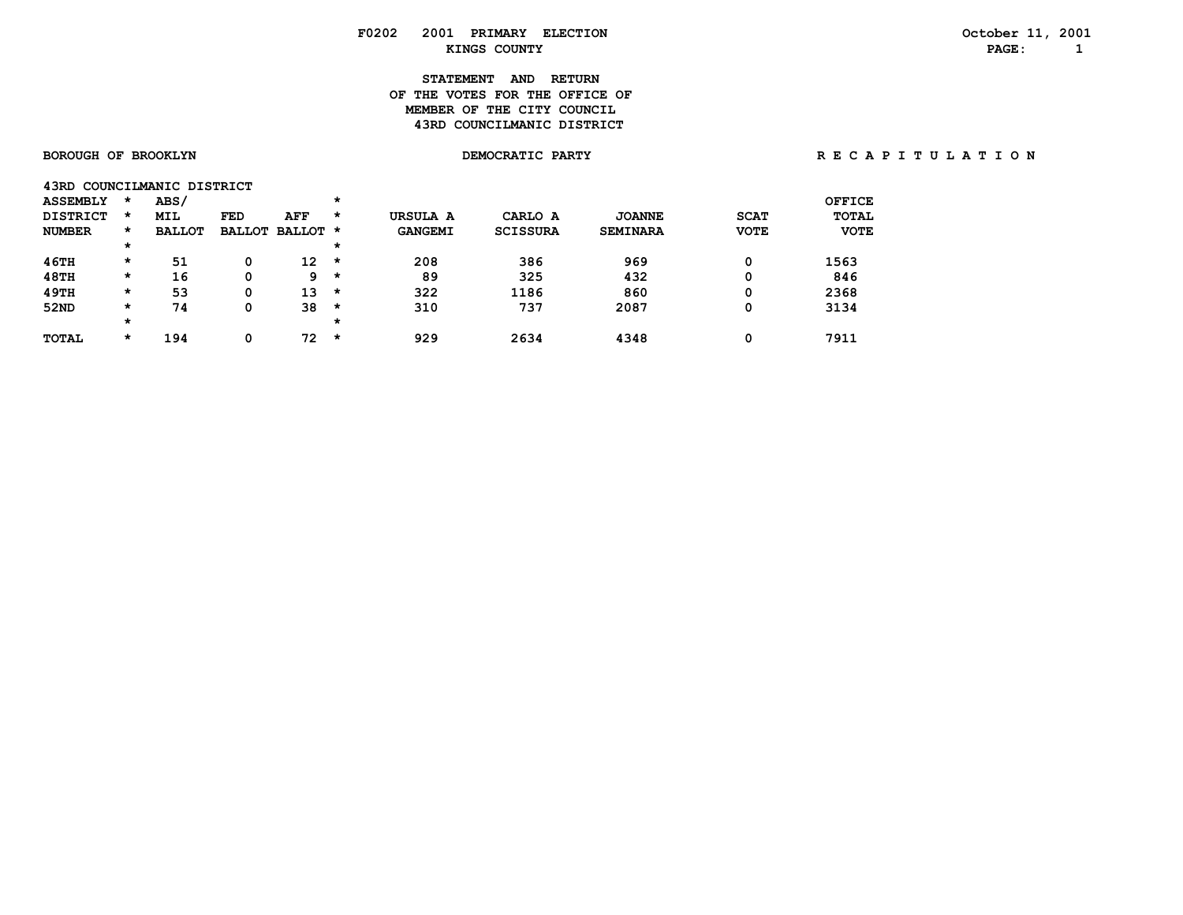F0202 2001 PRIMARY ELECTION

KINGS COUNTY

October 11, 2001

## STATEMENT AND RETURN OF THE VOTES FOR THE OFFICE OF MEMBER OF THE CITY COUNCIL 43RD COUNCILMANIC DISTRICT

BOROUGH OF BROOKLYN

DEMOCRATIC PARTY

R E C A P I T U L A T I O N

43RD COUNCILMANIC DISTRICT

| ASSEMBLY DISTRICT NUMBER | ABS/ MIL BALLOT | FED BALLOT | AFF BALLOT | URSULA A GANGEMI | CARLO A SCISSURA | JOANNE SEMINARA | SCAT VOTE | OFFICE TOTAL VOTE |
|---|---|---|---|---|---|---|---|---|
| 46TH | 51 | 0 | 12 | 208 | 386 | 969 | 0 | 1563 |
| 48TH | 16 | 0 | 9 | 89 | 325 | 432 | 0 | 846 |
| 49TH | 53 | 0 | 13 | 322 | 1186 | 860 | 0 | 2368 |
| 52ND | 74 | 0 | 38 | 310 | 737 | 2087 | 0 | 3134 |
| TOTAL | 194 | 0 | 72 | 929 | 2634 | 4348 | 0 | 7911 |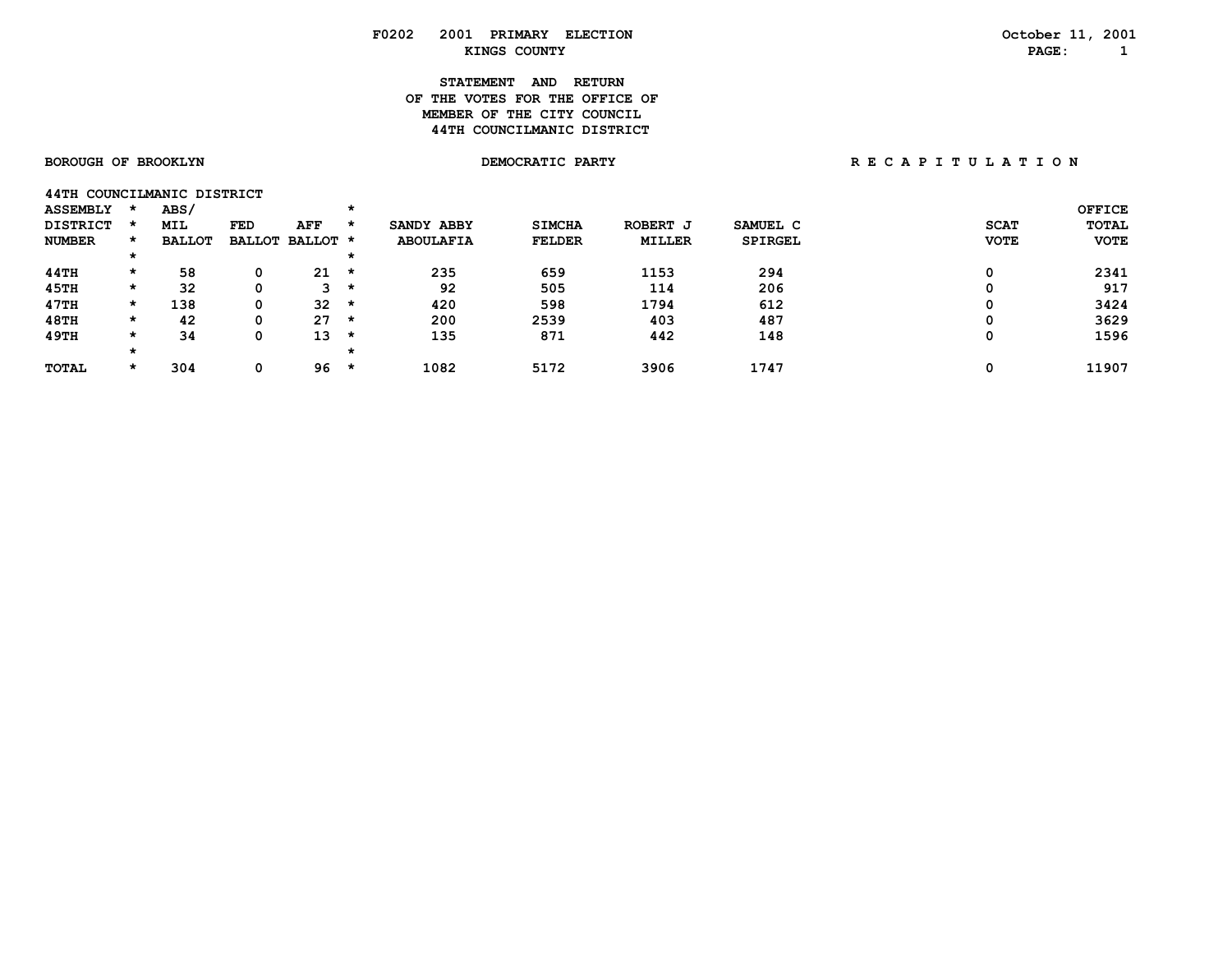F0202 2001 PRIMARY ELECTION

KINGS COUNTY

October 11, 2001

## STATEMENT AND RETURN OF THE VOTES FOR THE OFFICE OF MEMBER OF THE CITY COUNCIL 44TH COUNCILMANIC DISTRICT

BOROUGH OF BROOKLYN

DEMOCRATIC PARTY

R E C A P I T U L A T I O N

44TH COUNCILMANIC DISTRICT

| ASSEMBLY DISTRICT NUMBER | ABS/ MIL BALLOT | FED BALLOT | AFF BALLOT | SANDY ABBY ABOULAFIA | SIMCHA FELDER | ROBERT J MILLER | SAMUEL C SPIRGEL | SCAT VOTE | OFFICE TOTAL VOTE |
|---|---|---|---|---|---|---|---|---|---|
| 44TH | 58 | 0 | 21 | 235 | 659 | 1153 | 294 | 0 | 2341 |
| 45TH | 32 | 0 | 3 | 92 | 505 | 114 | 206 | 0 | 917 |
| 47TH | 138 | 0 | 32 | 420 | 598 | 1794 | 612 | 0 | 3424 |
| 48TH | 42 | 0 | 27 | 200 | 2539 | 403 | 487 | 0 | 3629 |
| 49TH | 34 | 0 | 13 | 135 | 871 | 442 | 148 | 0 | 1596 |
| TOTAL | 304 | 0 | 96 | 1082 | 5172 | 3906 | 1747 | 0 | 11907 |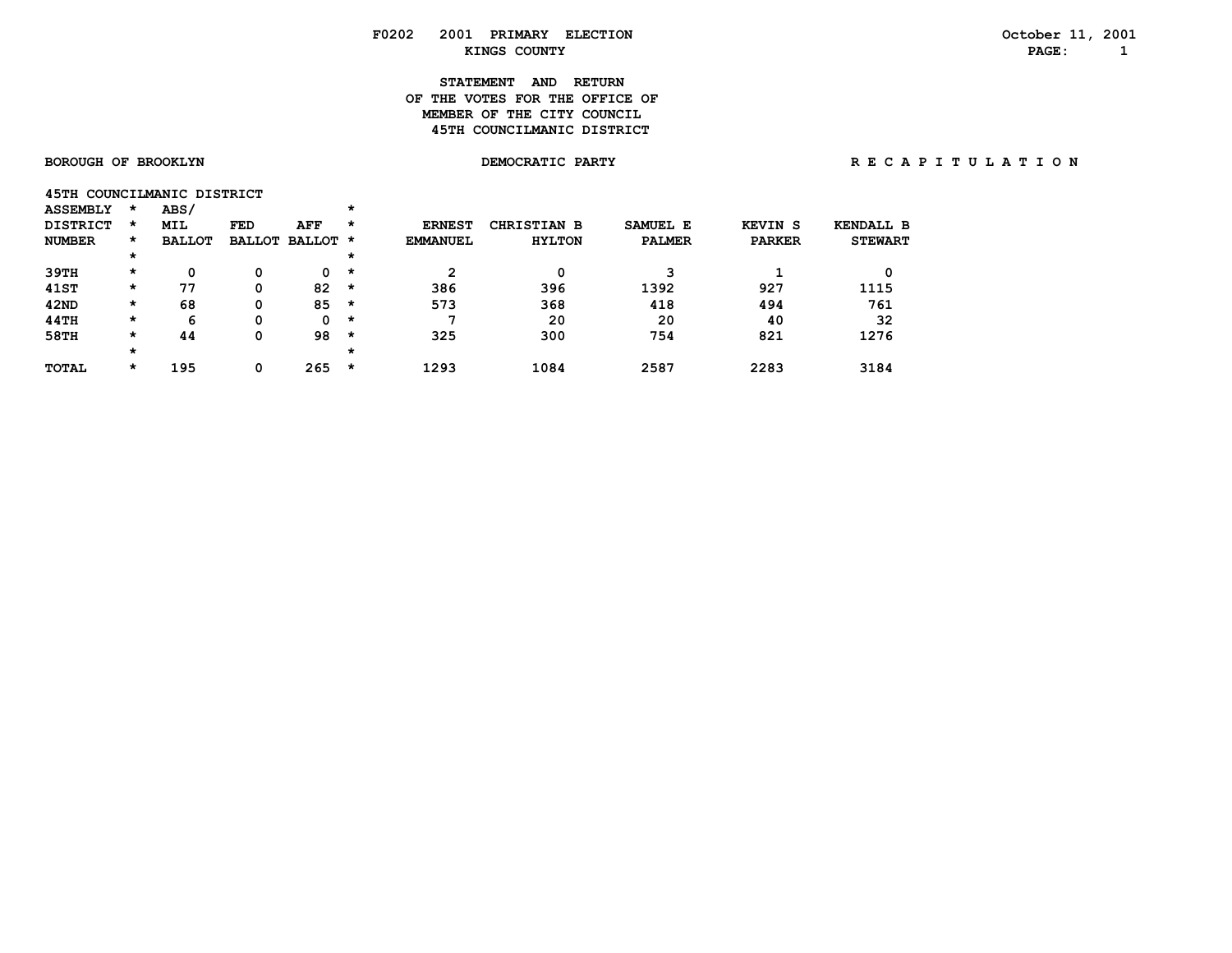F0202 2001 PRIMARY ELECTION
KINGS COUNTY

October 11, 2001

# STATEMENT AND RETURN OF THE VOTES FOR THE OFFICE OF MEMBER OF THE CITY COUNCIL 45TH COUNCILMANIC DISTRICT

BOROUGH OF BROOKLYN

DEMOCRATIC PARTY

R E C A P I T U L A T I O N

45TH COUNCILMANIC DISTRICT

| ASSEMBLY DISTRICT NUMBER | ABS/ MIL BALLOT | FED BALLOT | AFF BALLOT | ERNEST EMMANUEL | CHRISTIAN B HYLTON | SAMUEL E PALMER | KEVIN S PARKER | KENDALL B STEWART |
|---|---|---|---|---|---|---|---|---|
| 39TH | 0 | 0 | 0 | 2 | 0 | 3 | 1 | 0 |
| 41ST | 77 | 0 | 82 | 386 | 396 | 1392 | 927 | 1115 |
| 42ND | 68 | 0 | 85 | 573 | 368 | 418 | 494 | 761 |
| 44TH | 6 | 0 | 0 | 7 | 20 | 20 | 40 | 32 |
| 58TH | 44 | 0 | 98 | 325 | 300 | 754 | 821 | 1276 |
| TOTAL | 195 | 0 | 265 | 1293 | 1084 | 2587 | 2283 | 3184 |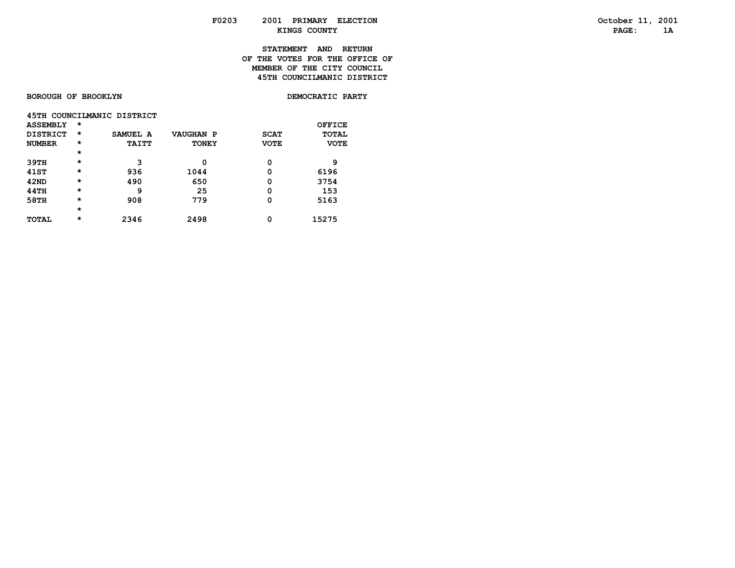F0203 2001 PRIMARY ELECTION

KINGS COUNTY

October 11, 2001

PAGE: 1A

**STATEMENT AND RETURN**
**OF THE VOTES FOR THE OFFICE OF**
**MEMBER OF THE CITY COUNCIL**
**45TH COUNCILMANIC DISTRICT**

BOROUGH OF BROOKLYN

DEMOCRATIC PARTY

45TH COUNCILMANIC DISTRICT

| ASSEMBLY DISTRICT NUMBER | * | SAMUEL A TAITT | VAUGHAN P TONEY | SCAT VOTE | OFFICE TOTAL VOTE |
|---|---|---|---|---|---|
| | * | | | | |
| 39TH | * | 3 | 0 | 0 | 9 |
| 41ST | * | 936 | 1044 | 0 | 6196 |
| 42ND | * | 490 | 650 | 0 | 3754 |
| 44TH | * | 9 | 25 | 0 | 153 |
| 58TH | * | 908 | 779 | 0 | 5163 |
| | * | | | | |
| TOTAL | * | 2346 | 2498 | 0 | 15275 |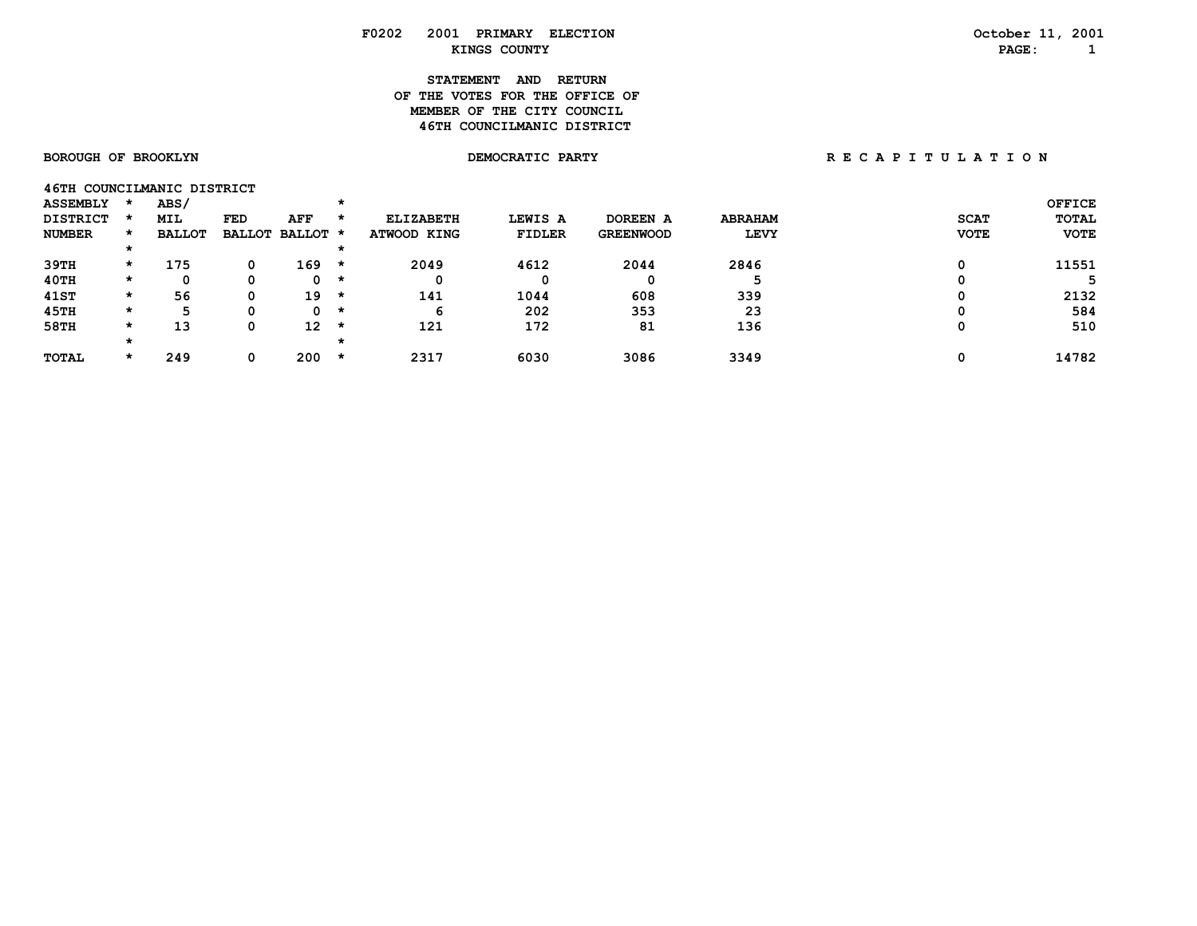F0202 2001 PRIMARY ELECTION
KINGS COUNTY

October 11, 2001

# STATEMENT AND RETURN OF THE VOTES FOR THE OFFICE OF MEMBER OF THE CITY COUNCIL 46TH COUNCILMANIC DISTRICT

BOROUGH OF BROOKLYN | DEMOCRATIC PARTY | R E C A P I T U L A T I O N

46TH COUNCILMANIC DISTRICT

| ASSEMBLY DISTRICT NUMBER | ABS/ MIL BALLOT | FED BALLOT | AFF BALLOT | ELIZABETH ATWOOD KING | LEWIS A FIDLER | DOREEN A GREENWOOD | ABRAHAM LEVY | SCAT VOTE | OFFICE TOTAL VOTE |
|---|---|---|---|---|---|---|---|---|---|
| 39TH | 175 | 0 | 169 | 2049 | 4612 | 2044 | 2846 | 0 | 11551 |
| 40TH | 0 | 0 | 0 | 0 | 0 | 0 | 5 | 0 | 5 |
| 41ST | 56 | 0 | 19 | 141 | 1044 | 608 | 339 | 0 | 2132 |
| 45TH | 5 | 0 | 0 | 6 | 202 | 353 | 23 | 0 | 584 |
| 58TH | 13 | 0 | 12 | 121 | 172 | 81 | 136 | 0 | 510 |
| TOTAL | 249 | 0 | 200 | 2317 | 6030 | 3086 | 3349 | 0 | 14782 |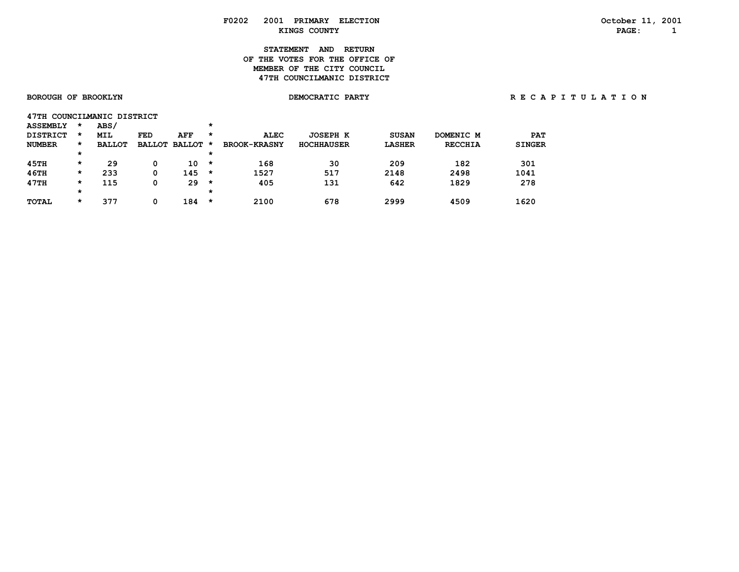F0202 2001 PRIMARY ELECTION
KINGS COUNTY

October 11, 2001

# STATEMENT AND RETURN OF THE VOTES FOR THE OFFICE OF MEMBER OF THE CITY COUNCIL 47TH COUNCILMANIC DISTRICT

BOROUGH OF BROOKLYN | DEMOCRATIC PARTY | R E C A P I T U L A T I O N

47TH COUNCILMANIC DISTRICT

| ASSEMBLY DISTRICT NUMBER | ABS/ MIL BALLOT | FED BALLOT | AFF BALLOT | ALEC BROOK-KRASNY | JOSEPH K HOCHHAUSER | SUSAN LASHER | DOMENIC M RECCHIA | PAT SINGER |
|---|---|---|---|---|---|---|---|---|
| 45TH | 29 | 0 | 10 | 168 | 30 | 209 | 182 | 301 |
| 46TH | 233 | 0 | 145 | 1527 | 517 | 2148 | 2498 | 1041 |
| 47TH | 115 | 0 | 29 | 405 | 131 | 642 | 1829 | 278 |
| TOTAL | 377 | 0 | 184 | 2100 | 678 | 2999 | 4509 | 1620 |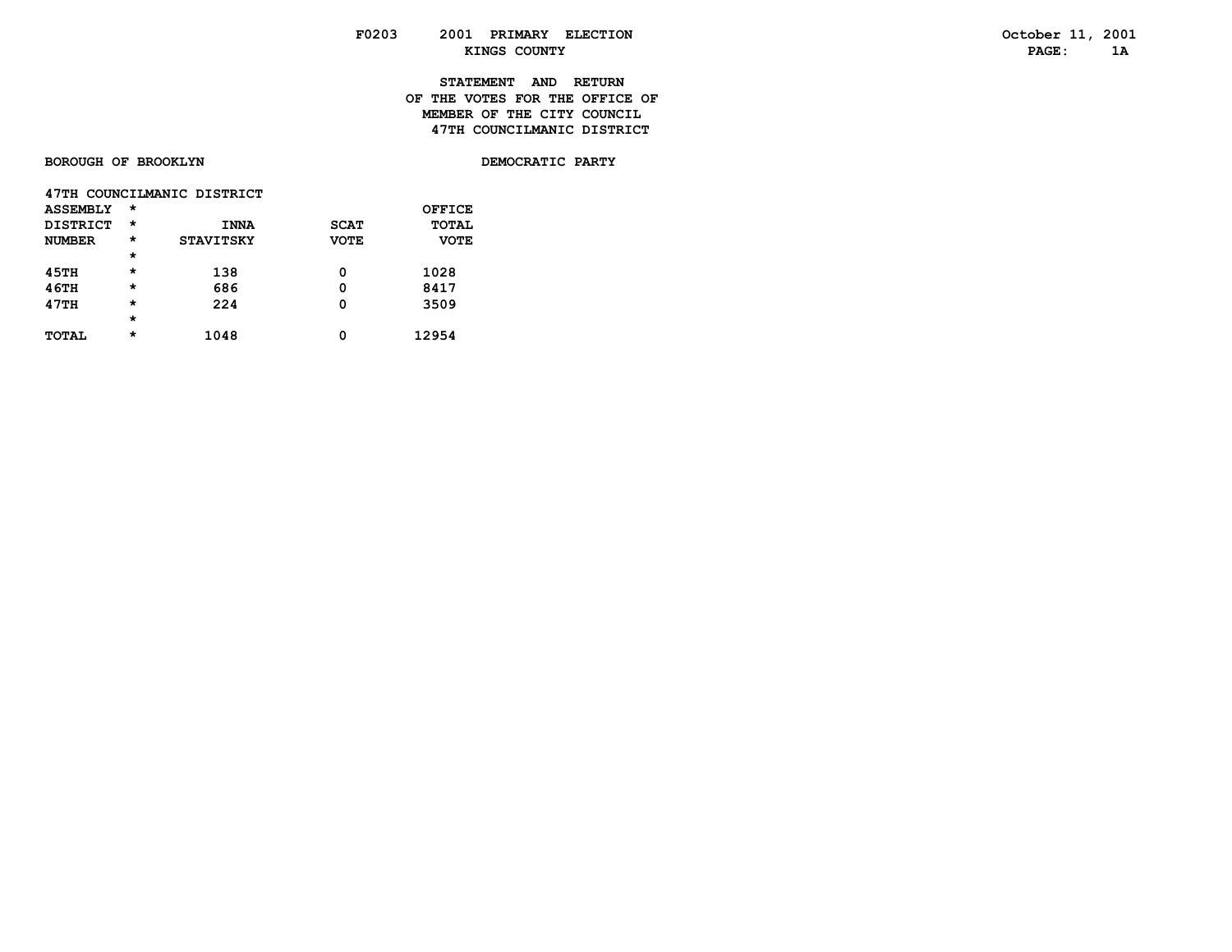F0203 2001 PRIMARY ELECTION
KINGS COUNTY

October 11, 2001
PAGE: 1A

**STATEMENT AND RETURN**
**OF THE VOTES FOR THE OFFICE OF**
**MEMBER OF THE CITY COUNCIL**
**47TH COUNCILMANIC DISTRICT**

BOROUGH OF BROOKLYN

DEMOCRATIC PARTY

47TH COUNCILMANIC DISTRICT

| ASSEMBLY DISTRICT NUMBER | * | INNA STAVITSKY | SCAT VOTE | OFFICE TOTAL VOTE |
|---|---|---|---|---|
| | * | | | |
| 45TH | * | 138 | 0 | 1028 |
| 46TH | * | 686 | 0 | 8417 |
| 47TH | * | 224 | 0 | 3509 |
| | * | | | |
| TOTAL | * | 1048 | 0 | 12954 |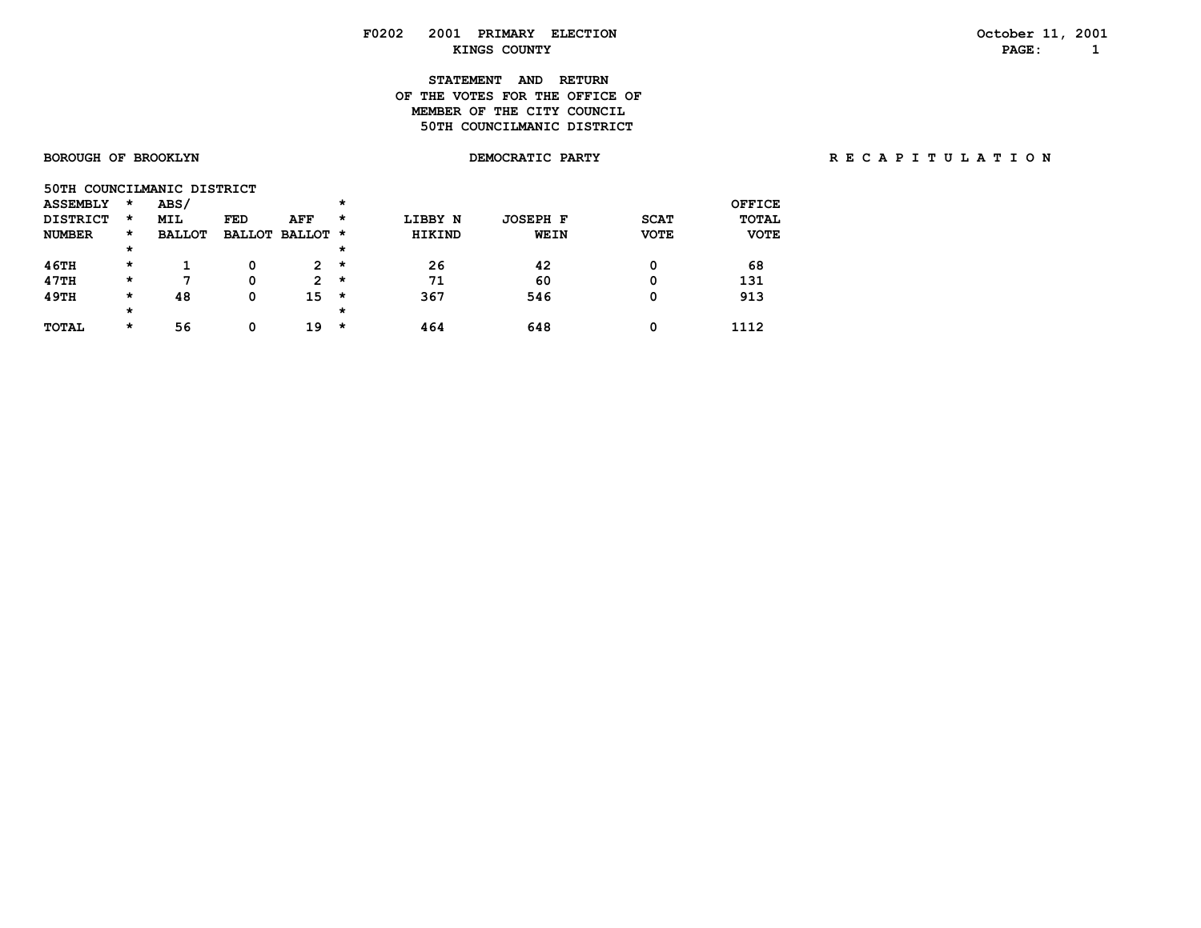**F0202 2001 PRIMARY ELECTION**
**KINGS COUNTY**

October 11, 2001

# STATEMENT AND RETURN OF THE VOTES FOR THE OFFICE OF MEMBER OF THE CITY COUNCIL 50TH COUNCILMANIC DISTRICT

**BOROUGH OF BROOKLYN** **DEMOCRATIC PARTY** **R E C A P I T U L A T I O N**

**50TH COUNCILMANIC DISTRICT**

| ASSEMBLY DISTRICT NUMBER | ABS/ MIL BALLOT | FED BALLOT | AFF BALLOT | LIBBY N HIKIND | JOSEPH F WEIN | SCAT VOTE | OFFICE TOTAL VOTE |
|---|---|---|---|---|---|---|---|
| 46TH | 1 | 0 | 2 | 26 | 42 | 0 | 68 |
| 47TH | 7 | 0 | 2 | 71 | 60 | 0 | 131 |
| 49TH | 48 | 0 | 15 | 367 | 546 | 0 | 913 |
| TOTAL | 56 | 0 | 19 | 464 | 648 | 0 | 1112 |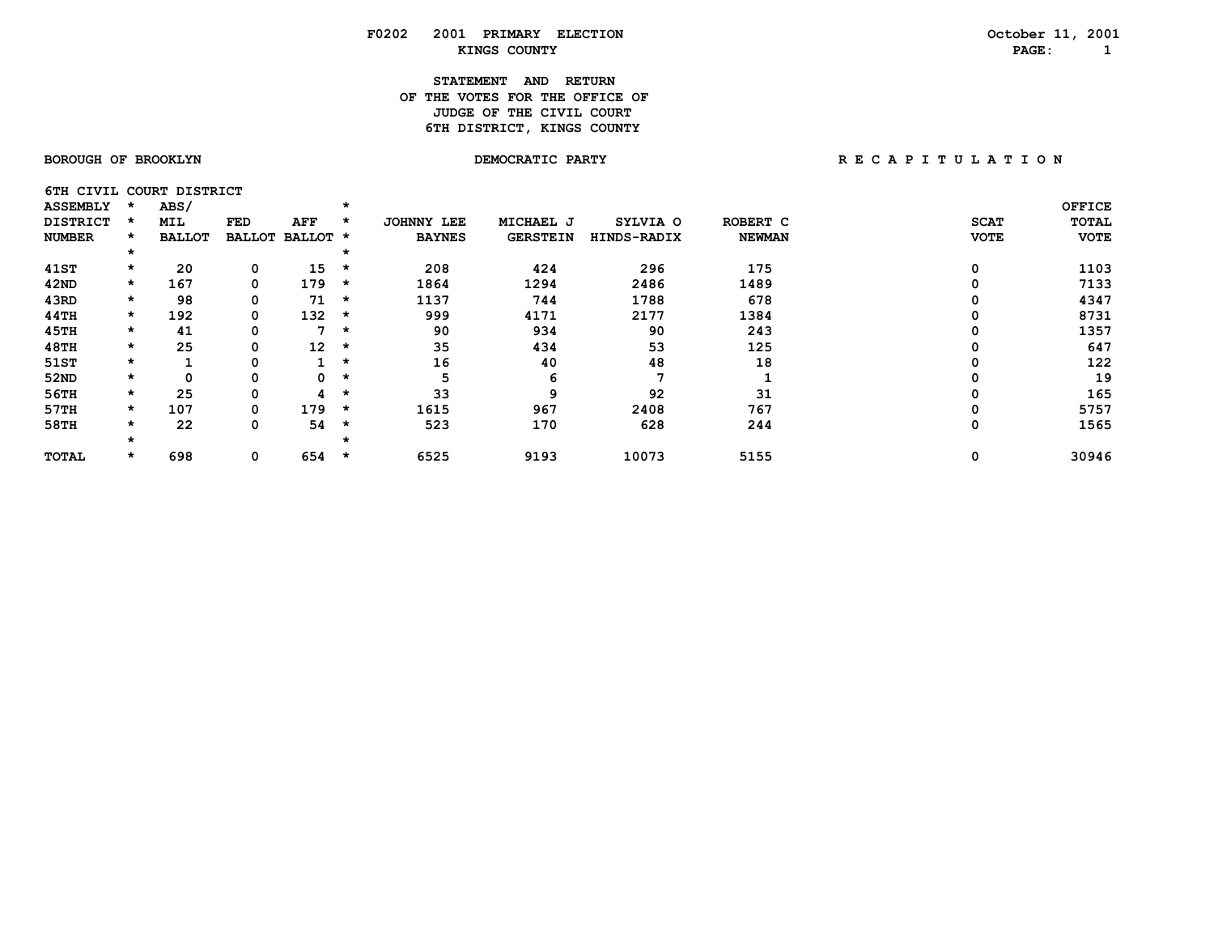F0202 2001 PRIMARY ELECTION
KINGS COUNTY

October 11, 2001

**STATEMENT AND RETURN
OF THE VOTES FOR THE OFFICE OF
JUDGE OF THE CIVIL COURT
6TH DISTRICT, KINGS COUNTY**

BOROUGH OF BROOKLYN | DEMOCRATIC PARTY | R E C A P I T U L A T I O N

6TH CIVIL COURT DISTRICT

| ASSEMBLY DISTRICT NUMBER | ABS/ MIL BALLOT | FED BALLOT | AFF BALLOT | JOHNNY LEE BAYNES | MICHAEL J GERSTEIN | SYLVIA O HINDS-RADIX | ROBERT C NEWMAN | SCAT VOTE | OFFICE TOTAL VOTE |
|---|---|---|---|---|---|---|---|---|---|
| 41ST | 20 | 0 | 15 | 208 | 424 | 296 | 175 | 0 | 1103 |
| 42ND | 167 | 0 | 179 | 1864 | 1294 | 2486 | 1489 | 0 | 7133 |
| 43RD | 98 | 0 | 71 | 1137 | 744 | 1788 | 678 | 0 | 4347 |
| 44TH | 192 | 0 | 132 | 999 | 4171 | 2177 | 1384 | 0 | 8731 |
| 45TH | 41 | 0 | 7 | 90 | 934 | 90 | 243 | 0 | 1357 |
| 48TH | 25 | 0 | 12 | 35 | 434 | 53 | 125 | 0 | 647 |
| 51ST | 1 | 0 | 1 | 16 | 40 | 48 | 18 | 0 | 122 |
| 52ND | 0 | 0 | 0 | 5 | 6 | 7 | 1 | 0 | 19 |
| 56TH | 25 | 0 | 4 | 33 | 9 | 92 | 31 | 0 | 165 |
| 57TH | 107 | 0 | 179 | 1615 | 967 | 2408 | 767 | 0 | 5757 |
| 58TH | 22 | 0 | 54 | 523 | 170 | 628 | 244 | 0 | 1565 |
| TOTAL | 698 | 0 | 654 | 6525 | 9193 | 10073 | 5155 | 0 | 30946 |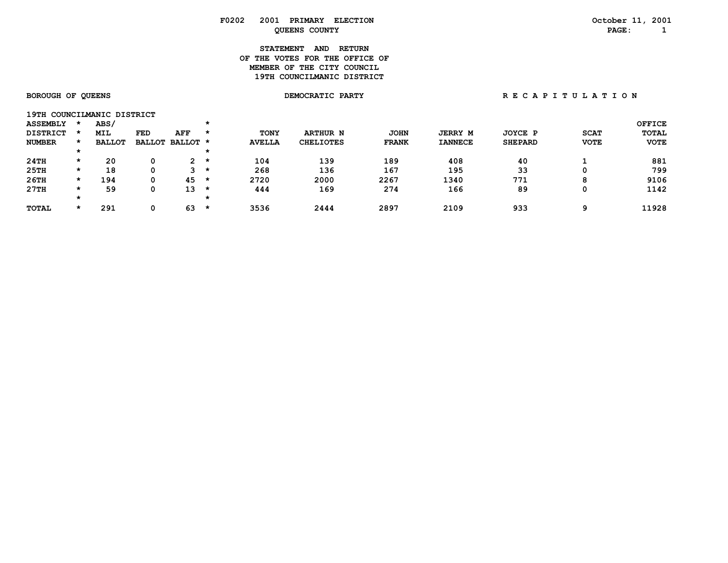F0202 2001 PRIMARY ELECTION
QUEENS COUNTY

October 11, 2001

**STATEMENT AND RETURN
OF THE VOTES FOR THE OFFICE OF
MEMBER OF THE CITY COUNCIL
19TH COUNCILMANIC DISTRICT**

BOROUGH OF QUEENS | DEMOCRATIC PARTY | R E C A P I T U L A T I O N

19TH COUNCILMANIC DISTRICT

| ASSEMBLY DISTRICT NUMBER | ABS/ MIL BALLOT | FED BALLOT | AFF BALLOT | TONY AVELLA | ARTHUR N CHELIOTES | JOHN FRANK | JERRY M IANNECE | JOYCE P SHEPARD | SCAT VOTE | OFFICE TOTAL VOTE |
|---|---|---|---|---|---|---|---|---|---|---|
| 24TH | 20 | 0 | 2 | 104 | 139 | 189 | 408 | 40 | 1 | 881 |
| 25TH | 18 | 0 | 3 | 268 | 136 | 167 | 195 | 33 | 0 | 799 |
| 26TH | 194 | 0 | 45 | 2720 | 2000 | 2267 | 1340 | 771 | 8 | 9106 |
| 27TH | 59 | 0 | 13 | 444 | 169 | 274 | 166 | 89 | 0 | 1142 |
| TOTAL | 291 | 0 | 63 | 3536 | 2444 | 2897 | 2109 | 933 | 9 | 11928 |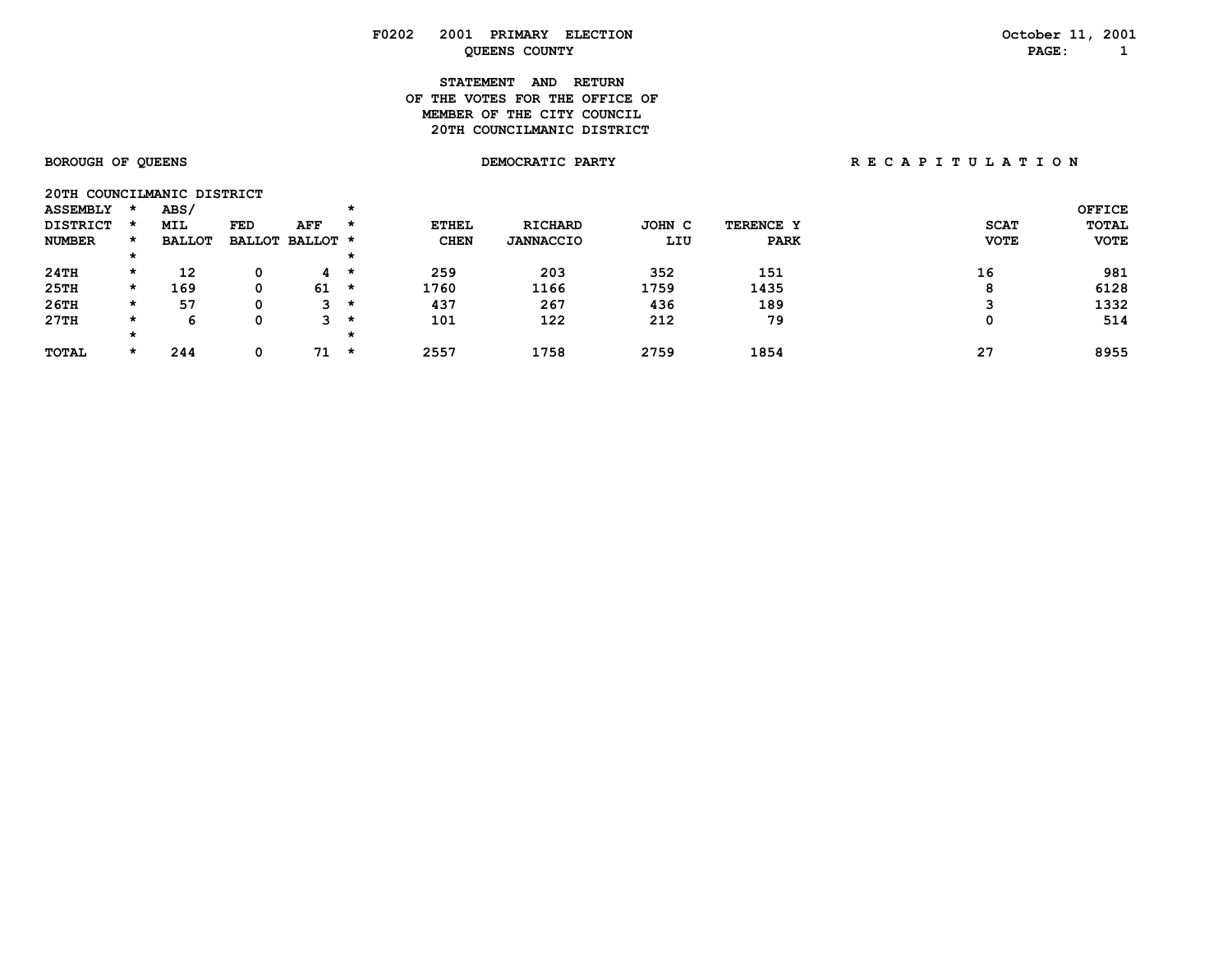F0202 2001 PRIMARY ELECTION
QUEENS COUNTY

October 11, 2001

# STATEMENT AND RETURN OF THE VOTES FOR THE OFFICE OF MEMBER OF THE CITY COUNCIL 20TH COUNCILMANIC DISTRICT

BOROUGH OF QUEENS | DEMOCRATIC PARTY | R E C A P I T U L A T I O N

20TH COUNCILMANIC DISTRICT

| ASSEMBLY DISTRICT NUMBER | ABS/ MIL BALLOT | FED BALLOT | AFF BALLOT | ETHEL CHEN | RICHARD JANNACCIO | JOHN C LIU | TERENCE Y PARK | SCAT VOTE | OFFICE TOTAL VOTE |
|---|---|---|---|---|---|---|---|---|---|
| 24TH | 12 | 0 | 4 | 259 | 203 | 352 | 151 | 16 | 981 |
| 25TH | 169 | 0 | 61 | 1760 | 1166 | 1759 | 1435 | 8 | 6128 |
| 26TH | 57 | 0 | 3 | 437 | 267 | 436 | 189 | 3 | 1332 |
| 27TH | 6 | 0 | 3 | 101 | 122 | 212 | 79 | 0 | 514 |
| TOTAL | 244 | 0 | 71 | 2557 | 1758 | 2759 | 1854 | 27 | 8955 |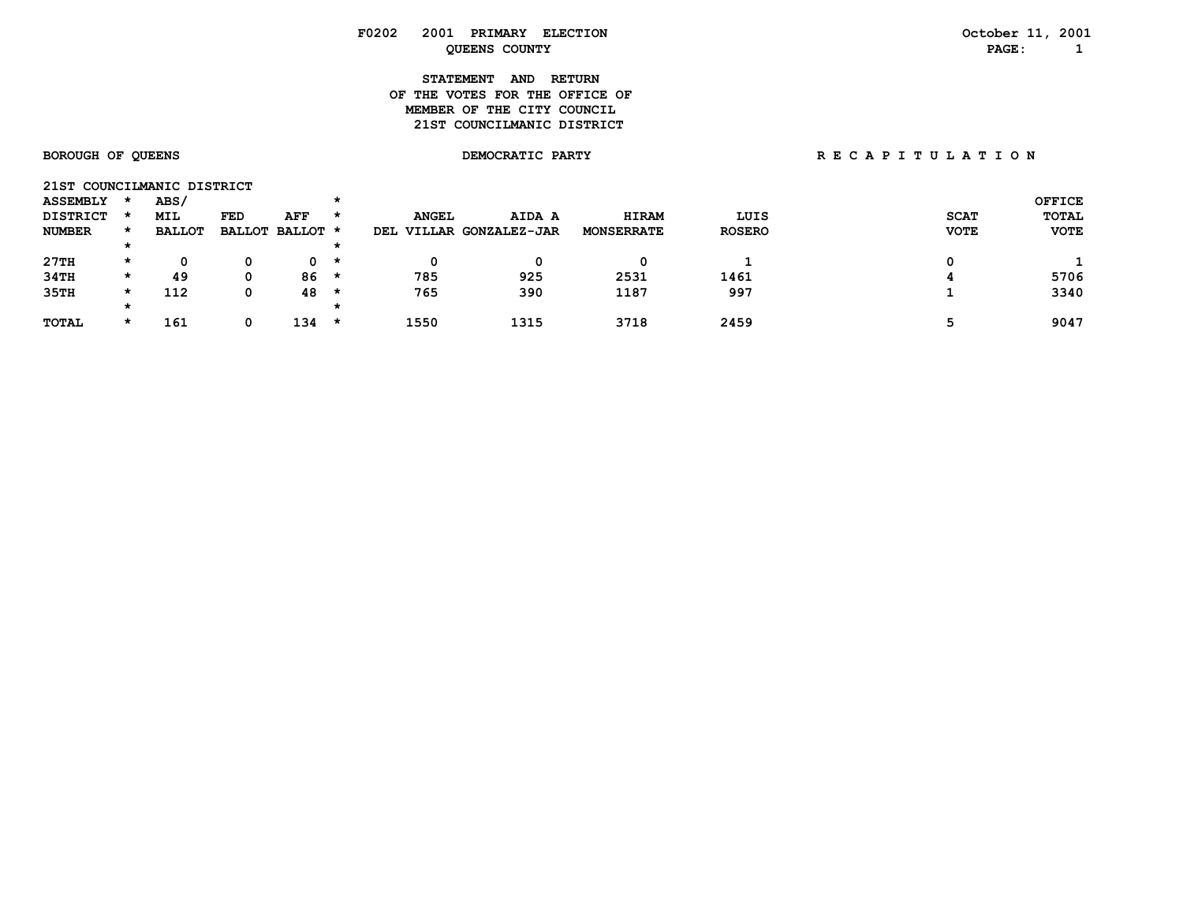F0202 2001 PRIMARY ELECTION
QUEENS COUNTY

October 11, 2001

## STATEMENT AND RETURN OF THE VOTES FOR THE OFFICE OF MEMBER OF THE CITY COUNCIL 21ST COUNCILMANIC DISTRICT

BOROUGH OF QUEENS | DEMOCRATIC PARTY | R E C A P I T U L A T I O N

21ST COUNCILMANIC DISTRICT

| ASSEMBLY DISTRICT NUMBER | ABS/ MIL BALLOT | FED BALLOT | AFF BALLOT | ANGEL DEL VILLAR | AIDA A GONZALEZ-JAR | HIRAM MONSERRATE | LUIS ROSERO | SCAT VOTE | OFFICE TOTAL VOTE |
|---|---|---|---|---|---|---|---|---|---|
| 27TH | 0 | 0 | 0 | 0 | 0 | 0 | 1 | 0 | 1 |
| 34TH | 49 | 0 | 86 | 785 | 925 | 2531 | 1461 | 4 | 5706 |
| 35TH | 112 | 0 | 48 | 765 | 390 | 1187 | 997 | 1 | 3340 |
| TOTAL | 161 | 0 | 134 | 1550 | 1315 | 3718 | 2459 | 5 | 9047 |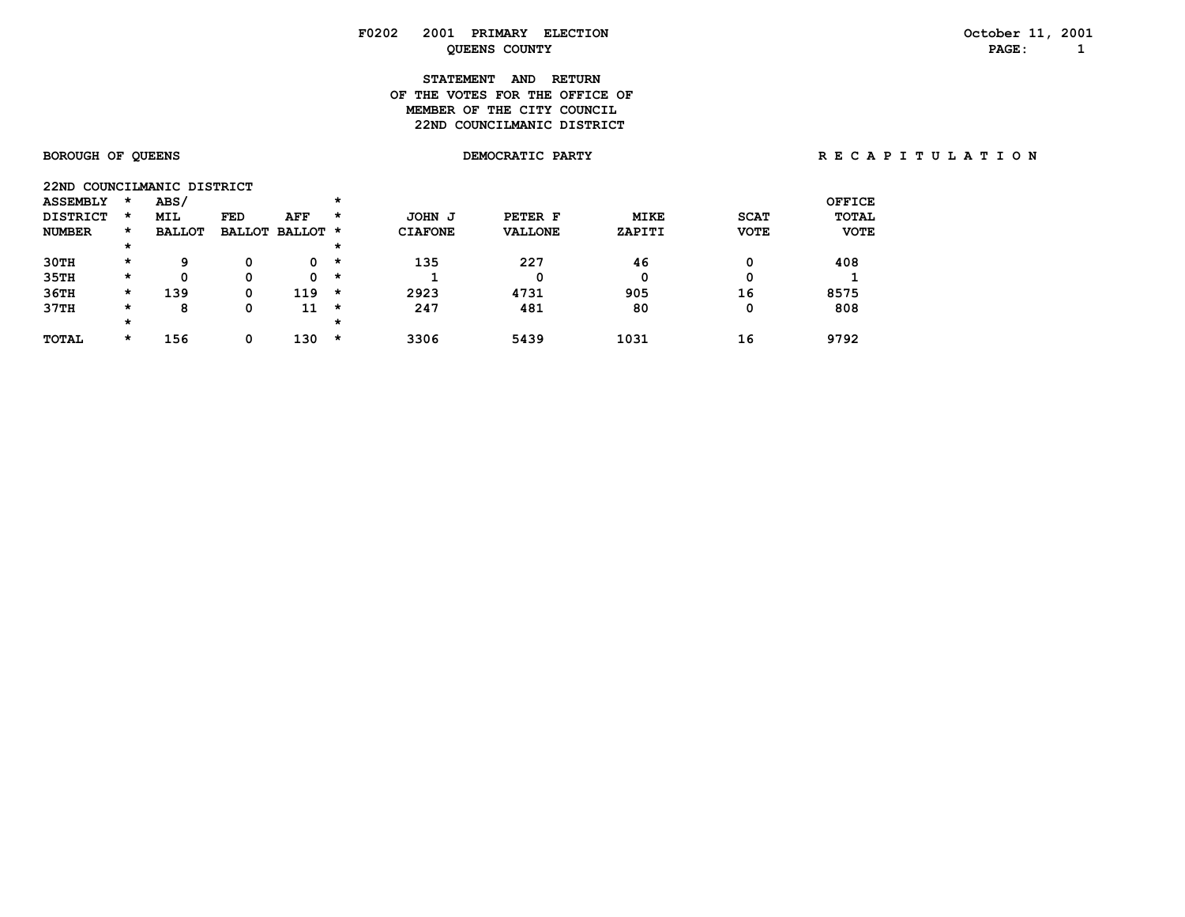F0202 2001 PRIMARY ELECTION
QUEENS COUNTY

October 11, 2001

# STATEMENT AND RETURN
## OF THE VOTES FOR THE OFFICE OF
## MEMBER OF THE CITY COUNCIL
## 22ND COUNCILMANIC DISTRICT

BOROUGH OF QUEENS | DEMOCRATIC PARTY | R E C A P I T U L A T I O N

22ND COUNCILMANIC DISTRICT

| ASSEMBLY DISTRICT NUMBER | ABS/ MIL BALLOT | FED BALLOT | AFF BALLOT | JOHN J CIAFONE | PETER F VALLONE | MIKE ZAPITI | SCAT VOTE | OFFICE TOTAL VOTE |
|---|---|---|---|---|---|---|---|---|
| 30TH | 9 | 0 | 0 | 135 | 227 | 46 | 0 | 408 |
| 35TH | 0 | 0 | 0 | 1 | 0 | 0 | 0 | 1 |
| 36TH | 139 | 0 | 119 | 2923 | 4731 | 905 | 16 | 8575 |
| 37TH | 8 | 0 | 11 | 247 | 481 | 80 | 0 | 808 |
| TOTAL | 156 | 0 | 130 | 3306 | 5439 | 1031 | 16 | 9792 |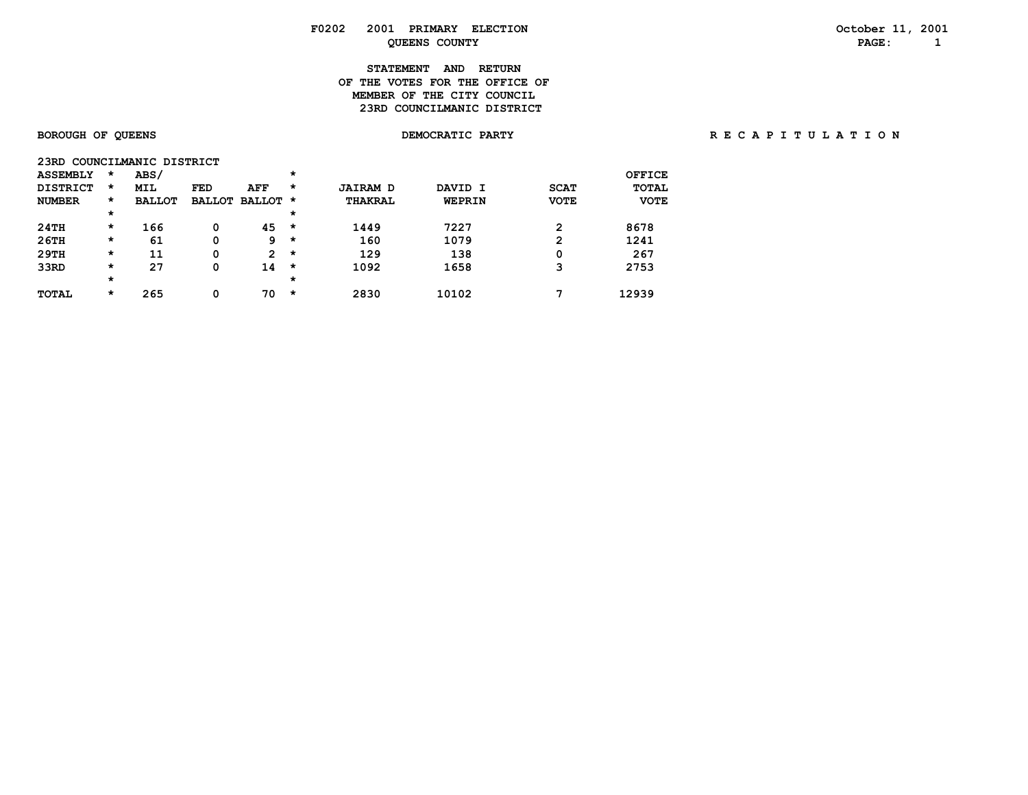F0202 2001 PRIMARY ELECTION

QUEENS COUNTY

October 11, 2001

**STATEMENT AND RETURN**
**OF THE VOTES FOR THE OFFICE OF**
**MEMBER OF THE CITY COUNCIL**
**23RD COUNCILMANIC DISTRICT**

BOROUGH OF QUEENS — DEMOCRATIC PARTY — R E C A P I T U L A T I O N

23RD COUNCILMANIC DISTRICT

| ASSEMBLY DISTRICT NUMBER | ABS/ MIL BALLOT | FED BALLOT | AFF BALLOT | JAIRAM D THAKRAL | DAVID I WEPRIN | SCAT VOTE | OFFICE TOTAL VOTE |
|---|---|---|---|---|---|---|---|
| 24TH | 166 | 0 | 45 | 1449 | 7227 | 2 | 8678 |
| 26TH | 61 | 0 | 9 | 160 | 1079 | 2 | 1241 |
| 29TH | 11 | 0 | 2 | 129 | 138 | 0 | 267 |
| 33RD | 27 | 0 | 14 | 1092 | 1658 | 3 | 2753 |
| TOTAL | 265 | 0 | 70 | 2830 | 10102 | 7 | 12939 |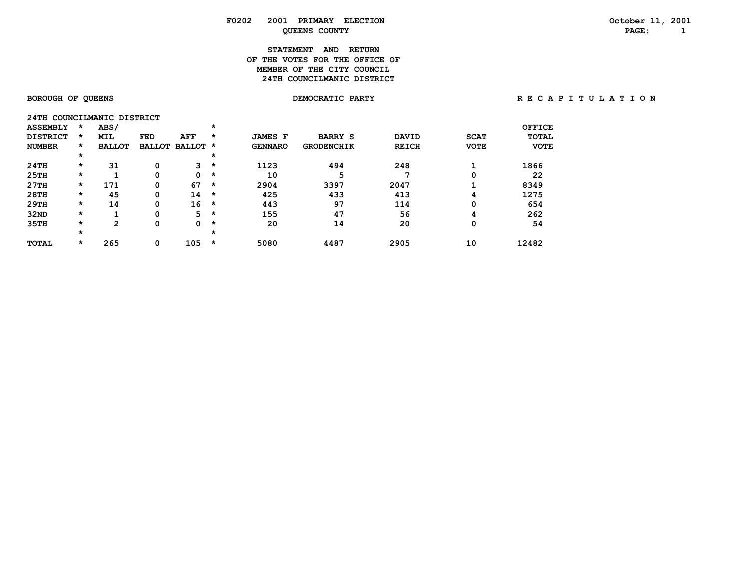F0202 2001 PRIMARY ELECTION

QUEENS COUNTY

October 11, 2001

## STATEMENT AND RETURN OF THE VOTES FOR THE OFFICE OF MEMBER OF THE CITY COUNCIL 24TH COUNCILMANIC DISTRICT

BOROUGH OF QUEENS | DEMOCRATIC PARTY | R E C A P I T U L A T I O N

24TH COUNCILMANIC DISTRICT

| ASSEMBLY DISTRICT NUMBER | ABS/ MIL BALLOT | FED BALLOT | AFF BALLOT | JAMES F GENNARO | BARRY S GRODENCHIK | DAVID REICH | SCAT VOTE | OFFICE TOTAL VOTE |
|---|---|---|---|---|---|---|---|---|
| 24TH | 31 | 0 | 3 | 1123 | 494 | 248 | 1 | 1866 |
| 25TH | 1 | 0 | 0 | 10 | 5 | 7 | 0 | 22 |
| 27TH | 171 | 0 | 67 | 2904 | 3397 | 2047 | 1 | 8349 |
| 28TH | 45 | 0 | 14 | 425 | 433 | 413 | 4 | 1275 |
| 29TH | 14 | 0 | 16 | 443 | 97 | 114 | 0 | 654 |
| 32ND | 1 | 0 | 5 | 155 | 47 | 56 | 4 | 262 |
| 35TH | 2 | 0 | 0 | 20 | 14 | 20 | 0 | 54 |
| TOTAL | 265 | 0 | 105 | 5080 | 4487 | 2905 | 10 | 12482 |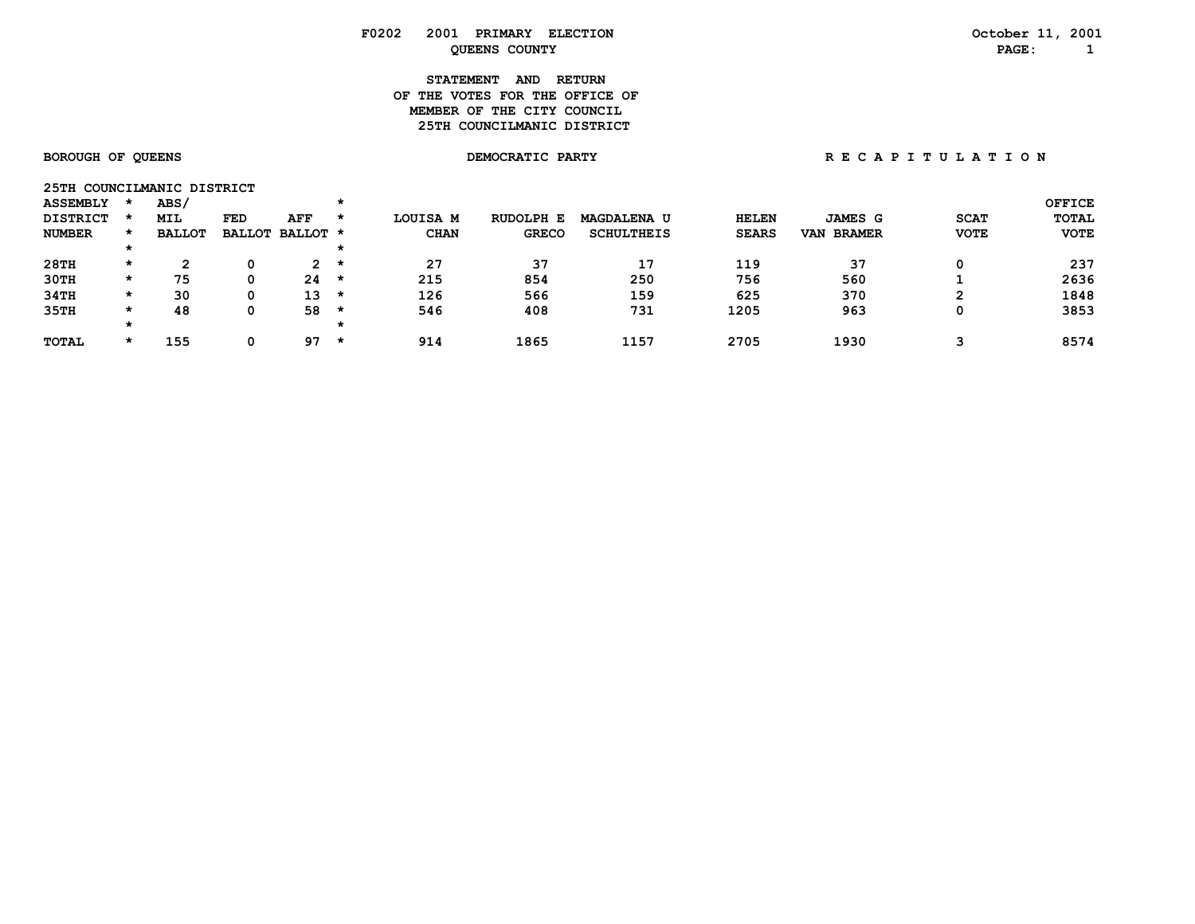F0202 2001 PRIMARY ELECTION
QUEENS COUNTY

October 11, 2001

## STATEMENT AND RETURN OF THE VOTES FOR THE OFFICE OF MEMBER OF THE CITY COUNCIL 25TH COUNCILMANIC DISTRICT

BOROUGH OF QUEENS — DEMOCRATIC PARTY — R E C A P I T U L A T I O N

25TH COUNCILMANIC DISTRICT

| ASSEMBLY DISTRICT NUMBER | ABS/ MIL BALLOT | FED BALLOT | AFF BALLOT | LOUISA M CHAN | RUDOLPH E GRECO | MAGDALENA U SCHULTHEIS | HELEN SEARS | JAMES G VAN BRAMER | SCAT VOTE | OFFICE TOTAL VOTE |
|---|---|---|---|---|---|---|---|---|---|---|
| 28TH | 2 | 0 | 2 | 27 | 37 | 17 | 119 | 37 | 0 | 237 |
| 30TH | 75 | 0 | 24 | 215 | 854 | 250 | 756 | 560 | 1 | 2636 |
| 34TH | 30 | 0 | 13 | 126 | 566 | 159 | 625 | 370 | 2 | 1848 |
| 35TH | 48 | 0 | 58 | 546 | 408 | 731 | 1205 | 963 | 0 | 3853 |
| TOTAL | 155 | 0 | 97 | 914 | 1865 | 1157 | 2705 | 1930 | 3 | 8574 |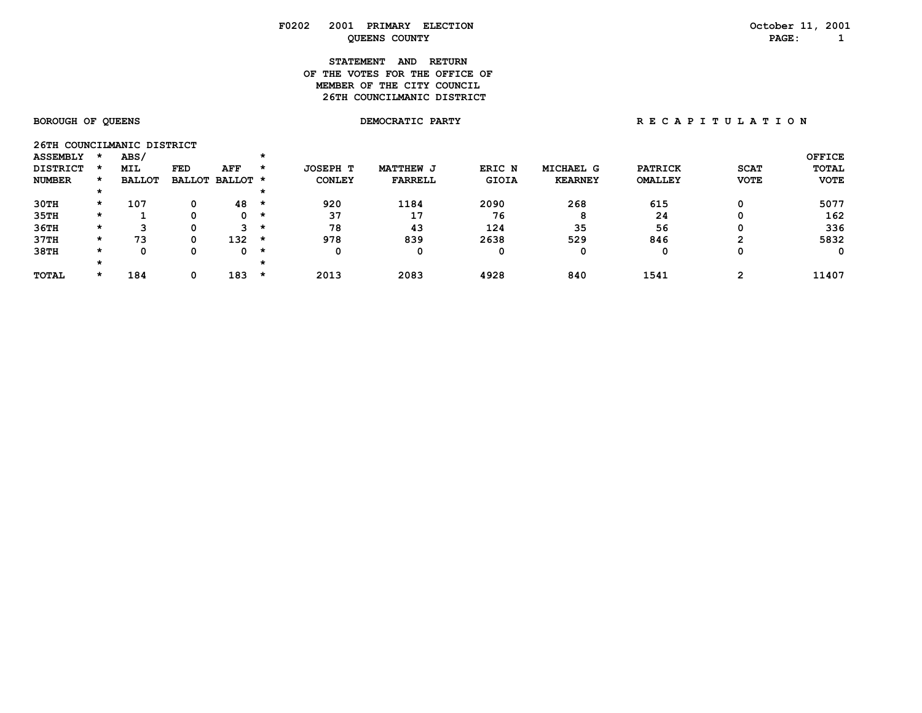**F0202 2001 PRIMARY ELECTION**
**QUEENS COUNTY**

**October 11, 2001**

## STATEMENT AND RETURN OF THE VOTES FOR THE OFFICE OF MEMBER OF THE CITY COUNCIL 26TH COUNCILMANIC DISTRICT

**BOROUGH OF QUEENS** — **DEMOCRATIC PARTY** — **R E C A P I T U L A T I O N**

**26TH COUNCILMANIC DISTRICT**

| ASSEMBLY DISTRICT NUMBER | ABS/ MIL BALLOT | FED BALLOT | AFF BALLOT | JOSEPH T CONLEY | MATTHEW J FARRELL | ERIC N GIOIA | MICHAEL G KEARNEY | PATRICK OMALLEY | SCAT VOTE | OFFICE TOTAL VOTE |
|---|---|---|---|---|---|---|---|---|---|---|
| 30TH | 107 | 0 | 48 | 920 | 1184 | 2090 | 268 | 615 | 0 | 5077 |
| 35TH | 1 | 0 | 0 | 37 | 17 | 76 | 8 | 24 | 0 | 162 |
| 36TH | 3 | 0 | 3 | 78 | 43 | 124 | 35 | 56 | 0 | 336 |
| 37TH | 73 | 0 | 132 | 978 | 839 | 2638 | 529 | 846 | 2 | 5832 |
| 38TH | 0 | 0 | 0 | 0 | 0 | 0 | 0 | 0 | 0 | 0 |
| TOTAL | 184 | 0 | 183 | 2013 | 2083 | 4928 | 840 | 1541 | 2 | 11407 |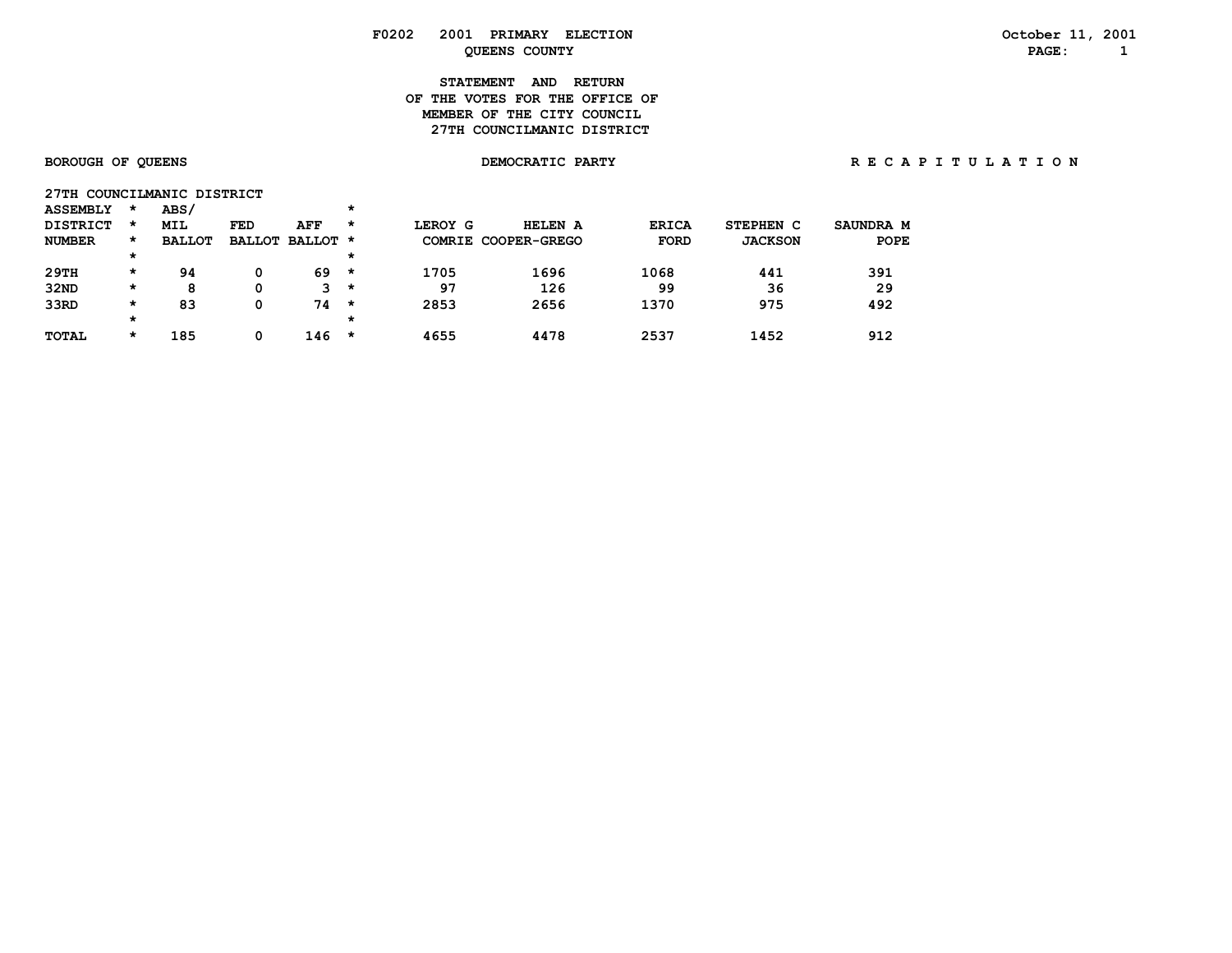**F0202 2001 PRIMARY ELECTION**
**QUEENS COUNTY**

October 11, 2001

**STATEMENT AND RETURN**
**OF THE VOTES FOR THE OFFICE OF**
**MEMBER OF THE CITY COUNCIL**
**27TH COUNCILMANIC DISTRICT**

**BOROUGH OF QUEENS** — **DEMOCRATIC PARTY** — **R E C A P I T U L A T I O N**

**27TH COUNCILMANIC DISTRICT**

| ASSEMBLY DISTRICT NUMBER | ABS/ MIL BALLOT | FED BALLOT | AFF BALLOT | LEROY G COMRIE | HELEN A COOPER-GREGO | ERICA FORD | STEPHEN C JACKSON | SAUNDRA M POPE |
|---|---|---|---|---|---|---|---|---|
| 29TH | 94 | 0 | 69 | 1705 | 1696 | 1068 | 441 | 391 |
| 32ND | 8 | 0 | 3 | 97 | 126 | 99 | 36 | 29 |
| 33RD | 83 | 0 | 74 | 2853 | 2656 | 1370 | 975 | 492 |
| TOTAL | 185 | 0 | 146 | 4655 | 4478 | 2537 | 1452 | 912 |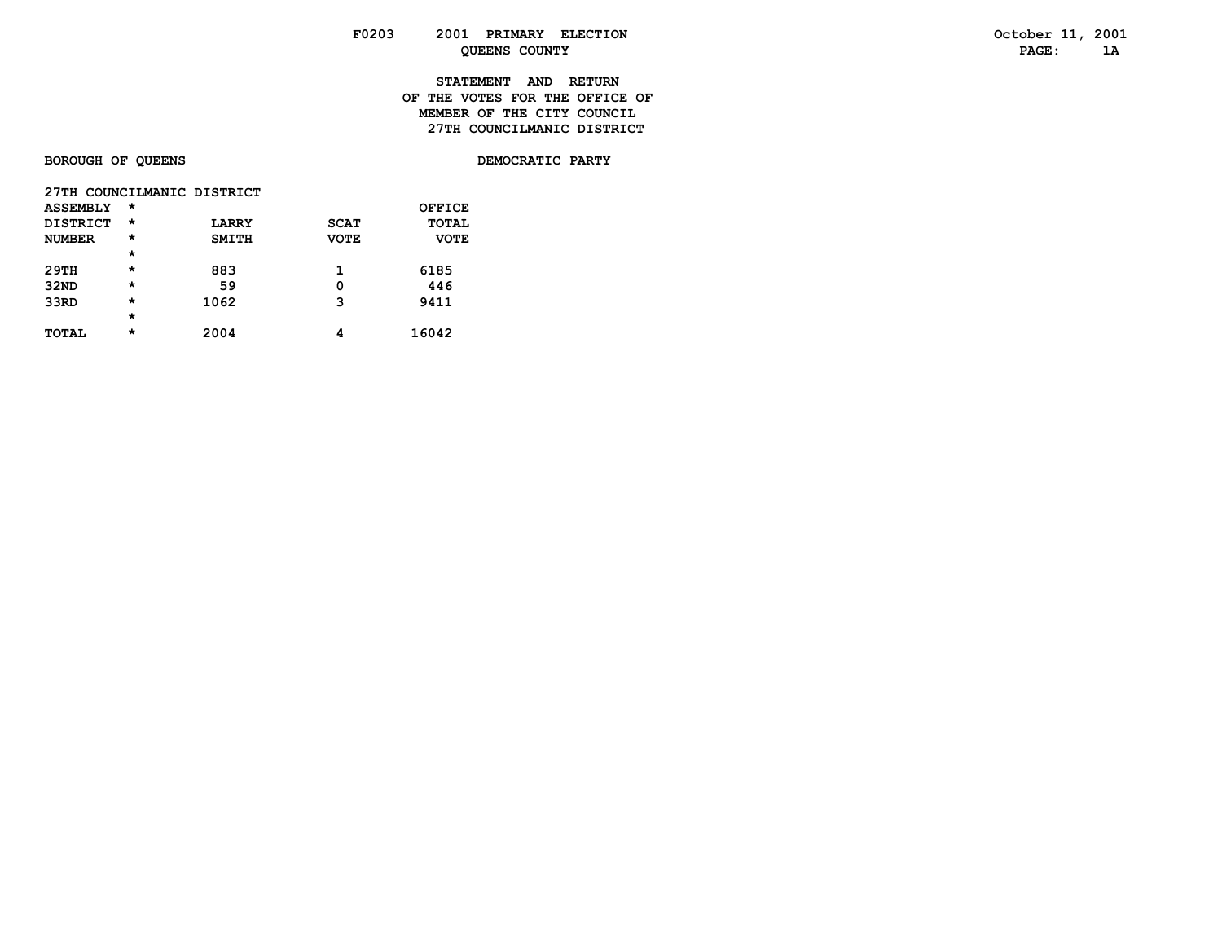F0203 2001 PRIMARY ELECTION
QUEENS COUNTY

October 11, 2001
PAGE: 1A

# STATEMENT AND RETURN OF THE VOTES FOR THE OFFICE OF MEMBER OF THE CITY COUNCIL 27TH COUNCILMANIC DISTRICT

**BOROUGH OF QUEENS** **DEMOCRATIC PARTY**

27TH COUNCILMANIC DISTRICT

| ASSEMBLY DISTRICT NUMBER | * | LARRY SMITH | SCAT VOTE | OFFICE TOTAL VOTE |
|---|---|---|---|---|
| 29TH | * | 883 | 1 | 6185 |
| 32ND | * | 59 | 0 | 446 |
| 33RD | * | 1062 | 3 | 9411 |
| TOTAL | * | 2004 | 4 | 16042 |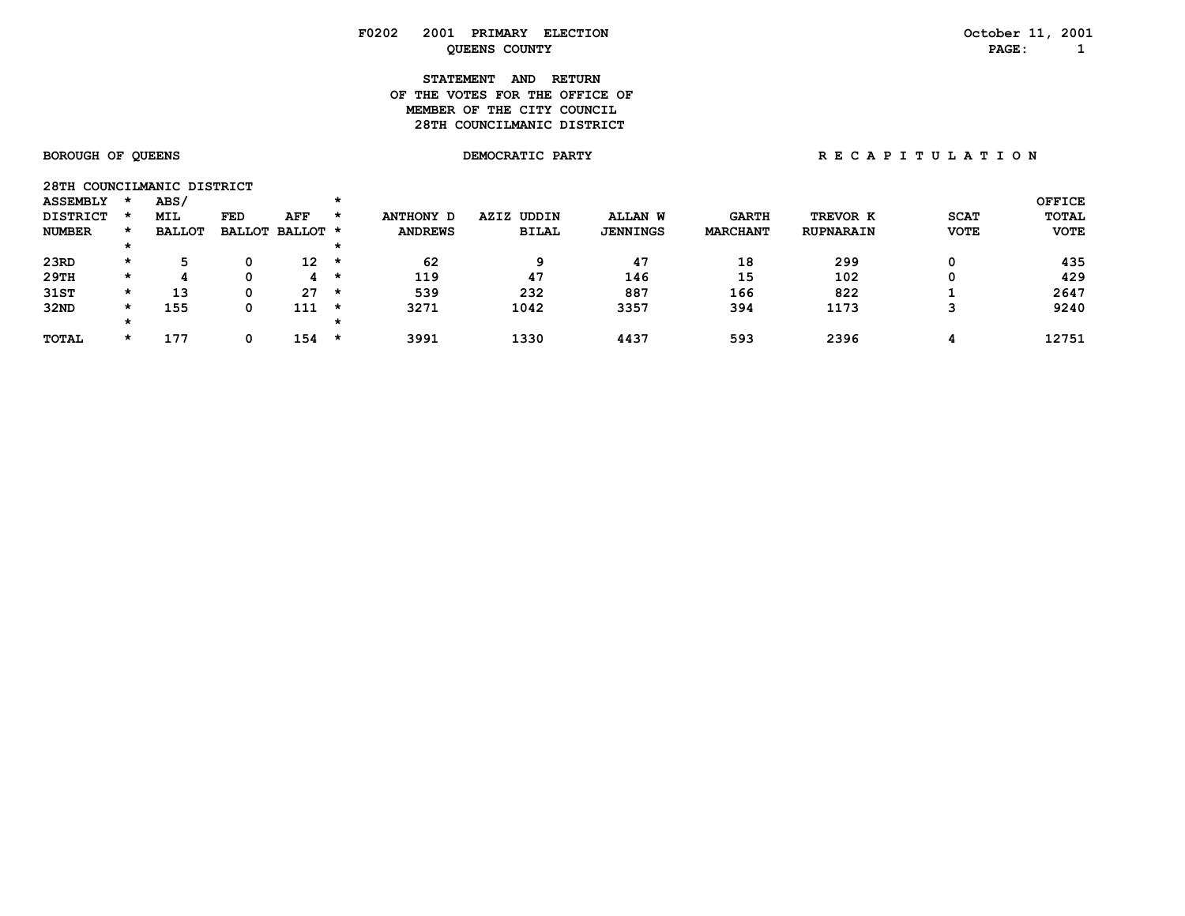F0202 2001 PRIMARY ELECTION
QUEENS COUNTY

October 11, 2001

# STATEMENT AND RETURN OF THE VOTES FOR THE OFFICE OF MEMBER OF THE CITY COUNCIL 28TH COUNCILMANIC DISTRICT

BOROUGH OF QUEENS

DEMOCRATIC PARTY

R E C A P I T U L A T I O N

28TH COUNCILMANIC DISTRICT

| ASSEMBLY DISTRICT NUMBER | ABS/ MIL BALLOT | FED BALLOT | AFF BALLOT | ANTHONY D ANDREWS | AZIZ UDDIN BILAL | ALLAN W JENNINGS | GARTH MARCHANT | TREVOR K RUPNARAIN | SCAT VOTE | OFFICE TOTAL VOTE |
|---|---|---|---|---|---|---|---|---|---|---|
| 23RD | 5 | 0 | 12 | 62 | 9 | 47 | 18 | 299 | 0 | 435 |
| 29TH | 4 | 0 | 4 | 119 | 47 | 146 | 15 | 102 | 0 | 429 |
| 31ST | 13 | 0 | 27 | 539 | 232 | 887 | 166 | 822 | 1 | 2647 |
| 32ND | 155 | 0 | 111 | 3271 | 1042 | 3357 | 394 | 1173 | 3 | 9240 |
| TOTAL | 177 | 0 | 154 | 3991 | 1330 | 4437 | 593 | 2396 | 4 | 12751 |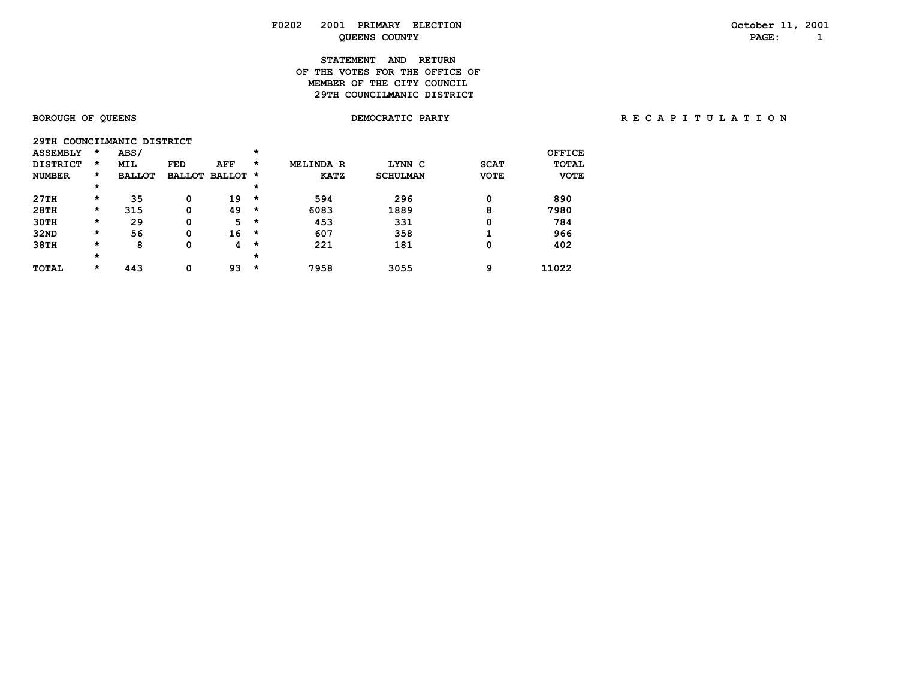# F0202 2001 PRIMARY ELECTION
## QUEENS COUNTY

October 11, 2001

### STATEMENT AND RETURN OF THE VOTES FOR THE OFFICE OF MEMBER OF THE CITY COUNCIL 29TH COUNCILMANIC DISTRICT

BOROUGH OF QUEENS — DEMOCRATIC PARTY — R E C A P I T U L A T I O N

29TH COUNCILMANIC DISTRICT

| ASSEMBLY DISTRICT NUMBER | ABS/ MIL BALLOT | FED BALLOT | AFF BALLOT | MELINDA R KATZ | LYNN C SCHULMAN | SCAT VOTE | OFFICE TOTAL VOTE |
|---|---|---|---|---|---|---|---|
| 27TH | 35 | 0 | 19 | 594 | 296 | 0 | 890 |
| 28TH | 315 | 0 | 49 | 6083 | 1889 | 8 | 7980 |
| 30TH | 29 | 0 | 5 | 453 | 331 | 0 | 784 |
| 32ND | 56 | 0 | 16 | 607 | 358 | 1 | 966 |
| 38TH | 8 | 0 | 4 | 221 | 181 | 0 | 402 |
| TOTAL | 443 | 0 | 93 | 7958 | 3055 | 9 | 11022 |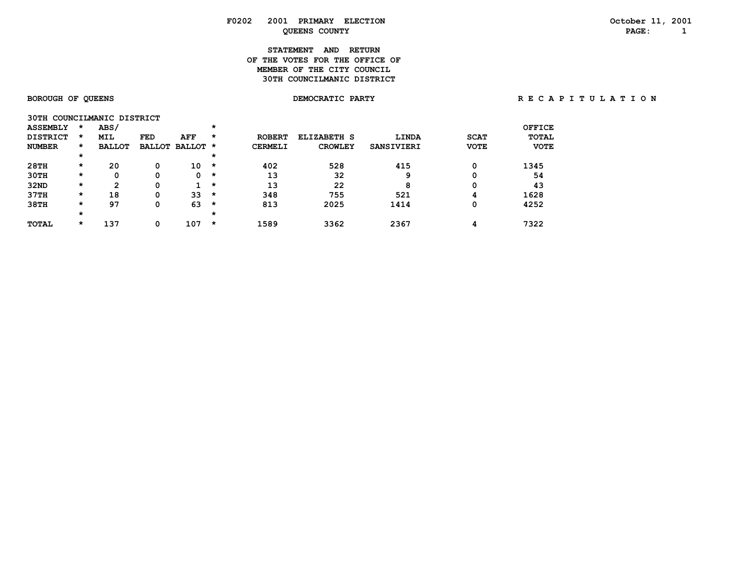F0202 2001 PRIMARY ELECTION

QUEENS COUNTY

October 11, 2001

# STATEMENT AND RETURN OF THE VOTES FOR THE OFFICE OF MEMBER OF THE CITY COUNCIL 30TH COUNCILMANIC DISTRICT

BOROUGH OF QUEENS

DEMOCRATIC PARTY

R E C A P I T U L A T I O N

30TH COUNCILMANIC DISTRICT

| ASSEMBLY DISTRICT NUMBER | ABS/ MIL BALLOT | FED BALLOT | AFF BALLOT | ROBERT CERMELI | ELIZABETH S CROWLEY | LINDA SANSIVIERI | SCAT VOTE | OFFICE TOTAL VOTE |
|---|---|---|---|---|---|---|---|---|
| 28TH | 20 | 0 | 10 | 402 | 528 | 415 | 0 | 1345 |
| 30TH | 0 | 0 | 0 | 13 | 32 | 9 | 0 | 54 |
| 32ND | 2 | 0 | 1 | 13 | 22 | 8 | 0 | 43 |
| 37TH | 18 | 0 | 33 | 348 | 755 | 521 | 4 | 1628 |
| 38TH | 97 | 0 | 63 | 813 | 2025 | 1414 | 0 | 4252 |
| TOTAL | 137 | 0 | 107 | 1589 | 3362 | 2367 | 4 | 7322 |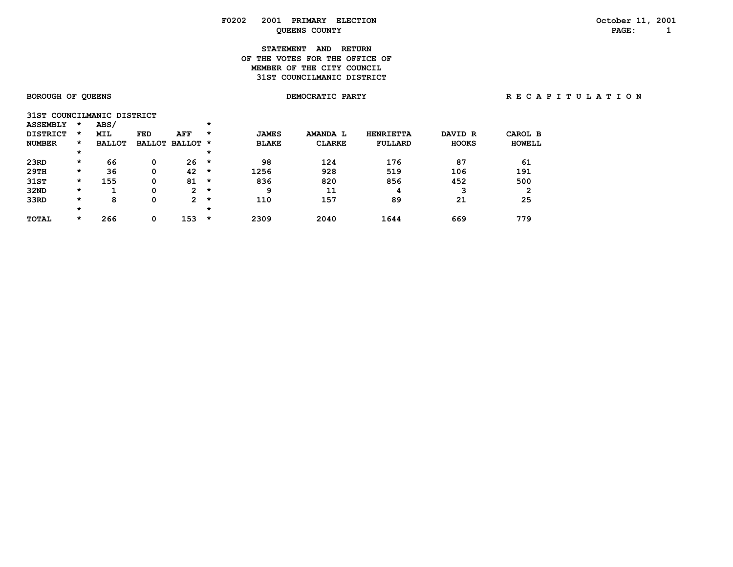F0202 2001 PRIMARY ELECTION
QUEENS COUNTY

October 11, 2001

# STATEMENT AND RETURN OF THE VOTES FOR THE OFFICE OF MEMBER OF THE CITY COUNCIL 31ST COUNCILMANIC DISTRICT

BOROUGH OF QUEENS — DEMOCRATIC PARTY — R E C A P I T U L A T I O N

31ST COUNCILMANIC DISTRICT

| ASSEMBLY DISTRICT NUMBER | ABS/ MIL BALLOT | FED BALLOT | AFF BALLOT | JAMES BLAKE | AMANDA L CLARKE | HENRIETTA FULLARD | DAVID R HOOKS | CAROL B HOWELL |
|---|---|---|---|---|---|---|---|---|
| 23RD | 66 | 0 | 26 | 98 | 124 | 176 | 87 | 61 |
| 29TH | 36 | 0 | 42 | 1256 | 928 | 519 | 106 | 191 |
| 31ST | 155 | 0 | 81 | 836 | 820 | 856 | 452 | 500 |
| 32ND | 1 | 0 | 2 | 9 | 11 | 4 | 3 | 2 |
| 33RD | 8 | 0 | 2 | 110 | 157 | 89 | 21 | 25 |
| TOTAL | 266 | 0 | 153 | 2309 | 2040 | 1644 | 669 | 779 |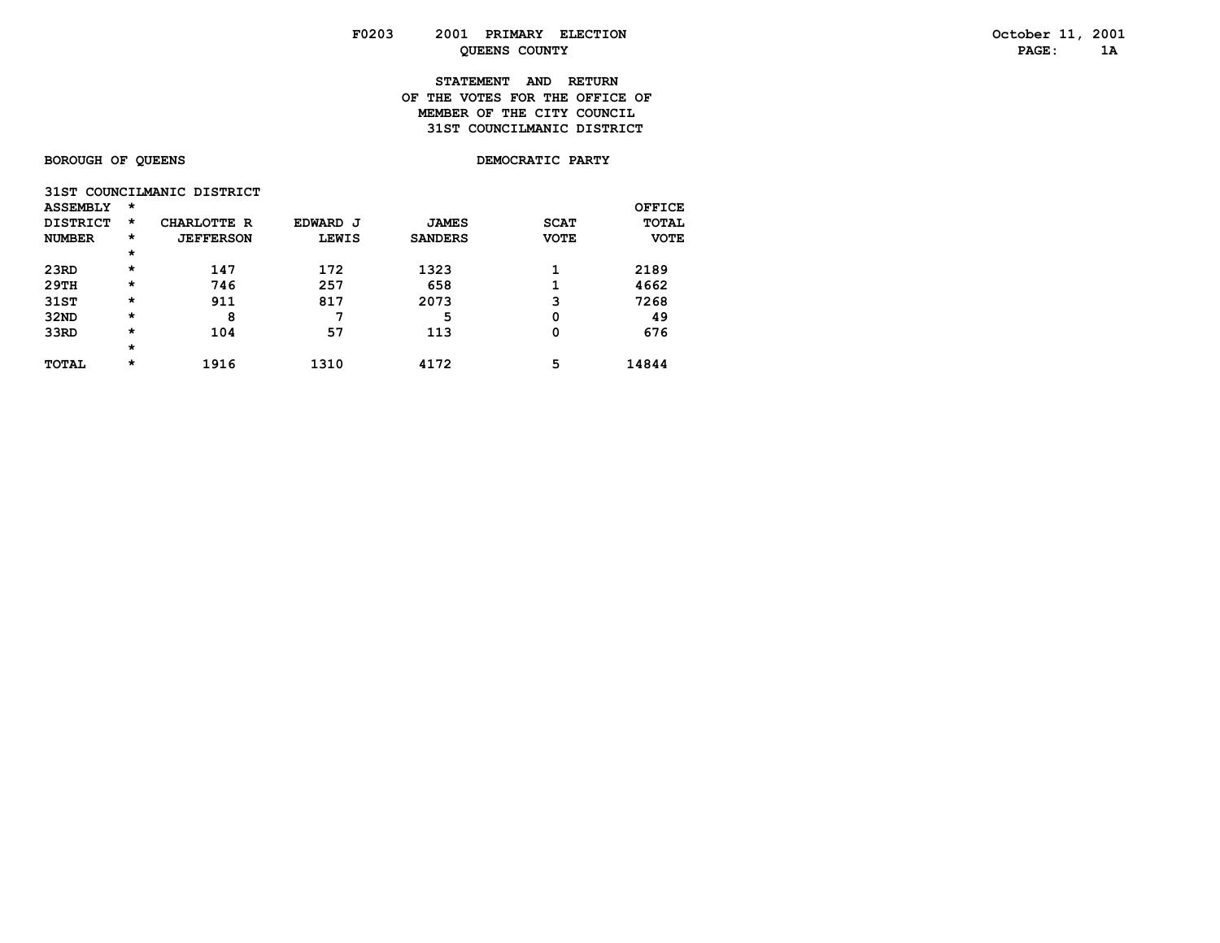F0203 2001 PRIMARY ELECTION

QUEENS COUNTY

October 11, 2001

# STATEMENT AND RETURN OF THE VOTES FOR THE OFFICE OF MEMBER OF THE CITY COUNCIL 31ST COUNCILMANIC DISTRICT

BOROUGH OF QUEENS

DEMOCRATIC PARTY

31ST COUNCILMANIC DISTRICT

| ASSEMBLY DISTRICT NUMBER | CHARLOTTE R JEFFERSON | EDWARD J LEWIS | JAMES SANDERS | SCAT VOTE | OFFICE TOTAL VOTE |
|---|---|---|---|---|---|
| 23RD | 147 | 172 | 1323 | 1 | 2189 |
| 29TH | 746 | 257 | 658 | 1 | 4662 |
| 31ST | 911 | 817 | 2073 | 3 | 7268 |
| 32ND | 8 | 7 | 5 | 0 | 49 |
| 33RD | 104 | 57 | 113 | 0 | 676 |
| TOTAL | 1916 | 1310 | 4172 | 5 | 14844 |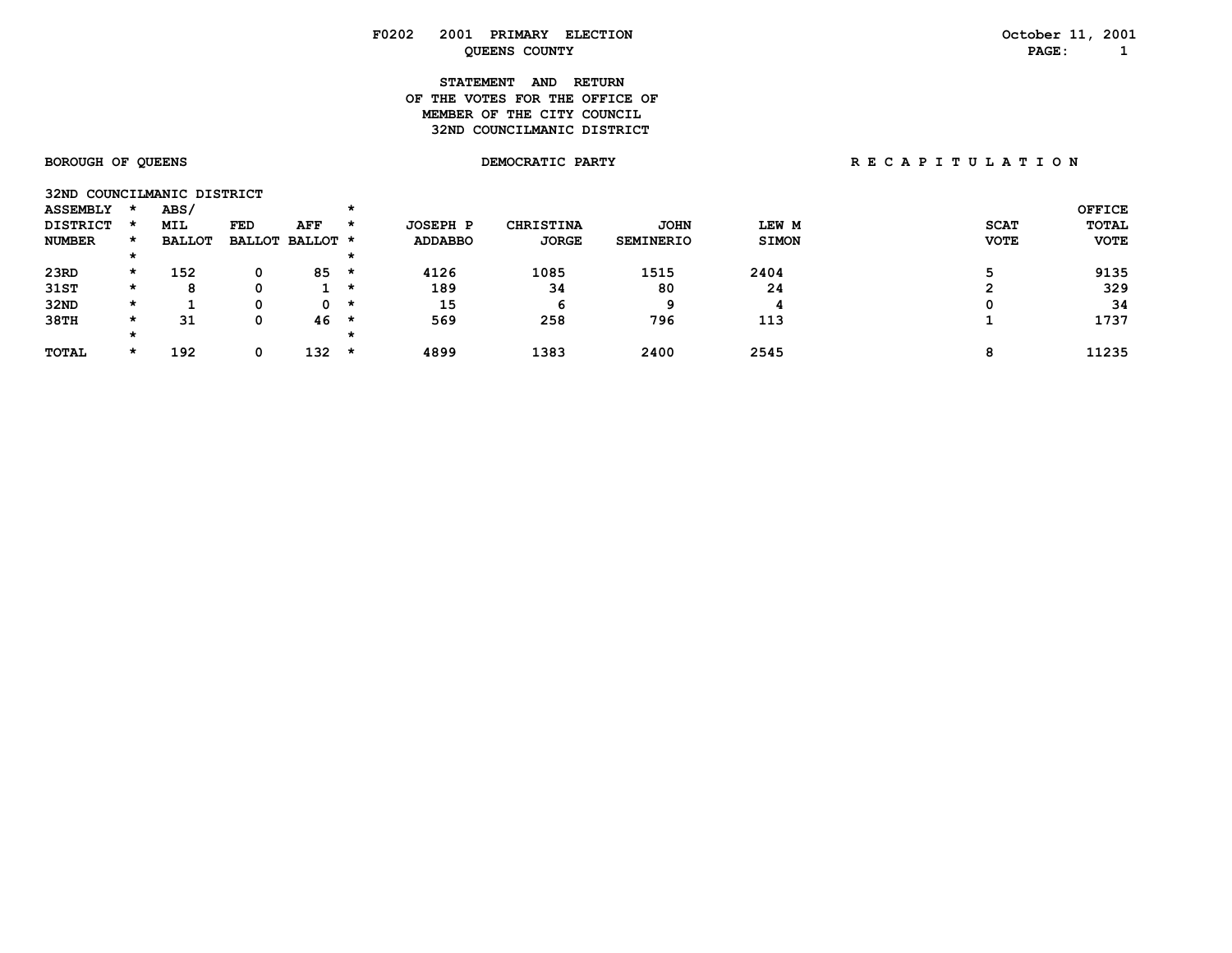F0202 2001 PRIMARY ELECTION

QUEENS COUNTY

October 11, 2001

## STATEMENT AND RETURN OF THE VOTES FOR THE OFFICE OF MEMBER OF THE CITY COUNCIL 32ND COUNCILMANIC DISTRICT

BOROUGH OF QUEENS — DEMOCRATIC PARTY — R E C A P I T U L A T I O N

32ND COUNCILMANIC DISTRICT

| ASSEMBLY DISTRICT NUMBER | ABS/ MIL BALLOT | FED BALLOT | AFF BALLOT | JOSEPH P ADDABBO | CHRISTINA JORGE | JOHN SEMINERIO | LEW M SIMON | SCAT VOTE | OFFICE TOTAL VOTE |
|---|---|---|---|---|---|---|---|---|---|
| 23RD | 152 | 0 | 85 | 4126 | 1085 | 1515 | 2404 | 5 | 9135 |
| 31ST | 8 | 0 | 1 | 189 | 34 | 80 | 24 | 2 | 329 |
| 32ND | 1 | 0 | 0 | 15 | 6 | 9 | 4 | 0 | 34 |
| 38TH | 31 | 0 | 46 | 569 | 258 | 796 | 113 | 1 | 1737 |
| TOTAL | 192 | 0 | 132 | 4899 | 1383 | 2400 | 2545 | 8 | 11235 |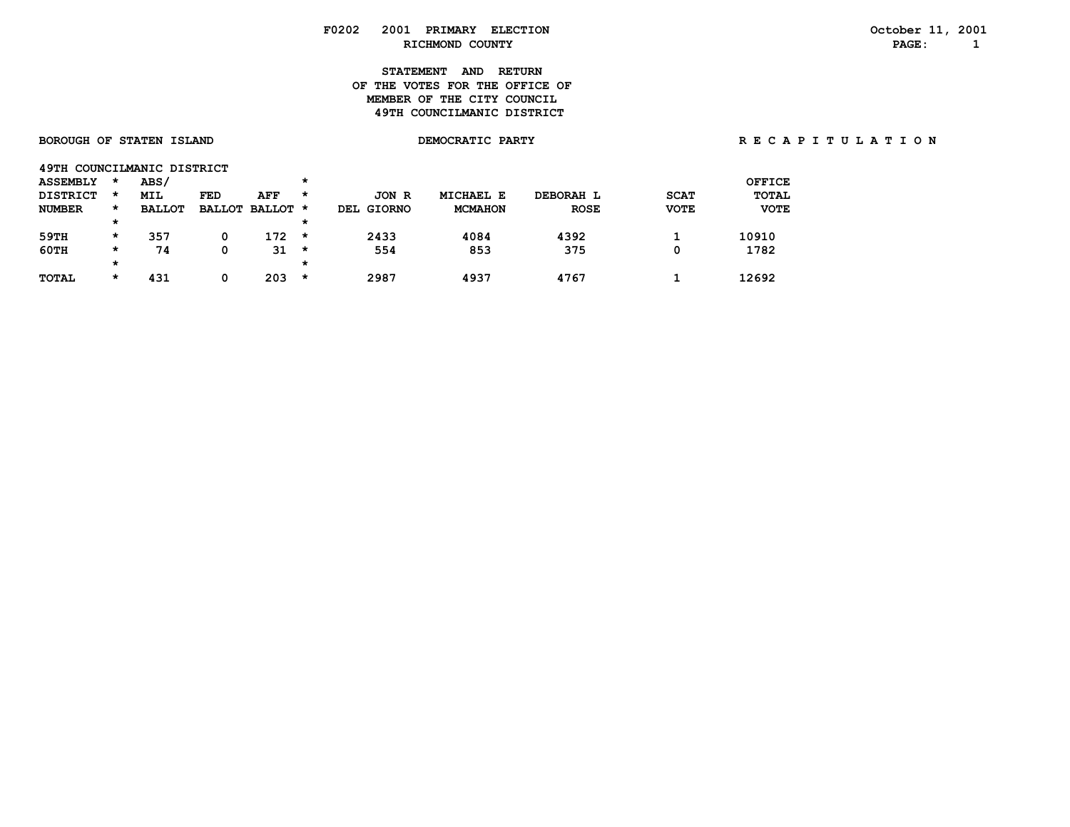F0202 2001 PRIMARY ELECTION
RICHMOND COUNTY

October 11, 2001

# STATEMENT AND RETURN OF THE VOTES FOR THE OFFICE OF MEMBER OF THE CITY COUNCIL 49TH COUNCILMANIC DISTRICT

**BOROUGH OF STATEN ISLAND** | **DEMOCRATIC PARTY** | **R E C A P I T U L A T I O N**

49TH COUNCILMANIC DISTRICT

| ASSEMBLY DISTRICT NUMBER | ABS/ MIL BALLOT | FED BALLOT | AFF BALLOT | JON R DEL GIORNO | MICHAEL E MCMAHON | DEBORAH L ROSE | SCAT VOTE | OFFICE TOTAL VOTE |
|---|---|---|---|---|---|---|---|---|
| 59TH | 357 | 0 | 172 | 2433 | 4084 | 4392 | 1 | 10910 |
| 60TH | 74 | 0 | 31 | 554 | 853 | 375 | 0 | 1782 |
| TOTAL | 431 | 0 | 203 | 2987 | 4937 | 4767 | 1 | 12692 |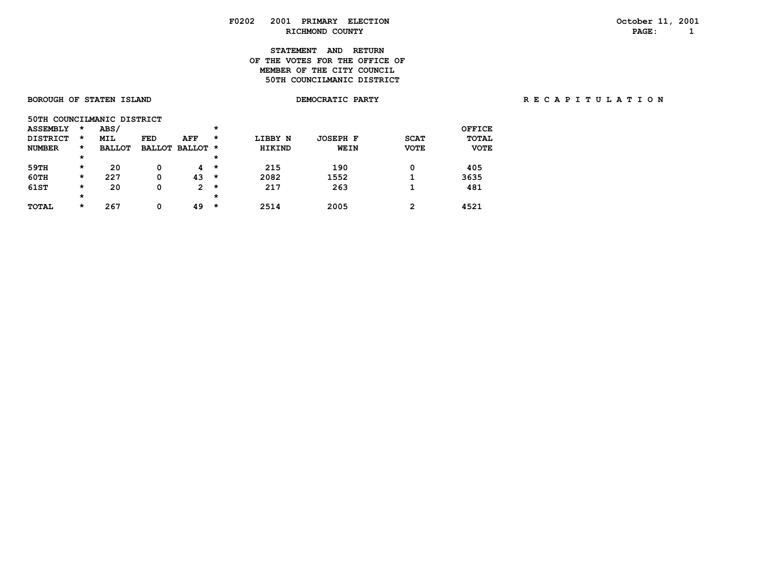F0202 2001 PRIMARY ELECTION
RICHMOND COUNTY

October 11, 2001

**STATEMENT AND RETURN**
**OF THE VOTES FOR THE OFFICE OF**
**MEMBER OF THE CITY COUNCIL**
**50TH COUNCILMANIC DISTRICT**

BOROUGH OF STATEN ISLAND — DEMOCRATIC PARTY — R E C A P I T U L A T I O N

50TH COUNCILMANIC DISTRICT

| ASSEMBLY DISTRICT NUMBER | ABS/ MIL BALLOT | FED BALLOT | AFF BALLOT | LIBBY N HIKIND | JOSEPH F WEIN | SCAT VOTE | OFFICE TOTAL VOTE |
|---|---|---|---|---|---|---|---|
| 59TH | 20 | 0 | 4 | 215 | 190 | 0 | 405 |
| 60TH | 227 | 0 | 43 | 2082 | 1552 | 1 | 3635 |
| 61ST | 20 | 0 | 2 | 217 | 263 | 1 | 481 |
| TOTAL | 267 | 0 | 49 | 2514 | 2005 | 2 | 4521 |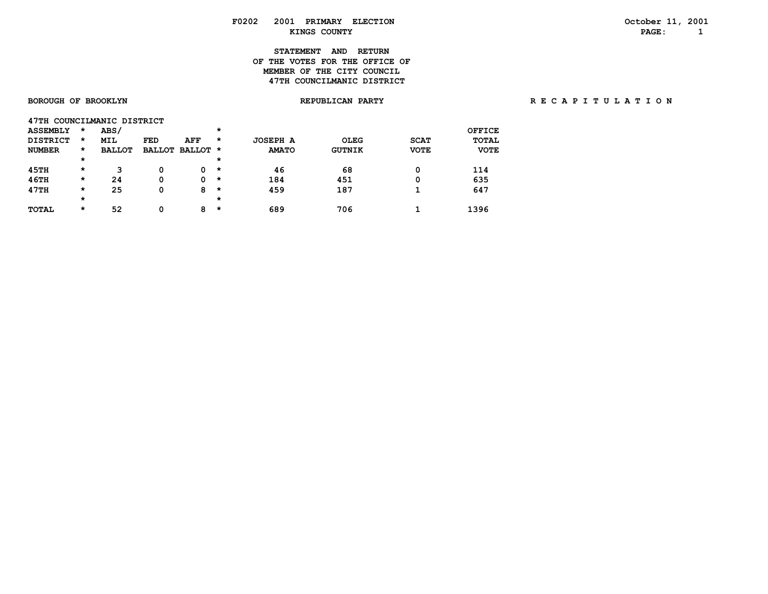F0202 2001 PRIMARY ELECTION
KINGS COUNTY

October 11, 2001

**STATEMENT AND RETURN**
**OF THE VOTES FOR THE OFFICE OF**
**MEMBER OF THE CITY COUNCIL**
**47TH COUNCILMANIC DISTRICT**

BOROUGH OF BROOKLYN | REPUBLICAN PARTY | R E C A P I T U L A T I O N

47TH COUNCILMANIC DISTRICT

| ASSEMBLY DISTRICT NUMBER | ABS/ MIL BALLOT | FED BALLOT | AFF BALLOT | JOSEPH A AMATO | OLEG GUTNIK | SCAT VOTE | OFFICE TOTAL VOTE |
|---|---|---|---|---|---|---|---|
| 45TH | 3 | 0 | 0 | 46 | 68 | 0 | 114 |
| 46TH | 24 | 0 | 0 | 184 | 451 | 0 | 635 |
| 47TH | 25 | 0 | 8 | 459 | 187 | 1 | 647 |
| TOTAL | 52 | 0 | 8 | 689 | 706 | 1 | 1396 |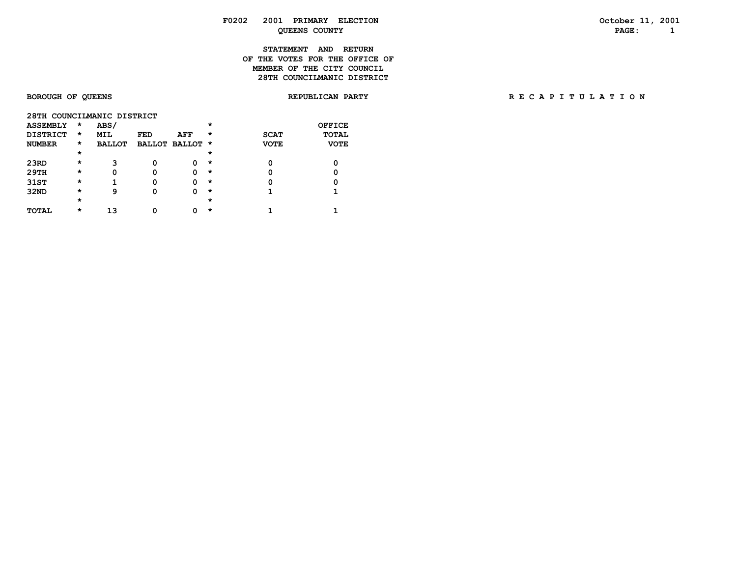**F0202 2001 PRIMARY ELECTION**
**QUEENS COUNTY**

October 11, 2001

# STATEMENT AND RETURN OF THE VOTES FOR THE OFFICE OF MEMBER OF THE CITY COUNCIL 28TH COUNCILMANIC DISTRICT

**BOROUGH OF QUEENS** | **REPUBLICAN PARTY** | **R E C A P I T U L A T I O N**

**28TH COUNCILMANIC DISTRICT**

| ASSEMBLY DISTRICT NUMBER | ABS/ MIL BALLOT | FED BALLOT | AFF BALLOT | SCAT VOTE | OFFICE TOTAL VOTE |
|---|---|---|---|---|---|
| 23RD | 3 | 0 | 0 | 0 | 0 |
| 29TH | 0 | 0 | 0 | 0 | 0 |
| 31ST | 1 | 0 | 0 | 0 | 0 |
| 32ND | 9 | 0 | 0 | 1 | 1 |
| TOTAL | 13 | 0 | 0 | 1 | 1 |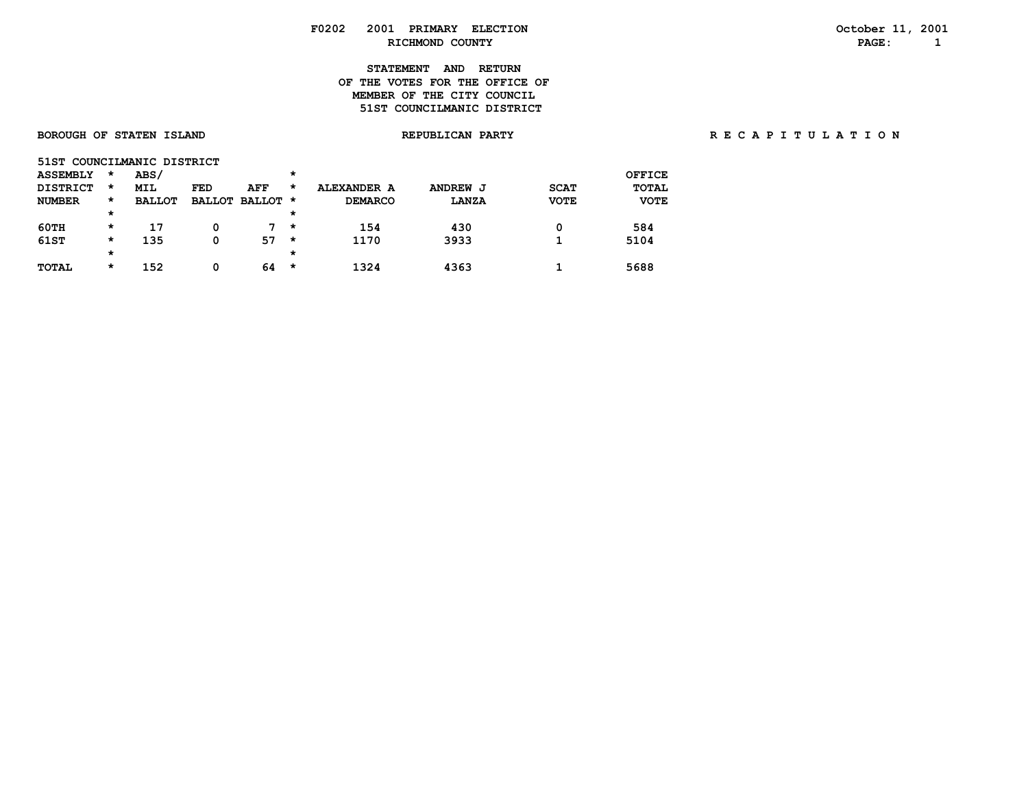F0202 2001 PRIMARY ELECTION
RICHMOND COUNTY

October 11, 2001

STATEMENT AND RETURN
OF THE VOTES FOR THE OFFICE OF
MEMBER OF THE CITY COUNCIL
51ST COUNCILMANIC DISTRICT

BOROUGH OF STATEN ISLAND — REPUBLICAN PARTY — R E C A P I T U L A T I O N

51ST COUNCILMANIC DISTRICT

| ASSEMBLY DISTRICT NUMBER | ABS/ MIL BALLOT | FED BALLOT | AFF BALLOT | ALEXANDER A DEMARCO | ANDREW J LANZA | SCAT VOTE | OFFICE TOTAL VOTE |
|---|---|---|---|---|---|---|---|
| 60TH | 17 | 0 | 7 | 154 | 430 | 0 | 584 |
| 61ST | 135 | 0 | 57 | 1170 | 3933 | 1 | 5104 |
| TOTAL | 152 | 0 | 64 | 1324 | 4363 | 1 | 5688 |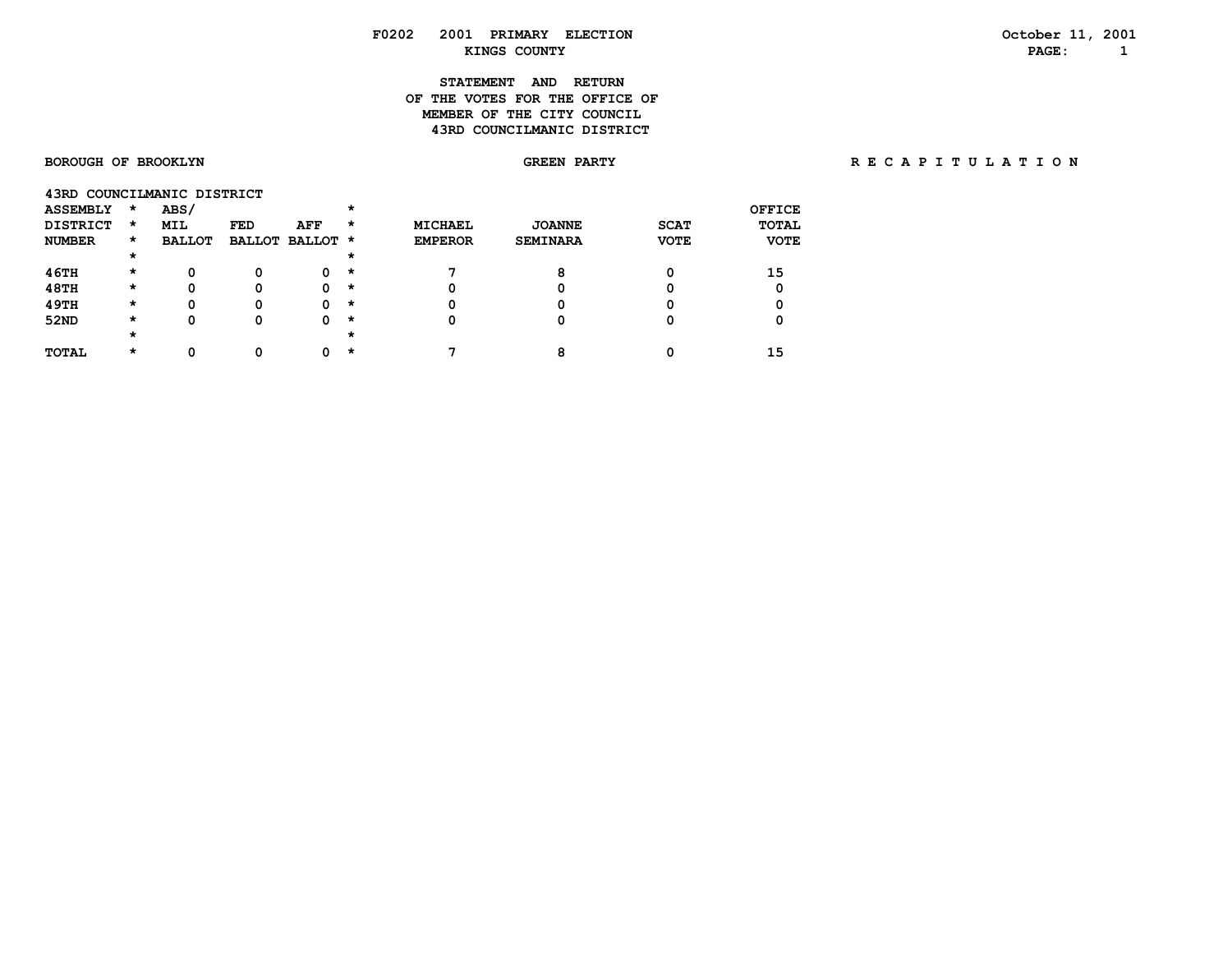F0202 2001 PRIMARY ELECTION
KINGS COUNTY

October 11, 2001

**STATEMENT AND RETURN**
**OF THE VOTES FOR THE OFFICE OF**
**MEMBER OF THE CITY COUNCIL**
**43RD COUNCILMANIC DISTRICT**

BOROUGH OF BROOKLYN — GREEN PARTY — R E C A P I T U L A T I O N

43RD COUNCILMANIC DISTRICT

| ASSEMBLY DISTRICT NUMBER | ABS/ MIL BALLOT | FED BALLOT | AFF BALLOT | MICHAEL EMPEROR | JOANNE SEMINARA | SCAT VOTE | OFFICE TOTAL VOTE |
|---|---|---|---|---|---|---|---|
| 46TH | 0 | 0 | 0 | 7 | 8 | 0 | 15 |
| 48TH | 0 | 0 | 0 | 0 | 0 | 0 | 0 |
| 49TH | 0 | 0 | 0 | 0 | 0 | 0 | 0 |
| 52ND | 0 | 0 | 0 | 0 | 0 | 0 | 0 |
| TOTAL | 0 | 0 | 0 | 7 | 8 | 0 | 15 |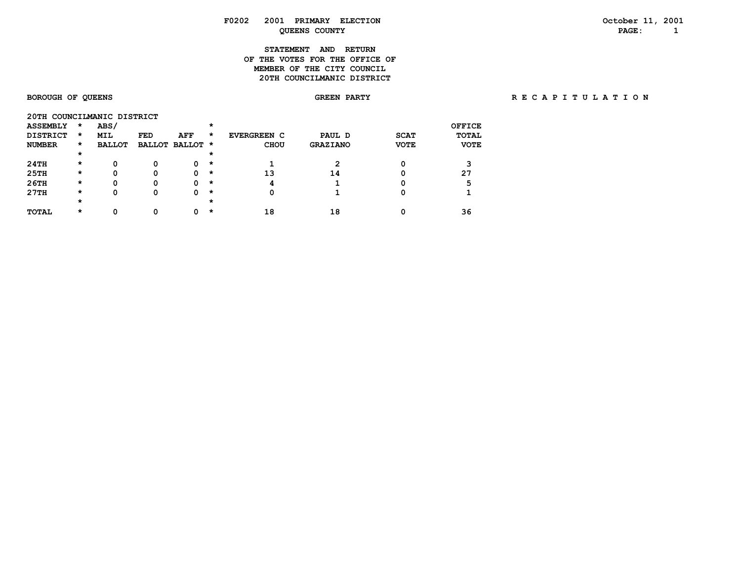F0202 2001 PRIMARY ELECTION

QUEENS COUNTY

October 11, 2001

## STATEMENT AND RETURN
## OF THE VOTES FOR THE OFFICE OF
## MEMBER OF THE CITY COUNCIL
## 20TH COUNCILMANIC DISTRICT

BOROUGH OF QUEENS

GREEN PARTY

R E C A P I T U L A T I O N

20TH COUNCILMANIC DISTRICT

| ASSEMBLY DISTRICT NUMBER | ABS/ MIL BALLOT | FED BALLOT | AFF BALLOT | EVERGREEN C CHOU | PAUL D GRAZIANO | SCAT VOTE | OFFICE TOTAL VOTE |
|---|---|---|---|---|---|---|---|
| 24TH | 0 | 0 | 0 | 1 | 2 | 0 | 3 |
| 25TH | 0 | 0 | 0 | 13 | 14 | 0 | 27 |
| 26TH | 0 | 0 | 0 | 4 | 1 | 0 | 5 |
| 27TH | 0 | 0 | 0 | 0 | 1 | 0 | 1 |
| TOTAL | 0 | 0 | 0 | 18 | 18 | 0 | 36 |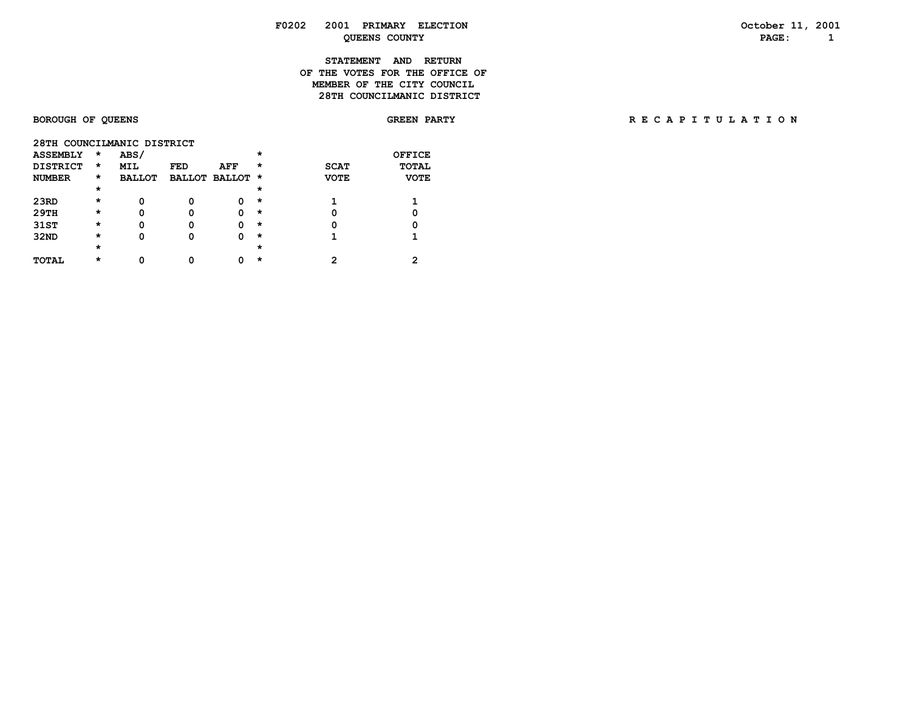F0202 2001 PRIMARY ELECTION
QUEENS COUNTY

October 11, 2001

**STATEMENT AND RETURN**
**OF THE VOTES FOR THE OFFICE OF**
**MEMBER OF THE CITY COUNCIL**
**28TH COUNCILMANIC DISTRICT**

BOROUGH OF QUEENS

GREEN PARTY

R E C A P I T U L A T I O N

28TH COUNCILMANIC DISTRICT

| ASSEMBLY DISTRICT NUMBER | ABS/ MIL BALLOT | FED BALLOT | AFF BALLOT | SCAT VOTE | OFFICE TOTAL VOTE |
|---|---|---|---|---|---|
| 23RD | 0 | 0 | 0 | 1 | 1 |
| 29TH | 0 | 0 | 0 | 0 | 0 |
| 31ST | 0 | 0 | 0 | 0 | 0 |
| 32ND | 0 | 0 | 0 | 1 | 1 |
| TOTAL | 0 | 0 | 0 | 2 | 2 |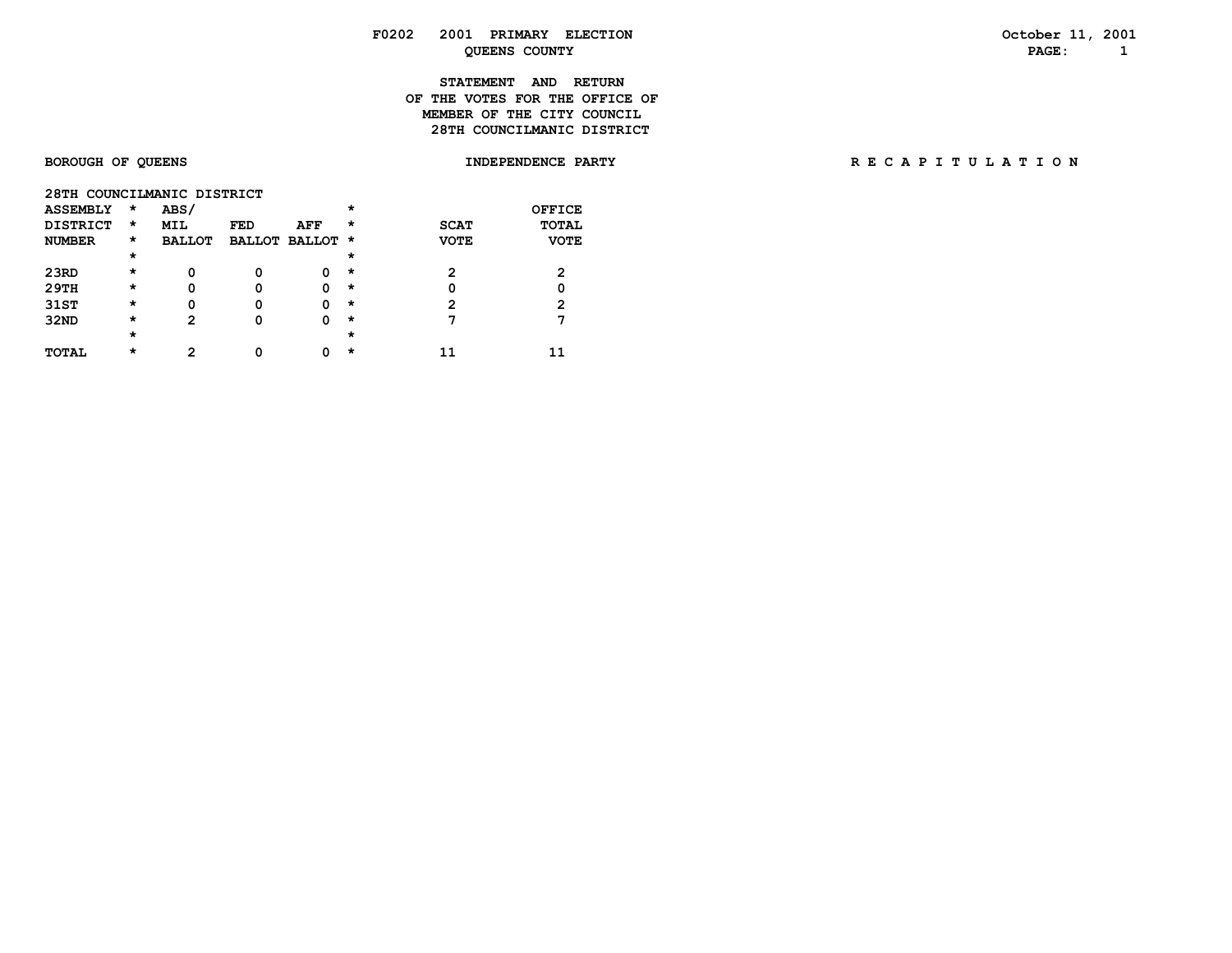F0202 2001 PRIMARY ELECTION
QUEENS COUNTY

October 11, 2001

STATEMENT AND RETURN
OF THE VOTES FOR THE OFFICE OF
MEMBER OF THE CITY COUNCIL
28TH COUNCILMANIC DISTRICT

BOROUGH OF QUEENS — INDEPENDENCE PARTY — R E C A P I T U L A T I O N

28TH COUNCILMANIC DISTRICT

| ASSEMBLY DISTRICT NUMBER | ABS/ MIL BALLOT | FED BALLOT | AFF BALLOT | SCAT VOTE | OFFICE TOTAL VOTE |
|---|---|---|---|---|---|
| 23RD | 0 | 0 | 0 | 2 | 2 |
| 29TH | 0 | 0 | 0 | 0 | 0 |
| 31ST | 0 | 0 | 0 | 2 | 2 |
| 32ND | 2 | 0 | 0 | 7 | 7 |
| TOTAL | 2 | 0 | 0 | 11 | 11 |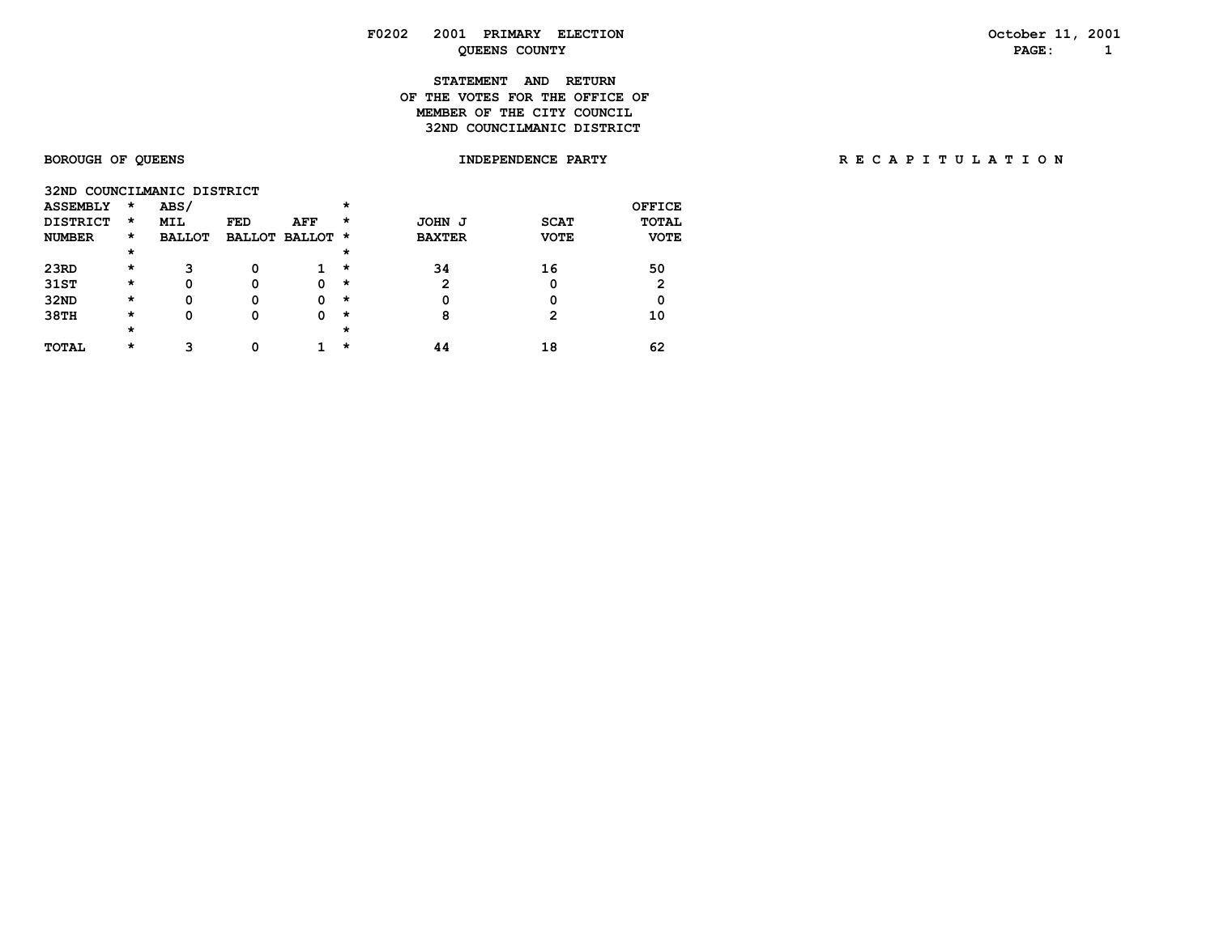F0202 2001 PRIMARY ELECTION
QUEENS COUNTY

October 11, 2001

# STATEMENT AND RETURN OF THE VOTES FOR THE OFFICE OF MEMBER OF THE CITY COUNCIL 32ND COUNCILMANIC DISTRICT

BOROUGH OF QUEENS

INDEPENDENCE PARTY

R E C A P I T U L A T I O N

32ND COUNCILMANIC DISTRICT

| ASSEMBLY DISTRICT NUMBER | ABS/ MIL BALLOT | FED BALLOT | AFF BALLOT | JOHN J BAXTER | SCAT VOTE | OFFICE TOTAL VOTE |
|---|---|---|---|---|---|---|
| 23RD | 3 | 0 | 1 | 34 | 16 | 50 |
| 31ST | 0 | 0 | 0 | 2 | 0 | 2 |
| 32ND | 0 | 0 | 0 | 0 | 0 | 0 |
| 38TH | 0 | 0 | 0 | 8 | 2 | 10 |
| TOTAL | 3 | 0 | 1 | 44 | 18 | 62 |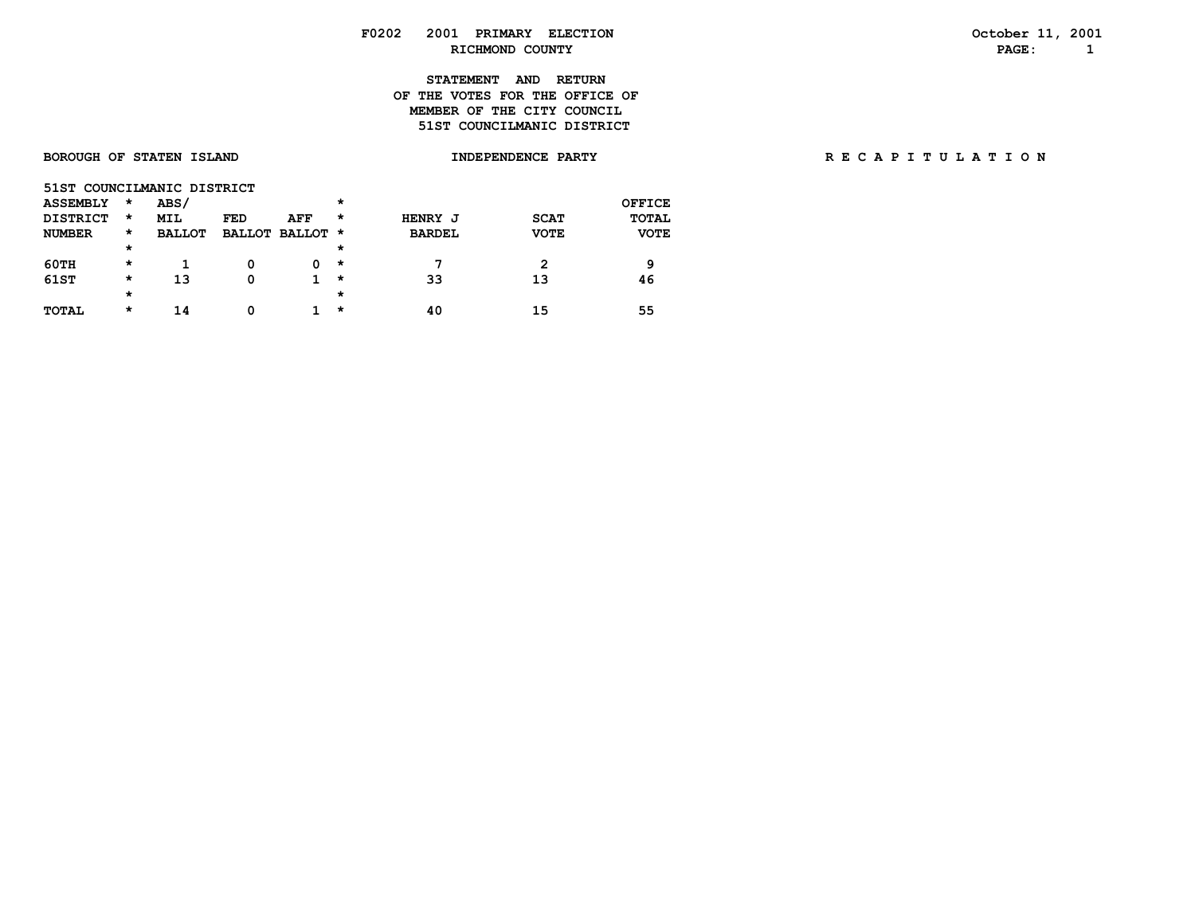**F0202 2001 PRIMARY ELECTION**
**RICHMOND COUNTY**

October 11, 2001
PAGE: 1

## STATEMENT AND RETURN OF THE VOTES FOR THE OFFICE OF MEMBER OF THE CITY COUNCIL 51ST COUNCILMANIC DISTRICT

**BOROUGH OF STATEN ISLAND** — **INDEPENDENCE PARTY** — **R E C A P I T U L A T I O N**

**51ST COUNCILMANIC DISTRICT**

| ASSEMBLY DISTRICT NUMBER | ABS/ MIL BALLOT | FED BALLOT | AFF BALLOT | HENRY J BARDEL | SCAT VOTE | OFFICE TOTAL VOTE |
|---|---|---|---|---|---|---|
| 60TH | 1 | 0 | 0 | 7 | 2 | 9 |
| 61ST | 13 | 0 | 1 | 33 | 13 | 46 |
| TOTAL | 14 | 0 | 1 | 40 | 15 | 55 |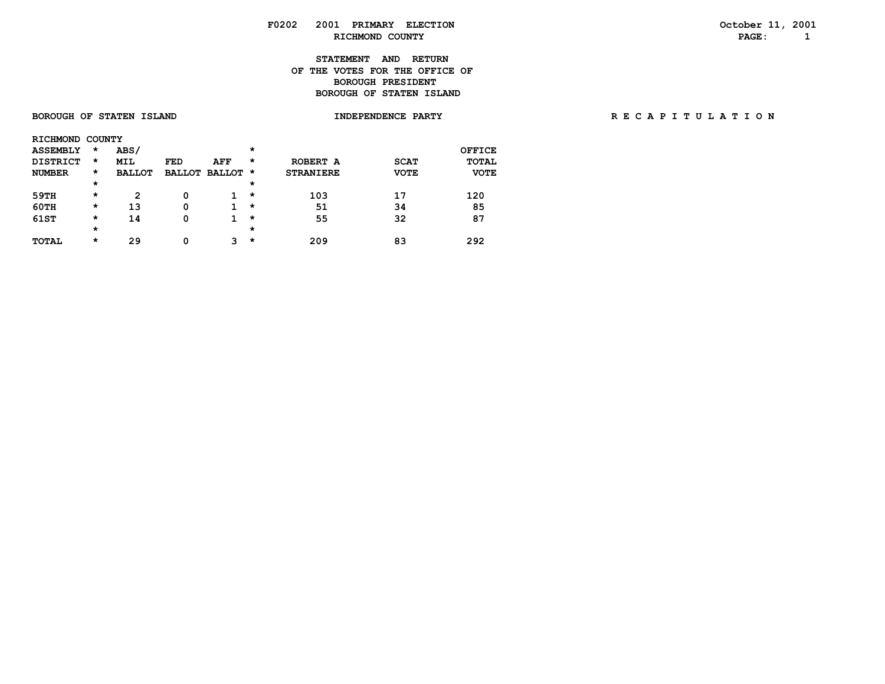F0202 2001 PRIMARY ELECTION
RICHMOND COUNTY

October 11, 2001

# STATEMENT AND RETURN OF THE VOTES FOR THE OFFICE OF BOROUGH PRESIDENT BOROUGH OF STATEN ISLAND

BOROUGH OF STATEN ISLAND — INDEPENDENCE PARTY — R E C A P I T U L A T I O N

RICHMOND COUNTY

| ASSEMBLY DISTRICT NUMBER | ABS/ MIL BALLOT | FED BALLOT | AFF BALLOT | ROBERT A STRANIERE | SCAT VOTE | OFFICE TOTAL VOTE |
|---|---|---|---|---|---|---|
| 59TH | 2 | 0 | 1 | 103 | 17 | 120 |
| 60TH | 13 | 0 | 1 | 51 | 34 | 85 |
| 61ST | 14 | 0 | 1 | 55 | 32 | 87 |
| TOTAL | 29 | 0 | 3 | 209 | 83 | 292 |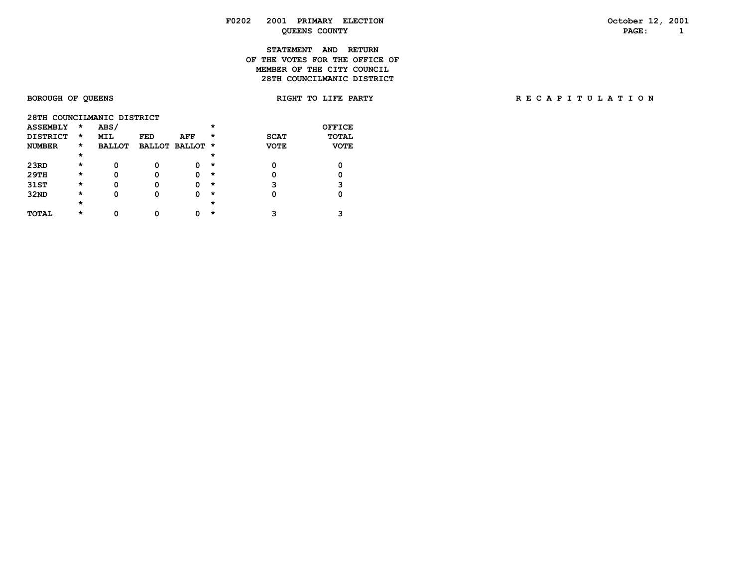F0202 2001 PRIMARY ELECTION
QUEENS COUNTY

October 12, 2001

STATEMENT AND RETURN
OF THE VOTES FOR THE OFFICE OF
MEMBER OF THE CITY COUNCIL
28TH COUNCILMANIC DISTRICT

BOROUGH OF QUEENS

RIGHT TO LIFE PARTY

R E C A P I T U L A T I O N

28TH COUNCILMANIC DISTRICT

| ASSEMBLY DISTRICT NUMBER | ABS/ MIL BALLOT | FED BALLOT | AFF BALLOT | SCAT VOTE | OFFICE TOTAL VOTE |
|---|---|---|---|---|---|
| 23RD | 0 | 0 | 0 | 0 | 0 |
| 29TH | 0 | 0 | 0 | 0 | 0 |
| 31ST | 0 | 0 | 0 | 3 | 3 |
| 32ND | 0 | 0 | 0 | 0 | 0 |
| TOTAL | 0 | 0 | 0 | 3 | 3 |